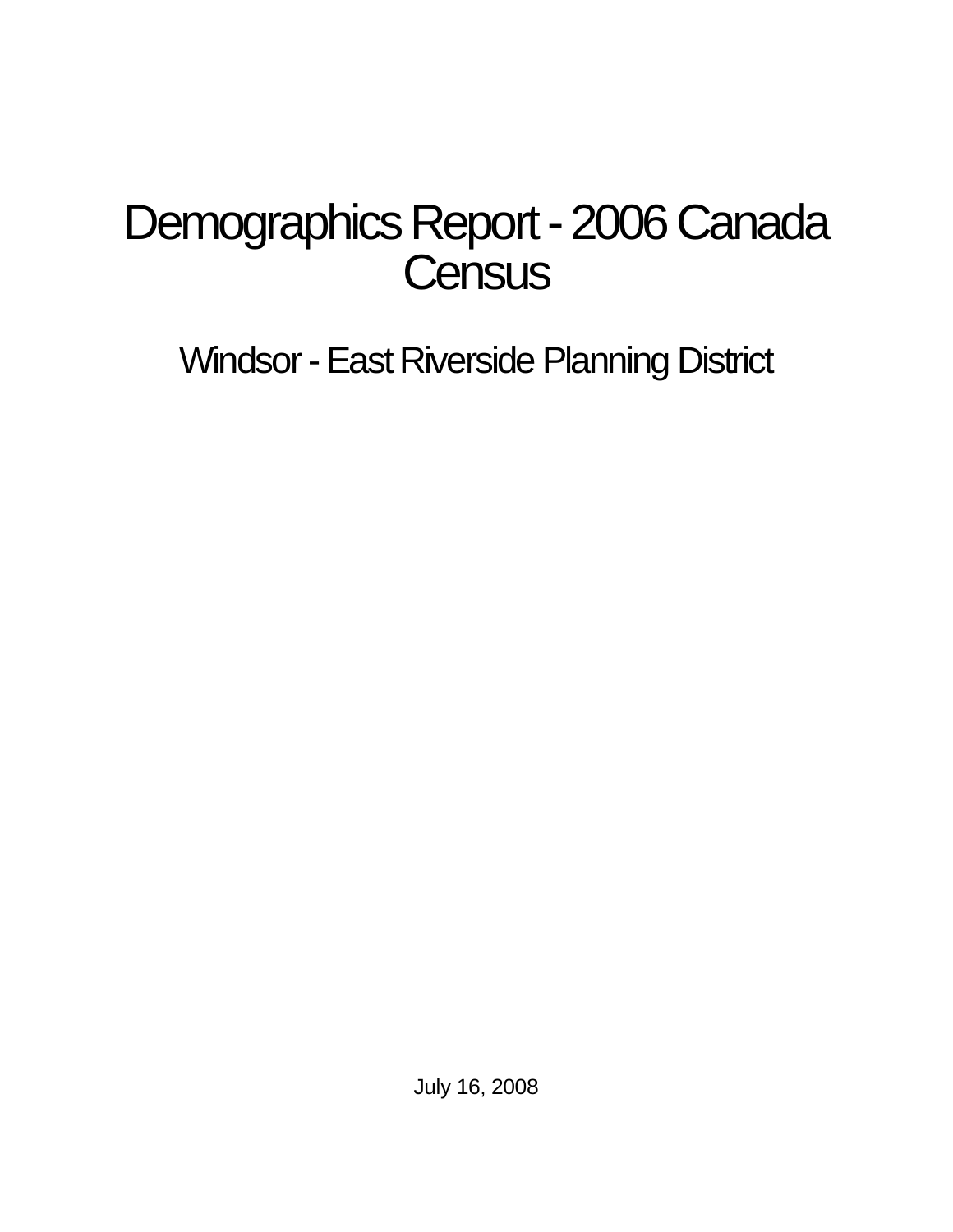# Demographics Report - 2006 Canada Census

## Windsor - East Riverside Planning District

July 16, 2008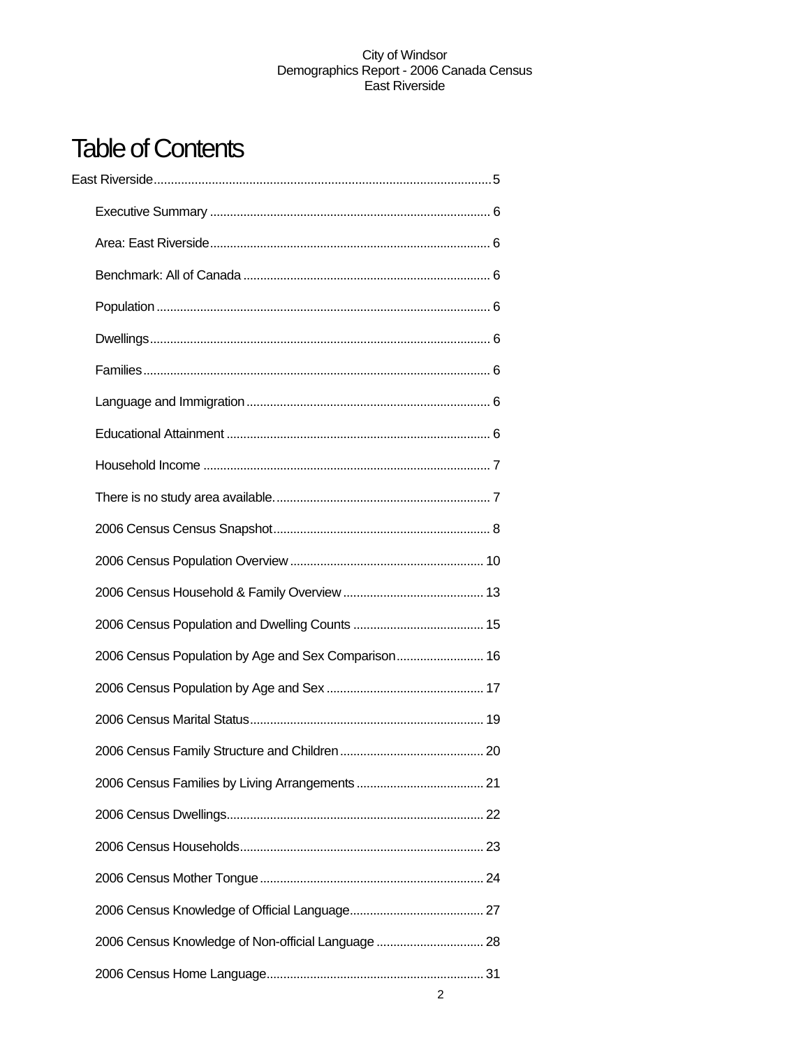# Table of Contents

East Riverside....................................................................................................5

- Executive Summary .................................................................................... 6
- Area: East Riverside.................................................................................... 6
- Benchmark: All of Canada ......................................................................... 6
- Population .................................................................................................... 6
- Dwellings...................................................................................................... 6
- Families........................................................................................................ 6
- Language and Immigration ........................................................................ 6
- Educational Attainment .............................................................................. 6
- Household Income ...................................................................................... 7
- There is no study area available................................................................ 7
- 2006 Census Census Snapshot................................................................. 8
- 2006 Census Population Overview .......................................................... 10
- 2006 Census Household & Family Overview .......................................... 13
- 2006 Census Population and Dwelling Counts ....................................... 15
- 2006 Census Population by Age and Sex Comparison.......................... 16
- 2006 Census Population by Age and Sex ............................................... 17
- 2006 Census Marital Status...................................................................... 19
- 2006 Census Family Structure and Children ........................................... 20
- 2006 Census Families by Living Arrangements ...................................... 21
- 2006 Census Dwellings............................................................................. 22
- 2006 Census Households......................................................................... 23
- 2006 Census Mother Tongue ................................................................... 24
- 2006 Census Knowledge of Official Language........................................ 27
- 2006 Census Knowledge of Non-official Language ................................ 28
- 2006 Census Home Language................................................................. 31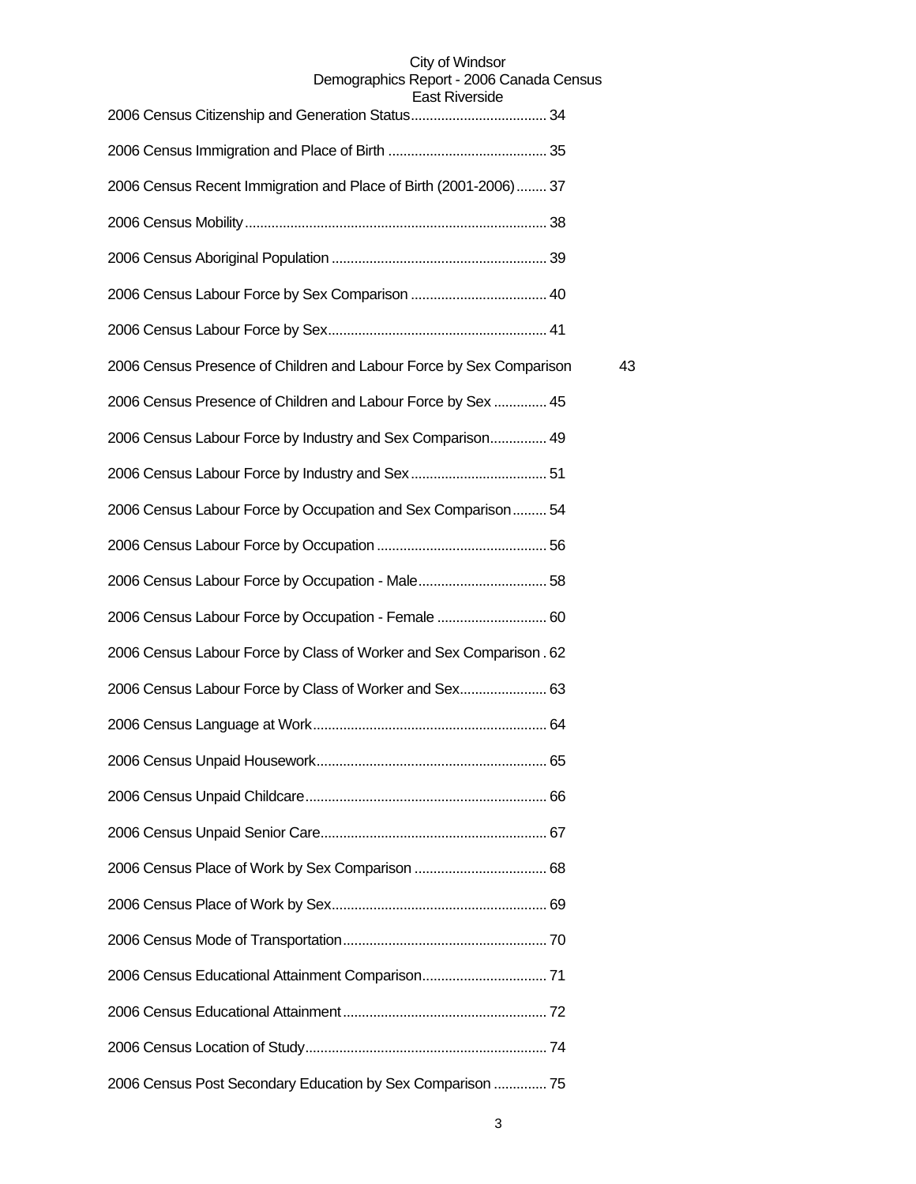2006 Census Citizenship and Generation Status.................................... 34

2006 Census Immigration and Place of Birth .......................................... 35

2006 Census Recent Immigration and Place of Birth (2001-2006)........ 37

2006 Census Mobility.............................................................................. 38

2006 Census Aboriginal Population ........................................................ 39

2006 Census Labour Force by Sex Comparison .................................... 40

2006 Census Labour Force by Sex......................................................... 41

2006 Census Presence of Children and Labour Force by Sex Comparison 43

2006 Census Presence of Children and Labour Force by Sex .............. 45

2006 Census Labour Force by Industry and Sex Comparison............... 49

2006 Census Labour Force by Industry and Sex.................................... 51

2006 Census Labour Force by Occupation and Sex Comparison......... 54

2006 Census Labour Force by Occupation............................................ 56

2006 Census Labour Force by Occupation - Male.................................. 58

2006 Census Labour Force by Occupation - Female ............................ 60

2006 Census Labour Force by Class of Worker and Sex Comparison . 62

2006 Census Labour Force by Class of Worker and Sex....................... 63

2006 Census Language at Work............................................................. 64

2006 Census Unpaid Housework............................................................ 65

2006 Census Unpaid Childcare.............................................................. 66

2006 Census Unpaid Senior Care........................................................... 67

2006 Census Place of Work by Sex Comparison .................................. 68

2006 Census Place of Work by Sex........................................................ 69

2006 Census Mode of Transportation..................................................... 70

2006 Census Educational Attainment Comparison................................. 71

2006 Census Educational Attainment..................................................... 72

2006 Census Location of Study.............................................................. 74

2006 Census Post Secondary Education by Sex Comparison .............. 75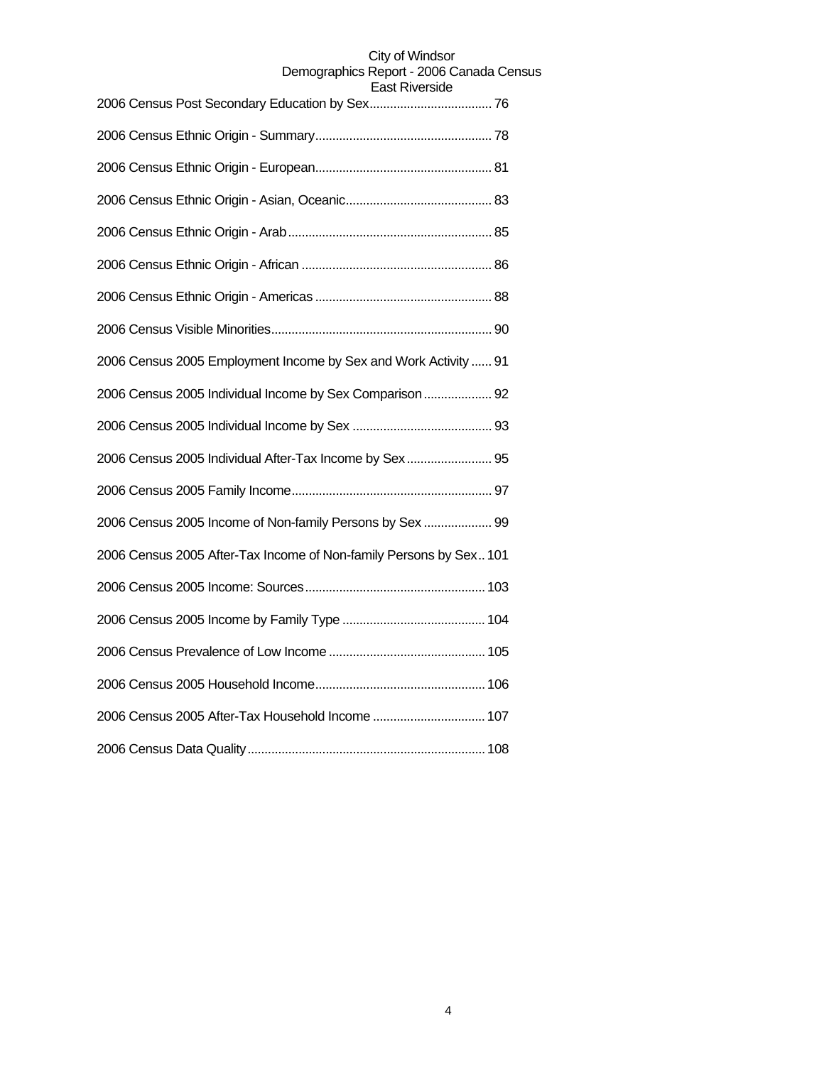2006 Census Post Secondary Education by Sex.................................... 76

2006 Census Ethnic Origin - Summary.................................................... 78

2006 Census Ethnic Origin - European.................................................... 81

2006 Census Ethnic Origin - Asian, Oceanic........................................... 83

2006 Census Ethnic Origin - Arab............................................................ 85

2006 Census Ethnic Origin - African ........................................................ 86

2006 Census Ethnic Origin - Americas .................................................... 88

2006 Census Visible Minorities................................................................. 90

2006 Census 2005 Employment Income by Sex and Work Activity ...... 91

2006 Census 2005 Individual Income by Sex Comparison .................... 92

2006 Census 2005 Individual Income by Sex ......................................... 93

2006 Census 2005 Individual After-Tax Income by Sex ......................... 95

2006 Census 2005 Family Income........................................................... 97

2006 Census 2005 Income of Non-family Persons by Sex .................... 99

2006 Census 2005 After-Tax Income of Non-family Persons by Sex.. 101

2006 Census 2005 Income: Sources..................................................... 103

2006 Census 2005 Income by Family Type .......................................... 104

2006 Census Prevalence of Low Income .............................................. 105

2006 Census 2005 Household Income.................................................. 106

2006 Census 2005 After-Tax Household Income ................................. 107

2006 Census Data Quality...................................................................... 108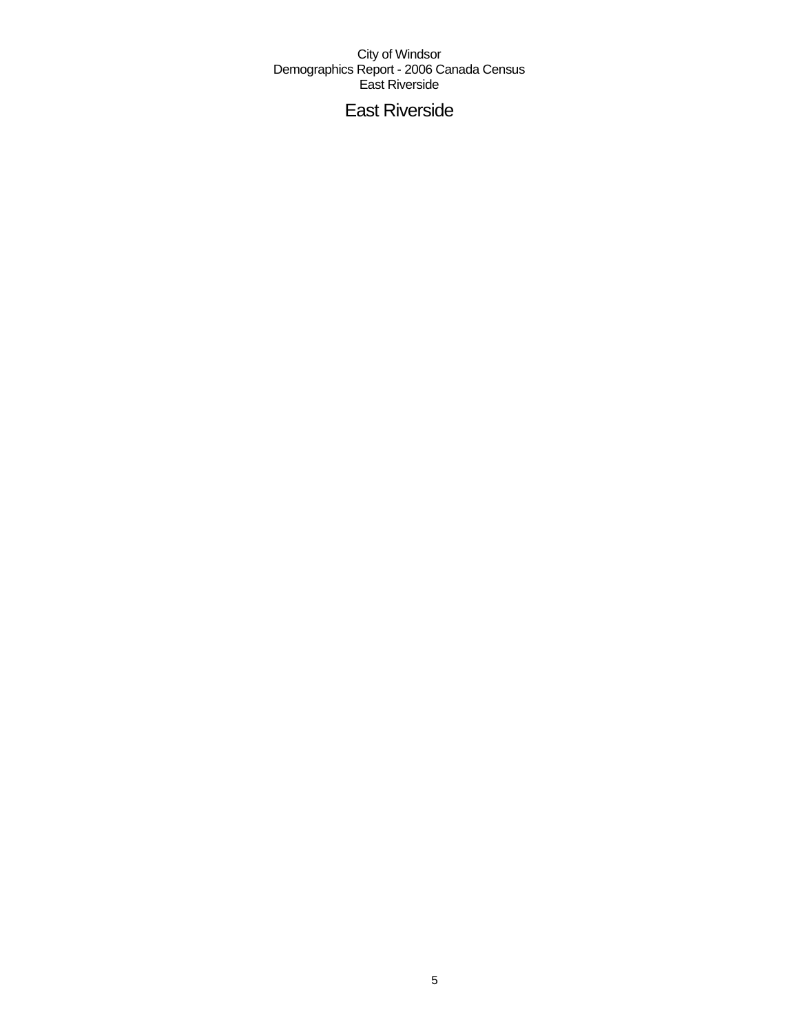# East Riverside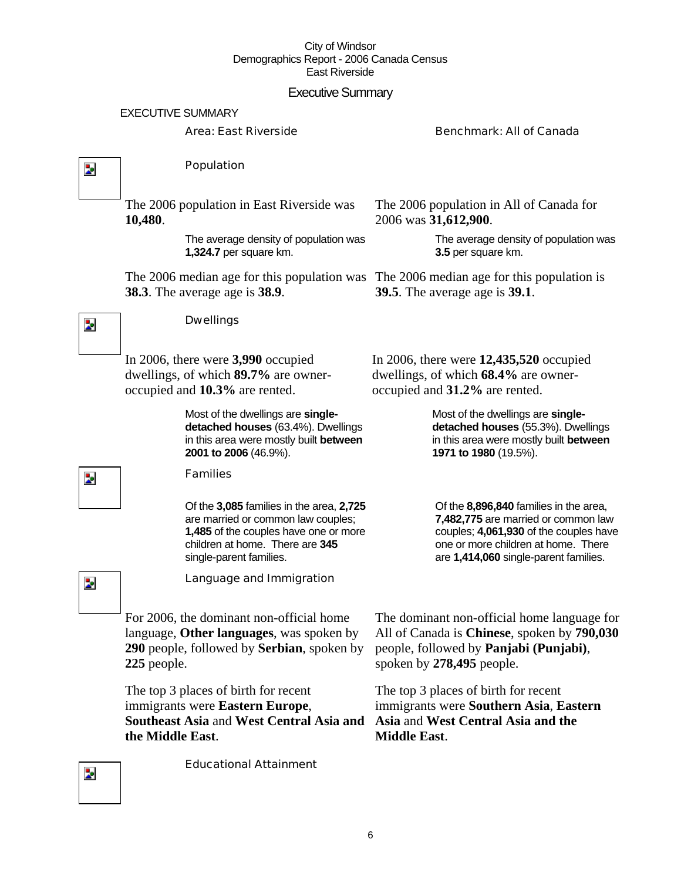City of Windsor
Demographics Report - 2006 Canada Census
East Riverside

# Executive Summary

EXECUTIVE SUMMARY

| Area: East Riverside | Benchmark: All of Canada |
| --- | --- |

## Population

| Area: East Riverside | Benchmark: All of Canada |
| --- | --- |
| The 2006 population in East Riverside was **10,480**. | The 2006 population in All of Canada for 2006 was **31,612,900**. |
| The average density of population was **1,324.7** per square km. | The average density of population was **3.5** per square km. |
| The 2006 median age for this population was **38.3**. The average age is **38.9**. | The 2006 median age for this population is **39.5**. The average age is **39.1**. |

## Dwellings

| Area: East Riverside | Benchmark: All of Canada |
| --- | --- |
| In 2006, there were **3,990** occupied dwellings, of which **89.7%** are owner-occupied and **10.3%** are rented. | In 2006, there were **12,435,520** occupied dwellings, of which **68.4%** are owner-occupied and **31.2%** are rented. |
| Most of the dwellings are **single-detached houses** (63.4%). Dwellings in this area were mostly built **between 2001 to 2006** (46.9%). | Most of the dwellings are **single-detached houses** (55.3%). Dwellings in this area were mostly built **between 1971 to 1980** (19.5%). |

## Families

| Area: East Riverside | Benchmark: All of Canada |
| --- | --- |
| Of the **3,085** families in the area, **2,725** are married or common law couples; **1,485** of the couples have one or more children at home. There are **345** single-parent families. | Of the **8,896,840** families in the area, **7,482,775** are married or common law couples; **4,061,930** of the couples have one or more children at home. There are **1,414,060** single-parent families. |

## Language and Immigration

| Area: East Riverside | Benchmark: All of Canada |
| --- | --- |
| For 2006, the dominant non-official home language, **Other languages**, was spoken by **290** people, followed by **Serbian**, spoken by **225** people. | The dominant non-official home language for All of Canada is **Chinese**, spoken by **790,030** people, followed by **Panjabi (Punjabi)**, spoken by **278,495** people. |
| The top 3 places of birth for recent immigrants were **Eastern Europe**, **Southeast Asia** and **West Central Asia and the Middle East**. | The top 3 places of birth for recent immigrants were **Southern Asia**, **Eastern Asia** and **West Central Asia and the Middle East**. |

## Educational Attainment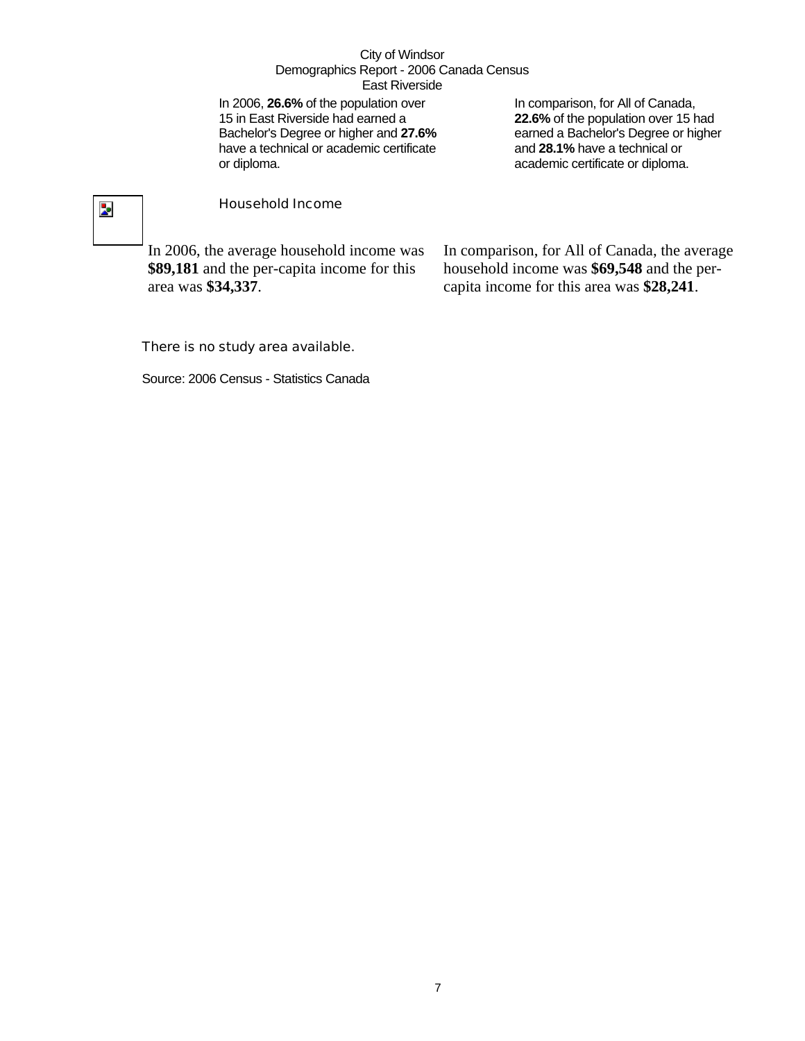City of Windsor
Demographics Report - 2006 Canada Census
East Riverside

In 2006, **26.6%** of the population over 15 in East Riverside had earned a Bachelor's Degree or higher and **27.6%** have a technical or academic certificate or diploma.

In comparison, for All of Canada, **22.6%** of the population over 15 had earned a Bachelor's Degree or higher and **28.1%** have a technical or academic certificate or diploma.

## Household Income

In 2006, the average household income was **$89,181** and the per-capita income for this area was **$34,337**.

In comparison, for All of Canada, the average household income was **$69,548** and the per-capita income for this area was **$28,241**.

There is no study area available.

Source: 2006 Census - Statistics Canada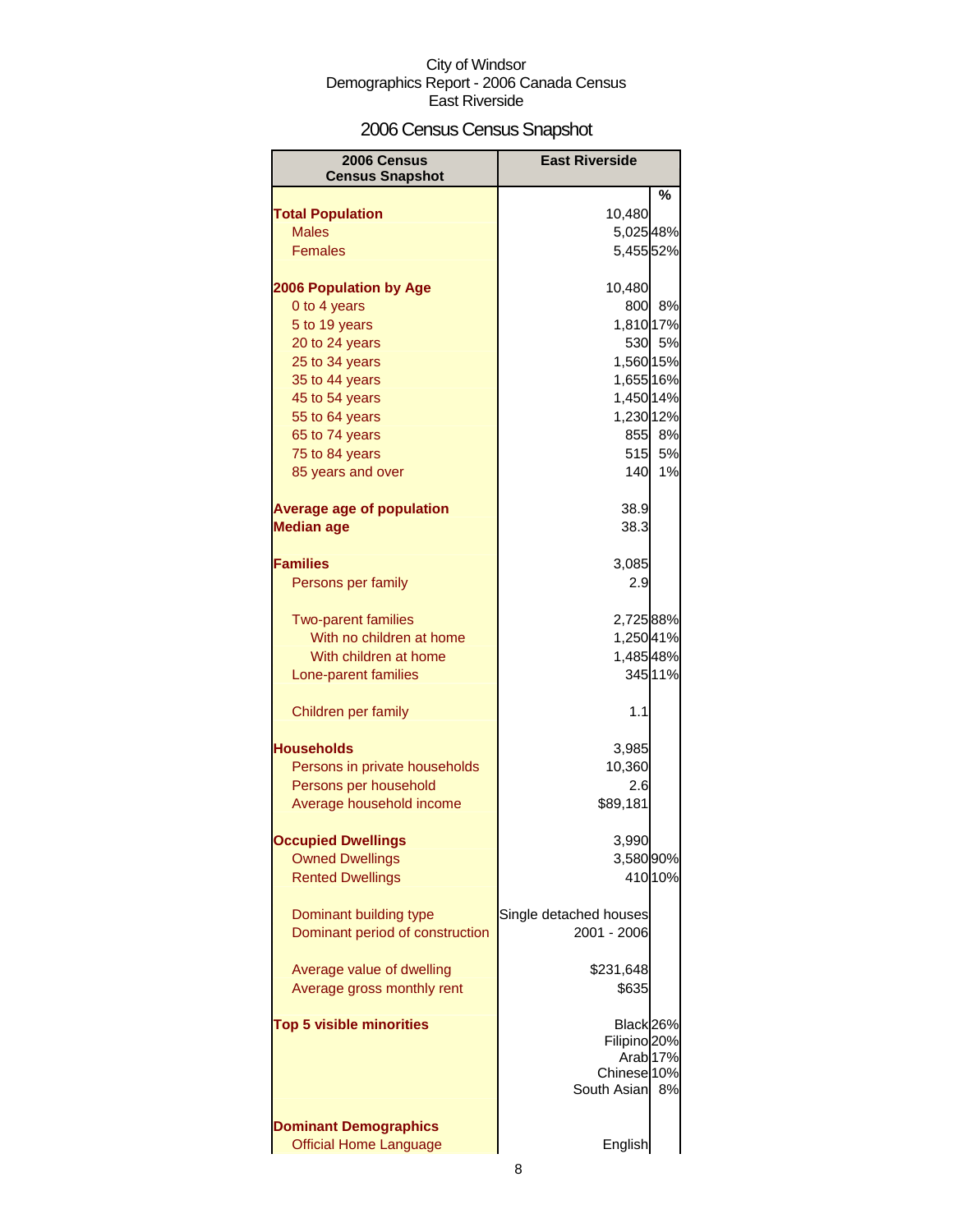City of Windsor
Demographics Report - 2006 Canada Census
East Riverside

## 2006 Census Census Snapshot

| 2006 Census Census Snapshot | East Riverside | % |
|---|---|---|
| | | % |
| **Total Population** | 10,480 | |
| Males | 5,025 | 48% |
| Females | 5,455 | 52% |
| | | |
| **2006 Population by Age** | 10,480 | |
| 0 to 4 years | 800 | 8% |
| 5 to 19 years | 1,810 | 17% |
| 20 to 24 years | 530 | 5% |
| 25 to 34 years | 1,560 | 15% |
| 35 to 44 years | 1,655 | 16% |
| 45 to 54 years | 1,450 | 14% |
| 55 to 64 years | 1,230 | 12% |
| 65 to 74 years | 855 | 8% |
| 75 to 84 years | 515 | 5% |
| 85 years and over | 140 | 1% |
| | | |
| **Average age of population** | 38.9 | |
| **Median age** | 38.3 | |
| | | |
| **Families** | 3,085 | |
| Persons per family | 2.9 | |
| | | |
| Two-parent families | 2,725 | 88% |
| With no children at home | 1,250 | 41% |
| With children at home | 1,485 | 48% |
| Lone-parent families | 345 | 11% |
| | | |
| Children per family | 1.1 | |
| | | |
| **Households** | 3,985 | |
| Persons in private households | 10,360 | |
| Persons per household | 2.6 | |
| Average household income | $89,181 | |
| | | |
| **Occupied Dwellings** | 3,990 | |
| Owned Dwellings | 3,580 | 90% |
| Rented Dwellings | 410 | 10% |
| | | |
| Dominant building type | Single detached houses | |
| Dominant period of construction | 2001 - 2006 | |
| | | |
| Average value of dwelling | $231,648 | |
| Average gross monthly rent | $635 | |
| | | |
| **Top 5 visible minorities** | Black | 26% |
| | Filipino | 20% |
| | Arab | 17% |
| | Chinese | 10% |
| | South Asian | 8% |
| | | |
| **Dominant Demographics** | | |
| Official Home Language | English | |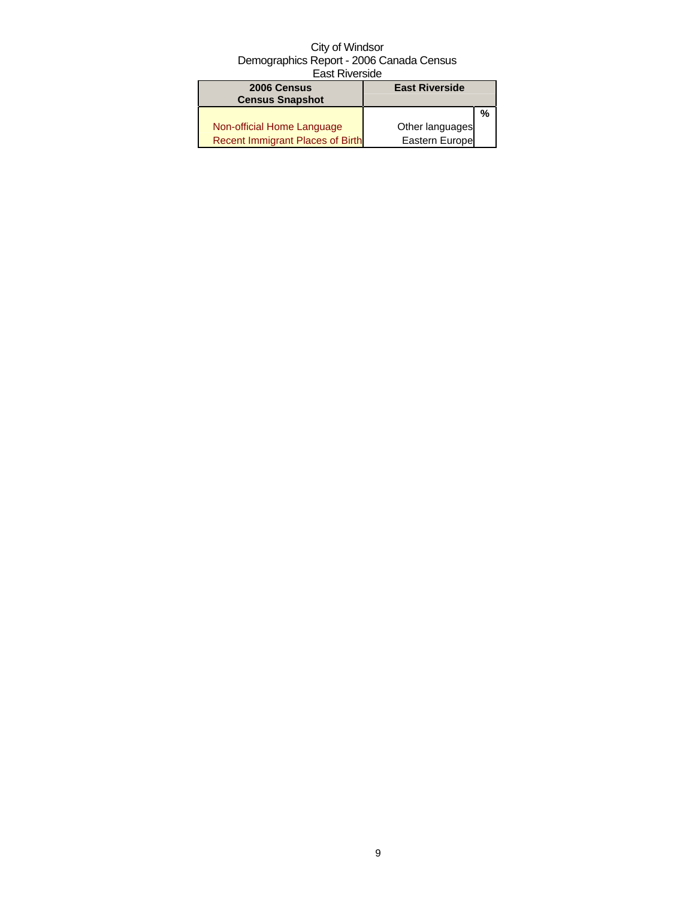City of Windsor
Demographics Report - 2006 Canada Census
East Riverside

| 2006 Census<br>Census Snapshot | East Riverside | |
|---|---|---|
| | | % |
| Non-official Home Language | Other languages | |
| Recent Immigrant Places of Birth | Eastern Europe | |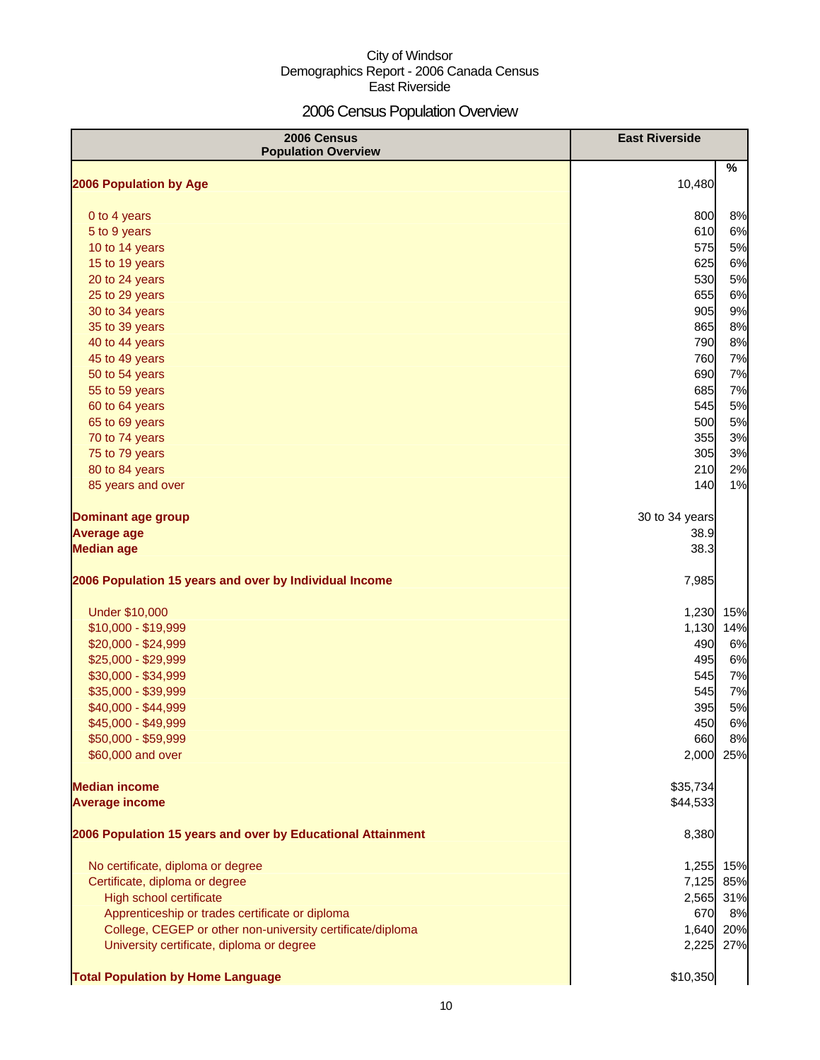City of Windsor
Demographics Report - 2006 Canada Census
East Riverside

# 2006 Census Population Overview

| 2006 Census Population Overview | East Riverside | % |
|---|---|---|
| **2006 Population by Age** | 10,480 | |
| 0 to 4 years | 800 | 8% |
| 5 to 9 years | 610 | 6% |
| 10 to 14 years | 575 | 5% |
| 15 to 19 years | 625 | 6% |
| 20 to 24 years | 530 | 5% |
| 25 to 29 years | 655 | 6% |
| 30 to 34 years | 905 | 9% |
| 35 to 39 years | 865 | 8% |
| 40 to 44 years | 790 | 8% |
| 45 to 49 years | 760 | 7% |
| 50 to 54 years | 690 | 7% |
| 55 to 59 years | 685 | 7% |
| 60 to 64 years | 545 | 5% |
| 65 to 69 years | 500 | 5% |
| 70 to 74 years | 355 | 3% |
| 75 to 79 years | 305 | 3% |
| 80 to 84 years | 210 | 2% |
| 85 years and over | 140 | 1% |
| **Dominant age group** | 30 to 34 years | |
| **Average age** | 38.9 | |
| **Median age** | 38.3 | |
| **2006 Population 15 years and over by Individual Income** | 7,985 | |
| Under $10,000 | 1,230 | 15% |
| $10,000 - $19,999 | 1,130 | 14% |
| $20,000 - $24,999 | 490 | 6% |
| $25,000 - $29,999 | 495 | 6% |
| $30,000 - $34,999 | 545 | 7% |
| $35,000 - $39,999 | 545 | 7% |
| $40,000 - $44,999 | 395 | 5% |
| $45,000 - $49,999 | 450 | 6% |
| $50,000 - $59,999 | 660 | 8% |
| $60,000 and over | 2,000 | 25% |
| **Median income** | $35,734 | |
| **Average income** | $44,533 | |
| **2006 Population 15 years and over by Educational Attainment** | 8,380 | |
| No certificate, diploma or degree | 1,255 | 15% |
| Certificate, diploma or degree | 7,125 | 85% |
| High school certificate | 2,565 | 31% |
| Apprenticeship or trades certificate or diploma | 670 | 8% |
| College, CEGEP or other non-university certificate/diploma | 1,640 | 20% |
| University certificate, diploma or degree | 2,225 | 27% |
| **Total Population by Home Language** | $10,350 | |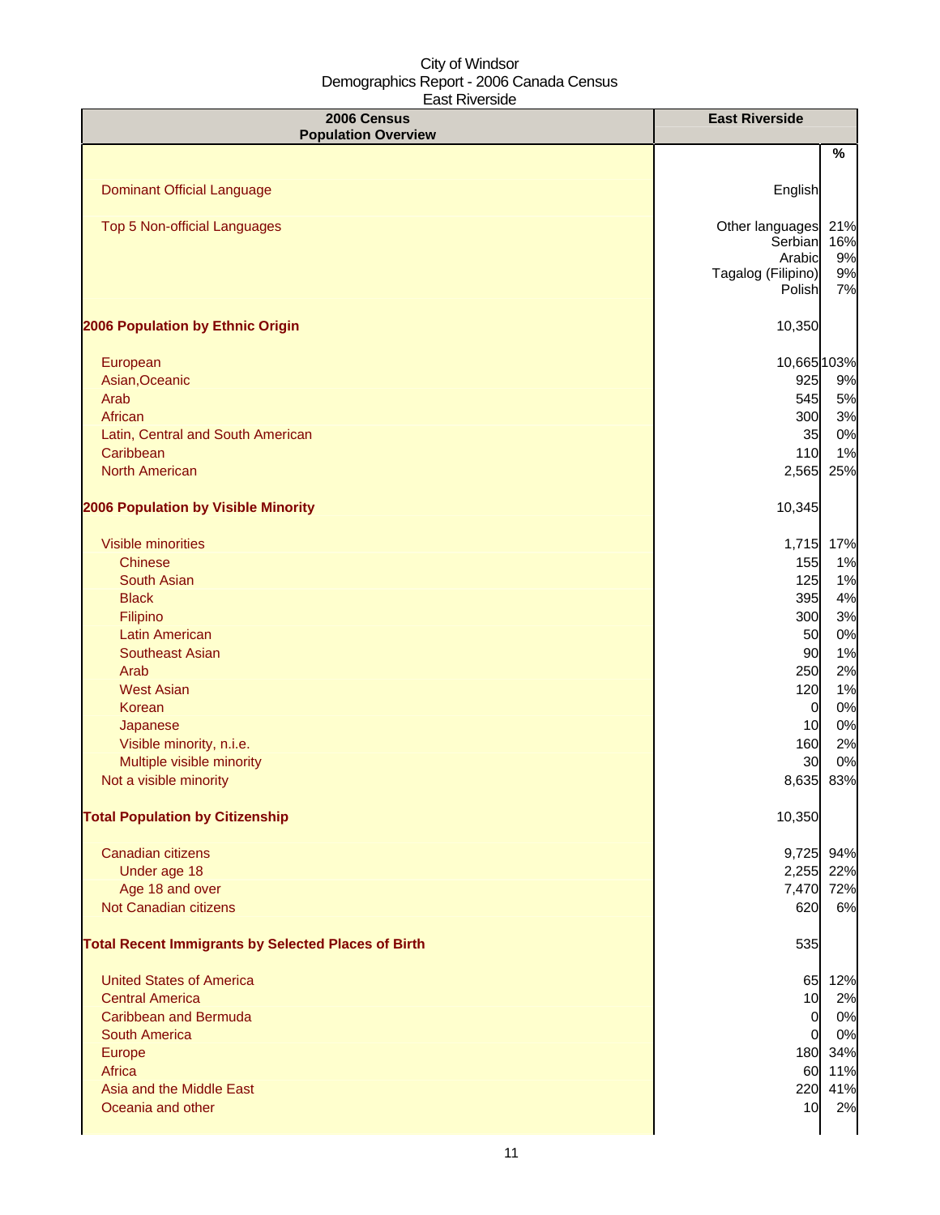City of Windsor
Demographics Report - 2006 Canada Census
East Riverside

| 2006 Census Population Overview | East Riverside | % |
|---|---|---|
| Dominant Official Language | English | |
| Top 5 Non-official Languages | Other languages | 21% |
| | Serbian | 16% |
| | Arabic | 9% |
| | Tagalog (Filipino) | 9% |
| | Polish | 7% |
| **2006 Population by Ethnic Origin** | 10,350 | |
| European | 10,665 | 103% |
| Asian,Oceanic | 925 | 9% |
| Arab | 545 | 5% |
| African | 300 | 3% |
| Latin, Central and South American | 35 | 0% |
| Caribbean | 110 | 1% |
| North American | 2,565 | 25% |
| **2006 Population by Visible Minority** | 10,345 | |
| Visible minorities | 1,715 | 17% |
| Chinese | 155 | 1% |
| South Asian | 125 | 1% |
| Black | 395 | 4% |
| Filipino | 300 | 3% |
| Latin American | 50 | 0% |
| Southeast Asian | 90 | 1% |
| Arab | 250 | 2% |
| West Asian | 120 | 1% |
| Korean | 0 | 0% |
| Japanese | 10 | 0% |
| Visible minority, n.i.e. | 160 | 2% |
| Multiple visible minority | 30 | 0% |
| Not a visible minority | 8,635 | 83% |
| **Total Population by Citizenship** | 10,350 | |
| Canadian citizens | 9,725 | 94% |
| Under age 18 | 2,255 | 22% |
| Age 18 and over | 7,470 | 72% |
| Not Canadian citizens | 620 | 6% |
| **Total Recent Immigrants by Selected Places of Birth** | 535 | |
| United States of America | 65 | 12% |
| Central America | 10 | 2% |
| Caribbean and Bermuda | 0 | 0% |
| South America | 0 | 0% |
| Europe | 180 | 34% |
| Africa | 60 | 11% |
| Asia and the Middle East | 220 | 41% |
| Oceania and other | 10 | 2% |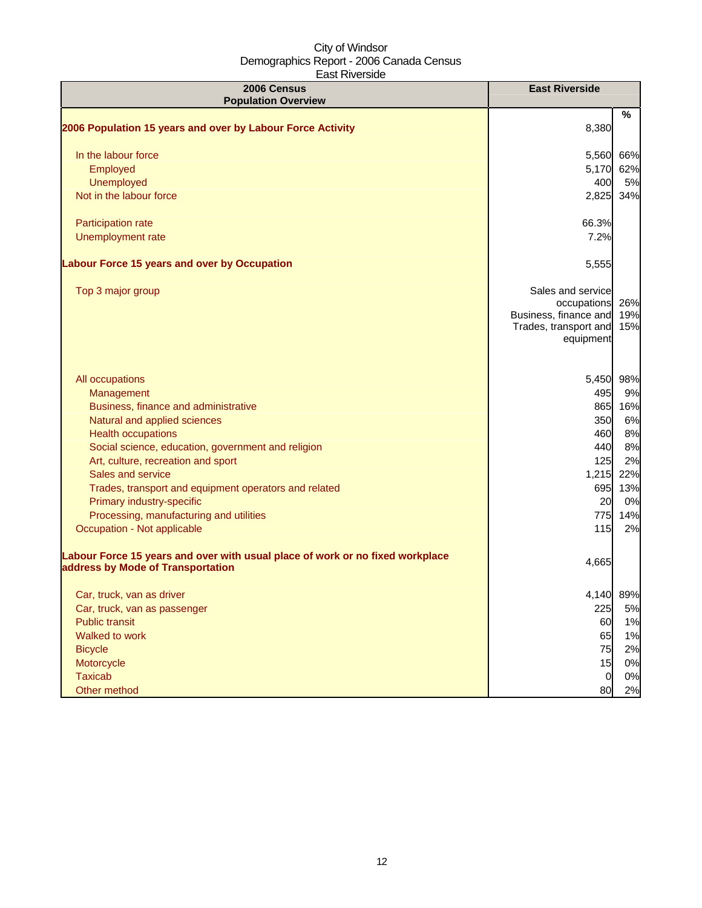City of Windsor
Demographics Report - 2006 Canada Census
East Riverside

| 2006 Census Population Overview | East Riverside | % |
|---|---|---|
| **2006 Population 15 years and over by Labour Force Activity** | 8,380 | |
| In the labour force | 5,560 | 66% |
| Employed | 5,170 | 62% |
| Unemployed | 400 | 5% |
| Not in the labour force | 2,825 | 34% |
| Participation rate | 66.3% | |
| Unemployment rate | 7.2% | |
| **Labour Force 15 years and over by Occupation** | 5,555 | |
| Top 3 major group | Sales and service occupations | 26% |
| | Business, finance and | 19% |
| | Trades, transport and equipment | 15% |
| All occupations | 5,450 | 98% |
| Management | 495 | 9% |
| Business, finance and administrative | 865 | 16% |
| Natural and applied sciences | 350 | 6% |
| Health occupations | 460 | 8% |
| Social science, education, government and religion | 440 | 8% |
| Art, culture, recreation and sport | 125 | 2% |
| Sales and service | 1,215 | 22% |
| Trades, transport and equipment operators and related | 695 | 13% |
| Primary industry-specific | 20 | 0% |
| Processing, manufacturing and utilities | 775 | 14% |
| Occupation - Not applicable | 115 | 2% |
| **Labour Force 15 years and over with usual place of work or no fixed workplace address by Mode of Transportation** | 4,665 | |
| Car, truck, van as driver | 4,140 | 89% |
| Car, truck, van as passenger | 225 | 5% |
| Public transit | 60 | 1% |
| Walked to work | 65 | 1% |
| Bicycle | 75 | 2% |
| Motorcycle | 15 | 0% |
| Taxicab | 0 | 0% |
| Other method | 80 | 2% |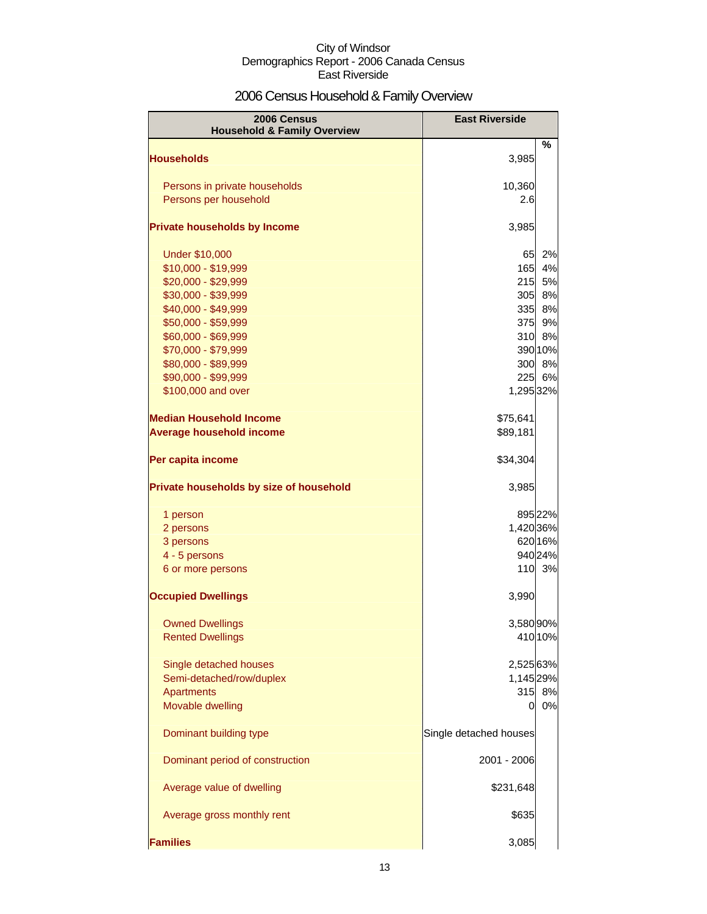City of Windsor
Demographics Report - 2006 Canada Census
East Riverside

# 2006 Census Household & Family Overview

| 2006 Census Household & Family Overview | East Riverside | % |
|---|---|---|
| **Households** | 3,985 | |
| Persons in private households | 10,360 | |
| Persons per household | 2.6 | |
| **Private households by Income** | 3,985 | |
| Under $10,000 | 65 | 2% |
| $10,000 - $19,999 | 165 | 4% |
| $20,000 - $29,999 | 215 | 5% |
| $30,000 - $39,999 | 305 | 8% |
| $40,000 - $49,999 | 335 | 8% |
| $50,000 - $59,999 | 375 | 9% |
| $60,000 - $69,999 | 310 | 8% |
| $70,000 - $79,999 | 390 | 10% |
| $80,000 - $89,999 | 300 | 8% |
| $90,000 - $99,999 | 225 | 6% |
| $100,000 and over | 1,295 | 32% |
| **Median Household Income** | $75,641 | |
| **Average household income** | $89,181 | |
| **Per capita income** | $34,304 | |
| **Private households by size of household** | 3,985 | |
| 1 person | 895 | 22% |
| 2 persons | 1,420 | 36% |
| 3 persons | 620 | 16% |
| 4 - 5 persons | 940 | 24% |
| 6 or more persons | 110 | 3% |
| **Occupied Dwellings** | 3,990 | |
| Owned Dwellings | 3,580 | 90% |
| Rented Dwellings | 410 | 10% |
| Single detached houses | 2,525 | 63% |
| Semi-detached/row/duplex | 1,145 | 29% |
| Apartments | 315 | 8% |
| Movable dwelling | 0 | 0% |
| Dominant building type | Single detached houses | |
| Dominant period of construction | 2001 - 2006 | |
| Average value of dwelling | $231,648 | |
| Average gross monthly rent | $635 | |
| **Families** | 3,085 | |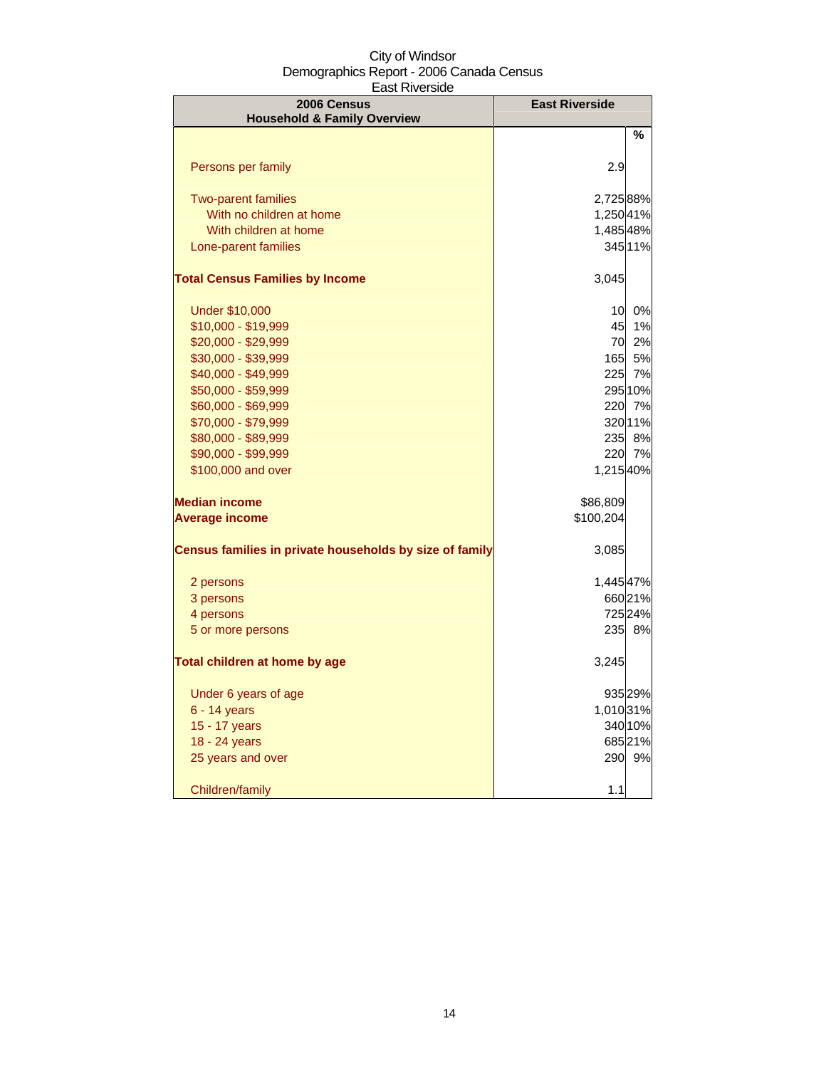City of Windsor
Demographics Report - 2006 Canada Census
East Riverside

| 2006 Census<br>Household & Family Overview | East Riverside | |
|---|---|---|
| | | % |
| Persons per family | 2.9 | |
| Two-parent families | 2,725 | 88% |
| With no children at home | 1,250 | 41% |
| With children at home | 1,485 | 48% |
| Lone-parent families | 345 | 11% |
| **Total Census Families by Income** | 3,045 | |
| Under $10,000 | 10 | 0% |
| $10,000 - $19,999 | 45 | 1% |
| $20,000 - $29,999 | 70 | 2% |
| $30,000 - $39,999 | 165 | 5% |
| $40,000 - $49,999 | 225 | 7% |
| $50,000 - $59,999 | 295 | 10% |
| $60,000 - $69,999 | 220 | 7% |
| $70,000 - $79,999 | 320 | 11% |
| $80,000 - $89,999 | 235 | 8% |
| $90,000 - $99,999 | 220 | 7% |
| $100,000 and over | 1,215 | 40% |
| **Median income** | $86,809 | |
| **Average income** | $100,204 | |
| **Census families in private households by size of family** | 3,085 | |
| 2 persons | 1,445 | 47% |
| 3 persons | 660 | 21% |
| 4 persons | 725 | 24% |
| 5 or more persons | 235 | 8% |
| **Total children at home by age** | 3,245 | |
| Under 6 years of age | 935 | 29% |
| 6 - 14 years | 1,010 | 31% |
| 15 - 17 years | 340 | 10% |
| 18 - 24 years | 685 | 21% |
| 25 years and over | 290 | 9% |
| Children/family | 1.1 | |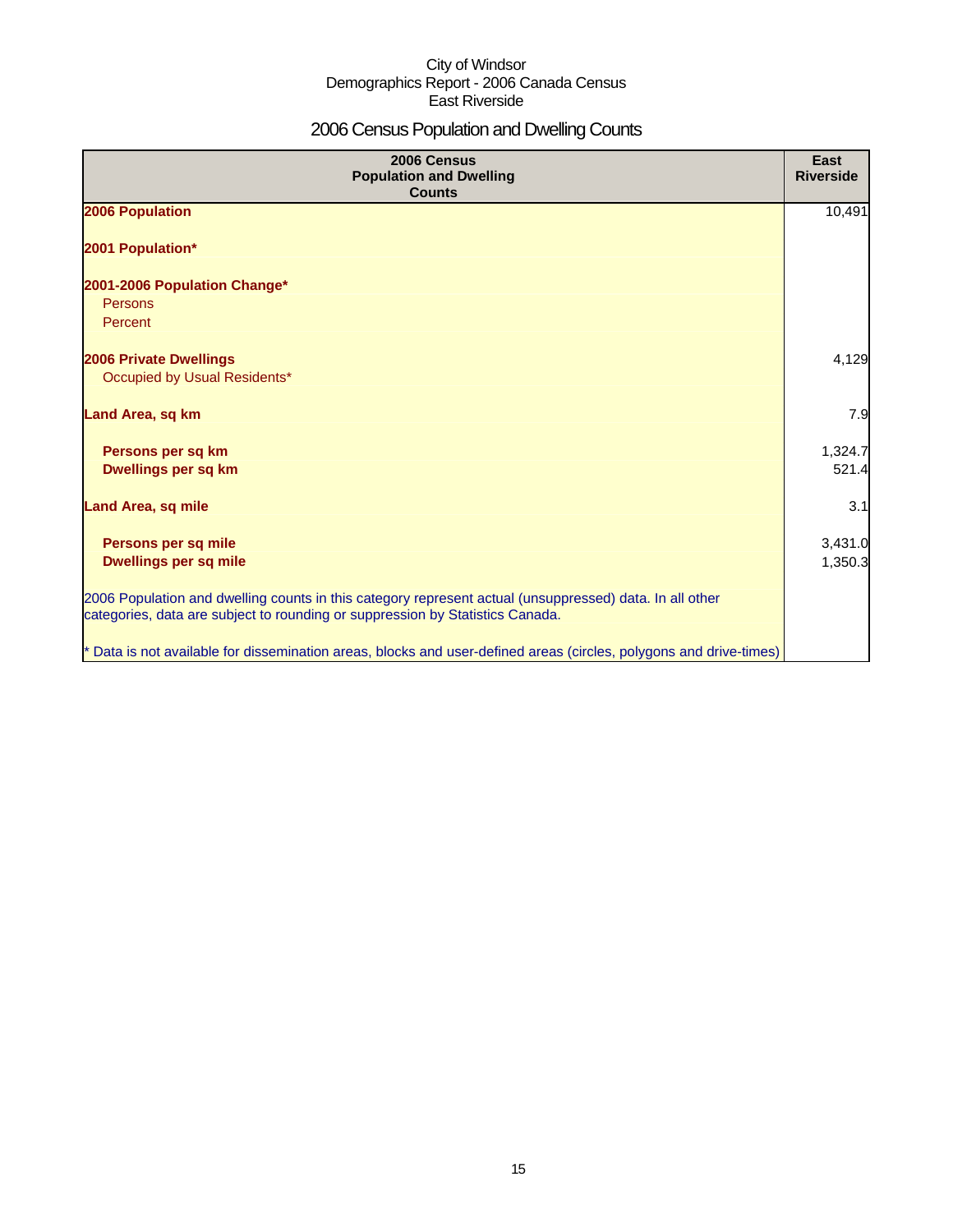City of Windsor
Demographics Report - 2006 Canada Census
East Riverside

# 2006 Census Population and Dwelling Counts

| 2006 Census Population and Dwelling Counts | East Riverside |
|---|---|
| **2006 Population** | 10,491 |
| **2001 Population*** | |
| **2001-2006 Population Change*** | |
| Persons | |
| Percent | |
| **2006 Private Dwellings** | 4,129 |
| Occupied by Usual Residents* | |
| **Land Area, sq km** | 7.9 |
| **Persons per sq km** | 1,324.7 |
| **Dwellings per sq km** | 521.4 |
| **Land Area, sq mile** | 3.1 |
| **Persons per sq mile** | 3,431.0 |
| **Dwellings per sq mile** | 1,350.3 |
| 2006 Population and dwelling counts in this category represent actual (unsuppressed) data. In all other categories, data are subject to rounding or suppression by Statistics Canada. | |
| * Data is not available for dissemination areas, blocks and user-defined areas (circles, polygons and drive-times) | |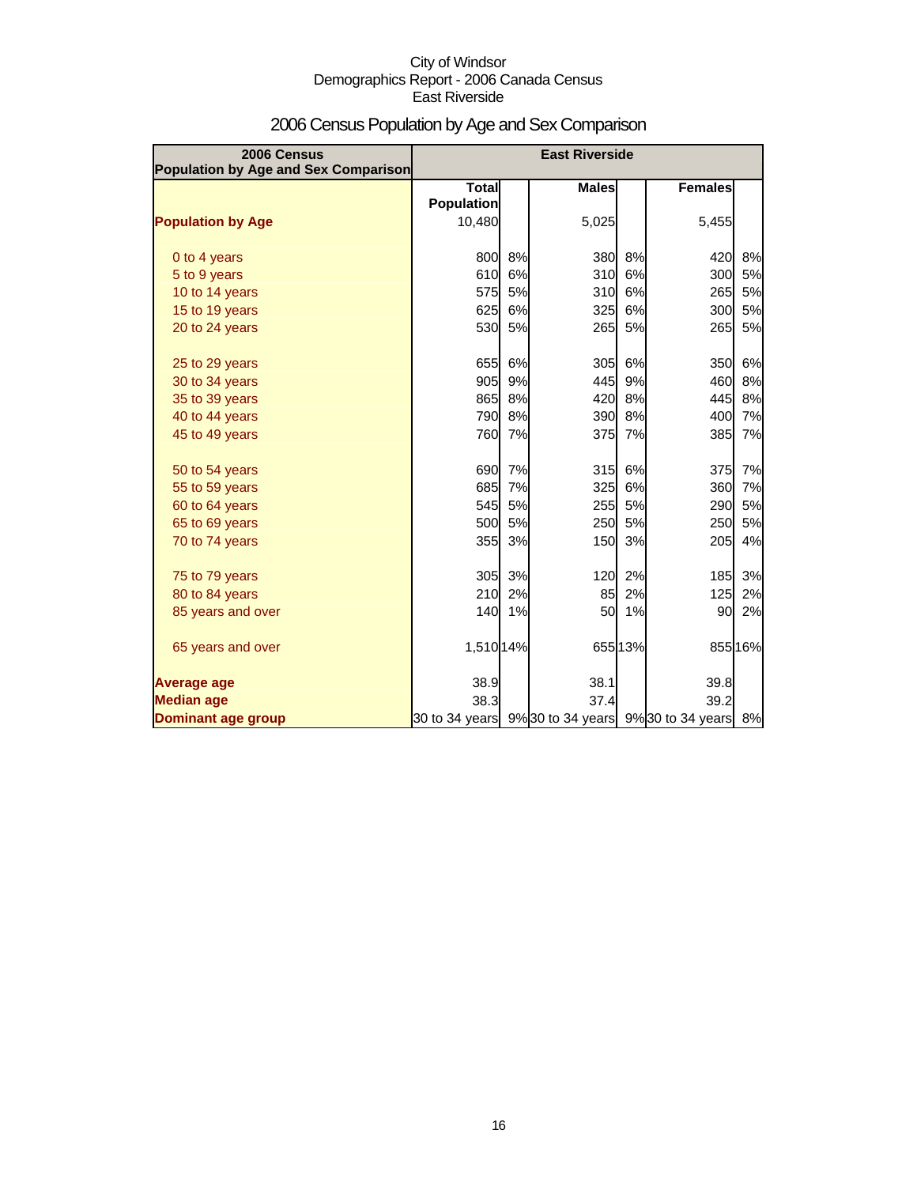City of Windsor
Demographics Report - 2006 Canada Census
East Riverside

# 2006 Census Population by Age and Sex Comparison

| 2006 Census Population by Age and Sex Comparison | East Riverside | | | | | |
|---|---|---|---|---|---|---|
| | Total Population | | Males | | Females | |
| **Population by Age** | 10,480 | | 5,025 | | 5,455 | |
| 0 to 4 years | 800 | 8% | 380 | 8% | 420 | 8% |
| 5 to 9 years | 610 | 6% | 310 | 6% | 300 | 5% |
| 10 to 14 years | 575 | 5% | 310 | 6% | 265 | 5% |
| 15 to 19 years | 625 | 6% | 325 | 6% | 300 | 5% |
| 20 to 24 years | 530 | 5% | 265 | 5% | 265 | 5% |
| 25 to 29 years | 655 | 6% | 305 | 6% | 350 | 6% |
| 30 to 34 years | 905 | 9% | 445 | 9% | 460 | 8% |
| 35 to 39 years | 865 | 8% | 420 | 8% | 445 | 8% |
| 40 to 44 years | 790 | 8% | 390 | 8% | 400 | 7% |
| 45 to 49 years | 760 | 7% | 375 | 7% | 385 | 7% |
| 50 to 54 years | 690 | 7% | 315 | 6% | 375 | 7% |
| 55 to 59 years | 685 | 7% | 325 | 6% | 360 | 7% |
| 60 to 64 years | 545 | 5% | 255 | 5% | 290 | 5% |
| 65 to 69 years | 500 | 5% | 250 | 5% | 250 | 5% |
| 70 to 74 years | 355 | 3% | 150 | 3% | 205 | 4% |
| 75 to 79 years | 305 | 3% | 120 | 2% | 185 | 3% |
| 80 to 84 years | 210 | 2% | 85 | 2% | 125 | 2% |
| 85 years and over | 140 | 1% | 50 | 1% | 90 | 2% |
| 65 years and over | 1,510 | 14% | 655 | 13% | 855 | 16% |
| **Average age** | 38.9 | | 38.1 | | 39.8 | |
| **Median age** | 38.3 | | 37.4 | | 39.2 | |
| **Dominant age group** | 30 to 34 years | 9% | 30 to 34 years | 9% | 30 to 34 years | 8% |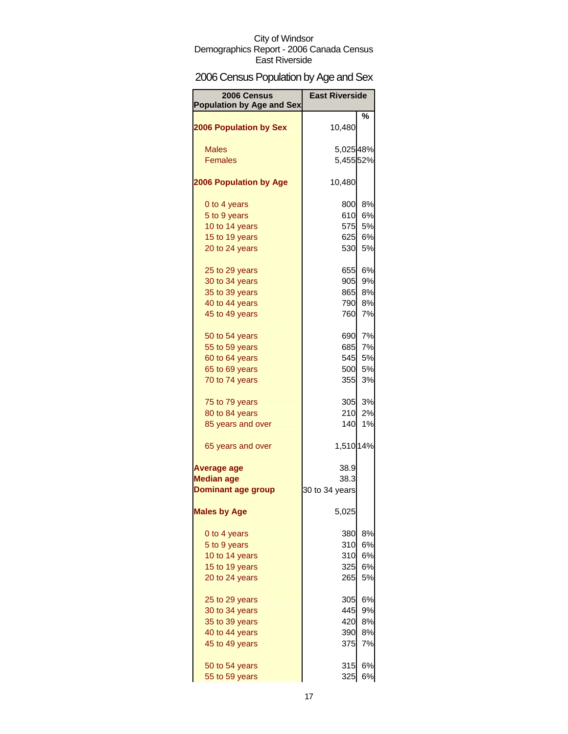City of Windsor
Demographics Report - 2006 Canada Census
East Riverside

## 2006 Census Population by Age and Sex

| 2006 Census Population by Age and Sex | East Riverside | % |
|---|---|---|
| **2006 Population by Sex** | 10,480 | |
| Males | 5,025 | 48% |
| Females | 5,455 | 52% |
| **2006 Population by Age** | 10,480 | |
| 0 to 4 years | 800 | 8% |
| 5 to 9 years | 610 | 6% |
| 10 to 14 years | 575 | 5% |
| 15 to 19 years | 625 | 6% |
| 20 to 24 years | 530 | 5% |
| 25 to 29 years | 655 | 6% |
| 30 to 34 years | 905 | 9% |
| 35 to 39 years | 865 | 8% |
| 40 to 44 years | 790 | 8% |
| 45 to 49 years | 760 | 7% |
| 50 to 54 years | 690 | 7% |
| 55 to 59 years | 685 | 7% |
| 60 to 64 years | 545 | 5% |
| 65 to 69 years | 500 | 5% |
| 70 to 74 years | 355 | 3% |
| 75 to 79 years | 305 | 3% |
| 80 to 84 years | 210 | 2% |
| 85 years and over | 140 | 1% |
| 65 years and over | 1,510 | 14% |
| **Average age** | 38.9 | |
| **Median age** | 38.3 | |
| **Dominant age group** | 30 to 34 years | |
| **Males by Age** | 5,025 | |
| 0 to 4 years | 380 | 8% |
| 5 to 9 years | 310 | 6% |
| 10 to 14 years | 310 | 6% |
| 15 to 19 years | 325 | 6% |
| 20 to 24 years | 265 | 5% |
| 25 to 29 years | 305 | 6% |
| 30 to 34 years | 445 | 9% |
| 35 to 39 years | 420 | 8% |
| 40 to 44 years | 390 | 8% |
| 45 to 49 years | 375 | 7% |
| 50 to 54 years | 315 | 6% |
| 55 to 59 years | 325 | 6% |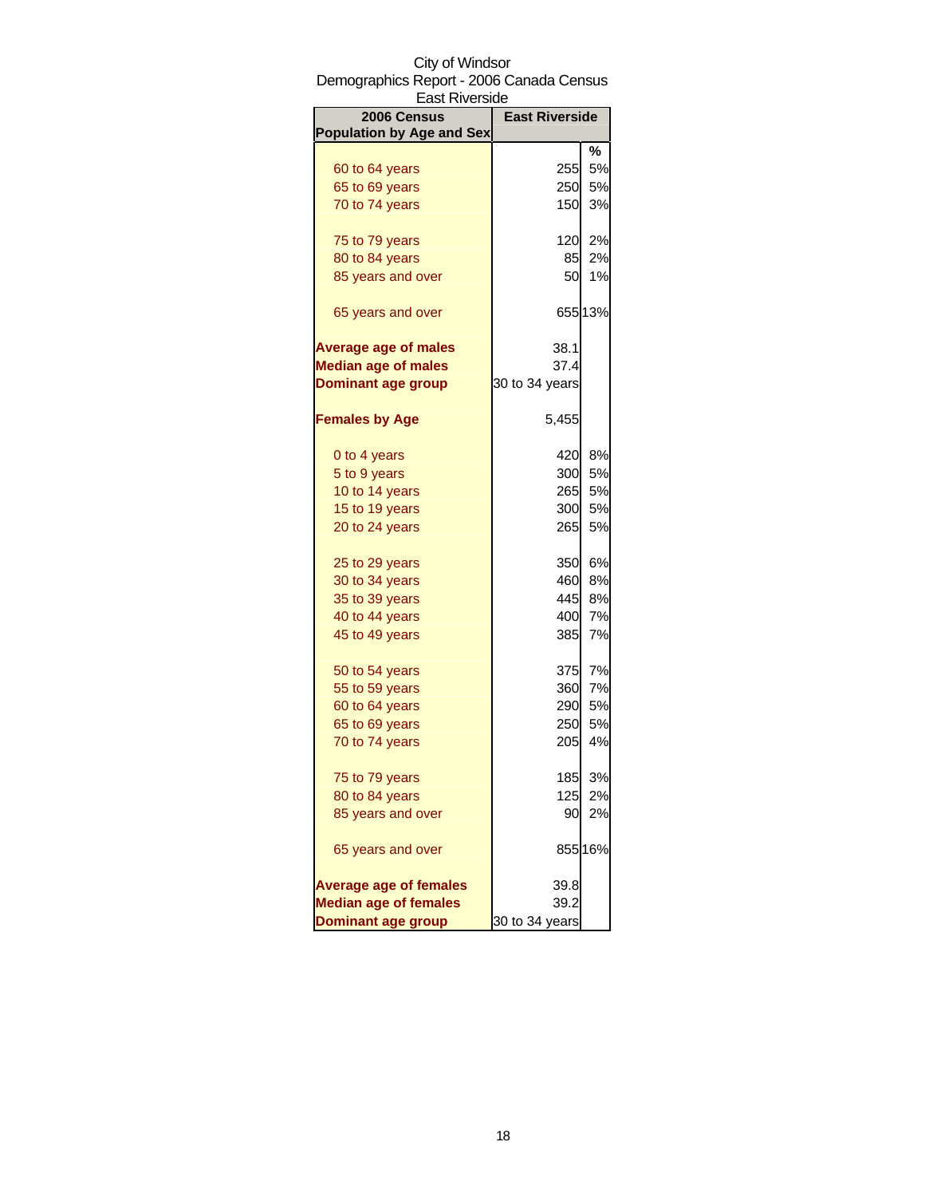City of Windsor
Demographics Report - 2006 Canada Census
East Riverside

| 2006 Census Population by Age and Sex | East Riverside | |
|---|---|---|
| | | % |
| 60 to 64 years | 255 | 5% |
| 65 to 69 years | 250 | 5% |
| 70 to 74 years | 150 | 3% |
| 75 to 79 years | 120 | 2% |
| 80 to 84 years | 85 | 2% |
| 85 years and over | 50 | 1% |
| 65 years and over | 655 | 13% |
| **Average age of males** | 38.1 | |
| **Median age of males** | 37.4 | |
| **Dominant age group** | 30 to 34 years | |
| **Females by Age** | 5,455 | |
| 0 to 4 years | 420 | 8% |
| 5 to 9 years | 300 | 5% |
| 10 to 14 years | 265 | 5% |
| 15 to 19 years | 300 | 5% |
| 20 to 24 years | 265 | 5% |
| 25 to 29 years | 350 | 6% |
| 30 to 34 years | 460 | 8% |
| 35 to 39 years | 445 | 8% |
| 40 to 44 years | 400 | 7% |
| 45 to 49 years | 385 | 7% |
| 50 to 54 years | 375 | 7% |
| 55 to 59 years | 360 | 7% |
| 60 to 64 years | 290 | 5% |
| 65 to 69 years | 250 | 5% |
| 70 to 74 years | 205 | 4% |
| 75 to 79 years | 185 | 3% |
| 80 to 84 years | 125 | 2% |
| 85 years and over | 90 | 2% |
| 65 years and over | 855 | 16% |
| **Average age of females** | 39.8 | |
| **Median age of females** | 39.2 | |
| **Dominant age group** | 30 to 34 years | |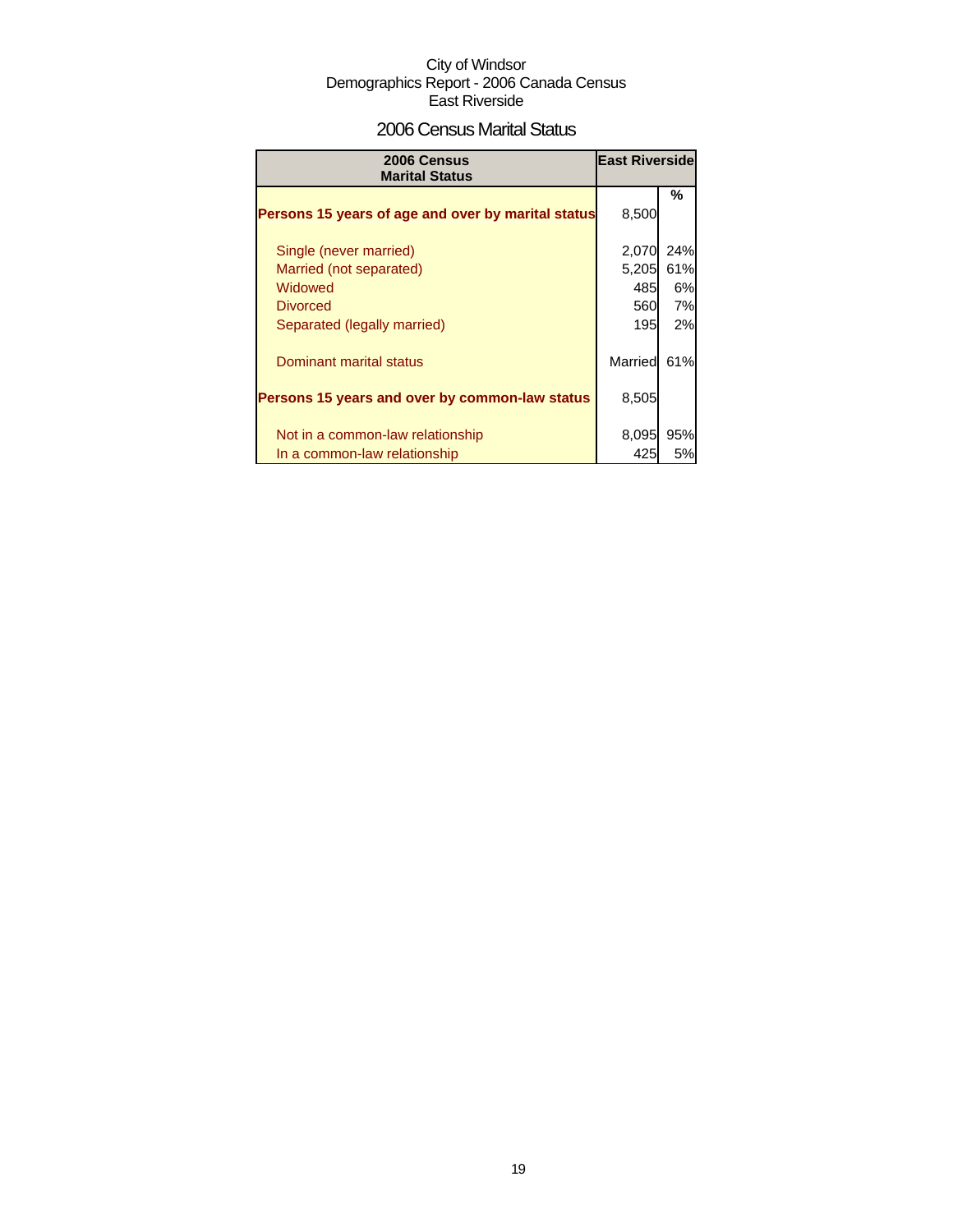City of Windsor
Demographics Report - 2006 Canada Census
East Riverside

## 2006 Census Marital Status

| 2006 Census Marital Status | East Riverside | |
|---|---|---|
| | | % |
| **Persons 15 years of age and over by marital status** | 8,500 | |
| Single (never married) | 2,070 | 24% |
| Married (not separated) | 5,205 | 61% |
| Widowed | 485 | 6% |
| Divorced | 560 | 7% |
| Separated (legally married) | 195 | 2% |
| Dominant marital status | Married | 61% |
| **Persons 15 years and over by common-law status** | 8,505 | |
| Not in a common-law relationship | 8,095 | 95% |
| In a common-law relationship | 425 | 5% |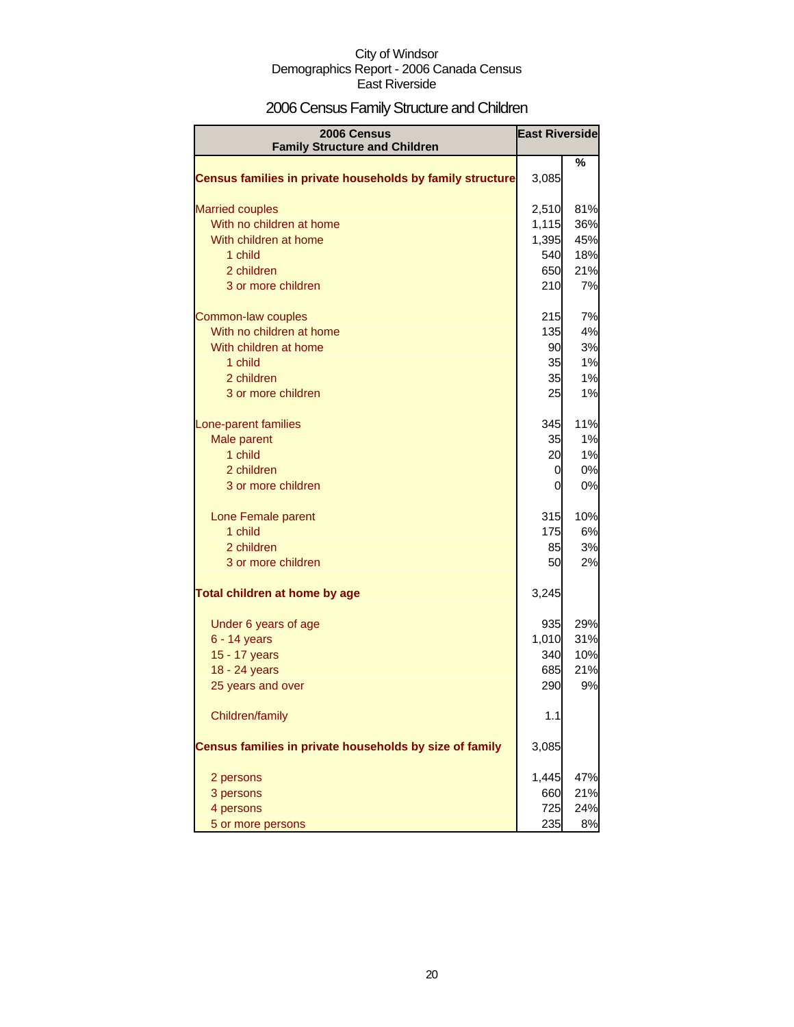City of Windsor
Demographics Report - 2006 Canada Census
East Riverside

# 2006 Census Family Structure and Children

| 2006 Census Family Structure and Children | East Riverside | |
|---|---|---|
| | | % |
| **Census families in private households by family structure** | 3,085 | |
| Married couples | 2,510 | 81% |
| With no children at home | 1,115 | 36% |
| With children at home | 1,395 | 45% |
| 1 child | 540 | 18% |
| 2 children | 650 | 21% |
| 3 or more children | 210 | 7% |
| Common-law couples | 215 | 7% |
| With no children at home | 135 | 4% |
| With children at home | 90 | 3% |
| 1 child | 35 | 1% |
| 2 children | 35 | 1% |
| 3 or more children | 25 | 1% |
| Lone-parent families | 345 | 11% |
| Male parent | 35 | 1% |
| 1 child | 20 | 1% |
| 2 children | 0 | 0% |
| 3 or more children | 0 | 0% |
| Lone Female parent | 315 | 10% |
| 1 child | 175 | 6% |
| 2 children | 85 | 3% |
| 3 or more children | 50 | 2% |
| **Total children at home by age** | 3,245 | |
| Under 6 years of age | 935 | 29% |
| 6 - 14 years | 1,010 | 31% |
| 15 - 17 years | 340 | 10% |
| 18 - 24 years | 685 | 21% |
| 25 years and over | 290 | 9% |
| Children/family | 1.1 | |
| **Census families in private households by size of family** | 3,085 | |
| 2 persons | 1,445 | 47% |
| 3 persons | 660 | 21% |
| 4 persons | 725 | 24% |
| 5 or more persons | 235 | 8% |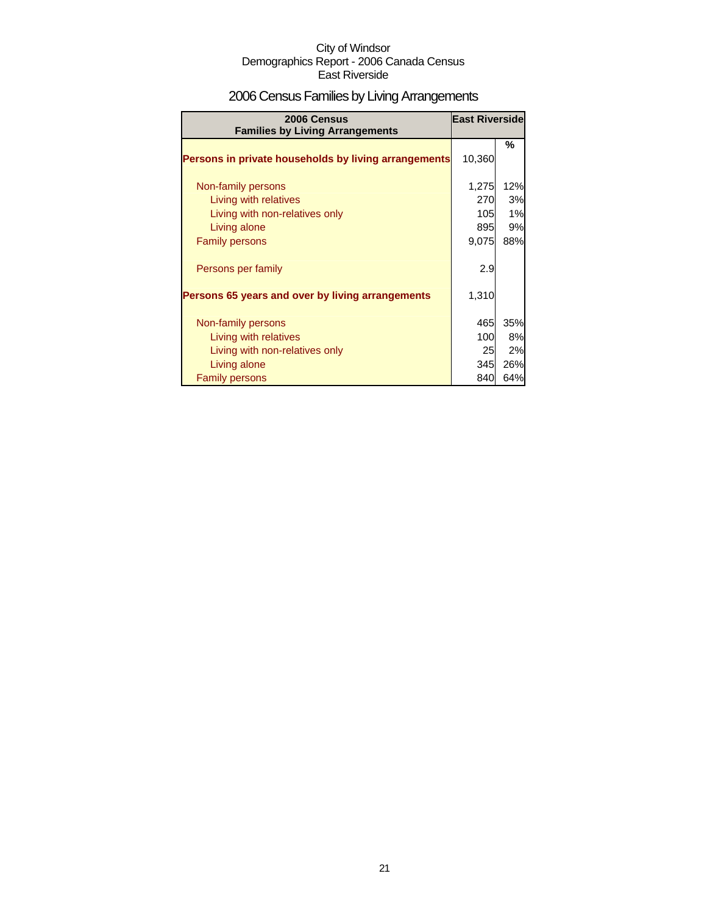City of Windsor
Demographics Report - 2006 Canada Census
East Riverside

# 2006 Census Families by Living Arrangements

| 2006 Census Families by Living Arrangements | East Riverside | % |
|---|---|---|
| **Persons in private households by living arrangements** | 10,360 | |
| Non-family persons | 1,275 | 12% |
| Living with relatives | 270 | 3% |
| Living with non-relatives only | 105 | 1% |
| Living alone | 895 | 9% |
| Family persons | 9,075 | 88% |
| Persons per family | 2.9 | |
| **Persons 65 years and over by living arrangements** | 1,310 | |
| Non-family persons | 465 | 35% |
| Living with relatives | 100 | 8% |
| Living with non-relatives only | 25 | 2% |
| Living alone | 345 | 26% |
| Family persons | 840 | 64% |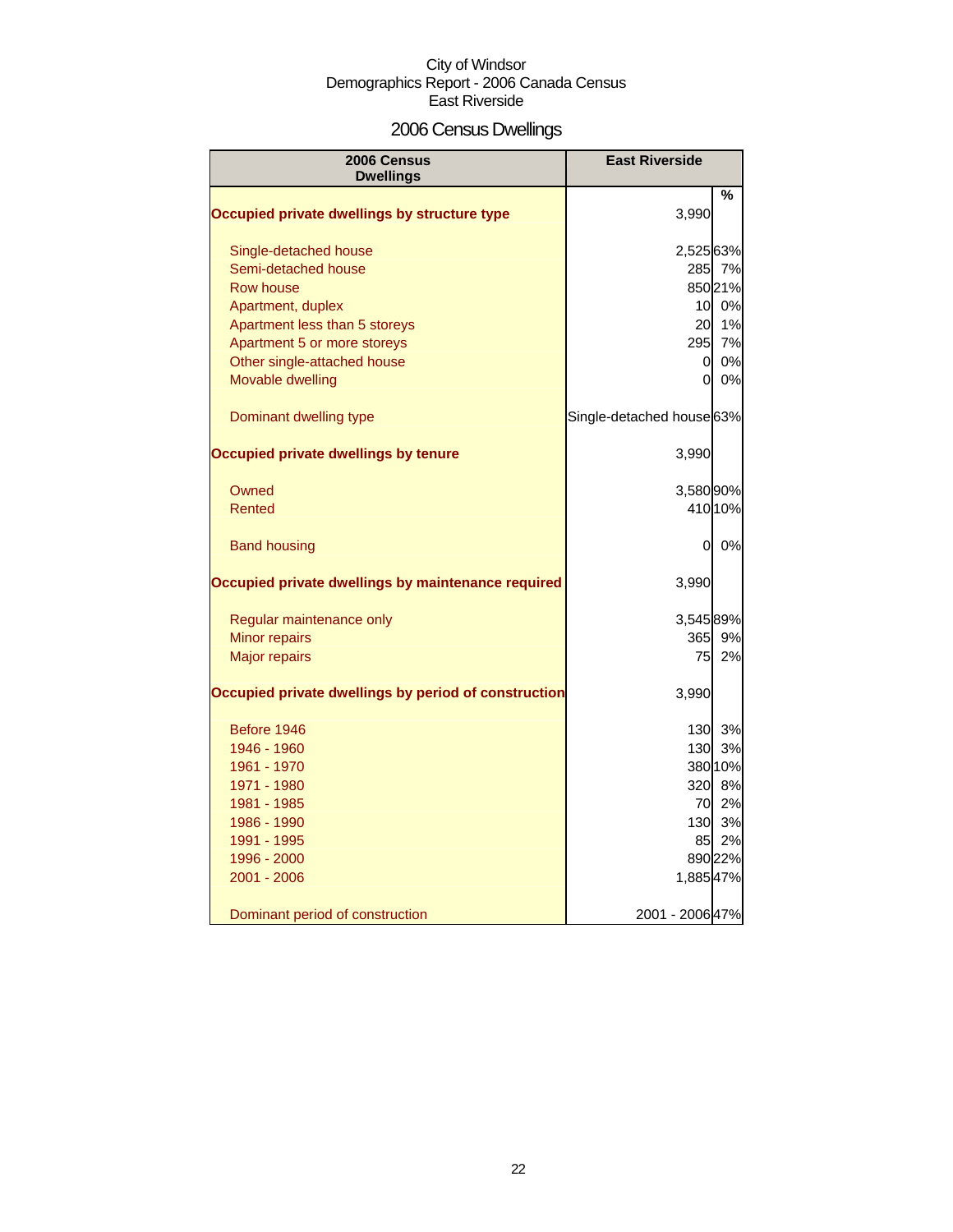City of Windsor
Demographics Report - 2006 Canada Census
East Riverside

# 2006 Census Dwellings

| 2006 Census Dwellings | East Riverside | % |
|---|---|---|
| **Occupied private dwellings by structure type** | 3,990 | |
| Single-detached house | 2,525 | 63% |
| Semi-detached house | 285 | 7% |
| Row house | 850 | 21% |
| Apartment, duplex | 10 | 0% |
| Apartment less than 5 storeys | 20 | 1% |
| Apartment 5 or more storeys | 295 | 7% |
| Other single-attached house | 0 | 0% |
| Movable dwelling | 0 | 0% |
| Dominant dwelling type | Single-detached house | 63% |
| **Occupied private dwellings by tenure** | 3,990 | |
| Owned | 3,580 | 90% |
| Rented | 410 | 10% |
| Band housing | 0 | 0% |
| **Occupied private dwellings by maintenance required** | 3,990 | |
| Regular maintenance only | 3,545 | 89% |
| Minor repairs | 365 | 9% |
| Major repairs | 75 | 2% |
| **Occupied private dwellings by period of construction** | 3,990 | |
| Before 1946 | 130 | 3% |
| 1946 - 1960 | 130 | 3% |
| 1961 - 1970 | 380 | 10% |
| 1971 - 1980 | 320 | 8% |
| 1981 - 1985 | 70 | 2% |
| 1986 - 1990 | 130 | 3% |
| 1991 - 1995 | 85 | 2% |
| 1996 - 2000 | 890 | 22% |
| 2001 - 2006 | 1,885 | 47% |
| Dominant period of construction | 2001 - 2006 | 47% |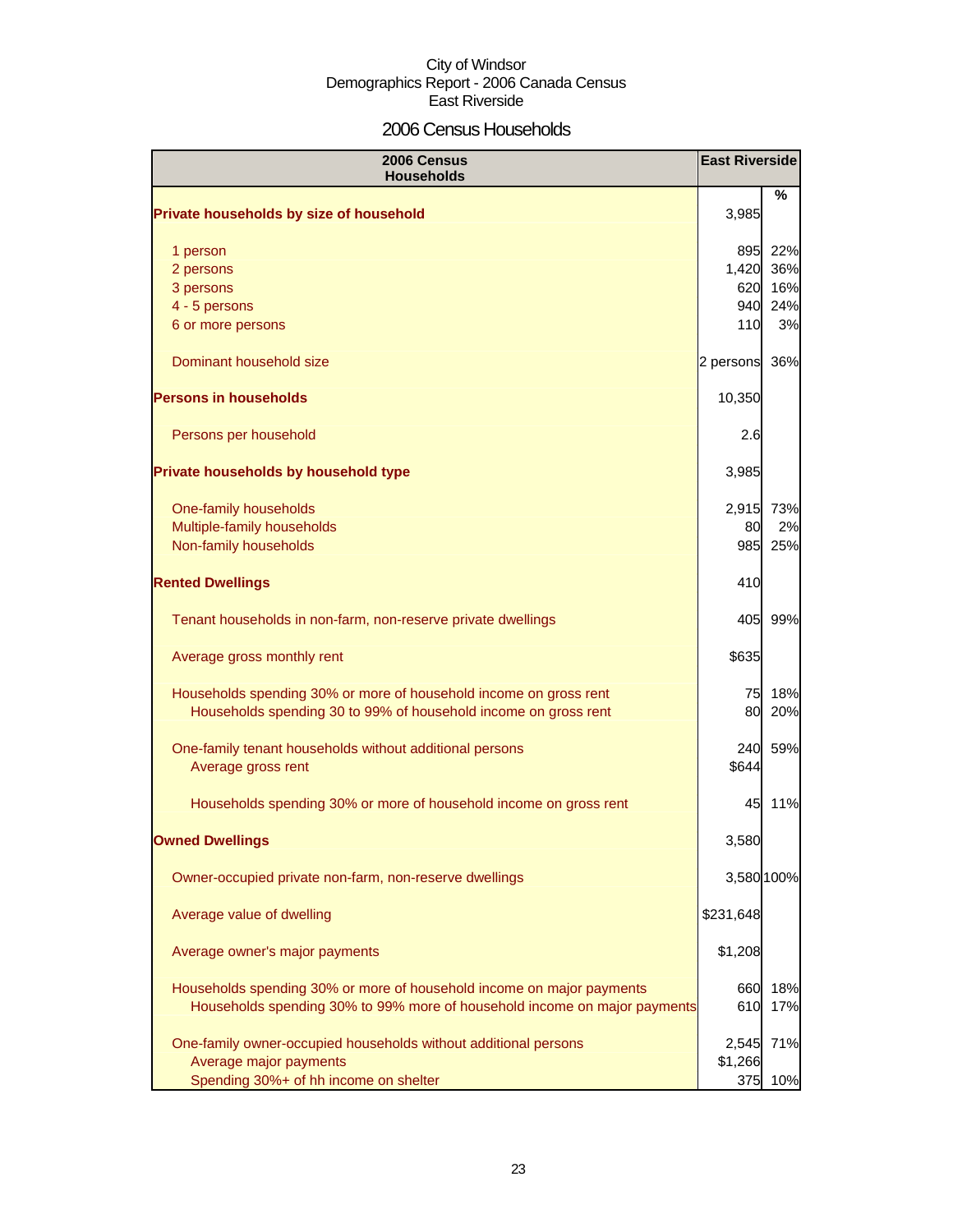City of Windsor
Demographics Report - 2006 Canada Census
East Riverside

# 2006 Census Households

| 2006 Census Households | East Riverside | % |
|---|---|---|
| **Private households by size of household** | 3,985 | |
| 1 person | 895 | 22% |
| 2 persons | 1,420 | 36% |
| 3 persons | 620 | 16% |
| 4 - 5 persons | 940 | 24% |
| 6 or more persons | 110 | 3% |
| Dominant household size | 2 persons | 36% |
| **Persons in households** | 10,350 | |
| Persons per household | 2.6 | |
| **Private households by household type** | 3,985 | |
| One-family households | 2,915 | 73% |
| Multiple-family households | 80 | 2% |
| Non-family households | 985 | 25% |
| **Rented Dwellings** | 410 | |
| Tenant households in non-farm, non-reserve private dwellings | 405 | 99% |
| Average gross monthly rent | $635 | |
| Households spending 30% or more of household income on gross rent | 75 | 18% |
| Households spending 30 to 99% of household income on gross rent | 80 | 20% |
| One-family tenant households without additional persons | 240 | 59% |
| Average gross rent | $644 | |
| Households spending 30% or more of household income on gross rent | 45 | 11% |
| **Owned Dwellings** | 3,580 | |
| Owner-occupied private non-farm, non-reserve dwellings | 3,580 | 100% |
| Average value of dwelling | $231,648 | |
| Average owner's major payments | $1,208 | |
| Households spending 30% or more of household income on major payments | 660 | 18% |
| Households spending 30% to 99% more of household income on major payments | 610 | 17% |
| One-family owner-occupied households without additional persons | 2,545 | 71% |
| Average major payments | $1,266 | |
| Spending 30%+ of hh income on shelter | 375 | 10% |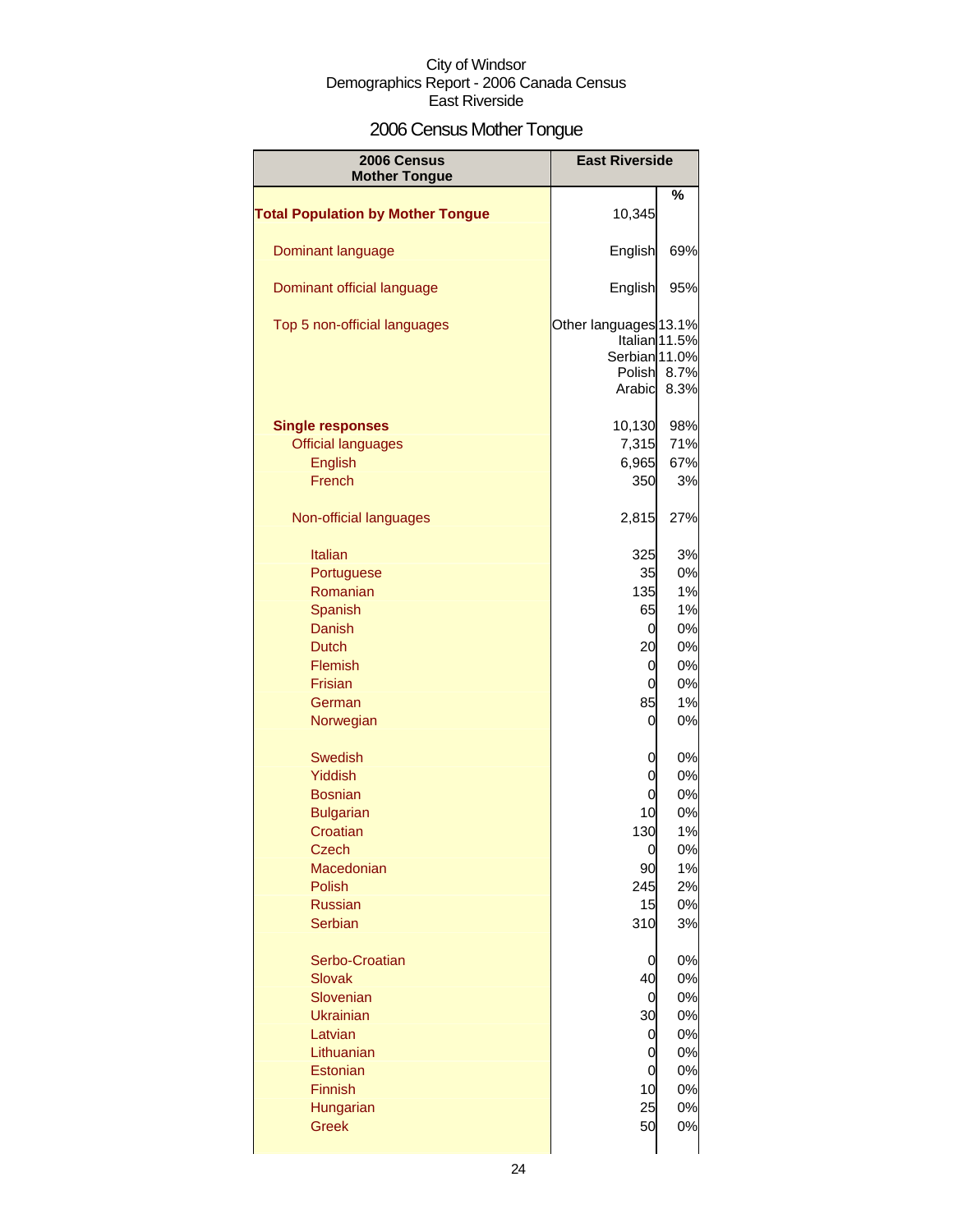City of Windsor
Demographics Report - 2006 Canada Census
East Riverside

# 2006 Census Mother Tongue

| 2006 Census Mother Tongue | East Riverside | % |
|---|---|---|
| **Total Population by Mother Tongue** | 10,345 | |
| Dominant language | English | 69% |
| Dominant official language | English | 95% |
| Top 5 non-official languages | Other languages | 13.1% |
| | Italian | 11.5% |
| | Serbian | 11.0% |
| | Polish | 8.7% |
| | Arabic | 8.3% |
| **Single responses** | 10,130 | 98% |
| Official languages | 7,315 | 71% |
| English | 6,965 | 67% |
| French | 350 | 3% |
| Non-official languages | 2,815 | 27% |
| Italian | 325 | 3% |
| Portuguese | 35 | 0% |
| Romanian | 135 | 1% |
| Spanish | 65 | 1% |
| Danish | 0 | 0% |
| Dutch | 20 | 0% |
| Flemish | 0 | 0% |
| Frisian | 0 | 0% |
| German | 85 | 1% |
| Norwegian | 0 | 0% |
| Swedish | 0 | 0% |
| Yiddish | 0 | 0% |
| Bosnian | 0 | 0% |
| Bulgarian | 10 | 0% |
| Croatian | 130 | 1% |
| Czech | 0 | 0% |
| Macedonian | 90 | 1% |
| Polish | 245 | 2% |
| Russian | 15 | 0% |
| Serbian | 310 | 3% |
| Serbo-Croatian | 0 | 0% |
| Slovak | 40 | 0% |
| Slovenian | 0 | 0% |
| Ukrainian | 30 | 0% |
| Latvian | 0 | 0% |
| Lithuanian | 0 | 0% |
| Estonian | 0 | 0% |
| Finnish | 10 | 0% |
| Hungarian | 25 | 0% |
| Greek | 50 | 0% |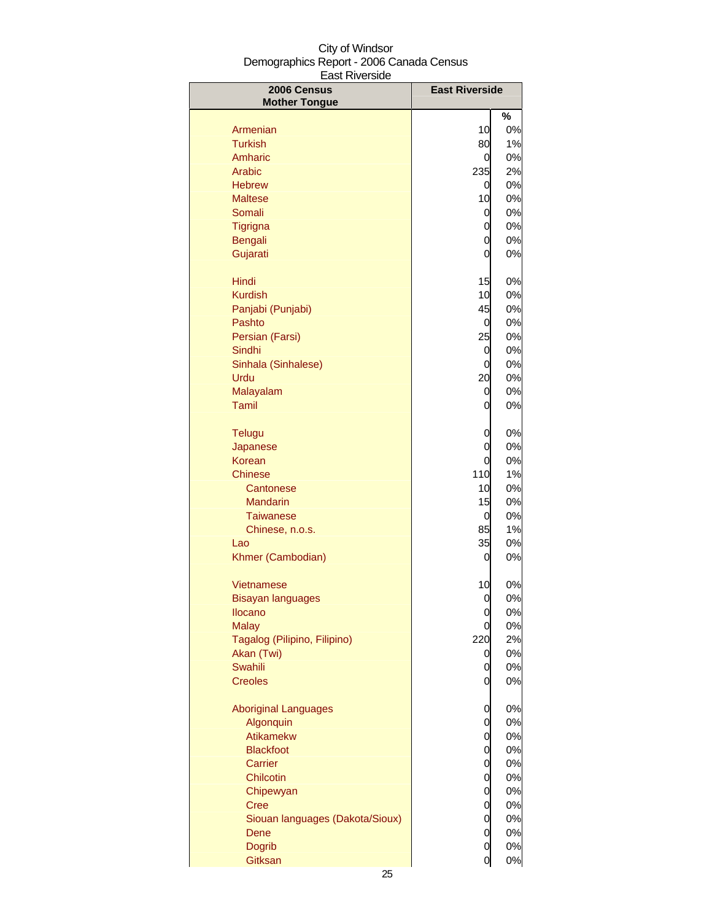City of Windsor
Demographics Report - 2006 Canada Census
East Riverside

| 2006 Census Mother Tongue | East Riverside | |
|---|---|---|
| | | % |
| Armenian | 10 | 0% |
| Turkish | 80 | 1% |
| Amharic | 0 | 0% |
| Arabic | 235 | 2% |
| Hebrew | 0 | 0% |
| Maltese | 10 | 0% |
| Somali | 0 | 0% |
| Tigrigna | 0 | 0% |
| Bengali | 0 | 0% |
| Gujarati | 0 | 0% |
| Hindi | 15 | 0% |
| Kurdish | 10 | 0% |
| Panjabi (Punjabi) | 45 | 0% |
| Pashto | 0 | 0% |
| Persian (Farsi) | 25 | 0% |
| Sindhi | 0 | 0% |
| Sinhala (Sinhalese) | 0 | 0% |
| Urdu | 20 | 0% |
| Malayalam | 0 | 0% |
| Tamil | 0 | 0% |
| Telugu | 0 | 0% |
| Japanese | 0 | 0% |
| Korean | 0 | 0% |
| Chinese | 110 | 1% |
| Cantonese | 10 | 0% |
| Mandarin | 15 | 0% |
| Taiwanese | 0 | 0% |
| Chinese, n.o.s. | 85 | 1% |
| Lao | 35 | 0% |
| Khmer (Cambodian) | 0 | 0% |
| Vietnamese | 10 | 0% |
| Bisayan languages | 0 | 0% |
| Ilocano | 0 | 0% |
| Malay | 0 | 0% |
| Tagalog (Pilipino, Filipino) | 220 | 2% |
| Akan (Twi) | 0 | 0% |
| Swahili | 0 | 0% |
| Creoles | 0 | 0% |
| Aboriginal Languages | 0 | 0% |
| Algonquin | 0 | 0% |
| Atikamekw | 0 | 0% |
| Blackfoot | 0 | 0% |
| Carrier | 0 | 0% |
| Chilcotin | 0 | 0% |
| Chipewyan | 0 | 0% |
| Cree | 0 | 0% |
| Siouan languages (Dakota/Sioux) | 0 | 0% |
| Dene | 0 | 0% |
| Dogrib | 0 | 0% |
| Gitksan | 0 | 0% |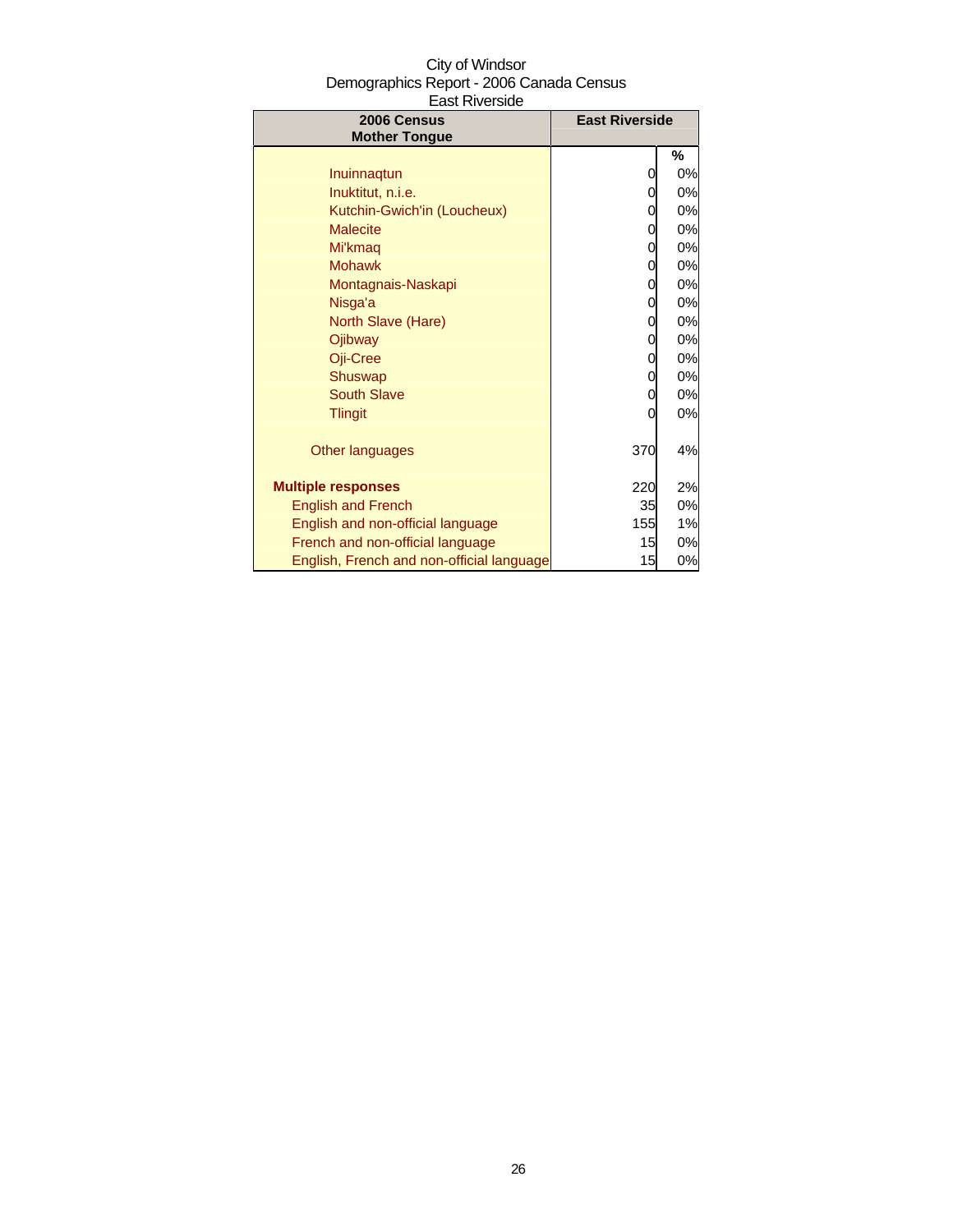City of Windsor
Demographics Report - 2006 Canada Census
East Riverside

| 2006 Census Mother Tongue | East Riverside | |
|---|---|---|
| | | % |
| Inuinnaqtun | 0 | 0% |
| Inuktitut, n.i.e. | 0 | 0% |
| Kutchin-Gwich'in (Loucheux) | 0 | 0% |
| Malecite | 0 | 0% |
| Mi'kmaq | 0 | 0% |
| Mohawk | 0 | 0% |
| Montagnais-Naskapi | 0 | 0% |
| Nisga'a | 0 | 0% |
| North Slave (Hare) | 0 | 0% |
| Ojibway | 0 | 0% |
| Oji-Cree | 0 | 0% |
| Shuswap | 0 | 0% |
| South Slave | 0 | 0% |
| Tlingit | 0 | 0% |
| Other languages | 370 | 4% |
| **Multiple responses** | 220 | 2% |
| English and French | 35 | 0% |
| English and non-official language | 155 | 1% |
| French and non-official language | 15 | 0% |
| English, French and non-official language | 15 | 0% |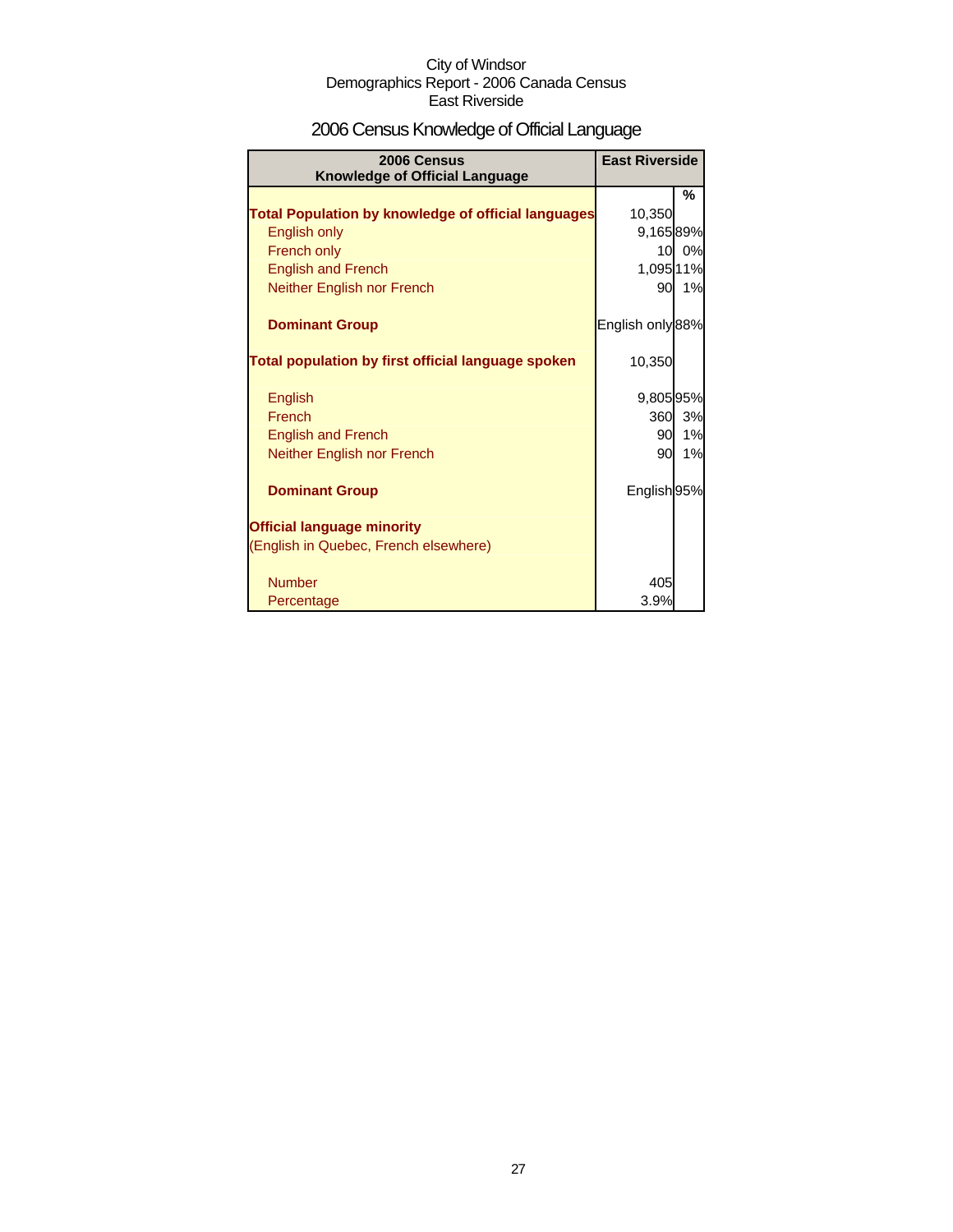City of Windsor
Demographics Report - 2006 Canada Census
East Riverside

# 2006 Census Knowledge of Official Language

| 2006 Census Knowledge of Official Language | East Riverside | |
|---|---|---|
| | | % |
| **Total Population by knowledge of official languages** | 10,350 | |
| English only | 9,165 | 89% |
| French only | 10 | 0% |
| English and French | 1,095 | 11% |
| Neither English nor French | 90 | 1% |
| | | |
| **Dominant Group** | English only | 88% |
| | | |
| **Total population by first official language spoken** | 10,350 | |
| | | |
| English | 9,805 | 95% |
| French | 360 | 3% |
| English and French | 90 | 1% |
| Neither English nor French | 90 | 1% |
| | | |
| **Dominant Group** | English | 95% |
| | | |
| **Official language minority** | | |
| (English in Quebec, French elsewhere) | | |
| | | |
| Number | 405 | |
| Percentage | 3.9% | |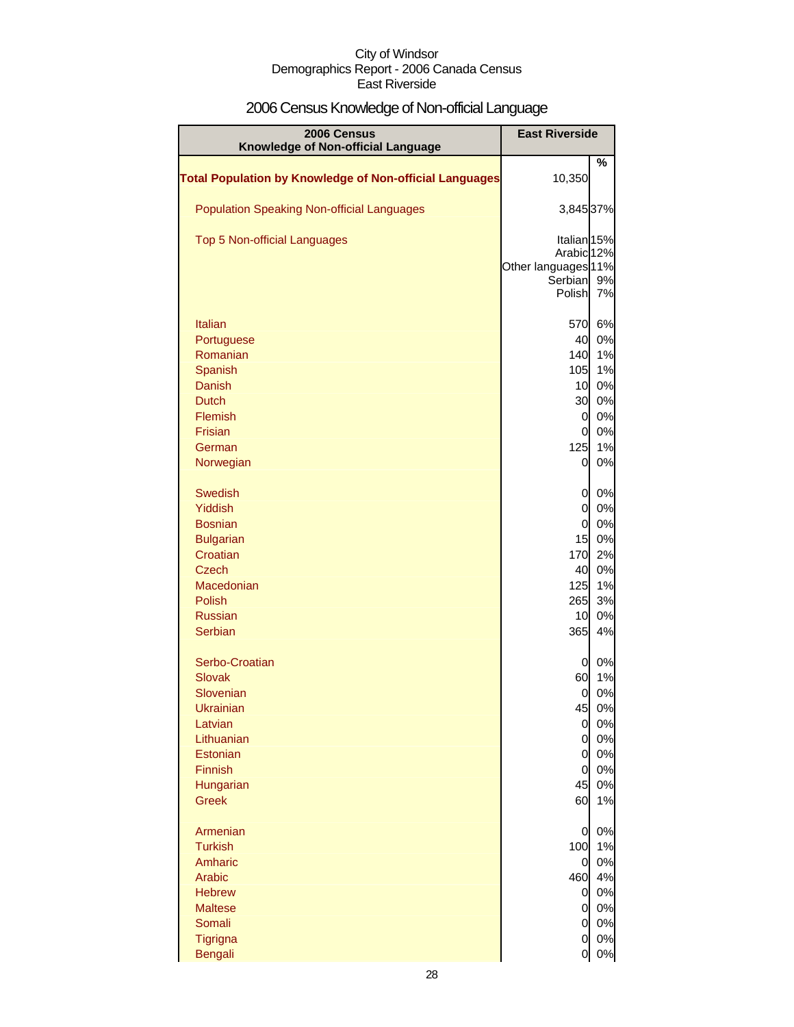City of Windsor
Demographics Report - 2006 Canada Census
East Riverside

## 2006 Census Knowledge of Non-official Language

| 2006 Census Knowledge of Non-official Language | East Riverside | |
|---|---|---|
| | | % |
| **Total Population by Knowledge of Non-official Languages** | 10,350 | |
| Population Speaking Non-official Languages | 3,845 | 37% |
| Top 5 Non-official Languages | Italian | 15% |
| | Arabic | 12% |
| | Other languages | 11% |
| | Serbian | 9% |
| | Polish | 7% |
| Italian | 570 | 6% |
| Portuguese | 40 | 0% |
| Romanian | 140 | 1% |
| Spanish | 105 | 1% |
| Danish | 10 | 0% |
| Dutch | 30 | 0% |
| Flemish | 0 | 0% |
| Frisian | 0 | 0% |
| German | 125 | 1% |
| Norwegian | 0 | 0% |
| Swedish | 0 | 0% |
| Yiddish | 0 | 0% |
| Bosnian | 0 | 0% |
| Bulgarian | 15 | 0% |
| Croatian | 170 | 2% |
| Czech | 40 | 0% |
| Macedonian | 125 | 1% |
| Polish | 265 | 3% |
| Russian | 10 | 0% |
| Serbian | 365 | 4% |
| Serbo-Croatian | 0 | 0% |
| Slovak | 60 | 1% |
| Slovenian | 0 | 0% |
| Ukrainian | 45 | 0% |
| Latvian | 0 | 0% |
| Lithuanian | 0 | 0% |
| Estonian | 0 | 0% |
| Finnish | 0 | 0% |
| Hungarian | 45 | 0% |
| Greek | 60 | 1% |
| Armenian | 0 | 0% |
| Turkish | 100 | 1% |
| Amharic | 0 | 0% |
| Arabic | 460 | 4% |
| Hebrew | 0 | 0% |
| Maltese | 0 | 0% |
| Somali | 0 | 0% |
| Tigrigna | 0 | 0% |
| Bengali | 0 | 0% |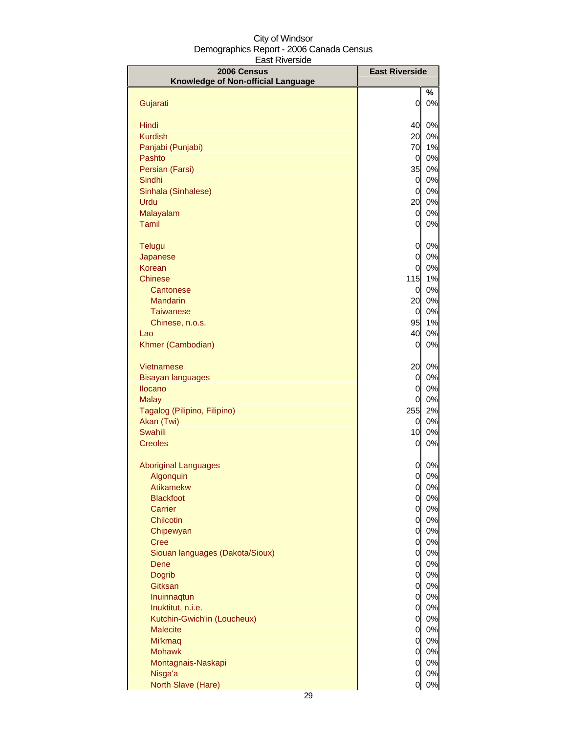City of Windsor
Demographics Report - 2006 Canada Census
East Riverside

| 2006 Census<br>Knowledge of Non-official Language | East Riverside | |
|---|---|---|
| | | % |
| Gujarati | 0 | 0% |
| | | |
| Hindi | 40 | 0% |
| Kurdish | 20 | 0% |
| Panjabi (Punjabi) | 70 | 1% |
| Pashto | 0 | 0% |
| Persian (Farsi) | 35 | 0% |
| Sindhi | 0 | 0% |
| Sinhala (Sinhalese) | 0 | 0% |
| Urdu | 20 | 0% |
| Malayalam | 0 | 0% |
| Tamil | 0 | 0% |
| | | |
| Telugu | 0 | 0% |
| Japanese | 0 | 0% |
| Korean | 0 | 0% |
| Chinese | 115 | 1% |
| Cantonese | 0 | 0% |
| Mandarin | 20 | 0% |
| Taiwanese | 0 | 0% |
| Chinese, n.o.s. | 95 | 1% |
| Lao | 40 | 0% |
| Khmer (Cambodian) | 0 | 0% |
| | | |
| Vietnamese | 20 | 0% |
| Bisayan languages | 0 | 0% |
| Ilocano | 0 | 0% |
| Malay | 0 | 0% |
| Tagalog (Pilipino, Filipino) | 255 | 2% |
| Akan (Twi) | 0 | 0% |
| Swahili | 10 | 0% |
| Creoles | 0 | 0% |
| | | |
| Aboriginal Languages | 0 | 0% |
| Algonquin | 0 | 0% |
| Atikamekw | 0 | 0% |
| Blackfoot | 0 | 0% |
| Carrier | 0 | 0% |
| Chilcotin | 0 | 0% |
| Chipewyan | 0 | 0% |
| Cree | 0 | 0% |
| Siouan languages (Dakota/Sioux) | 0 | 0% |
| Dene | 0 | 0% |
| Dogrib | 0 | 0% |
| Gitksan | 0 | 0% |
| Inuinnaqtun | 0 | 0% |
| Inuktitut, n.i.e. | 0 | 0% |
| Kutchin-Gwich'in (Loucheux) | 0 | 0% |
| Malecite | 0 | 0% |
| Mi'kmaq | 0 | 0% |
| Mohawk | 0 | 0% |
| Montagnais-Naskapi | 0 | 0% |
| Nisga'a | 0 | 0% |
| North Slave (Hare) | 0 | 0% |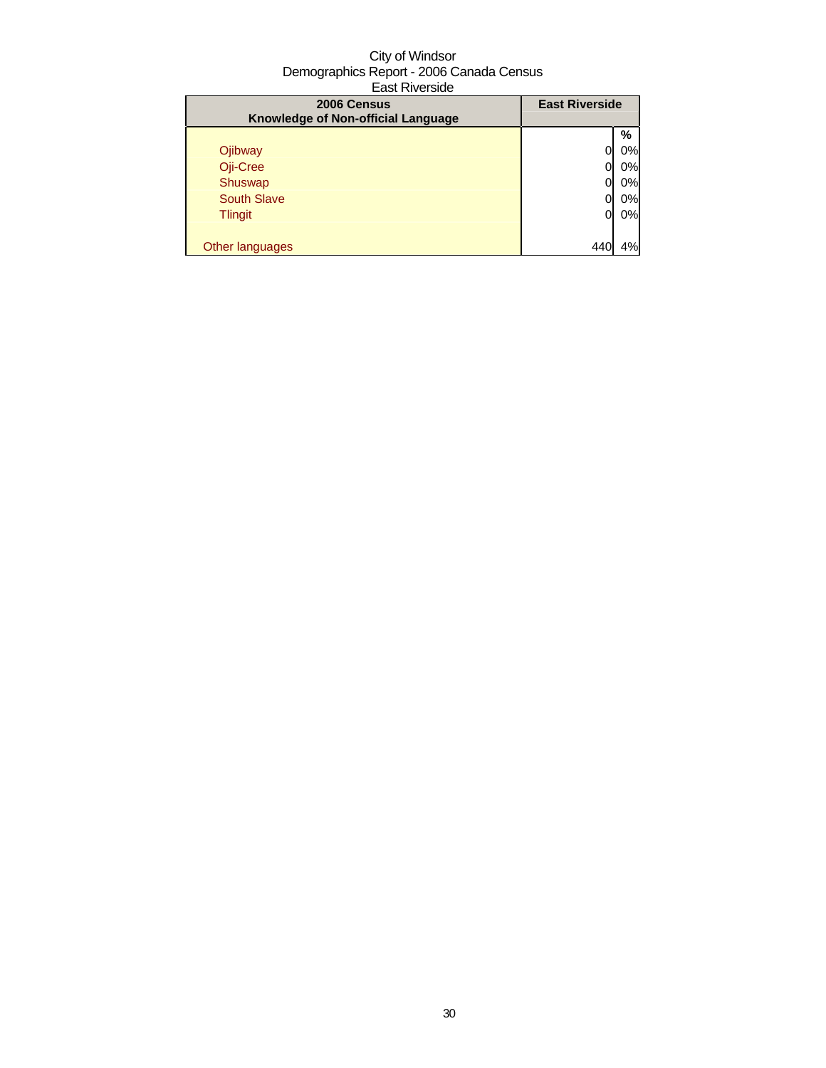City of Windsor
Demographics Report - 2006 Canada Census
East Riverside

| 2006 Census<br>Knowledge of Non-official Language | East Riverside | |
|---|---|---|
| | | % |
| Ojibway | 0 | 0% |
| Oji-Cree | 0 | 0% |
| Shuswap | 0 | 0% |
| South Slave | 0 | 0% |
| Tlingit | 0 | 0% |
| | | |
| Other languages | 440 | 4% |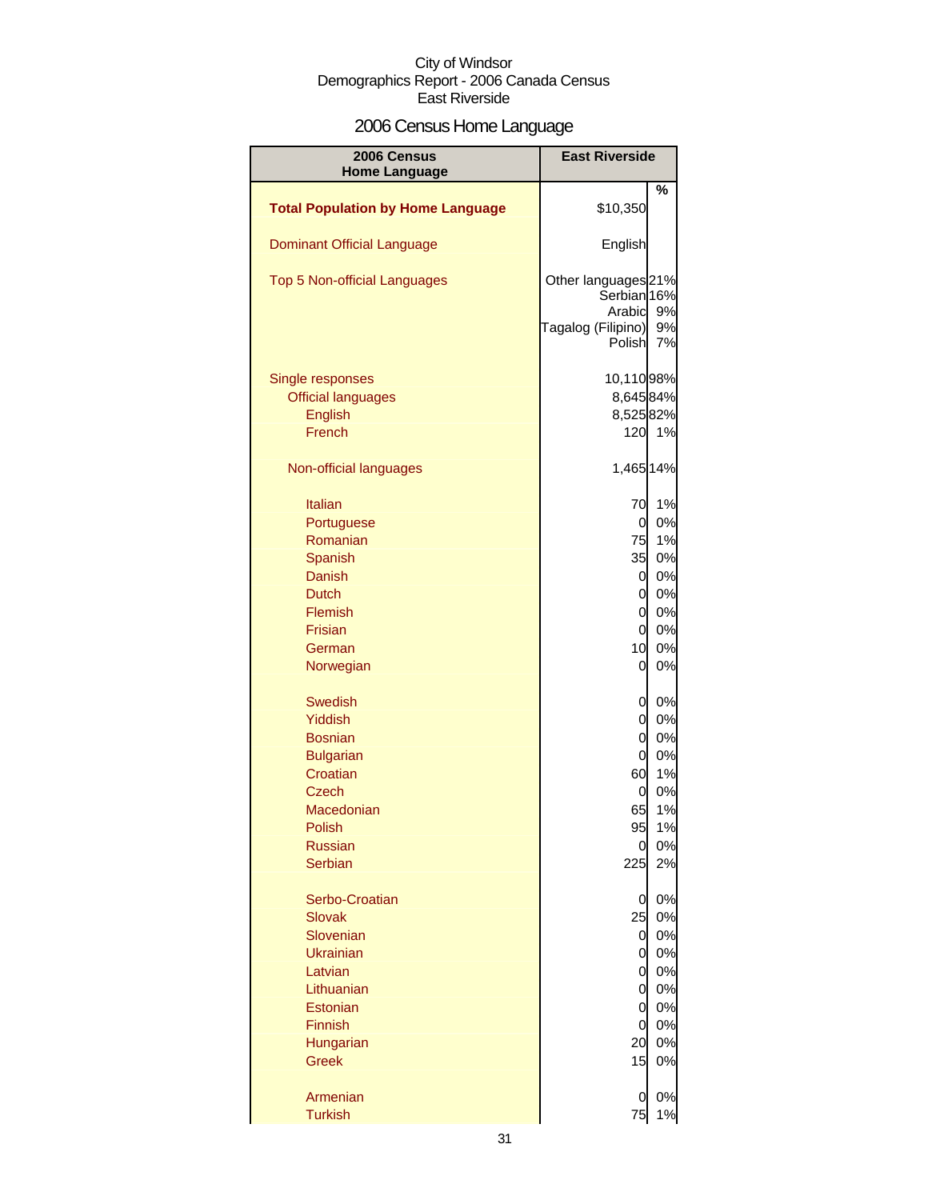City of Windsor
Demographics Report - 2006 Canada Census
East Riverside

# 2006 Census Home Language

| 2006 Census Home Language | East Riverside | % |
|---|---|---|
| **Total Population by Home Language** | $10,350 | |
| Dominant Official Language | English | |
| Top 5 Non-official Languages | Other languages | 21% |
| | Serbian | 16% |
| | Arabic | 9% |
| | Tagalog (Filipino) | 9% |
| | Polish | 7% |
| Single responses | 10,110 | 98% |
| Official languages | 8,645 | 84% |
| English | 8,525 | 82% |
| French | 120 | 1% |
| Non-official languages | 1,465 | 14% |
| Italian | 70 | 1% |
| Portuguese | 0 | 0% |
| Romanian | 75 | 1% |
| Spanish | 35 | 0% |
| Danish | 0 | 0% |
| Dutch | 0 | 0% |
| Flemish | 0 | 0% |
| Frisian | 0 | 0% |
| German | 10 | 0% |
| Norwegian | 0 | 0% |
| Swedish | 0 | 0% |
| Yiddish | 0 | 0% |
| Bosnian | 0 | 0% |
| Bulgarian | 0 | 0% |
| Croatian | 60 | 1% |
| Czech | 0 | 0% |
| Macedonian | 65 | 1% |
| Polish | 95 | 1% |
| Russian | 0 | 0% |
| Serbian | 225 | 2% |
| Serbo-Croatian | 0 | 0% |
| Slovak | 25 | 0% |
| Slovenian | 0 | 0% |
| Ukrainian | 0 | 0% |
| Latvian | 0 | 0% |
| Lithuanian | 0 | 0% |
| Estonian | 0 | 0% |
| Finnish | 0 | 0% |
| Hungarian | 20 | 0% |
| Greek | 15 | 0% |
| Armenian | 0 | 0% |
| Turkish | 75 | 1% |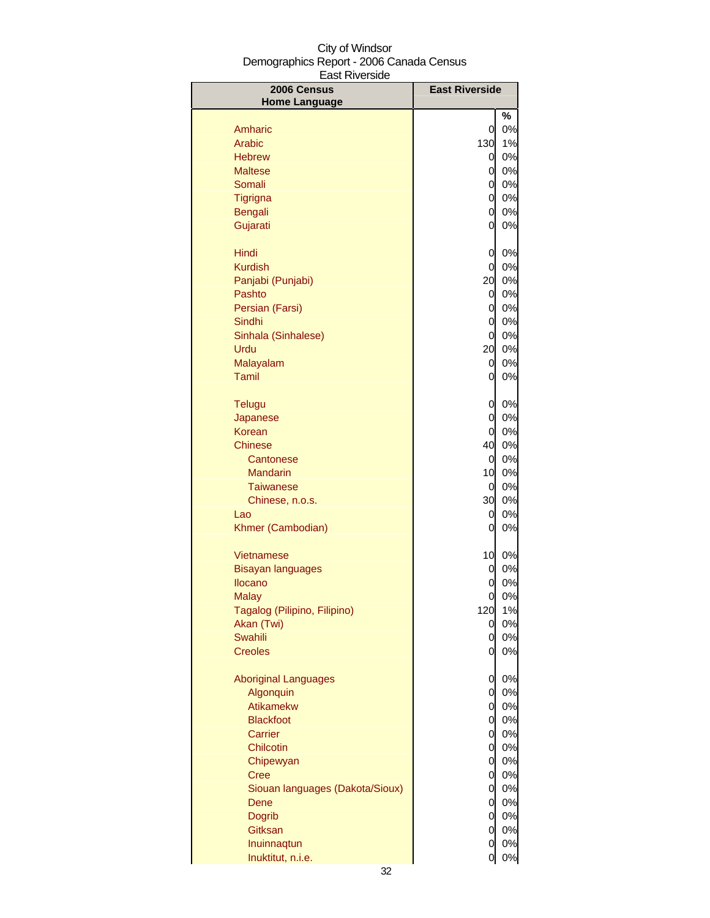City of Windsor
Demographics Report - 2006 Canada Census
East Riverside

| 2006 Census<br>Home Language | East Riverside | |
|---|---|---|
| | | % |
| Amharic | 0 | 0% |
| Arabic | 130 | 1% |
| Hebrew | 0 | 0% |
| Maltese | 0 | 0% |
| Somali | 0 | 0% |
| Tigrigna | 0 | 0% |
| Bengali | 0 | 0% |
| Gujarati | 0 | 0% |
| Hindi | 0 | 0% |
| Kurdish | 0 | 0% |
| Panjabi (Punjabi) | 20 | 0% |
| Pashto | 0 | 0% |
| Persian (Farsi) | 0 | 0% |
| Sindhi | 0 | 0% |
| Sinhala (Sinhalese) | 0 | 0% |
| Urdu | 20 | 0% |
| Malayalam | 0 | 0% |
| Tamil | 0 | 0% |
| Telugu | 0 | 0% |
| Japanese | 0 | 0% |
| Korean | 0 | 0% |
| Chinese | 40 | 0% |
| Cantonese | 0 | 0% |
| Mandarin | 10 | 0% |
| Taiwanese | 0 | 0% |
| Chinese, n.o.s. | 30 | 0% |
| Lao | 0 | 0% |
| Khmer (Cambodian) | 0 | 0% |
| Vietnamese | 10 | 0% |
| Bisayan languages | 0 | 0% |
| Ilocano | 0 | 0% |
| Malay | 0 | 0% |
| Tagalog (Pilipino, Filipino) | 120 | 1% |
| Akan (Twi) | 0 | 0% |
| Swahili | 0 | 0% |
| Creoles | 0 | 0% |
| Aboriginal Languages | 0 | 0% |
| Algonquin | 0 | 0% |
| Atikamekw | 0 | 0% |
| Blackfoot | 0 | 0% |
| Carrier | 0 | 0% |
| Chilcotin | 0 | 0% |
| Chipewyan | 0 | 0% |
| Cree | 0 | 0% |
| Siouan languages (Dakota/Sioux) | 0 | 0% |
| Dene | 0 | 0% |
| Dogrib | 0 | 0% |
| Gitksan | 0 | 0% |
| Inuinnaqtun | 0 | 0% |
| Inuktitut, n.i.e. | 0 | 0% |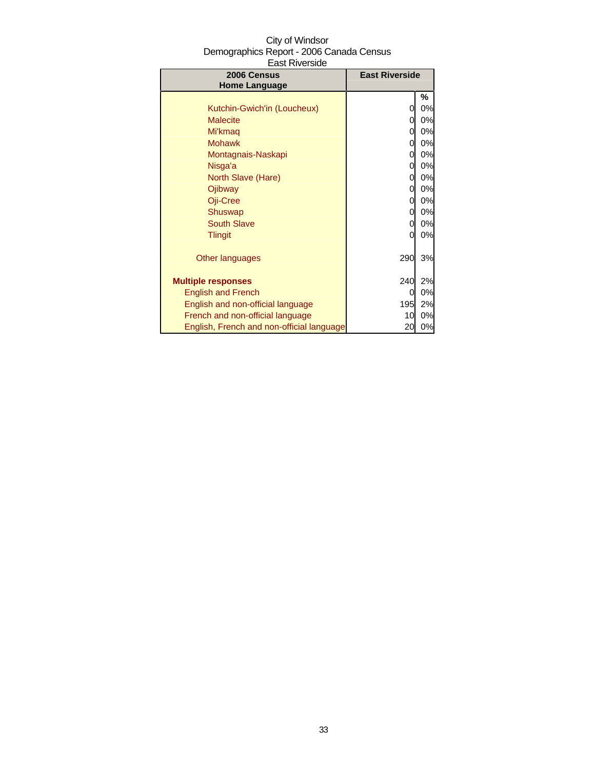City of Windsor
Demographics Report - 2006 Canada Census
East Riverside

| 2006 Census<br>Home Language | East Riverside | |
|---|---|---|
| | | % |
| Kutchin-Gwich'in (Loucheux) | 0 | 0% |
| Malecite | 0 | 0% |
| Mi'kmaq | 0 | 0% |
| Mohawk | 0 | 0% |
| Montagnais-Naskapi | 0 | 0% |
| Nisga'a | 0 | 0% |
| North Slave (Hare) | 0 | 0% |
| Ojibway | 0 | 0% |
| Oji-Cree | 0 | 0% |
| Shuswap | 0 | 0% |
| South Slave | 0 | 0% |
| Tlingit | 0 | 0% |
| Other languages | 290 | 3% |
| **Multiple responses** | 240 | 2% |
| English and French | 0 | 0% |
| English and non-official language | 195 | 2% |
| French and non-official language | 10 | 0% |
| English, French and non-official language | 20 | 0% |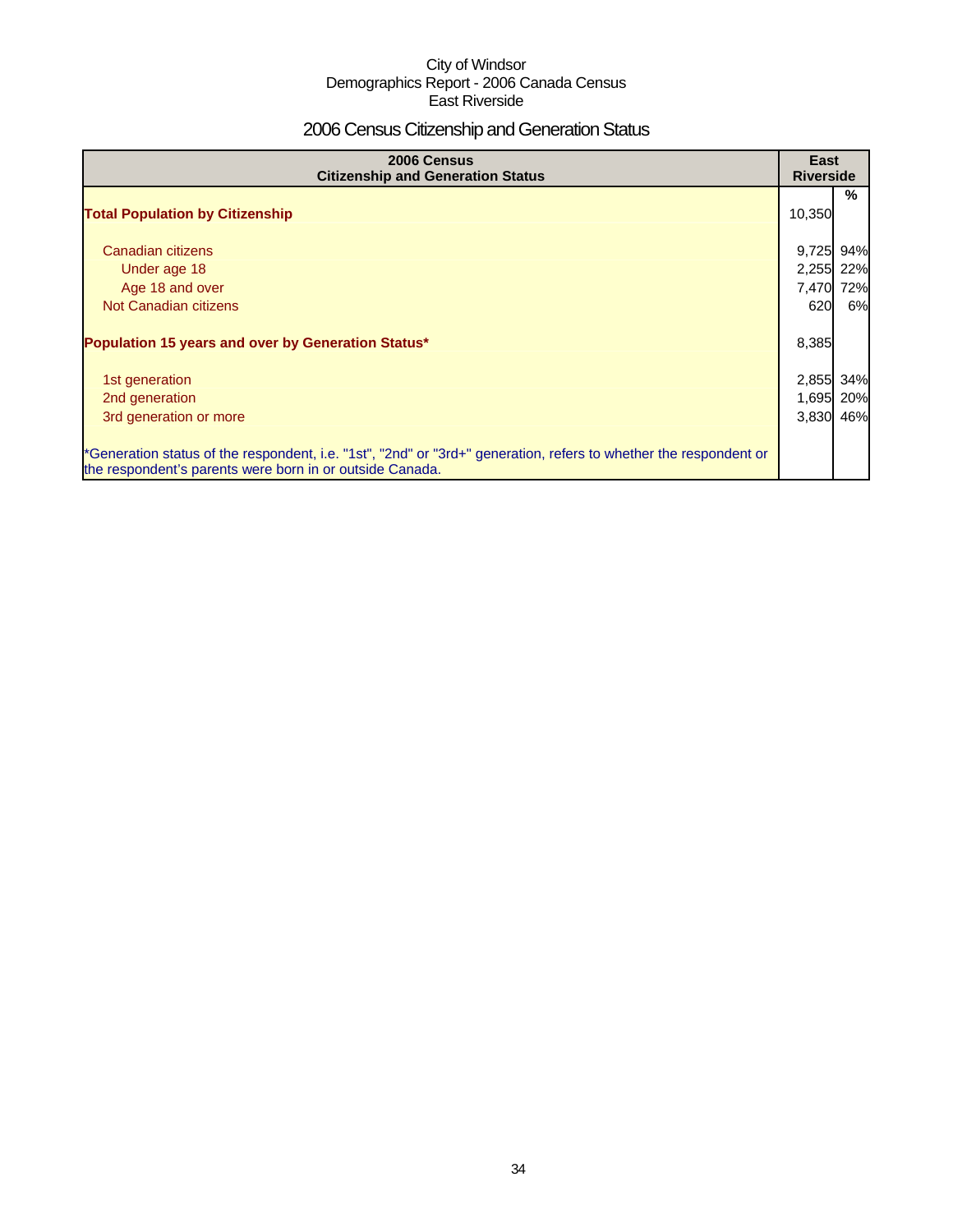City of Windsor
Demographics Report - 2006 Canada Census
East Riverside

# 2006 Census Citizenship and Generation Status

| 2006 Census Citizenship and Generation Status | East Riverside | % |
|---|---|---|
| **Total Population by Citizenship** | 10,350 | |
| Canadian citizens | 9,725 | 94% |
| Under age 18 | 2,255 | 22% |
| Age 18 and over | 7,470 | 72% |
| Not Canadian citizens | 620 | 6% |
| **Population 15 years and over by Generation Status*** | 8,385 | |
| 1st generation | 2,855 | 34% |
| 2nd generation | 1,695 | 20% |
| 3rd generation or more | 3,830 | 46% |

*Generation status of the respondent, i.e. "1st", "2nd" or "3rd+" generation, refers to whether the respondent or the respondent's parents were born in or outside Canada.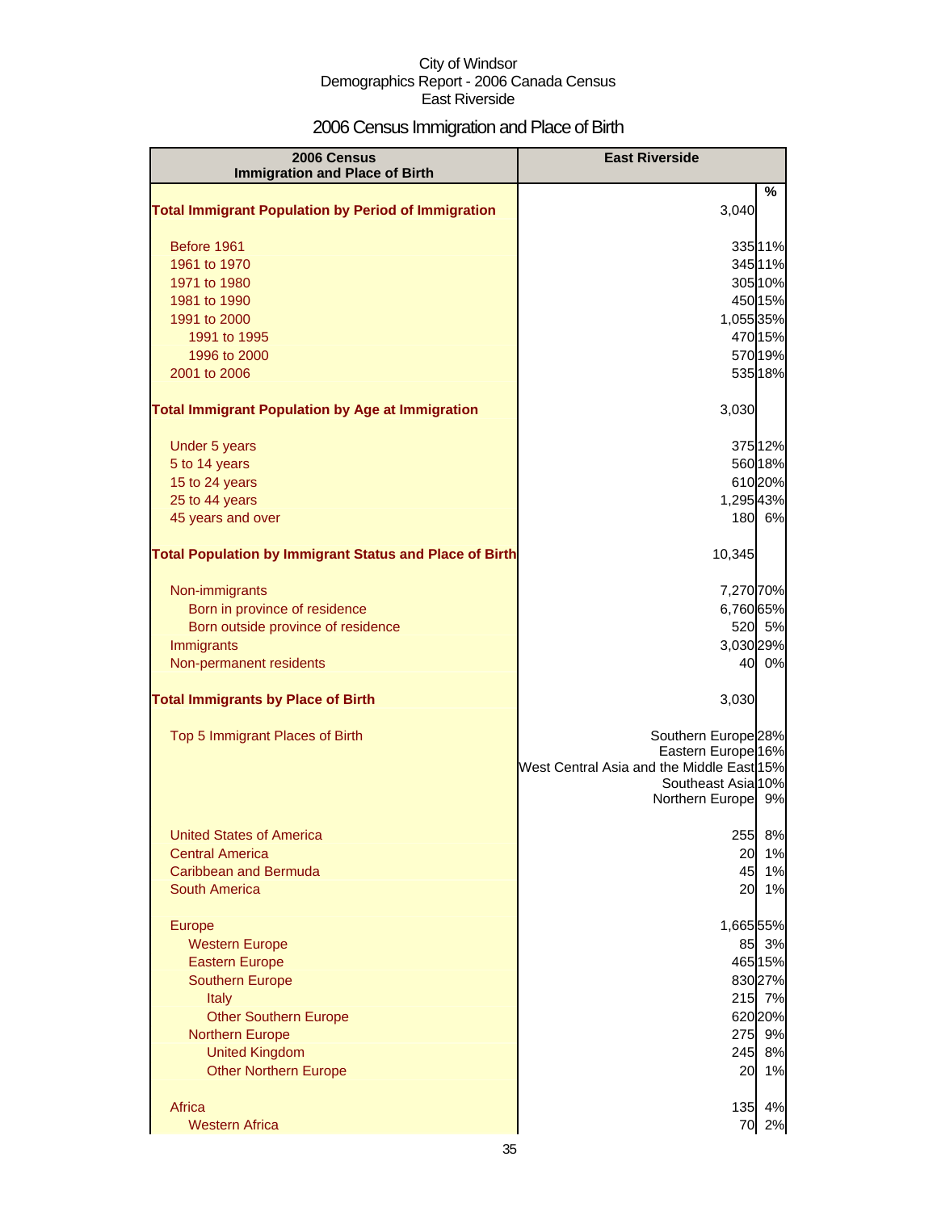City of Windsor
Demographics Report - 2006 Canada Census
East Riverside

## 2006 Census Immigration and Place of Birth

| 2006 Census Immigration and Place of Birth | East Riverside | % |
|---|---|---|
| **Total Immigrant Population by Period of Immigration** | 3,040 | |
| Before 1961 | 335 | 11% |
| 1961 to 1970 | 345 | 11% |
| 1971 to 1980 | 305 | 10% |
| 1981 to 1990 | 450 | 15% |
| 1991 to 2000 | 1,055 | 35% |
| 1991 to 1995 | 470 | 15% |
| 1996 to 2000 | 570 | 19% |
| 2001 to 2006 | 535 | 18% |
| **Total Immigrant Population by Age at Immigration** | 3,030 | |
| Under 5 years | 375 | 12% |
| 5 to 14 years | 560 | 18% |
| 15 to 24 years | 610 | 20% |
| 25 to 44 years | 1,295 | 43% |
| 45 years and over | 180 | 6% |
| **Total Population by Immigrant Status and Place of Birth** | 10,345 | |
| Non-immigrants | 7,270 | 70% |
| Born in province of residence | 6,760 | 65% |
| Born outside province of residence | 520 | 5% |
| Immigrants | 3,030 | 29% |
| Non-permanent residents | 40 | 0% |
| **Total Immigrants by Place of Birth** | 3,030 | |
| Top 5 Immigrant Places of Birth | Southern Europe | 28% |
| | Eastern Europe | 16% |
| | West Central Asia and the Middle East | 15% |
| | Southeast Asia | 10% |
| | Northern Europe | 9% |
| United States of America | 255 | 8% |
| Central America | 20 | 1% |
| Caribbean and Bermuda | 45 | 1% |
| South America | 20 | 1% |
| Europe | 1,665 | 55% |
| Western Europe | 85 | 3% |
| Eastern Europe | 465 | 15% |
| Southern Europe | 830 | 27% |
| Italy | 215 | 7% |
| Other Southern Europe | 620 | 20% |
| Northern Europe | 275 | 9% |
| United Kingdom | 245 | 8% |
| Other Northern Europe | 20 | 1% |
| Africa | 135 | 4% |
| Western Africa | 70 | 2% |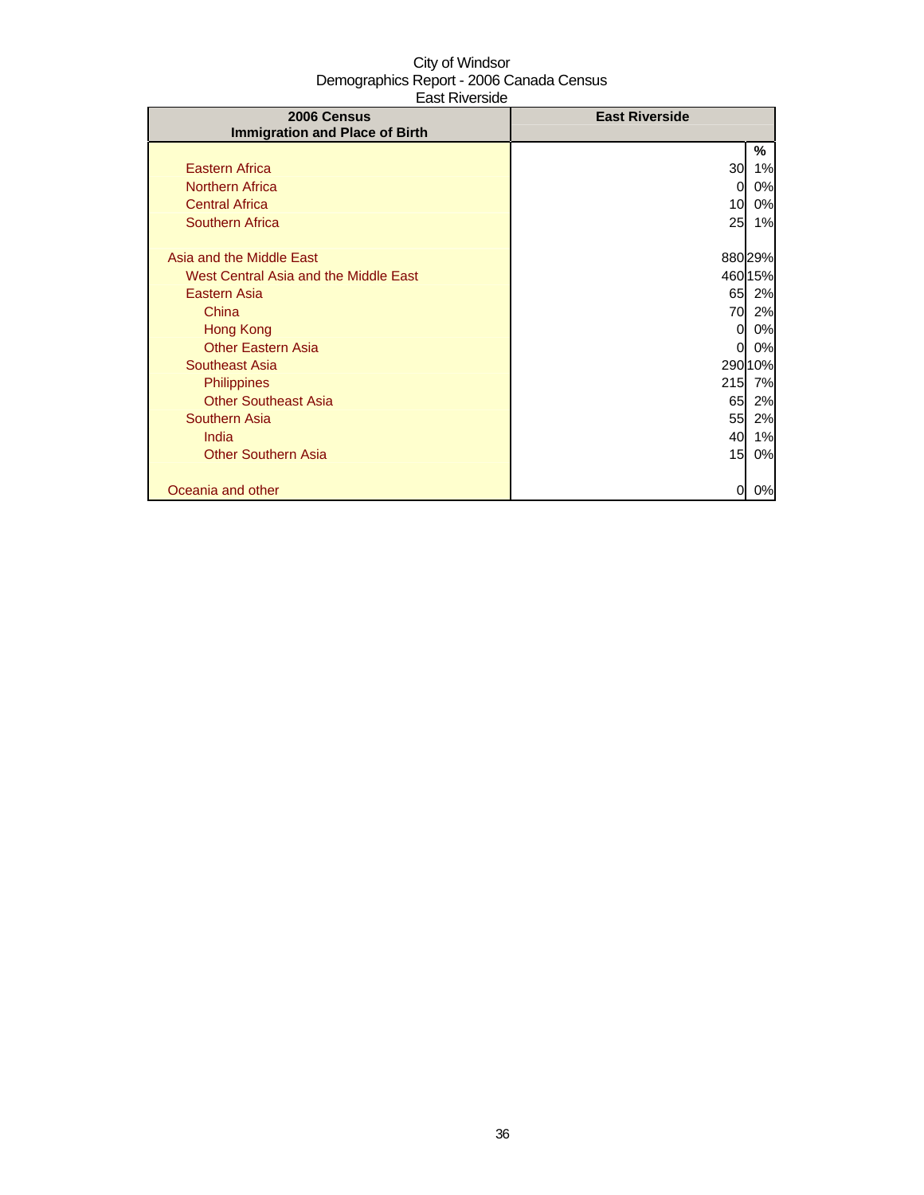City of Windsor
Demographics Report - 2006 Canada Census
East Riverside

| 2006 Census<br>Immigration and Place of Birth | East Riverside | |
|---|---|---|
| | | % |
| Eastern Africa | 30 | 1% |
| Northern Africa | 0 | 0% |
| Central Africa | 10 | 0% |
| Southern Africa | 25 | 1% |
| | | |
| Asia and the Middle East | 880 | 29% |
| West Central Asia and the Middle East | 460 | 15% |
| Eastern Asia | 65 | 2% |
| China | 70 | 2% |
| Hong Kong | 0 | 0% |
| Other Eastern Asia | 0 | 0% |
| Southeast Asia | 290 | 10% |
| Philippines | 215 | 7% |
| Other Southeast Asia | 65 | 2% |
| Southern Asia | 55 | 2% |
| India | 40 | 1% |
| Other Southern Asia | 15 | 0% |
| | | |
| Oceania and other | 0 | 0% |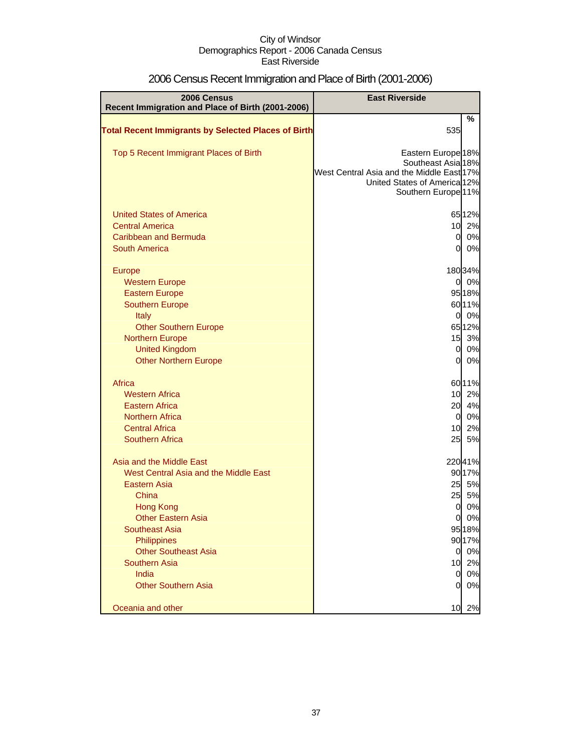City of Windsor
Demographics Report - 2006 Canada Census
East Riverside

# 2006 Census Recent Immigration and Place of Birth (2001-2006)

| 2006 Census Recent Immigration and Place of Birth (2001-2006) | East Riverside | |
|---|---|---|
| | | % |
| **Total Recent Immigrants by Selected Places of Birth** | 535 | |
| Top 5 Recent Immigrant Places of Birth | Eastern Europe | 18% |
| | Southeast Asia | 18% |
| | West Central Asia and the Middle East | 17% |
| | United States of America | 12% |
| | Southern Europe | 11% |
| United States of America | 65 | 12% |
| Central America | 10 | 2% |
| Caribbean and Bermuda | 0 | 0% |
| South America | 0 | 0% |
| Europe | 180 | 34% |
| Western Europe | 0 | 0% |
| Eastern Europe | 95 | 18% |
| Southern Europe | 60 | 11% |
| Italy | 0 | 0% |
| Other Southern Europe | 65 | 12% |
| Northern Europe | 15 | 3% |
| United Kingdom | 0 | 0% |
| Other Northern Europe | 0 | 0% |
| Africa | 60 | 11% |
| Western Africa | 10 | 2% |
| Eastern Africa | 20 | 4% |
| Northern Africa | 0 | 0% |
| Central Africa | 10 | 2% |
| Southern Africa | 25 | 5% |
| Asia and the Middle East | 220 | 41% |
| West Central Asia and the Middle East | 90 | 17% |
| Eastern Asia | 25 | 5% |
| China | 25 | 5% |
| Hong Kong | 0 | 0% |
| Other Eastern Asia | 0 | 0% |
| Southeast Asia | 95 | 18% |
| Philippines | 90 | 17% |
| Other Southeast Asia | 0 | 0% |
| Southern Asia | 10 | 2% |
| India | 0 | 0% |
| Other Southern Asia | 0 | 0% |
| Oceania and other | 10 | 2% |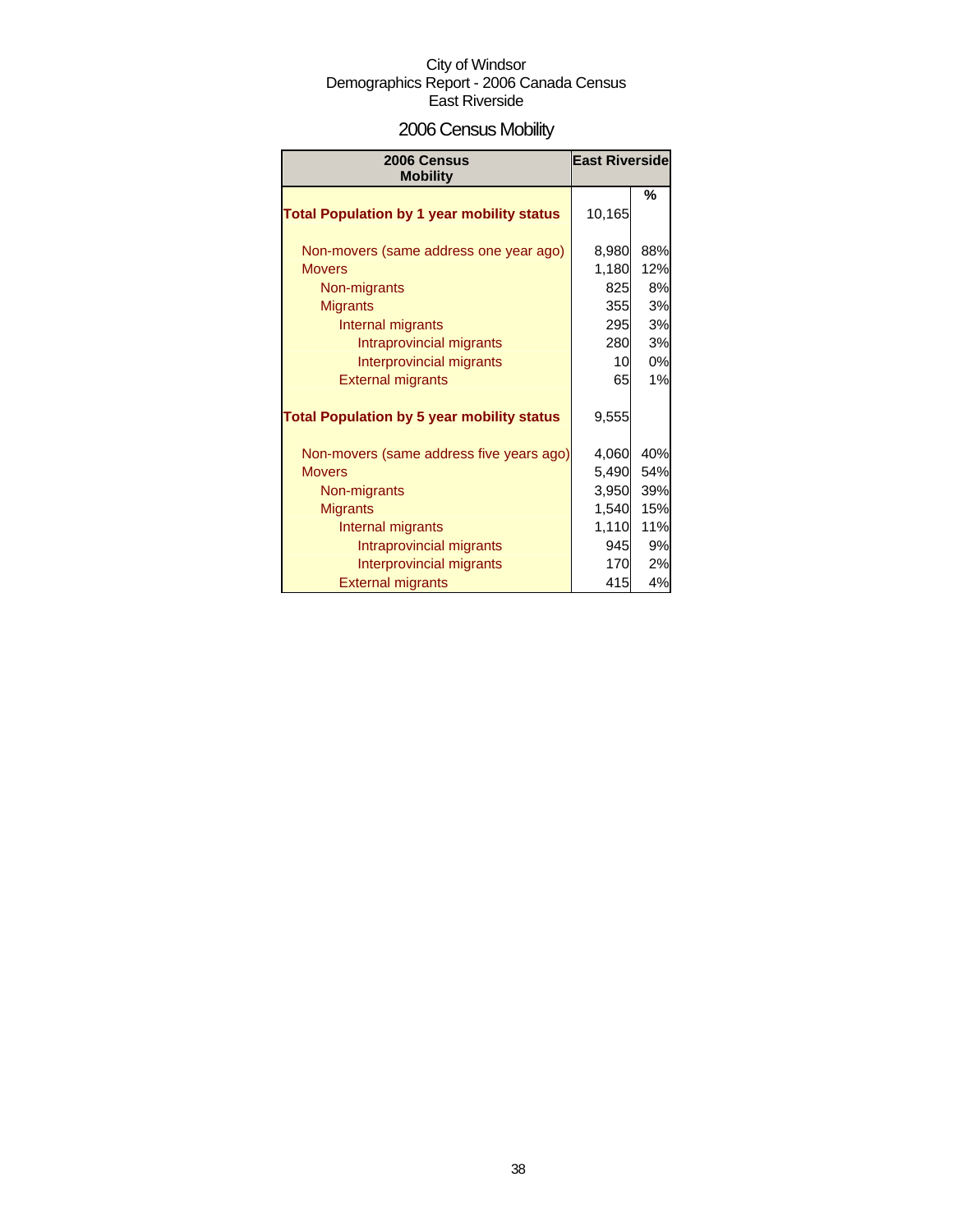City of Windsor
Demographics Report - 2006 Canada Census
East Riverside

# 2006 Census Mobility

| 2006 Census Mobility | East Riverside | |
|---|---|---|
| | | % |
| **Total Population by 1 year mobility status** | 10,165 | |
| Non-movers (same address one year ago) | 8,980 | 88% |
| Movers | 1,180 | 12% |
| Non-migrants | 825 | 8% |
| Migrants | 355 | 3% |
| Internal migrants | 295 | 3% |
| Intraprovincial migrants | 280 | 3% |
| Interprovincial migrants | 10 | 0% |
| External migrants | 65 | 1% |
| **Total Population by 5 year mobility status** | 9,555 | |
| Non-movers (same address five years ago) | 4,060 | 40% |
| Movers | 5,490 | 54% |
| Non-migrants | 3,950 | 39% |
| Migrants | 1,540 | 15% |
| Internal migrants | 1,110 | 11% |
| Intraprovincial migrants | 945 | 9% |
| Interprovincial migrants | 170 | 2% |
| External migrants | 415 | 4% |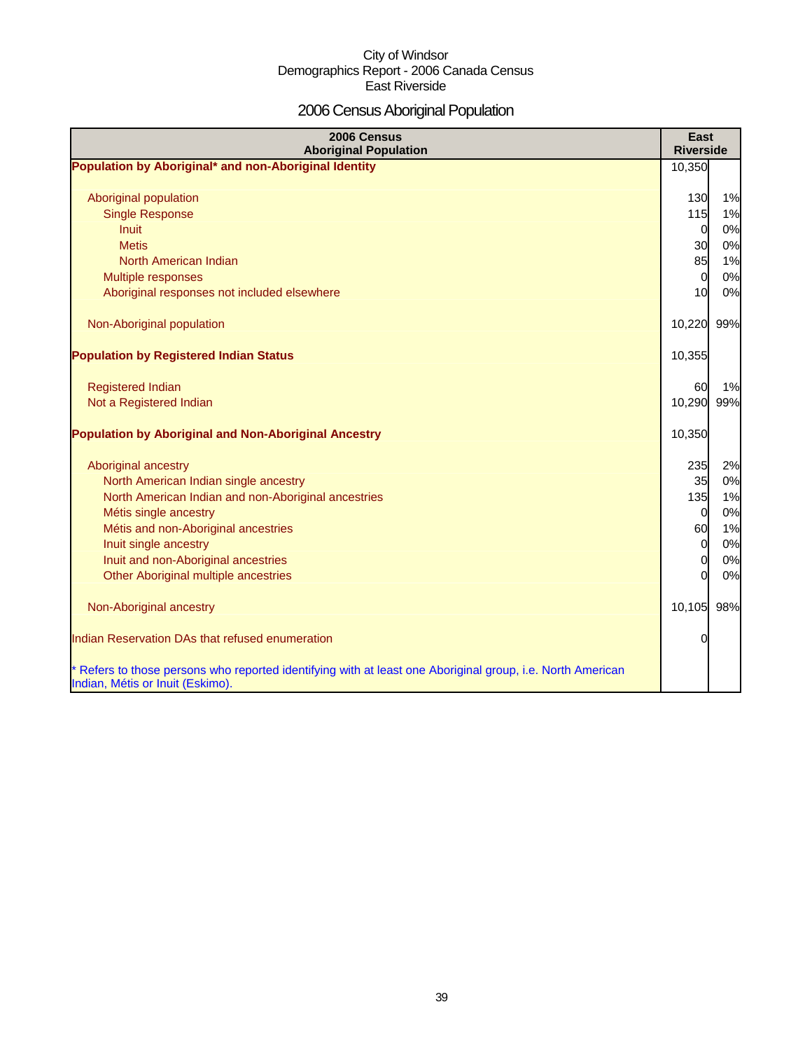City of Windsor
Demographics Report - 2006 Canada Census
East Riverside

# 2006 Census Aboriginal Population

| 2006 Census Aboriginal Population | East Riverside | |
|---|---|---|
| **Population by Aboriginal* and non-Aboriginal Identity** | 10,350 | |
| Aboriginal population | 130 | 1% |
| Single Response | 115 | 1% |
| Inuit | 0 | 0% |
| Metis | 30 | 0% |
| North American Indian | 85 | 1% |
| Multiple responses | 0 | 0% |
| Aboriginal responses not included elsewhere | 10 | 0% |
| Non-Aboriginal population | 10,220 | 99% |
| **Population by Registered Indian Status** | 10,355 | |
| Registered Indian | 60 | 1% |
| Not a Registered Indian | 10,290 | 99% |
| **Population by Aboriginal and Non-Aboriginal Ancestry** | 10,350 | |
| Aboriginal ancestry | 235 | 2% |
| North American Indian single ancestry | 35 | 0% |
| North American Indian and non-Aboriginal ancestries | 135 | 1% |
| Métis single ancestry | 0 | 0% |
| Métis and non-Aboriginal ancestries | 60 | 1% |
| Inuit single ancestry | 0 | 0% |
| Inuit and non-Aboriginal ancestries | 0 | 0% |
| Other Aboriginal multiple ancestries | 0 | 0% |
| Non-Aboriginal ancestry | 10,105 | 98% |
| Indian Reservation DAs that refused enumeration | 0 | |
| * Refers to those persons who reported identifying with at least one Aboriginal group, i.e. North American Indian, Métis or Inuit (Eskimo). | | |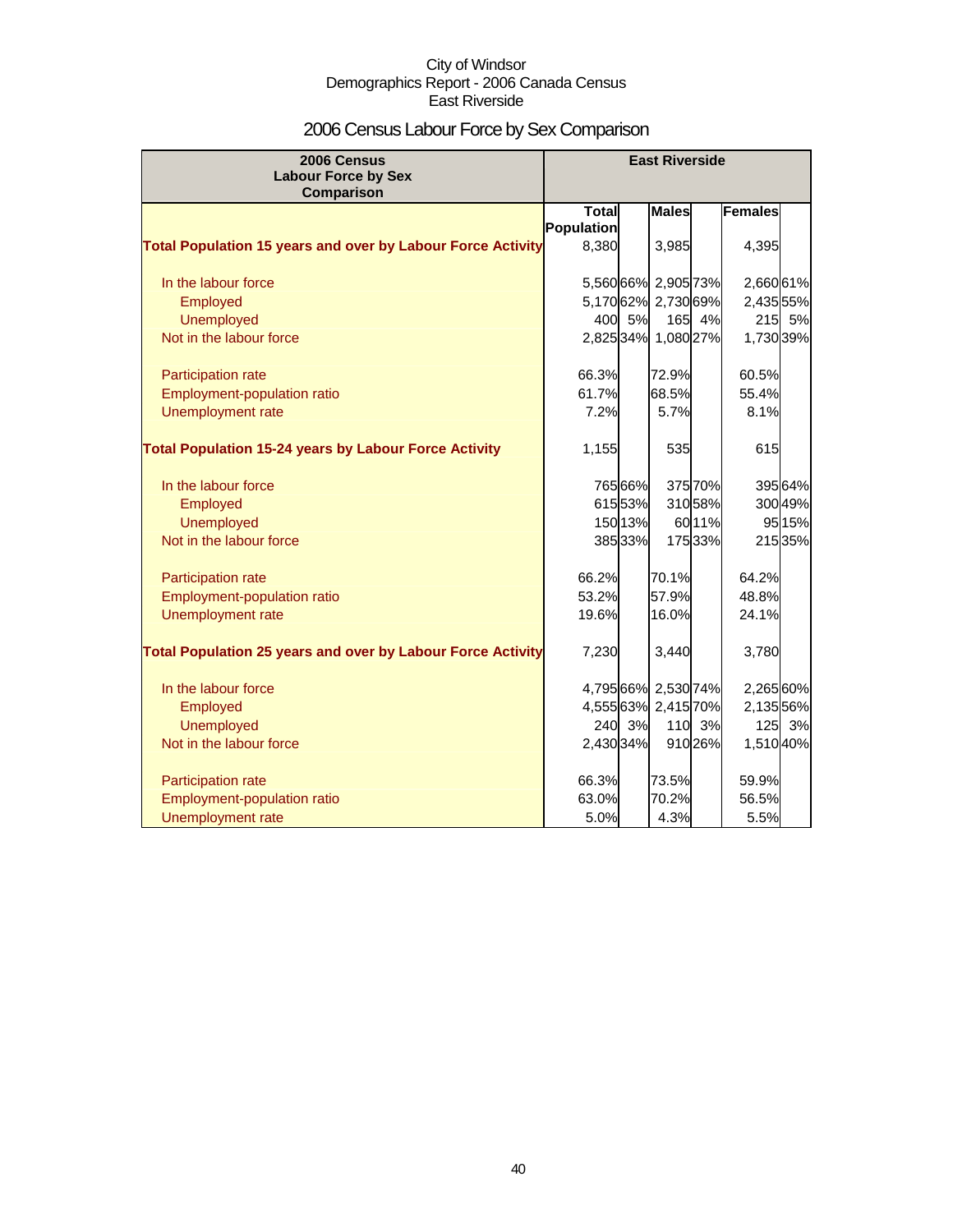City of Windsor
Demographics Report - 2006 Canada Census
East Riverside

# 2006 Census Labour Force by Sex Comparison

| 2006 Census Labour Force by Sex Comparison | East Riverside | | | | | |
|---|---|---|---|---|---|---|
| | Total Population | | Males | | Females | |
| **Total Population 15 years and over by Labour Force Activity** | 8,380 | | 3,985 | | 4,395 | |
| In the labour force | 5,560 | 66% | 2,905 | 73% | 2,660 | 61% |
| Employed | 5,170 | 62% | 2,730 | 69% | 2,435 | 55% |
| Unemployed | 400 | 5% | 165 | 4% | 215 | 5% |
| Not in the labour force | 2,825 | 34% | 1,080 | 27% | 1,730 | 39% |
| Participation rate | 66.3% | | 72.9% | | 60.5% | |
| Employment-population ratio | 61.7% | | 68.5% | | 55.4% | |
| Unemployment rate | 7.2% | | 5.7% | | 8.1% | |
| **Total Population 15-24 years by Labour Force Activity** | 1,155 | | 535 | | 615 | |
| In the labour force | 765 | 66% | 375 | 70% | 395 | 64% |
| Employed | 615 | 53% | 310 | 58% | 300 | 49% |
| Unemployed | 150 | 13% | 60 | 11% | 95 | 15% |
| Not in the labour force | 385 | 33% | 175 | 33% | 215 | 35% |
| Participation rate | 66.2% | | 70.1% | | 64.2% | |
| Employment-population ratio | 53.2% | | 57.9% | | 48.8% | |
| Unemployment rate | 19.6% | | 16.0% | | 24.1% | |
| **Total Population 25 years and over by Labour Force Activity** | 7,230 | | 3,440 | | 3,780 | |
| In the labour force | 4,795 | 66% | 2,530 | 74% | 2,265 | 60% |
| Employed | 4,555 | 63% | 2,415 | 70% | 2,135 | 56% |
| Unemployed | 240 | 3% | 110 | 3% | 125 | 3% |
| Not in the labour force | 2,430 | 34% | 910 | 26% | 1,510 | 40% |
| Participation rate | 66.3% | | 73.5% | | 59.9% | |
| Employment-population ratio | 63.0% | | 70.2% | | 56.5% | |
| Unemployment rate | 5.0% | | 4.3% | | 5.5% | |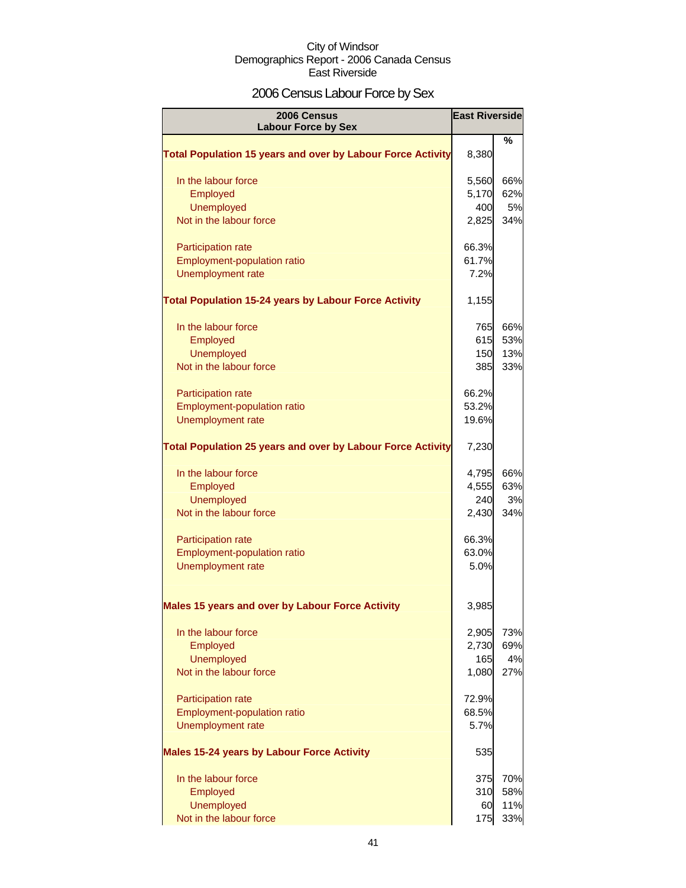City of Windsor
Demographics Report - 2006 Canada Census
East Riverside

# 2006 Census Labour Force by Sex

| 2006 Census Labour Force by Sex | East Riverside | |
|---|---|---|
| | | % |
| **Total Population 15 years and over by Labour Force Activity** | 8,380 | |
| In the labour force | 5,560 | 66% |
| Employed | 5,170 | 62% |
| Unemployed | 400 | 5% |
| Not in the labour force | 2,825 | 34% |
| Participation rate | 66.3% | |
| Employment-population ratio | 61.7% | |
| Unemployment rate | 7.2% | |
| **Total Population 15-24 years by Labour Force Activity** | 1,155 | |
| In the labour force | 765 | 66% |
| Employed | 615 | 53% |
| Unemployed | 150 | 13% |
| Not in the labour force | 385 | 33% |
| Participation rate | 66.2% | |
| Employment-population ratio | 53.2% | |
| Unemployment rate | 19.6% | |
| **Total Population 25 years and over by Labour Force Activity** | 7,230 | |
| In the labour force | 4,795 | 66% |
| Employed | 4,555 | 63% |
| Unemployed | 240 | 3% |
| Not in the labour force | 2,430 | 34% |
| Participation rate | 66.3% | |
| Employment-population ratio | 63.0% | |
| Unemployment rate | 5.0% | |
| **Males 15 years and over by Labour Force Activity** | 3,985 | |
| In the labour force | 2,905 | 73% |
| Employed | 2,730 | 69% |
| Unemployed | 165 | 4% |
| Not in the labour force | 1,080 | 27% |
| Participation rate | 72.9% | |
| Employment-population ratio | 68.5% | |
| Unemployment rate | 5.7% | |
| **Males 15-24 years by Labour Force Activity** | 535 | |
| In the labour force | 375 | 70% |
| Employed | 310 | 58% |
| Unemployed | 60 | 11% |
| Not in the labour force | 175 | 33% |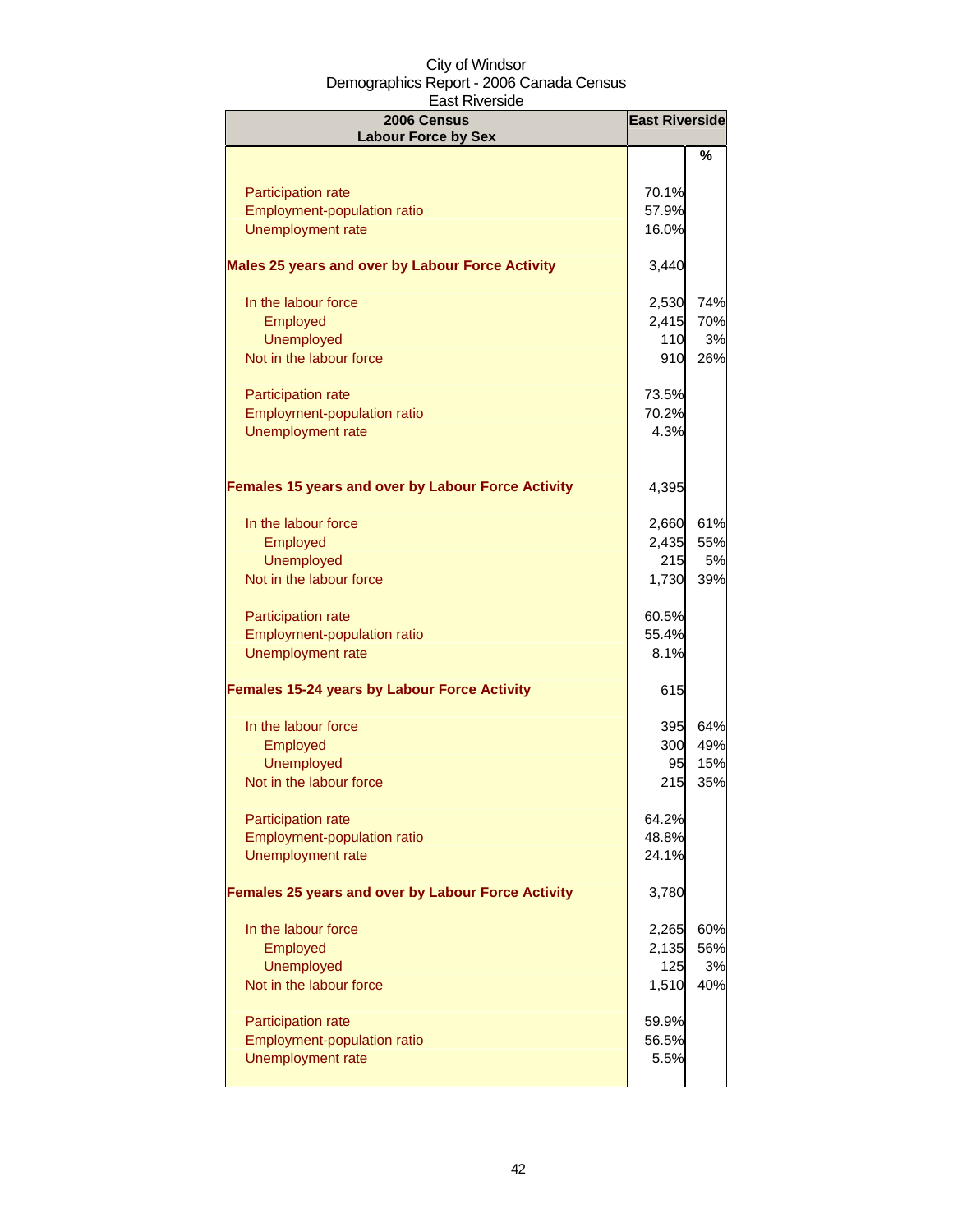City of Windsor
Demographics Report - 2006 Canada Census
East Riverside

| 2006 Census<br>Labour Force by Sex | East Riverside | |
|---|---|---|
| | | % |
| Participation rate | 70.1% | |
| Employment-population ratio | 57.9% | |
| Unemployment rate | 16.0% | |
| **Males 25 years and over by Labour Force Activity** | 3,440 | |
| In the labour force | 2,530 | 74% |
| Employed | 2,415 | 70% |
| Unemployed | 110 | 3% |
| Not in the labour force | 910 | 26% |
| Participation rate | 73.5% | |
| Employment-population ratio | 70.2% | |
| Unemployment rate | 4.3% | |
| **Females 15 years and over by Labour Force Activity** | 4,395 | |
| In the labour force | 2,660 | 61% |
| Employed | 2,435 | 55% |
| Unemployed | 215 | 5% |
| Not in the labour force | 1,730 | 39% |
| Participation rate | 60.5% | |
| Employment-population ratio | 55.4% | |
| Unemployment rate | 8.1% | |
| **Females 15-24 years by Labour Force Activity** | 615 | |
| In the labour force | 395 | 64% |
| Employed | 300 | 49% |
| Unemployed | 95 | 15% |
| Not in the labour force | 215 | 35% |
| Participation rate | 64.2% | |
| Employment-population ratio | 48.8% | |
| Unemployment rate | 24.1% | |
| **Females 25 years and over by Labour Force Activity** | 3,780 | |
| In the labour force | 2,265 | 60% |
| Employed | 2,135 | 56% |
| Unemployed | 125 | 3% |
| Not in the labour force | 1,510 | 40% |
| Participation rate | 59.9% | |
| Employment-population ratio | 56.5% | |
| Unemployment rate | 5.5% | |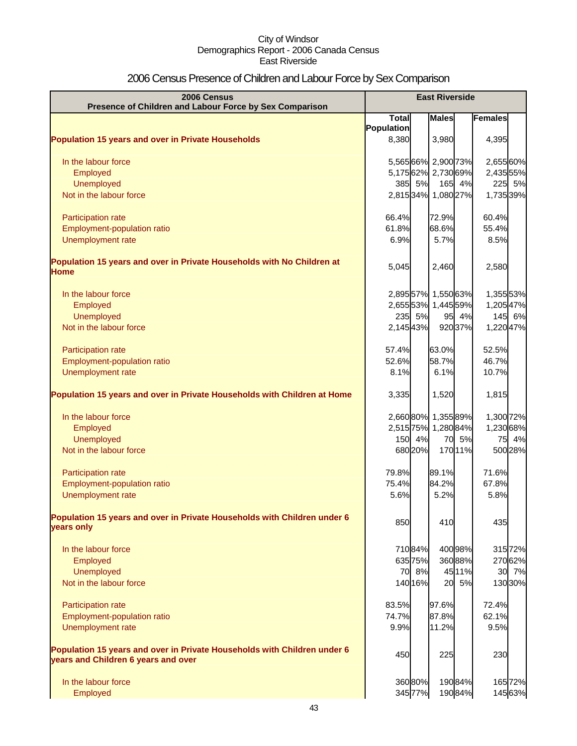City of Windsor
Demographics Report - 2006 Canada Census
East Riverside

# 2006 Census Presence of Children and Labour Force by Sex Comparison

| 2006 Census<br>Presence of Children and Labour Force by Sex Comparison | East Riverside | | | | | |
|---|---|---|---|---|---|---|
| | Total Population | | Males | | Females | |
| **Population 15 years and over in Private Households** | 8,380 | | 3,980 | | 4,395 | |
| In the labour force | 5,565 | 66% | 2,900 | 73% | 2,655 | 60% |
| Employed | 5,175 | 62% | 2,730 | 69% | 2,435 | 55% |
| Unemployed | 385 | 5% | 165 | 4% | 225 | 5% |
| Not in the labour force | 2,815 | 34% | 1,080 | 27% | 1,735 | 39% |
| Participation rate | 66.4% | | 72.9% | | 60.4% | |
| Employment-population ratio | 61.8% | | 68.6% | | 55.4% | |
| Unemployment rate | 6.9% | | 5.7% | | 8.5% | |
| **Population 15 years and over in Private Households with No Children at Home** | 5,045 | | 2,460 | | 2,580 | |
| In the labour force | 2,895 | 57% | 1,550 | 63% | 1,355 | 53% |
| Employed | 2,655 | 53% | 1,445 | 59% | 1,205 | 47% |
| Unemployed | 235 | 5% | 95 | 4% | 145 | 6% |
| Not in the labour force | 2,145 | 43% | 920 | 37% | 1,220 | 47% |
| Participation rate | 57.4% | | 63.0% | | 52.5% | |
| Employment-population ratio | 52.6% | | 58.7% | | 46.7% | |
| Unemployment rate | 8.1% | | 6.1% | | 10.7% | |
| **Population 15 years and over in Private Households with Children at Home** | 3,335 | | 1,520 | | 1,815 | |
| In the labour force | 2,660 | 80% | 1,355 | 89% | 1,300 | 72% |
| Employed | 2,515 | 75% | 1,280 | 84% | 1,230 | 68% |
| Unemployed | 150 | 4% | 70 | 5% | 75 | 4% |
| Not in the labour force | 680 | 20% | 170 | 11% | 500 | 28% |
| Participation rate | 79.8% | | 89.1% | | 71.6% | |
| Employment-population ratio | 75.4% | | 84.2% | | 67.8% | |
| Unemployment rate | 5.6% | | 5.2% | | 5.8% | |
| **Population 15 years and over in Private Households with Children under 6 years only** | 850 | | 410 | | 435 | |
| In the labour force | 710 | 84% | 400 | 98% | 315 | 72% |
| Employed | 635 | 75% | 360 | 88% | 270 | 62% |
| Unemployed | 70 | 8% | 45 | 11% | 30 | 7% |
| Not in the labour force | 140 | 16% | 20 | 5% | 130 | 30% |
| Participation rate | 83.5% | | 97.6% | | 72.4% | |
| Employment-population ratio | 74.7% | | 87.8% | | 62.1% | |
| Unemployment rate | 9.9% | | 11.2% | | 9.5% | |
| **Population 15 years and over in Private Households with Children under 6 years and Children 6 years and over** | 450 | | 225 | | 230 | |
| In the labour force | 360 | 80% | 190 | 84% | 165 | 72% |
| Employed | 345 | 77% | 190 | 84% | 145 | 63% |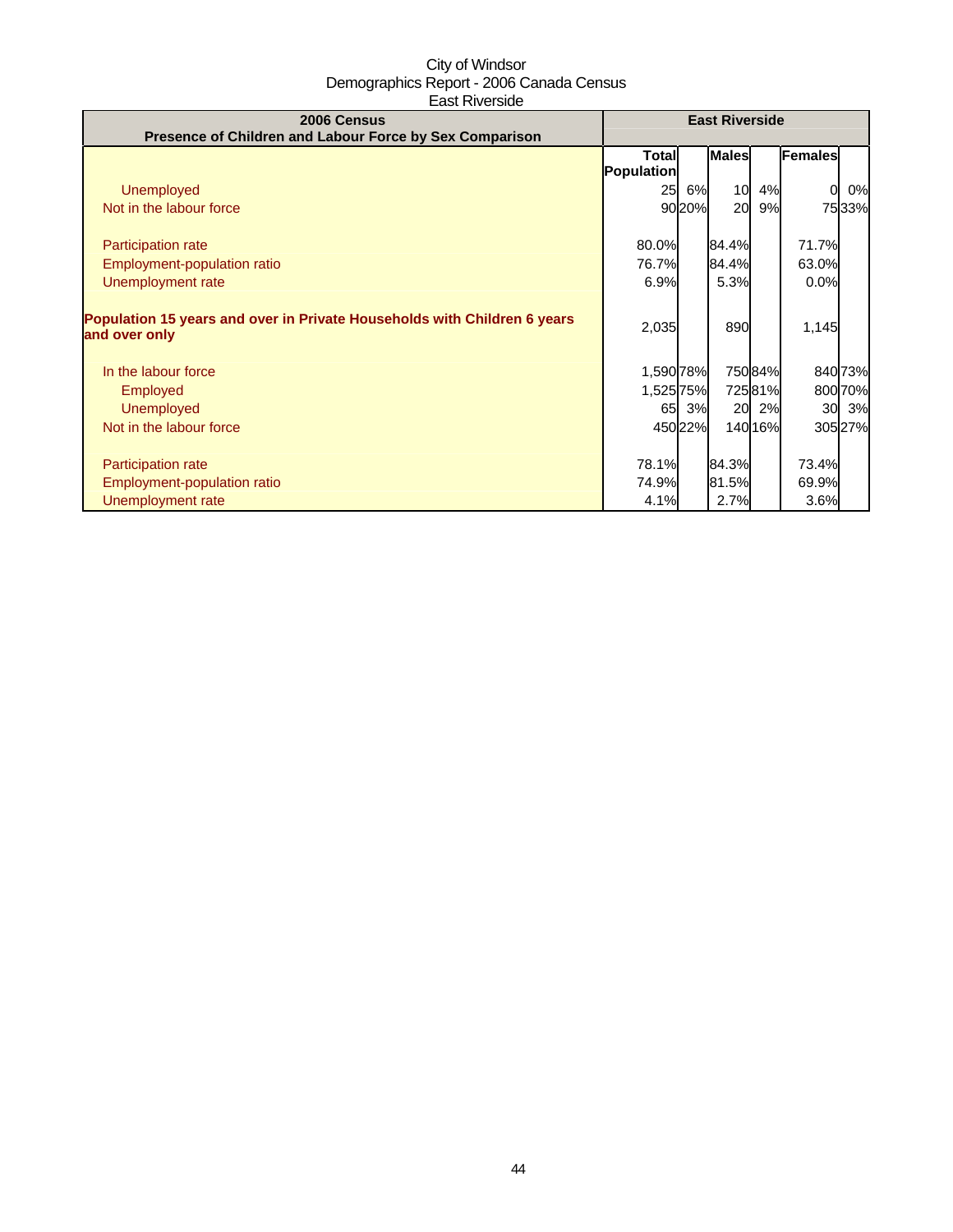City of Windsor
Demographics Report - 2006 Canada Census
East Riverside

| 2006 Census<br>Presence of Children and Labour Force by Sex Comparison | East Riverside | | | | | |
|---|---|---|---|---|---|---|
| | Total Population | | Males | | Females | |
| Unemployed | 25 | 6% | 10 | 4% | 0 | 0% |
| Not in the labour force | 90 | 20% | 20 | 9% | 75 | 33% |
| | | | | | | |
| Participation rate | 80.0% | | 84.4% | | 71.7% | |
| Employment-population ratio | 76.7% | | 84.4% | | 63.0% | |
| Unemployment rate | 6.9% | | 5.3% | | 0.0% | |
| | | | | | | |
| **Population 15 years and over in Private Households with Children 6 years and over only** | 2,035 | | 890 | | 1,145 | |
| | | | | | | |
| In the labour force | 1,590 | 78% | 750 | 84% | 840 | 73% |
| Employed | 1,525 | 75% | 725 | 81% | 800 | 70% |
| Unemployed | 65 | 3% | 20 | 2% | 30 | 3% |
| Not in the labour force | 450 | 22% | 140 | 16% | 305 | 27% |
| | | | | | | |
| Participation rate | 78.1% | | 84.3% | | 73.4% | |
| Employment-population ratio | 74.9% | | 81.5% | | 69.9% | |
| Unemployment rate | 4.1% | | 2.7% | | 3.6% | |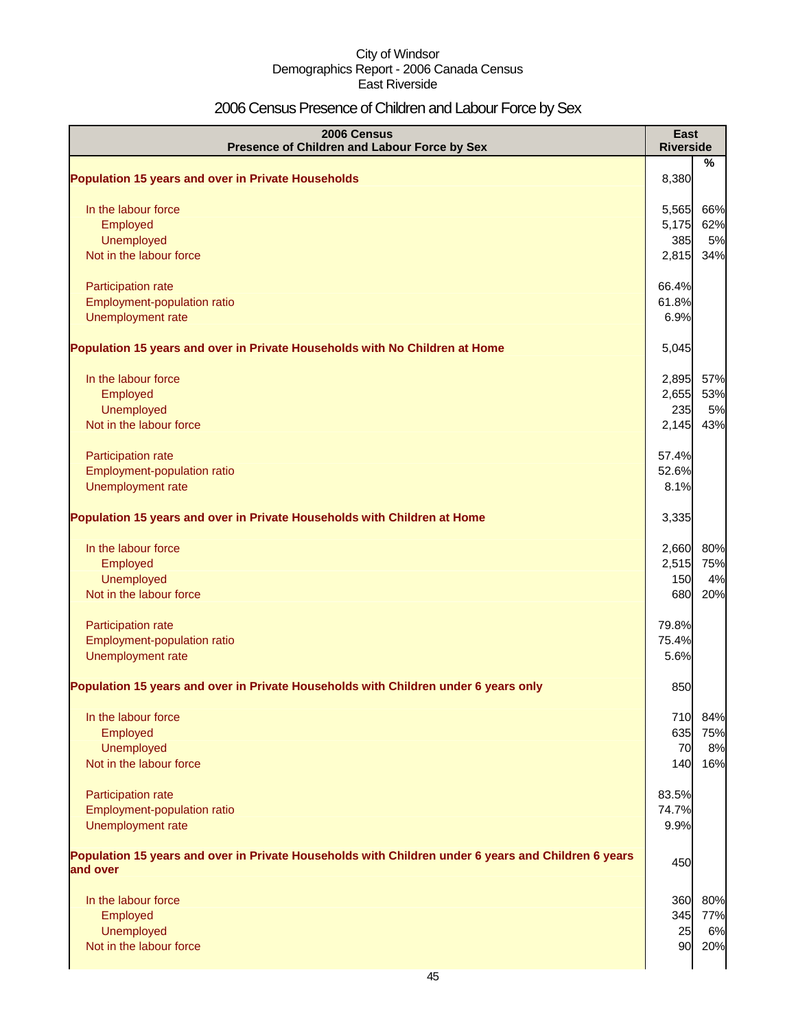City of Windsor
Demographics Report - 2006 Canada Census
East Riverside

# 2006 Census Presence of Children and Labour Force by Sex

| 2006 Census<br>Presence of Children and Labour Force by Sex | East Riverside | % |
|---|---|---|
| **Population 15 years and over in Private Households** | 8,380 | |
| In the labour force | 5,565 | 66% |
| Employed | 5,175 | 62% |
| Unemployed | 385 | 5% |
| Not in the labour force | 2,815 | 34% |
| Participation rate | 66.4% | |
| Employment-population ratio | 61.8% | |
| Unemployment rate | 6.9% | |
| **Population 15 years and over in Private Households with No Children at Home** | 5,045 | |
| In the labour force | 2,895 | 57% |
| Employed | 2,655 | 53% |
| Unemployed | 235 | 5% |
| Not in the labour force | 2,145 | 43% |
| Participation rate | 57.4% | |
| Employment-population ratio | 52.6% | |
| Unemployment rate | 8.1% | |
| **Population 15 years and over in Private Households with Children at Home** | 3,335 | |
| In the labour force | 2,660 | 80% |
| Employed | 2,515 | 75% |
| Unemployed | 150 | 4% |
| Not in the labour force | 680 | 20% |
| Participation rate | 79.8% | |
| Employment-population ratio | 75.4% | |
| Unemployment rate | 5.6% | |
| **Population 15 years and over in Private Households with Children under 6 years only** | 850 | |
| In the labour force | 710 | 84% |
| Employed | 635 | 75% |
| Unemployed | 70 | 8% |
| Not in the labour force | 140 | 16% |
| Participation rate | 83.5% | |
| Employment-population ratio | 74.7% | |
| Unemployment rate | 9.9% | |
| **Population 15 years and over in Private Households with Children under 6 years and Children 6 years and over** | 450 | |
| In the labour force | 360 | 80% |
| Employed | 345 | 77% |
| Unemployed | 25 | 6% |
| Not in the labour force | 90 | 20% |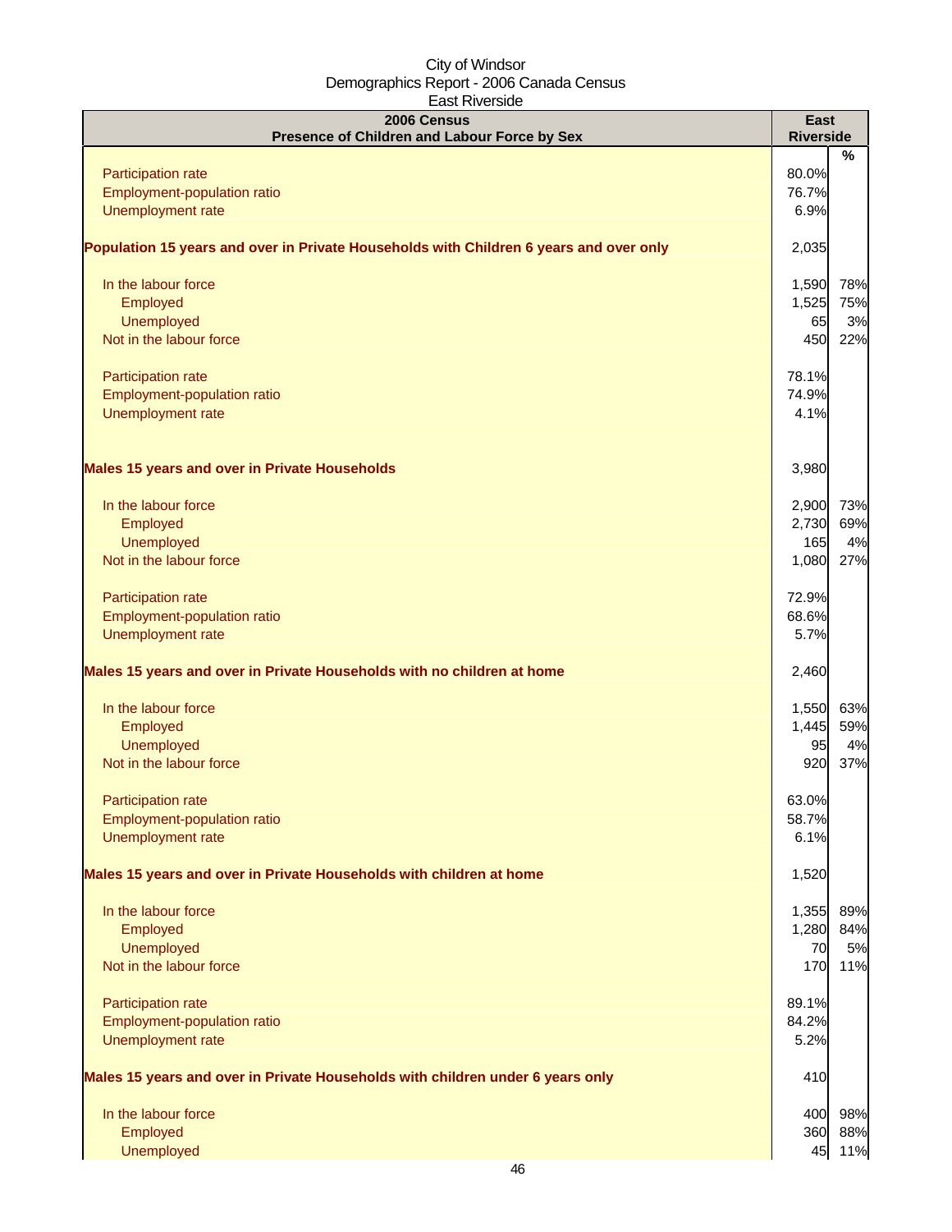City of Windsor
Demographics Report - 2006 Canada Census
East Riverside

| 2006 Census<br>Presence of Children and Labour Force by Sex | East Riverside | % |
|---|---|---|
| Participation rate | 80.0% | |
| Employment-population ratio | 76.7% | |
| Unemployment rate | 6.9% | |
| **Population 15 years and over in Private Households with Children 6 years and over only** | 2,035 | |
| In the labour force | 1,590 | 78% |
| Employed | 1,525 | 75% |
| Unemployed | 65 | 3% |
| Not in the labour force | 450 | 22% |
| Participation rate | 78.1% | |
| Employment-population ratio | 74.9% | |
| Unemployment rate | 4.1% | |
| **Males 15 years and over in Private Households** | 3,980 | |
| In the labour force | 2,900 | 73% |
| Employed | 2,730 | 69% |
| Unemployed | 165 | 4% |
| Not in the labour force | 1,080 | 27% |
| Participation rate | 72.9% | |
| Employment-population ratio | 68.6% | |
| Unemployment rate | 5.7% | |
| **Males 15 years and over in Private Households with no children at home** | 2,460 | |
| In the labour force | 1,550 | 63% |
| Employed | 1,445 | 59% |
| Unemployed | 95 | 4% |
| Not in the labour force | 920 | 37% |
| Participation rate | 63.0% | |
| Employment-population ratio | 58.7% | |
| Unemployment rate | 6.1% | |
| **Males 15 years and over in Private Households with children at home** | 1,520 | |
| In the labour force | 1,355 | 89% |
| Employed | 1,280 | 84% |
| Unemployed | 70 | 5% |
| Not in the labour force | 170 | 11% |
| Participation rate | 89.1% | |
| Employment-population ratio | 84.2% | |
| Unemployment rate | 5.2% | |
| **Males 15 years and over in Private Households with children under 6 years only** | 410 | |
| In the labour force | 400 | 98% |
| Employed | 360 | 88% |
| Unemployed | 45 | 11% |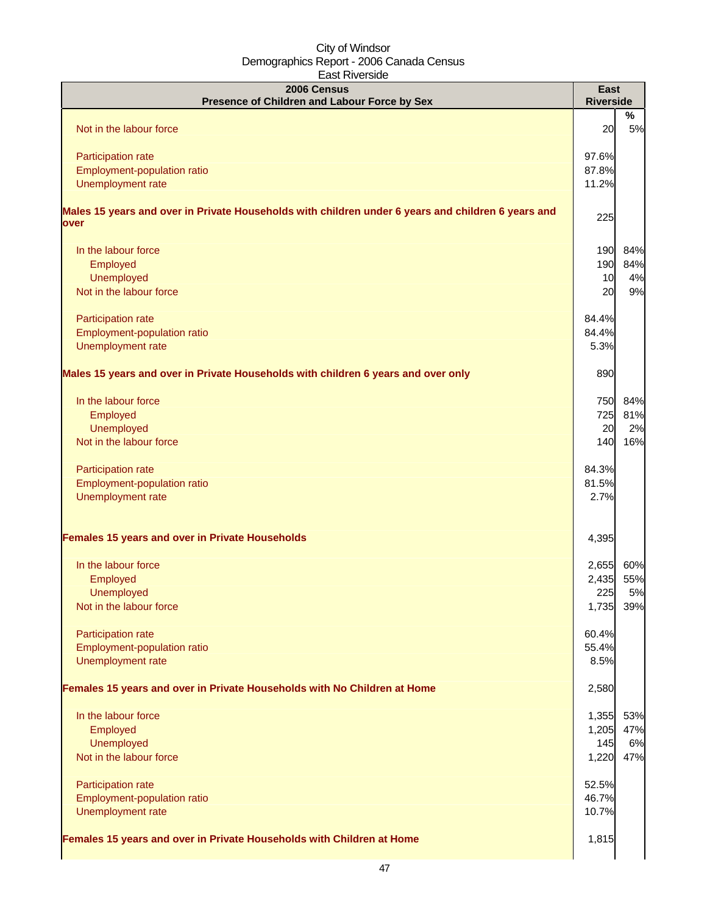City of Windsor
Demographics Report - 2006 Canada Census
East Riverside

| 2006 Census<br>Presence of Children and Labour Force by Sex | East Riverside | |
|---|---|---|
| | | % |
| Not in the labour force | 20 | 5% |
| | | |
| Participation rate | 97.6% | |
| Employment-population ratio | 87.8% | |
| Unemployment rate | 11.2% | |
| | | |
| **Males 15 years and over in Private Households with children under 6 years and children 6 years and over** | 225 | |
| | | |
| In the labour force | 190 | 84% |
| Employed | 190 | 84% |
| Unemployed | 10 | 4% |
| Not in the labour force | 20 | 9% |
| | | |
| Participation rate | 84.4% | |
| Employment-population ratio | 84.4% | |
| Unemployment rate | 5.3% | |
| | | |
| **Males 15 years and over in Private Households with children 6 years and over only** | 890 | |
| | | |
| In the labour force | 750 | 84% |
| Employed | 725 | 81% |
| Unemployed | 20 | 2% |
| Not in the labour force | 140 | 16% |
| | | |
| Participation rate | 84.3% | |
| Employment-population ratio | 81.5% | |
| Unemployment rate | 2.7% | |
| | | |
| **Females 15 years and over in Private Households** | 4,395 | |
| | | |
| In the labour force | 2,655 | 60% |
| Employed | 2,435 | 55% |
| Unemployed | 225 | 5% |
| Not in the labour force | 1,735 | 39% |
| | | |
| Participation rate | 60.4% | |
| Employment-population ratio | 55.4% | |
| Unemployment rate | 8.5% | |
| | | |
| **Females 15 years and over in Private Households with No Children at Home** | 2,580 | |
| | | |
| In the labour force | 1,355 | 53% |
| Employed | 1,205 | 47% |
| Unemployed | 145 | 6% |
| Not in the labour force | 1,220 | 47% |
| | | |
| Participation rate | 52.5% | |
| Employment-population ratio | 46.7% | |
| Unemployment rate | 10.7% | |
| | | |
| **Females 15 years and over in Private Households with Children at Home** | 1,815 | |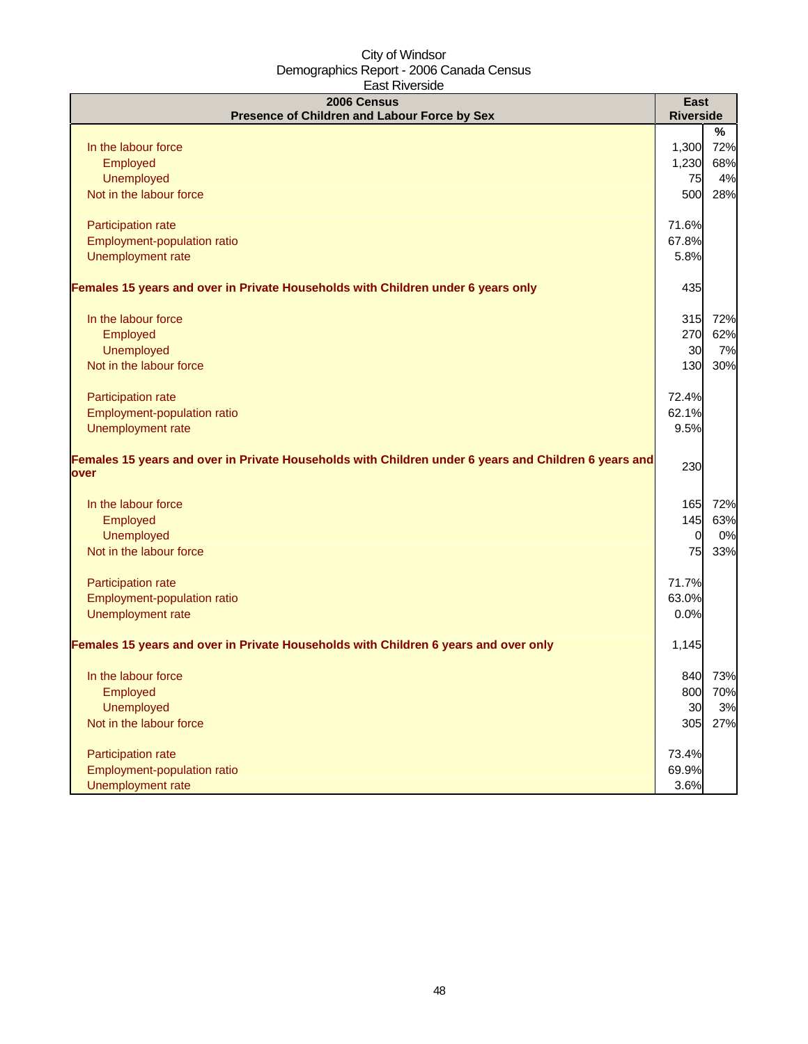City of Windsor
Demographics Report - 2006 Canada Census
East Riverside

| 2006 Census<br>Presence of Children and Labour Force by Sex | East Riverside | |
|---|---|---|
| | | % |
| In the labour force | 1,300 | 72% |
| Employed | 1,230 | 68% |
| Unemployed | 75 | 4% |
| Not in the labour force | 500 | 28% |
| | | |
| Participation rate | 71.6% | |
| Employment-population ratio | 67.8% | |
| Unemployment rate | 5.8% | |
| | | |
| **Females 15 years and over in Private Households with Children under 6 years only** | 435 | |
| | | |
| In the labour force | 315 | 72% |
| Employed | 270 | 62% |
| Unemployed | 30 | 7% |
| Not in the labour force | 130 | 30% |
| | | |
| Participation rate | 72.4% | |
| Employment-population ratio | 62.1% | |
| Unemployment rate | 9.5% | |
| | | |
| **Females 15 years and over in Private Households with Children under 6 years and Children 6 years and over** | 230 | |
| | | |
| In the labour force | 165 | 72% |
| Employed | 145 | 63% |
| Unemployed | 0 | 0% |
| Not in the labour force | 75 | 33% |
| | | |
| Participation rate | 71.7% | |
| Employment-population ratio | 63.0% | |
| Unemployment rate | 0.0% | |
| | | |
| **Females 15 years and over in Private Households with Children 6 years and over only** | 1,145 | |
| | | |
| In the labour force | 840 | 73% |
| Employed | 800 | 70% |
| Unemployed | 30 | 3% |
| Not in the labour force | 305 | 27% |
| | | |
| Participation rate | 73.4% | |
| Employment-population ratio | 69.9% | |
| Unemployment rate | 3.6% | |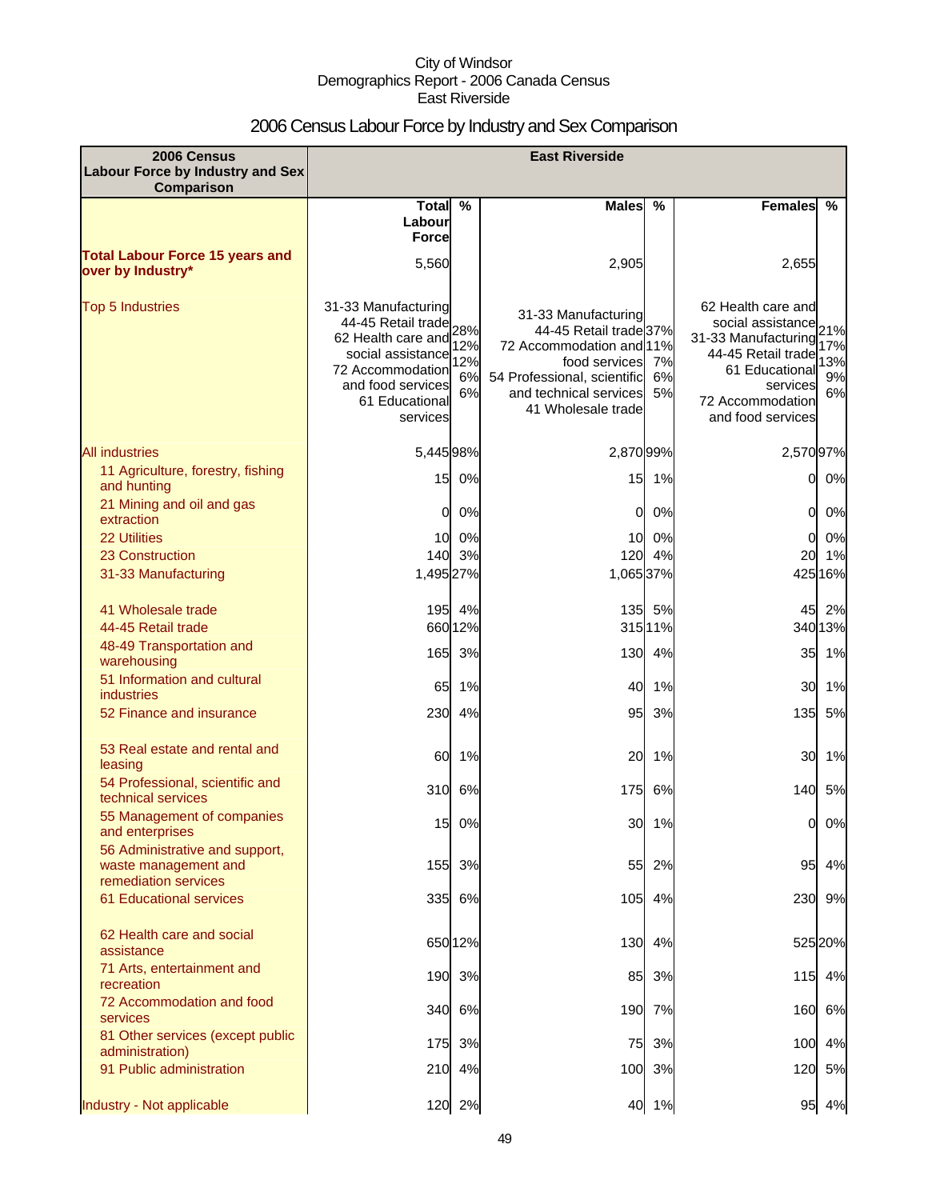City of Windsor
Demographics Report - 2006 Canada Census
East Riverside

# 2006 Census Labour Force by Industry and Sex Comparison

| 2006 Census Labour Force by Industry and Sex Comparison | East Riverside | | | | | |
|---|---|---|---|---|---|---|
| | Total Labour Force | % | Males | % | Females | % |
| **Total Labour Force 15 years and over by Industry*** | 5,560 | | 2,905 | | 2,655 | |
| Top 5 Industries | 31-33 Manufacturing<br>44-45 Retail trade<br>62 Health care and social assistance<br>72 Accommodation and food services<br>61 Educational services | 28%<br>12%<br>12%<br>6%<br>6% | 31-33 Manufacturing<br>44-45 Retail trade<br>72 Accommodation and food services<br>54 Professional, scientific and technical services<br>41 Wholesale trade | 37%<br>11%<br>7%<br>6%<br>5% | 62 Health care and social assistance<br>31-33 Manufacturing<br>44-45 Retail trade<br>61 Educational services<br>72 Accommodation and food services | 21%<br>17%<br>13%<br>9%<br>6% |
| All industries | 5,445 | 98% | 2,870 | 99% | 2,570 | 97% |
| 11 Agriculture, forestry, fishing and hunting | 15 | 0% | 15 | 1% | 0 | 0% |
| 21 Mining and oil and gas extraction | 0 | 0% | 0 | 0% | 0 | 0% |
| 22 Utilities | 10 | 0% | 10 | 0% | 0 | 0% |
| 23 Construction | 140 | 3% | 120 | 4% | 20 | 1% |
| 31-33 Manufacturing | 1,495 | 27% | 1,065 | 37% | 425 | 16% |
| 41 Wholesale trade | 195 | 4% | 135 | 5% | 45 | 2% |
| 44-45 Retail trade | 660 | 12% | 315 | 11% | 340 | 13% |
| 48-49 Transportation and warehousing | 165 | 3% | 130 | 4% | 35 | 1% |
| 51 Information and cultural industries | 65 | 1% | 40 | 1% | 30 | 1% |
| 52 Finance and insurance | 230 | 4% | 95 | 3% | 135 | 5% |
| 53 Real estate and rental and leasing | 60 | 1% | 20 | 1% | 30 | 1% |
| 54 Professional, scientific and technical services | 310 | 6% | 175 | 6% | 140 | 5% |
| 55 Management of companies and enterprises | 15 | 0% | 30 | 1% | 0 | 0% |
| 56 Administrative and support, waste management and remediation services | 155 | 3% | 55 | 2% | 95 | 4% |
| 61 Educational services | 335 | 6% | 105 | 4% | 230 | 9% |
| 62 Health care and social assistance | 650 | 12% | 130 | 4% | 525 | 20% |
| 71 Arts, entertainment and recreation | 190 | 3% | 85 | 3% | 115 | 4% |
| 72 Accommodation and food services | 340 | 6% | 190 | 7% | 160 | 6% |
| 81 Other services (except public administration) | 175 | 3% | 75 | 3% | 100 | 4% |
| 91 Public administration | 210 | 4% | 100 | 3% | 120 | 5% |
| Industry - Not applicable | 120 | 2% | 40 | 1% | 95 | 4% |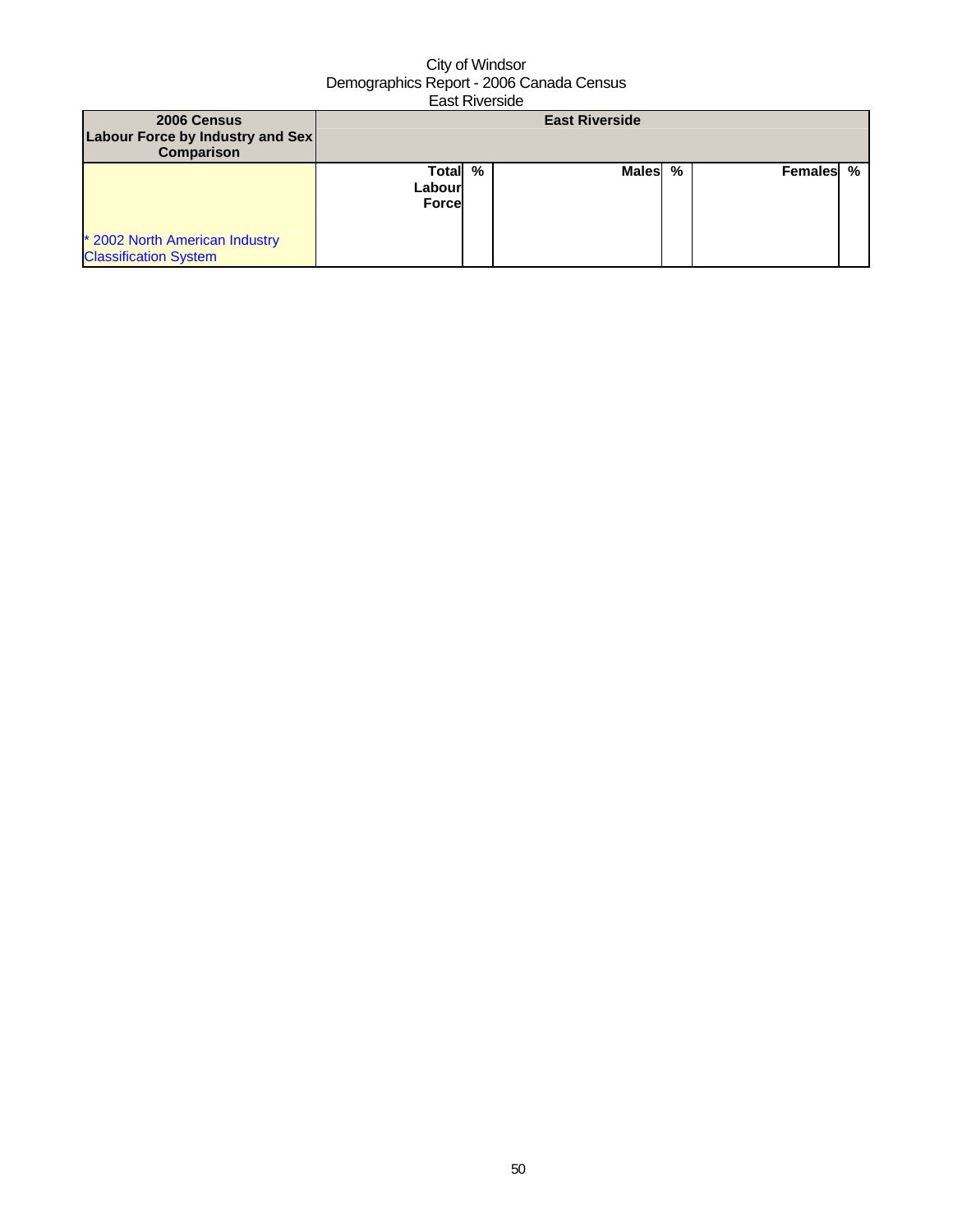City of Windsor
Demographics Report - 2006 Canada Census
East Riverside

| 2006 Census<br>Labour Force by Industry and Sex Comparison | East Riverside | | | | | |
|---|---|---|---|---|---|---|
| * 2002 North American Industry Classification System | Total Labour Force | % | Males | % | Females | % |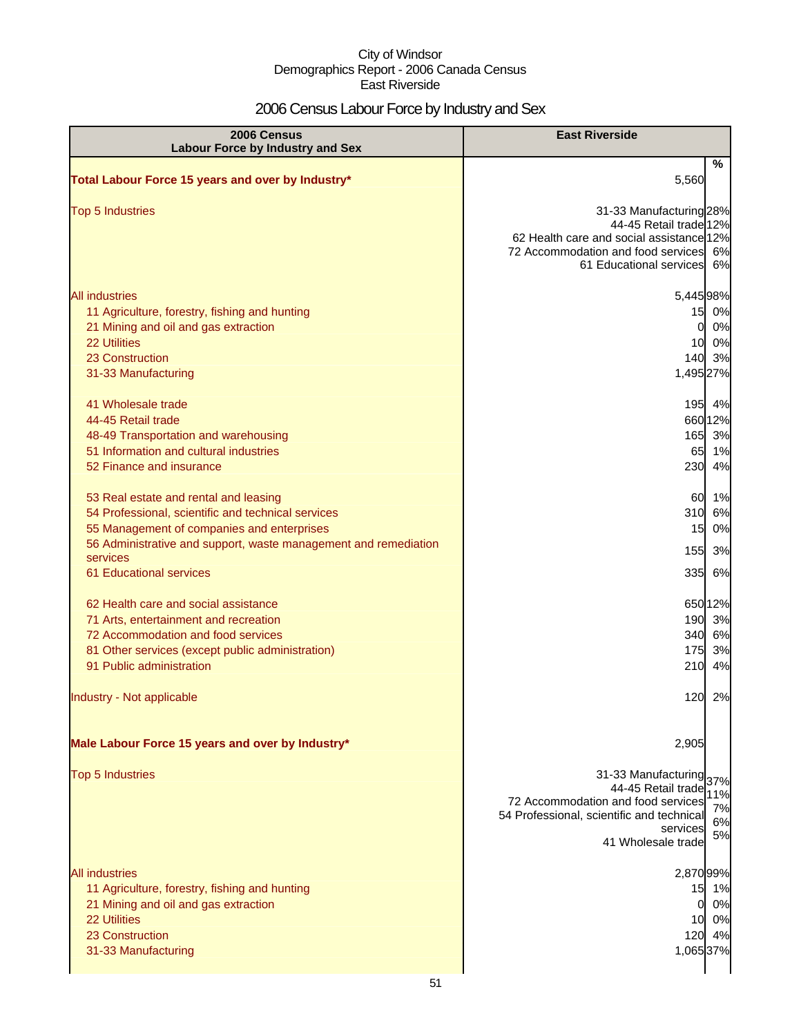City of Windsor
Demographics Report - 2006 Canada Census
East Riverside

# 2006 Census Labour Force by Industry and Sex

| 2006 Census Labour Force by Industry and Sex | East Riverside | % |
|---|---|---|
| **Total Labour Force 15 years and over by Industry*** | 5,560 | |
| Top 5 Industries | 31-33 Manufacturing | 28% |
| | 44-45 Retail trade | 12% |
| | 62 Health care and social assistance | 12% |
| | 72 Accommodation and food services | 6% |
| | 61 Educational services | 6% |
| All industries | 5,445 | 98% |
| 11 Agriculture, forestry, fishing and hunting | 15 | 0% |
| 21 Mining and oil and gas extraction | 0 | 0% |
| 22 Utilities | 10 | 0% |
| 23 Construction | 140 | 3% |
| 31-33 Manufacturing | 1,495 | 27% |
| 41 Wholesale trade | 195 | 4% |
| 44-45 Retail trade | 660 | 12% |
| 48-49 Transportation and warehousing | 165 | 3% |
| 51 Information and cultural industries | 65 | 1% |
| 52 Finance and insurance | 230 | 4% |
| 53 Real estate and rental and leasing | 60 | 1% |
| 54 Professional, scientific and technical services | 310 | 6% |
| 55 Management of companies and enterprises | 15 | 0% |
| 56 Administrative and support, waste management and remediation services | 155 | 3% |
| 61 Educational services | 335 | 6% |
| 62 Health care and social assistance | 650 | 12% |
| 71 Arts, entertainment and recreation | 190 | 3% |
| 72 Accommodation and food services | 340 | 6% |
| 81 Other services (except public administration) | 175 | 3% |
| 91 Public administration | 210 | 4% |
| Industry - Not applicable | 120 | 2% |
| **Male Labour Force 15 years and over by Industry*** | 2,905 | |
| Top 5 Industries | 31-33 Manufacturing | 37% |
| | 44-45 Retail trade | 11% |
| | 72 Accommodation and food services | 7% |
| | 54 Professional, scientific and technical services | 6% |
| | 41 Wholesale trade | 5% |
| All industries | 2,870 | 99% |
| 11 Agriculture, forestry, fishing and hunting | 15 | 1% |
| 21 Mining and oil and gas extraction | 0 | 0% |
| 22 Utilities | 10 | 0% |
| 23 Construction | 120 | 4% |
| 31-33 Manufacturing | 1,065 | 37% |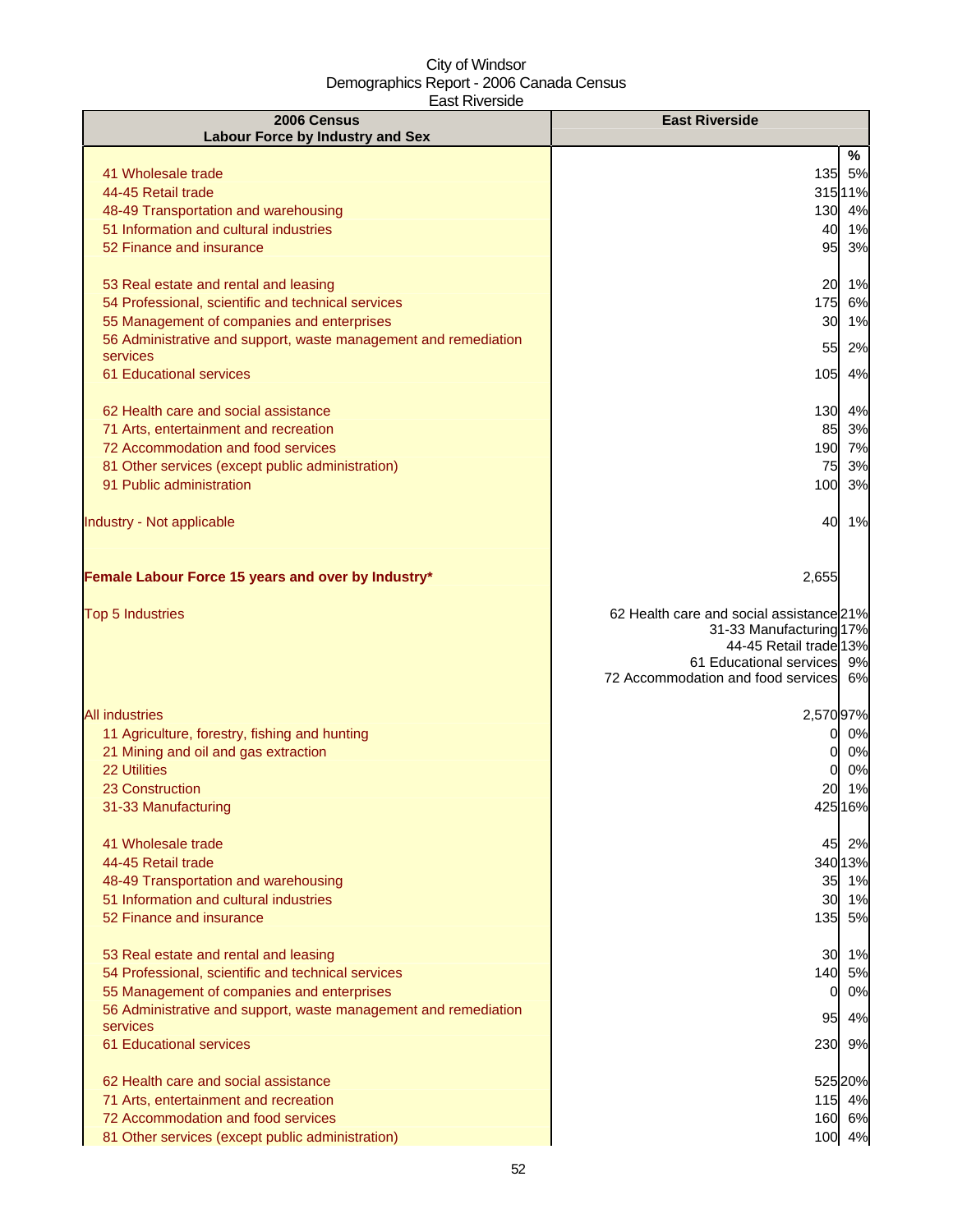City of Windsor
Demographics Report - 2006 Canada Census
East Riverside

| 2006 Census<br>Labour Force by Industry and Sex | East Riverside | |
|---|---|---|
| | | % |
| 41 Wholesale trade | 135 | 5% |
| 44-45 Retail trade | 315 | 11% |
| 48-49 Transportation and warehousing | 130 | 4% |
| 51 Information and cultural industries | 40 | 1% |
| 52 Finance and insurance | 95 | 3% |
| 53 Real estate and rental and leasing | 20 | 1% |
| 54 Professional, scientific and technical services | 175 | 6% |
| 55 Management of companies and enterprises | 30 | 1% |
| 56 Administrative and support, waste management and remediation services | 55 | 2% |
| 61 Educational services | 105 | 4% |
| 62 Health care and social assistance | 130 | 4% |
| 71 Arts, entertainment and recreation | 85 | 3% |
| 72 Accommodation and food services | 190 | 7% |
| 81 Other services (except public administration) | 75 | 3% |
| 91 Public administration | 100 | 3% |
| Industry - Not applicable | 40 | 1% |
| **Female Labour Force 15 years and over by Industry*** | 2,655 | |
| Top 5 Industries | 62 Health care and social assistance | 21% |
| | 31-33 Manufacturing | 17% |
| | 44-45 Retail trade | 13% |
| | 61 Educational services | 9% |
| | 72 Accommodation and food services | 6% |
| All industries | 2,570 | 97% |
| 11 Agriculture, forestry, fishing and hunting | 0 | 0% |
| 21 Mining and oil and gas extraction | 0 | 0% |
| 22 Utilities | 0 | 0% |
| 23 Construction | 20 | 1% |
| 31-33 Manufacturing | 425 | 16% |
| 41 Wholesale trade | 45 | 2% |
| 44-45 Retail trade | 340 | 13% |
| 48-49 Transportation and warehousing | 35 | 1% |
| 51 Information and cultural industries | 30 | 1% |
| 52 Finance and insurance | 135 | 5% |
| 53 Real estate and rental and leasing | 30 | 1% |
| 54 Professional, scientific and technical services | 140 | 5% |
| 55 Management of companies and enterprises | 0 | 0% |
| 56 Administrative and support, waste management and remediation services | 95 | 4% |
| 61 Educational services | 230 | 9% |
| 62 Health care and social assistance | 525 | 20% |
| 71 Arts, entertainment and recreation | 115 | 4% |
| 72 Accommodation and food services | 160 | 6% |
| 81 Other services (except public administration) | 100 | 4% |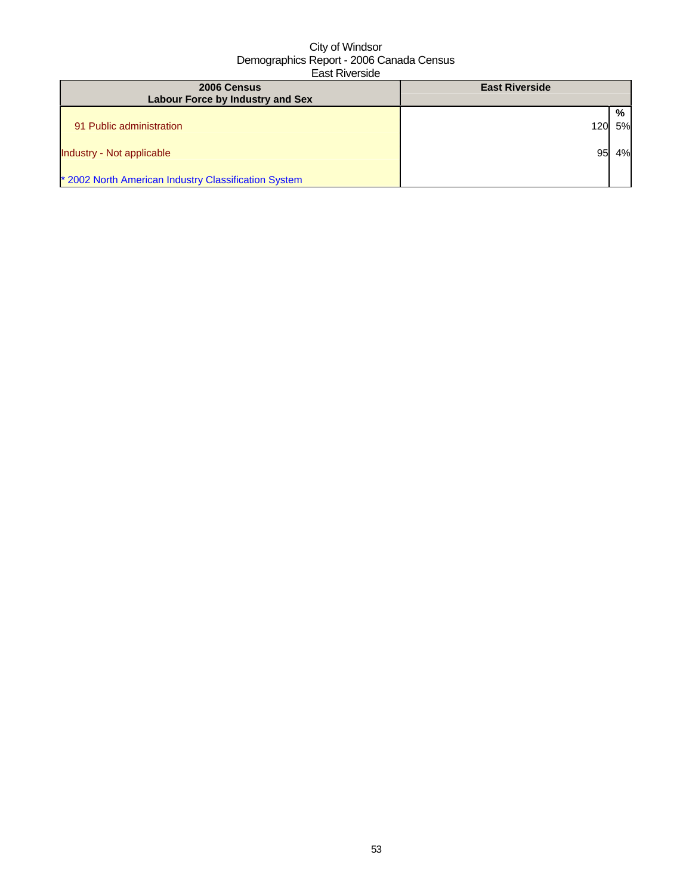City of Windsor
Demographics Report - 2006 Canada Census
East Riverside

| 2006 Census<br>Labour Force by Industry and Sex | East Riverside | |
|---|---|---|
| | | % |
| 91 Public administration | 120 | 5% |
| Industry - Not applicable | 95 | 4% |
| * 2002 North American Industry Classification System | | |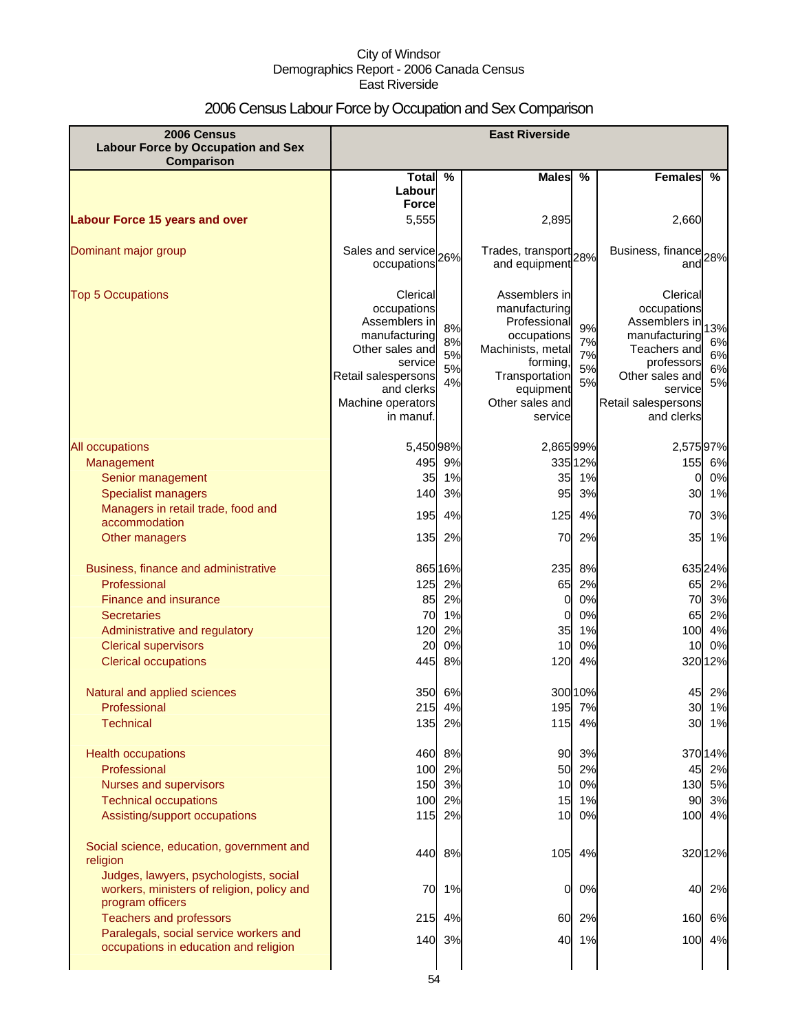City of Windsor
Demographics Report - 2006 Canada Census
East Riverside

# 2006 Census Labour Force by Occupation and Sex Comparison

| 2006 Census Labour Force by Occupation and Sex Comparison | East Riverside | | | | | |
|---|---|---|---|---|---|---|
| | Total Labour Force | % | Males | % | Females | % |
| **Labour Force 15 years and over** | 5,555 | | 2,895 | | 2,660 | |
| Dominant major group | Sales and service occupations | 26% | Trades, transport and equipment | 28% | Business, finance and | 28% |
| Top 5 Occupations | Clerical occupations<br>Assemblers in manufacturing<br>Other sales and service<br>Retail salespersons and clerks<br>Machine operators in manuf. | 8%<br>8%<br>5%<br>5%<br>4% | Assemblers in manufacturing<br>Professional occupations<br>Machinists, metal forming,<br>Transportation equipment<br>Other sales and service | 9%<br>7%<br>7%<br>5%<br>5% | Clerical occupations<br>Assemblers in manufacturing<br>Teachers and professors<br>Other sales and service<br>Retail salespersons and clerks | 13%<br>6%<br>6%<br>6%<br>5% |
| All occupations | 5,450 | 98% | 2,865 | 99% | 2,575 | 97% |
| Management | 495 | 9% | 335 | 12% | 155 | 6% |
| Senior management | 35 | 1% | 35 | 1% | 0 | 0% |
| Specialist managers | 140 | 3% | 95 | 3% | 30 | 1% |
| Managers in retail trade, food and accommodation | 195 | 4% | 125 | 4% | 70 | 3% |
| Other managers | 135 | 2% | 70 | 2% | 35 | 1% |
| Business, finance and administrative | 865 | 16% | 235 | 8% | 635 | 24% |
| Professional | 125 | 2% | 65 | 2% | 65 | 2% |
| Finance and insurance | 85 | 2% | 0 | 0% | 70 | 3% |
| Secretaries | 70 | 1% | 0 | 0% | 65 | 2% |
| Administrative and regulatory | 120 | 2% | 35 | 1% | 100 | 4% |
| Clerical supervisors | 20 | 0% | 10 | 0% | 10 | 0% |
| Clerical occupations | 445 | 8% | 120 | 4% | 320 | 12% |
| Natural and applied sciences | 350 | 6% | 300 | 10% | 45 | 2% |
| Professional | 215 | 4% | 195 | 7% | 30 | 1% |
| Technical | 135 | 2% | 115 | 4% | 30 | 1% |
| Health occupations | 460 | 8% | 90 | 3% | 370 | 14% |
| Professional | 100 | 2% | 50 | 2% | 45 | 2% |
| Nurses and supervisors | 150 | 3% | 10 | 0% | 130 | 5% |
| Technical occupations | 100 | 2% | 15 | 1% | 90 | 3% |
| Assisting/support occupations | 115 | 2% | 10 | 0% | 100 | 4% |
| Social science, education, government and religion | 440 | 8% | 105 | 4% | 320 | 12% |
| Judges, lawyers, psychologists, social workers, ministers of religion, policy and program officers | 70 | 1% | 0 | 0% | 40 | 2% |
| Teachers and professors | 215 | 4% | 60 | 2% | 160 | 6% |
| Paralegals, social service workers and occupations in education and religion | 140 | 3% | 40 | 1% | 100 | 4% |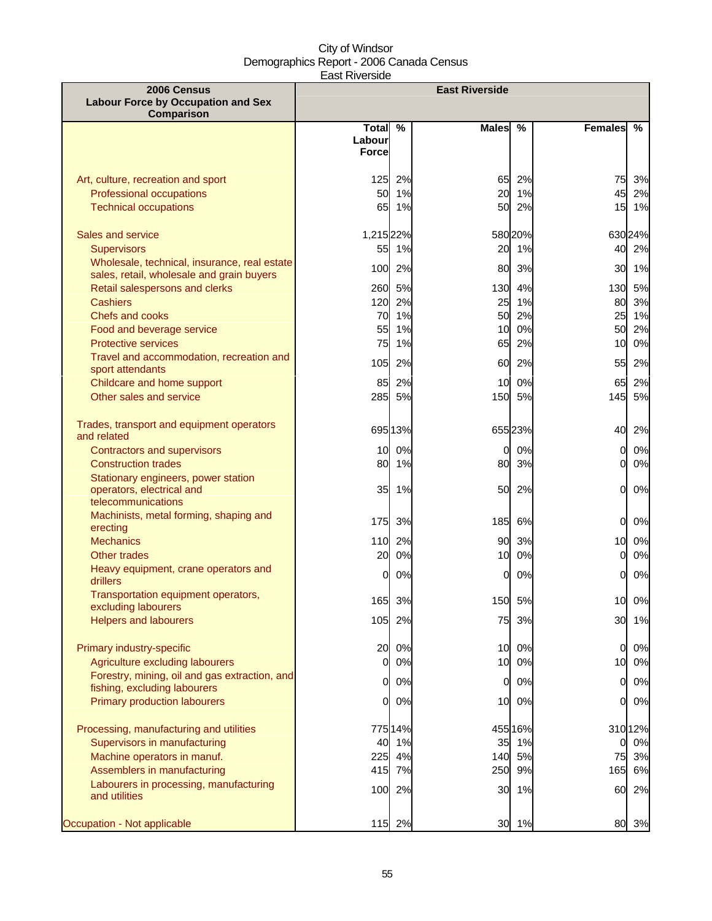City of Windsor
Demographics Report - 2006 Canada Census
East Riverside

| 2006 Census<br>Labour Force by Occupation and Sex Comparison | East Riverside | | | | | |
|---|---|---|---|---|---|---|
| | Total Labour Force | % | Males | % | Females | % |
| Art, culture, recreation and sport | 125 | 2% | 65 | 2% | 75 | 3% |
| Professional occupations | 50 | 1% | 20 | 1% | 45 | 2% |
| Technical occupations | 65 | 1% | 50 | 2% | 15 | 1% |
| Sales and service | 1,215 | 22% | 580 | 20% | 630 | 24% |
| Supervisors | 55 | 1% | 20 | 1% | 40 | 2% |
| Wholesale, technical, insurance, real estate sales, retail, wholesale and grain buyers | 100 | 2% | 80 | 3% | 30 | 1% |
| Retail salespersons and clerks | 260 | 5% | 130 | 4% | 130 | 5% |
| Cashiers | 120 | 2% | 25 | 1% | 80 | 3% |
| Chefs and cooks | 70 | 1% | 50 | 2% | 25 | 1% |
| Food and beverage service | 55 | 1% | 10 | 0% | 50 | 2% |
| Protective services | 75 | 1% | 65 | 2% | 10 | 0% |
| Travel and accommodation, recreation and sport attendants | 105 | 2% | 60 | 2% | 55 | 2% |
| Childcare and home support | 85 | 2% | 10 | 0% | 65 | 2% |
| Other sales and service | 285 | 5% | 150 | 5% | 145 | 5% |
| Trades, transport and equipment operators and related | 695 | 13% | 655 | 23% | 40 | 2% |
| Contractors and supervisors | 10 | 0% | 0 | 0% | 0 | 0% |
| Construction trades | 80 | 1% | 80 | 3% | 0 | 0% |
| Stationary engineers, power station operators, electrical and telecommunications | 35 | 1% | 50 | 2% | 0 | 0% |
| Machinists, metal forming, shaping and erecting | 175 | 3% | 185 | 6% | 0 | 0% |
| Mechanics | 110 | 2% | 90 | 3% | 10 | 0% |
| Other trades | 20 | 0% | 10 | 0% | 0 | 0% |
| Heavy equipment, crane operators and drillers | 0 | 0% | 0 | 0% | 0 | 0% |
| Transportation equipment operators, excluding labourers | 165 | 3% | 150 | 5% | 10 | 0% |
| Helpers and labourers | 105 | 2% | 75 | 3% | 30 | 1% |
| Primary industry-specific | 20 | 0% | 10 | 0% | 0 | 0% |
| Agriculture excluding labourers | 0 | 0% | 10 | 0% | 10 | 0% |
| Forestry, mining, oil and gas extraction, and fishing, excluding labourers | 0 | 0% | 0 | 0% | 0 | 0% |
| Primary production labourers | 0 | 0% | 10 | 0% | 0 | 0% |
| Processing, manufacturing and utilities | 775 | 14% | 455 | 16% | 310 | 12% |
| Supervisors in manufacturing | 40 | 1% | 35 | 1% | 0 | 0% |
| Machine operators in manuf. | 225 | 4% | 140 | 5% | 75 | 3% |
| Assemblers in manufacturing | 415 | 7% | 250 | 9% | 165 | 6% |
| Labourers in processing, manufacturing and utilities | 100 | 2% | 30 | 1% | 60 | 2% |
| Occupation - Not applicable | 115 | 2% | 30 | 1% | 80 | 3% |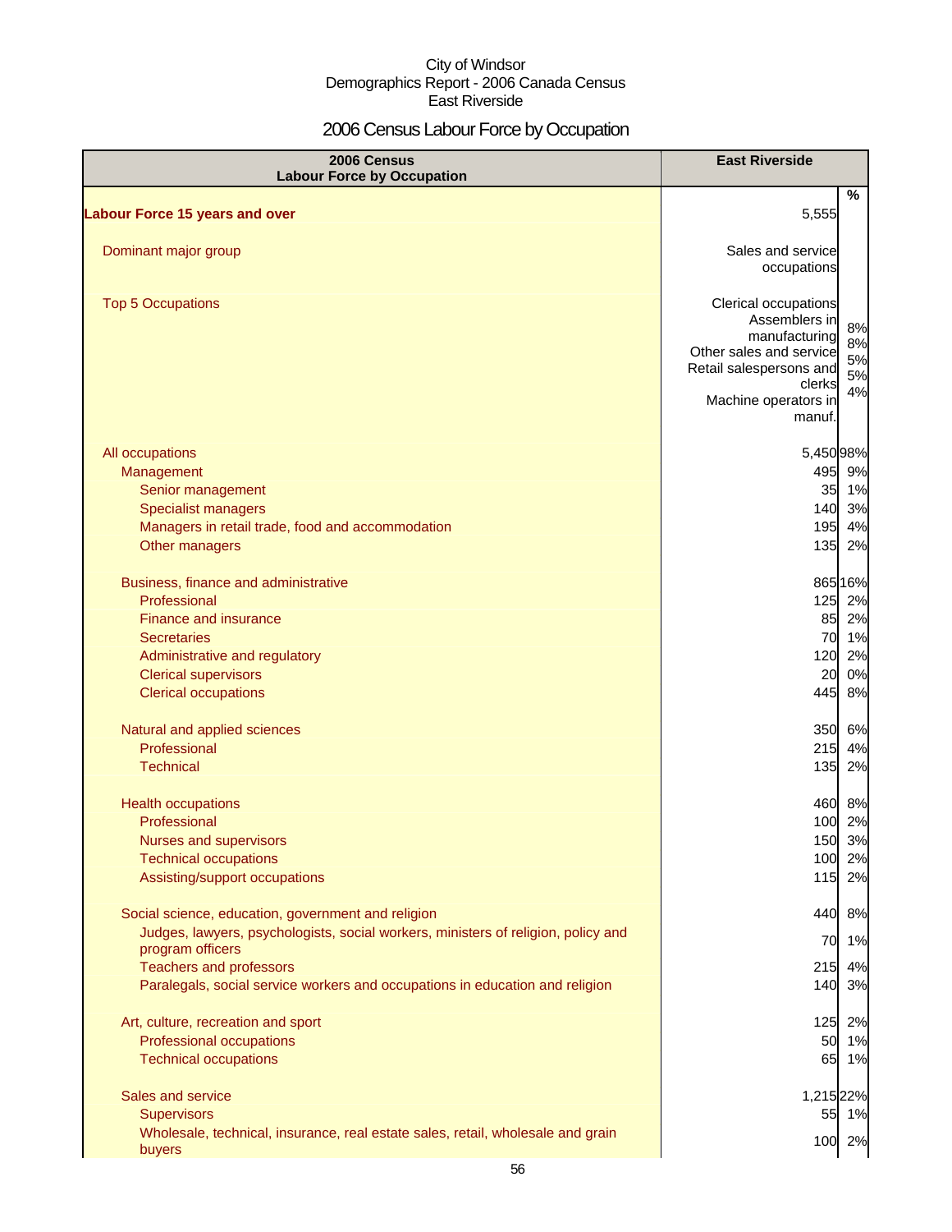City of Windsor
Demographics Report - 2006 Canada Census
East Riverside

# 2006 Census Labour Force by Occupation

| 2006 Census Labour Force by Occupation | East Riverside | % |
|---|---|---|
| **Labour Force 15 years and over** | 5,555 | |
| Dominant major group | Sales and service occupations | |
| Top 5 Occupations | Clerical occupations | 8% |
| | Assemblers in manufacturing | 8% |
| | Other sales and service | 5% |
| | Retail salespersons and clerks | 5% |
| | Machine operators in manuf. | 4% |
| All occupations | 5,450 | 98% |
| Management | 495 | 9% |
| Senior management | 35 | 1% |
| Specialist managers | 140 | 3% |
| Managers in retail trade, food and accommodation | 195 | 4% |
| Other managers | 135 | 2% |
| Business, finance and administrative | 865 | 16% |
| Professional | 125 | 2% |
| Finance and insurance | 85 | 2% |
| Secretaries | 70 | 1% |
| Administrative and regulatory | 120 | 2% |
| Clerical supervisors | 20 | 0% |
| Clerical occupations | 445 | 8% |
| Natural and applied sciences | 350 | 6% |
| Professional | 215 | 4% |
| Technical | 135 | 2% |
| Health occupations | 460 | 8% |
| Professional | 100 | 2% |
| Nurses and supervisors | 150 | 3% |
| Technical occupations | 100 | 2% |
| Assisting/support occupations | 115 | 2% |
| Social science, education, government and religion | 440 | 8% |
| Judges, lawyers, psychologists, social workers, ministers of religion, policy and program officers | 70 | 1% |
| Teachers and professors | 215 | 4% |
| Paralegals, social service workers and occupations in education and religion | 140 | 3% |
| Art, culture, recreation and sport | 125 | 2% |
| Professional occupations | 50 | 1% |
| Technical occupations | 65 | 1% |
| Sales and service | 1,215 | 22% |
| Supervisors | 55 | 1% |
| Wholesale, technical, insurance, real estate sales, retail, wholesale and grain buyers | 100 | 2% |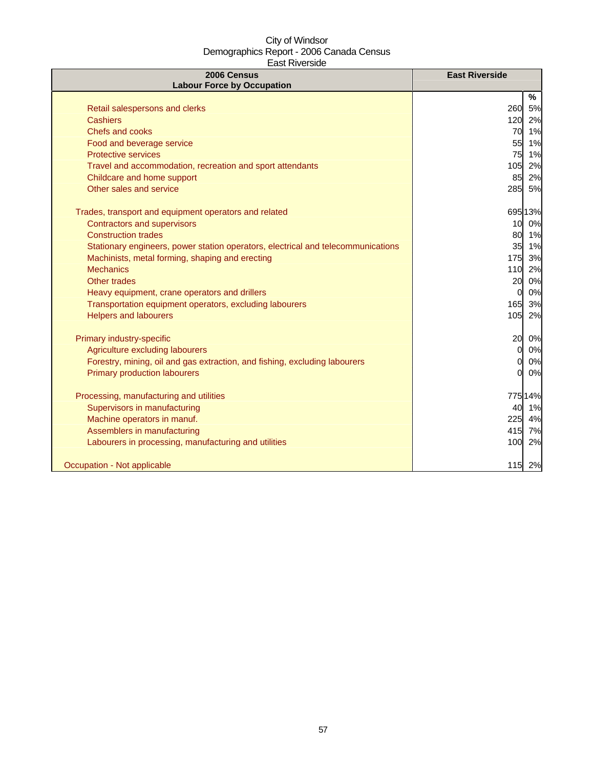City of Windsor
Demographics Report - 2006 Canada Census
East Riverside

| 2006 Census<br>Labour Force by Occupation | East Riverside | |
|---|---|---|
| | | % |
| Retail salespersons and clerks | 260 | 5% |
| Cashiers | 120 | 2% |
| Chefs and cooks | 70 | 1% |
| Food and beverage service | 55 | 1% |
| Protective services | 75 | 1% |
| Travel and accommodation, recreation and sport attendants | 105 | 2% |
| Childcare and home support | 85 | 2% |
| Other sales and service | 285 | 5% |
| | | |
| Trades, transport and equipment operators and related | 695 | 13% |
| Contractors and supervisors | 10 | 0% |
| Construction trades | 80 | 1% |
| Stationary engineers, power station operators, electrical and telecommunications | 35 | 1% |
| Machinists, metal forming, shaping and erecting | 175 | 3% |
| Mechanics | 110 | 2% |
| Other trades | 20 | 0% |
| Heavy equipment, crane operators and drillers | 0 | 0% |
| Transportation equipment operators, excluding labourers | 165 | 3% |
| Helpers and labourers | 105 | 2% |
| | | |
| Primary industry-specific | 20 | 0% |
| Agriculture excluding labourers | 0 | 0% |
| Forestry, mining, oil and gas extraction, and fishing, excluding labourers | 0 | 0% |
| Primary production labourers | 0 | 0% |
| | | |
| Processing, manufacturing and utilities | 775 | 14% |
| Supervisors in manufacturing | 40 | 1% |
| Machine operators in manuf. | 225 | 4% |
| Assemblers in manufacturing | 415 | 7% |
| Labourers in processing, manufacturing and utilities | 100 | 2% |
| | | |
| Occupation - Not applicable | 115 | 2% |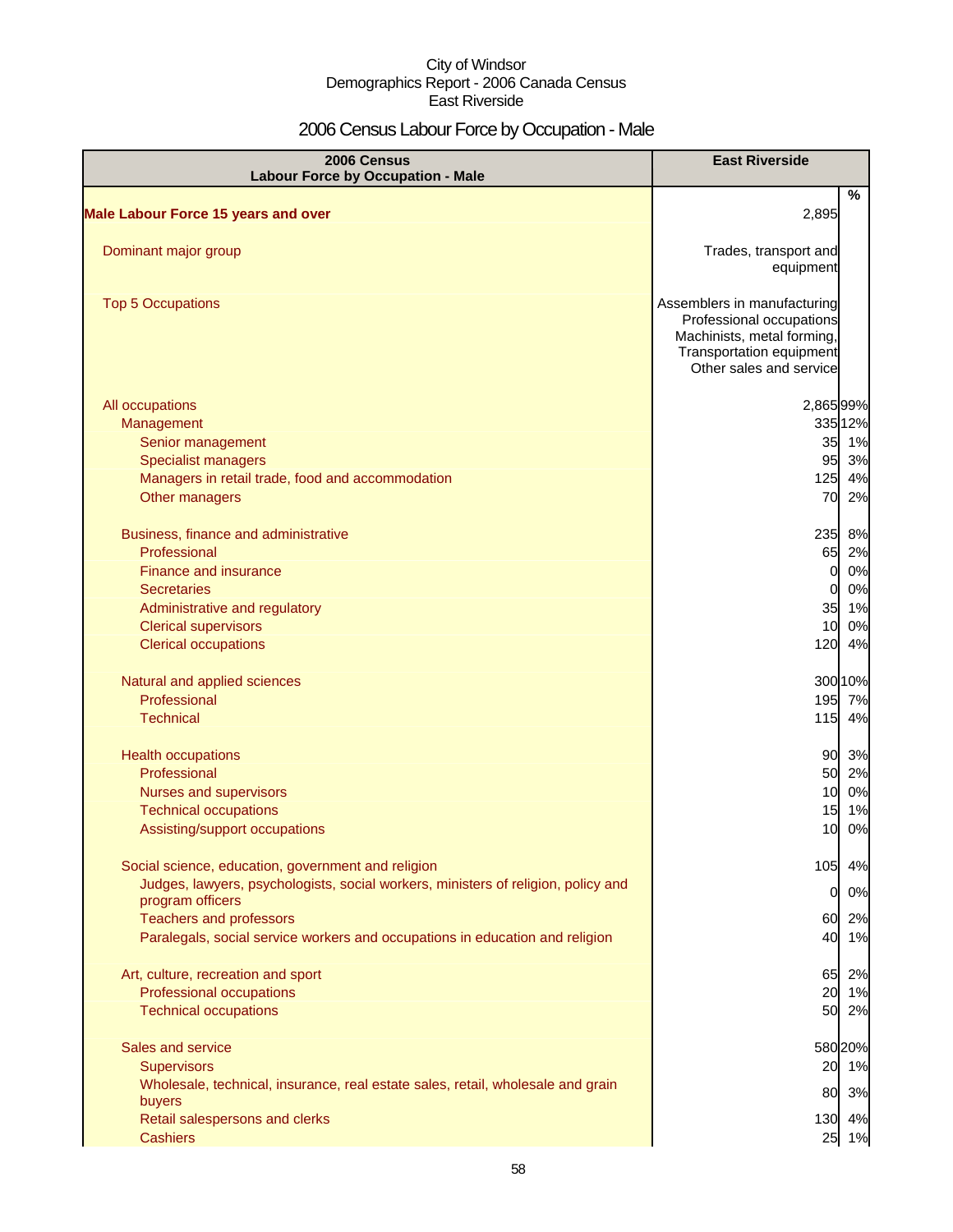# 2006 Census Labour Force by Occupation - Male

| 2006 Census<br>Labour Force by Occupation - Male | East Riverside | |
|---|---|---|
| | | % |
| **Male Labour Force 15 years and over** | 2,895 | |
| Dominant major group | Trades, transport and equipment | |
| Top 5 Occupations | Assemblers in manufacturing<br>Professional occupations<br>Machinists, metal forming,<br>Transportation equipment<br>Other sales and service | |
| All occupations | 2,865 | 99% |
| Management | 335 | 12% |
| Senior management | 35 | 1% |
| Specialist managers | 95 | 3% |
| Managers in retail trade, food and accommodation | 125 | 4% |
| Other managers | 70 | 2% |
| Business, finance and administrative | 235 | 8% |
| Professional | 65 | 2% |
| Finance and insurance | 0 | 0% |
| Secretaries | 0 | 0% |
| Administrative and regulatory | 35 | 1% |
| Clerical supervisors | 10 | 0% |
| Clerical occupations | 120 | 4% |
| Natural and applied sciences | 300 | 10% |
| Professional | 195 | 7% |
| Technical | 115 | 4% |
| Health occupations | 90 | 3% |
| Professional | 50 | 2% |
| Nurses and supervisors | 10 | 0% |
| Technical occupations | 15 | 1% |
| Assisting/support occupations | 10 | 0% |
| Social science, education, government and religion | 105 | 4% |
| Judges, lawyers, psychologists, social workers, ministers of religion, policy and program officers | 0 | 0% |
| Teachers and professors | 60 | 2% |
| Paralegals, social service workers and occupations in education and religion | 40 | 1% |
| Art, culture, recreation and sport | 65 | 2% |
| Professional occupations | 20 | 1% |
| Technical occupations | 50 | 2% |
| Sales and service | 580 | 20% |
| Supervisors | 20 | 1% |
| Wholesale, technical, insurance, real estate sales, retail, wholesale and grain buyers | 80 | 3% |
| Retail salespersons and clerks | 130 | 4% |
| Cashiers | 25 | 1% |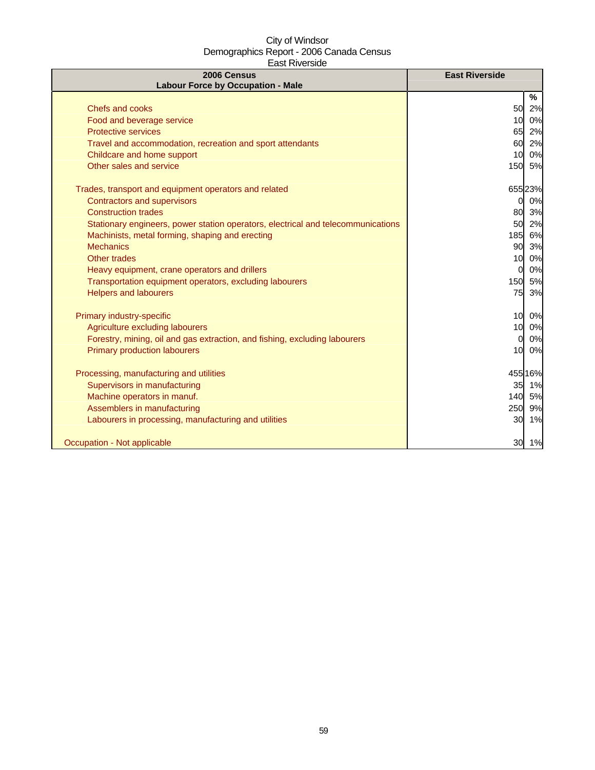City of Windsor
Demographics Report - 2006 Canada Census
East Riverside

| 2006 Census<br>Labour Force by Occupation - Male | East Riverside | |
|---|---|---|
| | | % |
| Chefs and cooks | 50 | 2% |
| Food and beverage service | 10 | 0% |
| Protective services | 65 | 2% |
| Travel and accommodation, recreation and sport attendants | 60 | 2% |
| Childcare and home support | 10 | 0% |
| Other sales and service | 150 | 5% |
| | | |
| Trades, transport and equipment operators and related | 655 | 23% |
| Contractors and supervisors | 0 | 0% |
| Construction trades | 80 | 3% |
| Stationary engineers, power station operators, electrical and telecommunications | 50 | 2% |
| Machinists, metal forming, shaping and erecting | 185 | 6% |
| Mechanics | 90 | 3% |
| Other trades | 10 | 0% |
| Heavy equipment, crane operators and drillers | 0 | 0% |
| Transportation equipment operators, excluding labourers | 150 | 5% |
| Helpers and labourers | 75 | 3% |
| | | |
| Primary industry-specific | 10 | 0% |
| Agriculture excluding labourers | 10 | 0% |
| Forestry, mining, oil and gas extraction, and fishing, excluding labourers | 0 | 0% |
| Primary production labourers | 10 | 0% |
| | | |
| Processing, manufacturing and utilities | 455 | 16% |
| Supervisors in manufacturing | 35 | 1% |
| Machine operators in manuf. | 140 | 5% |
| Assemblers in manufacturing | 250 | 9% |
| Labourers in processing, manufacturing and utilities | 30 | 1% |
| | | |
| Occupation - Not applicable | 30 | 1% |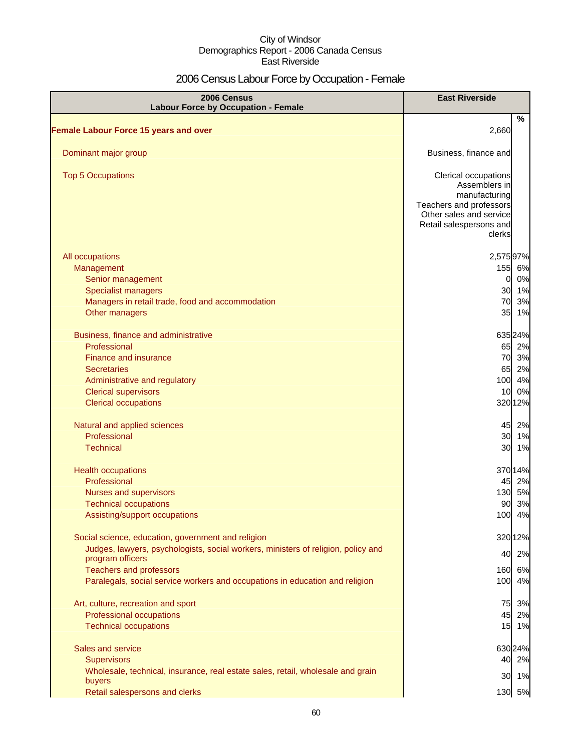City of Windsor
Demographics Report - 2006 Canada Census
East Riverside

# 2006 Census Labour Force by Occupation - Female

| 2006 Census Labour Force by Occupation - Female | East Riverside | |
|---|---|---|
| | | % |
| **Female Labour Force 15 years and over** | 2,660 | |
| Dominant major group | Business, finance and | |
| Top 5 Occupations | Clerical occupations<br>Assemblers in manufacturing<br>Teachers and professors<br>Other sales and service<br>Retail salespersons and clerks | |
| All occupations | 2,575 | 97% |
| Management | 155 | 6% |
| Senior management | 0 | 0% |
| Specialist managers | 30 | 1% |
| Managers in retail trade, food and accommodation | 70 | 3% |
| Other managers | 35 | 1% |
| Business, finance and administrative | 635 | 24% |
| Professional | 65 | 2% |
| Finance and insurance | 70 | 3% |
| Secretaries | 65 | 2% |
| Administrative and regulatory | 100 | 4% |
| Clerical supervisors | 10 | 0% |
| Clerical occupations | 320 | 12% |
| Natural and applied sciences | 45 | 2% |
| Professional | 30 | 1% |
| Technical | 30 | 1% |
| Health occupations | 370 | 14% |
| Professional | 45 | 2% |
| Nurses and supervisors | 130 | 5% |
| Technical occupations | 90 | 3% |
| Assisting/support occupations | 100 | 4% |
| Social science, education, government and religion | 320 | 12% |
| Judges, lawyers, psychologists, social workers, ministers of religion, policy and program officers | 40 | 2% |
| Teachers and professors | 160 | 6% |
| Paralegals, social service workers and occupations in education and religion | 100 | 4% |
| Art, culture, recreation and sport | 75 | 3% |
| Professional occupations | 45 | 2% |
| Technical occupations | 15 | 1% |
| Sales and service | 630 | 24% |
| Supervisors | 40 | 2% |
| Wholesale, technical, insurance, real estate sales, retail, wholesale and grain buyers | 30 | 1% |
| Retail salespersons and clerks | 130 | 5% |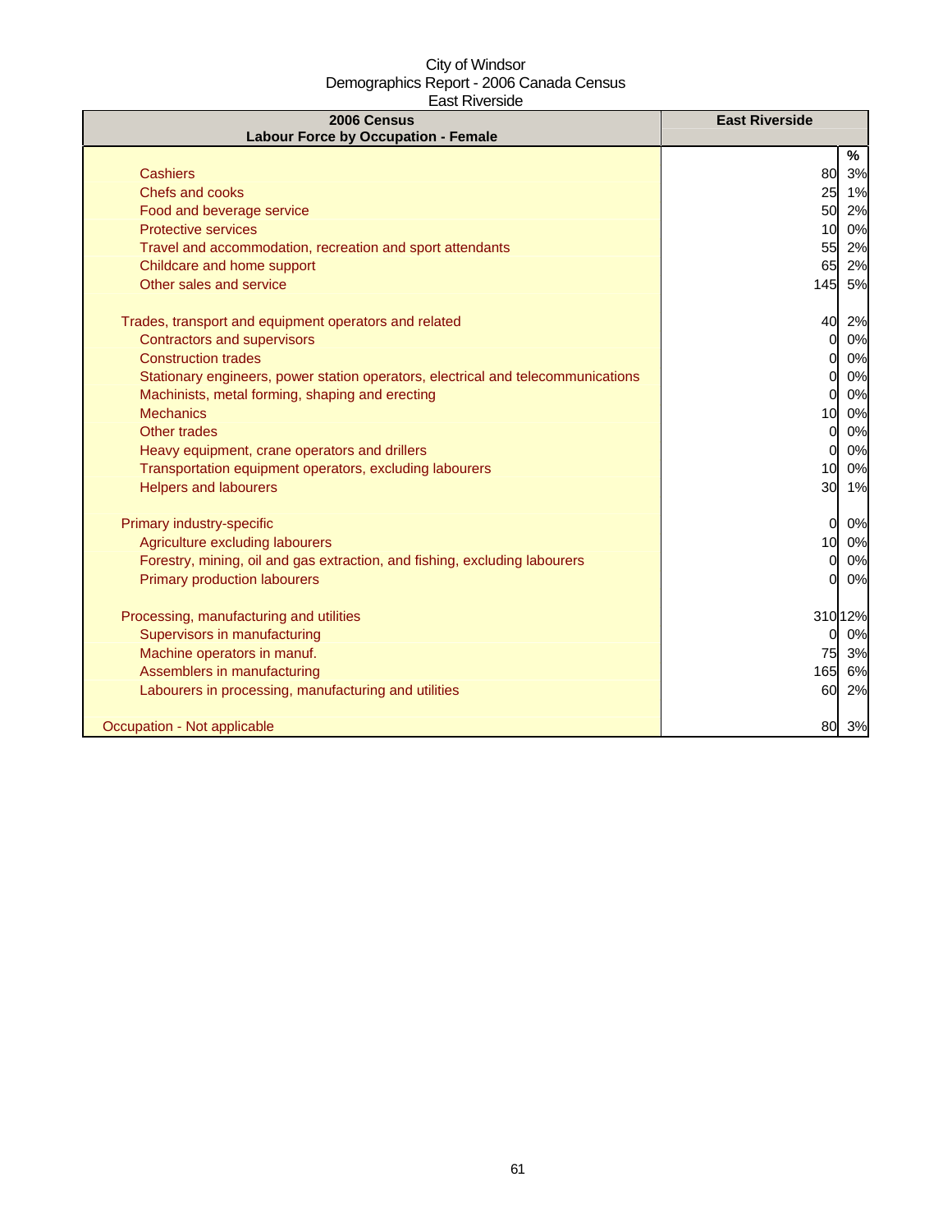City of Windsor
Demographics Report - 2006 Canada Census
East Riverside

| 2006 Census<br>Labour Force by Occupation - Female | East Riverside | |
|---|---|---|
| | | % |
| Cashiers | 80 | 3% |
| Chefs and cooks | 25 | 1% |
| Food and beverage service | 50 | 2% |
| Protective services | 10 | 0% |
| Travel and accommodation, recreation and sport attendants | 55 | 2% |
| Childcare and home support | 65 | 2% |
| Other sales and service | 145 | 5% |
| | | |
| Trades, transport and equipment operators and related | 40 | 2% |
| Contractors and supervisors | 0 | 0% |
| Construction trades | 0 | 0% |
| Stationary engineers, power station operators, electrical and telecommunications | 0 | 0% |
| Machinists, metal forming, shaping and erecting | 0 | 0% |
| Mechanics | 10 | 0% |
| Other trades | 0 | 0% |
| Heavy equipment, crane operators and drillers | 0 | 0% |
| Transportation equipment operators, excluding labourers | 10 | 0% |
| Helpers and labourers | 30 | 1% |
| | | |
| Primary industry-specific | 0 | 0% |
| Agriculture excluding labourers | 10 | 0% |
| Forestry, mining, oil and gas extraction, and fishing, excluding labourers | 0 | 0% |
| Primary production labourers | 0 | 0% |
| | | |
| Processing, manufacturing and utilities | 310 | 12% |
| Supervisors in manufacturing | 0 | 0% |
| Machine operators in manuf. | 75 | 3% |
| Assemblers in manufacturing | 165 | 6% |
| Labourers in processing, manufacturing and utilities | 60 | 2% |
| | | |
| Occupation - Not applicable | 80 | 3% |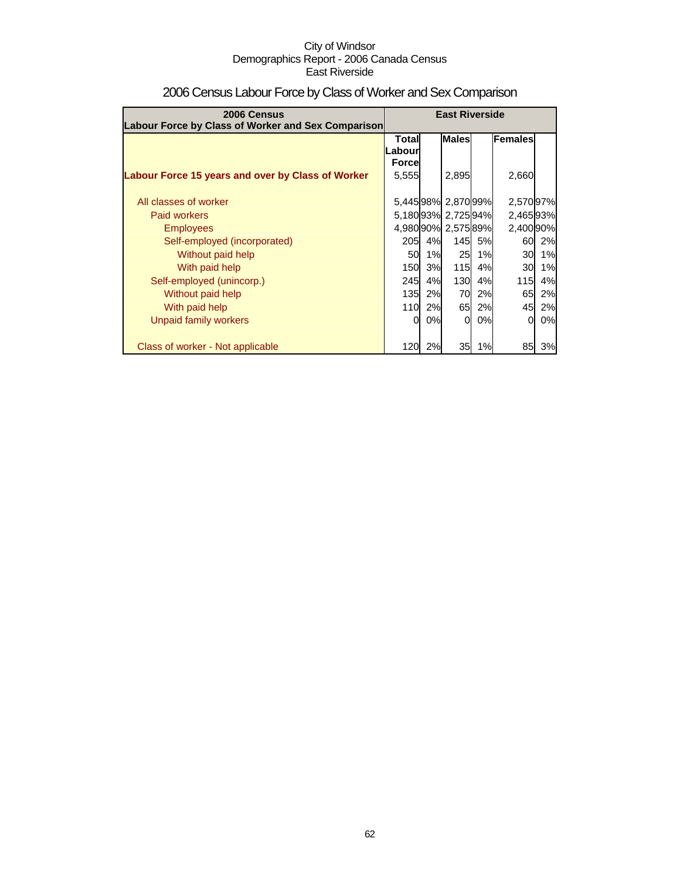City of Windsor
Demographics Report - 2006 Canada Census
East Riverside

# 2006 Census Labour Force by Class of Worker and Sex Comparison

| 2006 Census Labour Force by Class of Worker and Sex Comparison | East Riverside | | | | | |
|---|---|---|---|---|---|---|
| | Total Labour Force | | Males | | Females | |
| **Labour Force 15 years and over by Class of Worker** | 5,555 | | 2,895 | | 2,660 | |
| All classes of worker | 5,445 | 98% | 2,870 | 99% | 2,570 | 97% |
| Paid workers | 5,180 | 93% | 2,725 | 94% | 2,465 | 93% |
| Employees | 4,980 | 90% | 2,575 | 89% | 2,400 | 90% |
| Self-employed (incorporated) | 205 | 4% | 145 | 5% | 60 | 2% |
| Without paid help | 50 | 1% | 25 | 1% | 30 | 1% |
| With paid help | 150 | 3% | 115 | 4% | 30 | 1% |
| Self-employed (unincorp.) | 245 | 4% | 130 | 4% | 115 | 4% |
| Without paid help | 135 | 2% | 70 | 2% | 65 | 2% |
| With paid help | 110 | 2% | 65 | 2% | 45 | 2% |
| Unpaid family workers | 0 | 0% | 0 | 0% | 0 | 0% |
| Class of worker - Not applicable | 120 | 2% | 35 | 1% | 85 | 3% |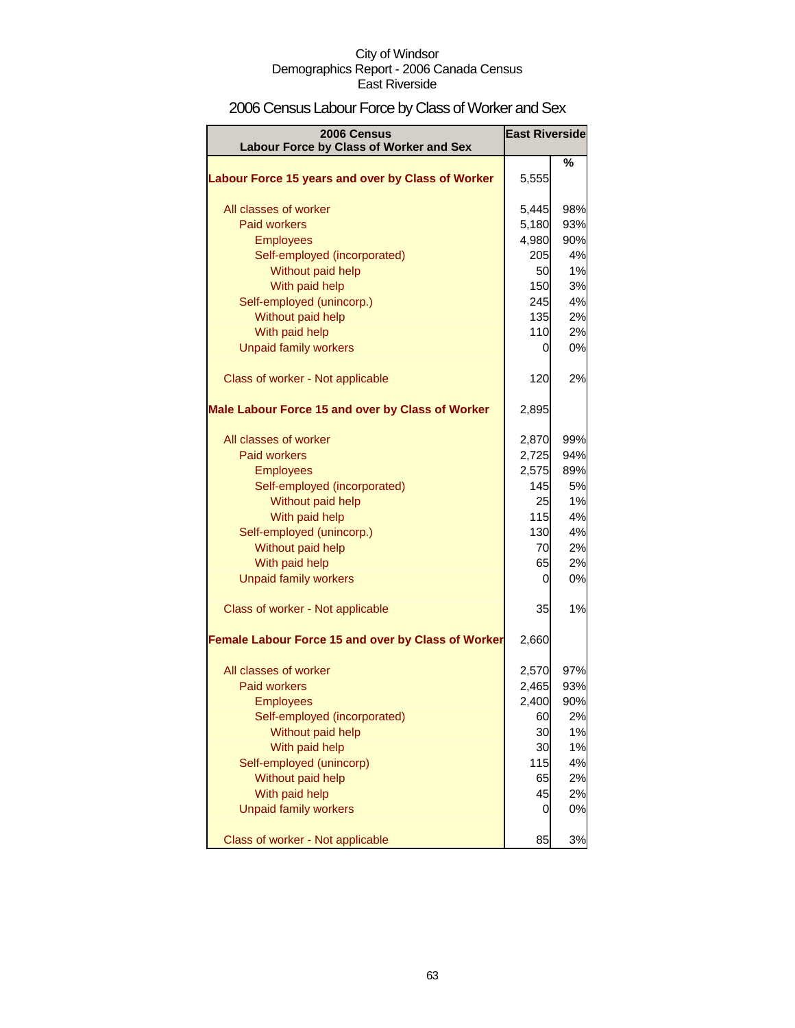City of Windsor
Demographics Report - 2006 Canada Census
East Riverside

# 2006 Census Labour Force by Class of Worker and Sex

| 2006 Census Labour Force by Class of Worker and Sex | East Riverside | |
|---|---|---|
| | | % |
| **Labour Force 15 years and over by Class of Worker** | 5,555 | |
| All classes of worker | 5,445 | 98% |
| Paid workers | 5,180 | 93% |
| Employees | 4,980 | 90% |
| Self-employed (incorporated) | 205 | 4% |
| Without paid help | 50 | 1% |
| With paid help | 150 | 3% |
| Self-employed (unincorp.) | 245 | 4% |
| Without paid help | 135 | 2% |
| With paid help | 110 | 2% |
| Unpaid family workers | 0 | 0% |
| Class of worker - Not applicable | 120 | 2% |
| **Male Labour Force 15 and over by Class of Worker** | 2,895 | |
| All classes of worker | 2,870 | 99% |
| Paid workers | 2,725 | 94% |
| Employees | 2,575 | 89% |
| Self-employed (incorporated) | 145 | 5% |
| Without paid help | 25 | 1% |
| With paid help | 115 | 4% |
| Self-employed (unincorp.) | 130 | 4% |
| Without paid help | 70 | 2% |
| With paid help | 65 | 2% |
| Unpaid family workers | 0 | 0% |
| Class of worker - Not applicable | 35 | 1% |
| **Female Labour Force 15 and over by Class of Worker** | 2,660 | |
| All classes of worker | 2,570 | 97% |
| Paid workers | 2,465 | 93% |
| Employees | 2,400 | 90% |
| Self-employed (incorporated) | 60 | 2% |
| Without paid help | 30 | 1% |
| With paid help | 30 | 1% |
| Self-employed (unincorp) | 115 | 4% |
| Without paid help | 65 | 2% |
| With paid help | 45 | 2% |
| Unpaid family workers | 0 | 0% |
| Class of worker - Not applicable | 85 | 3% |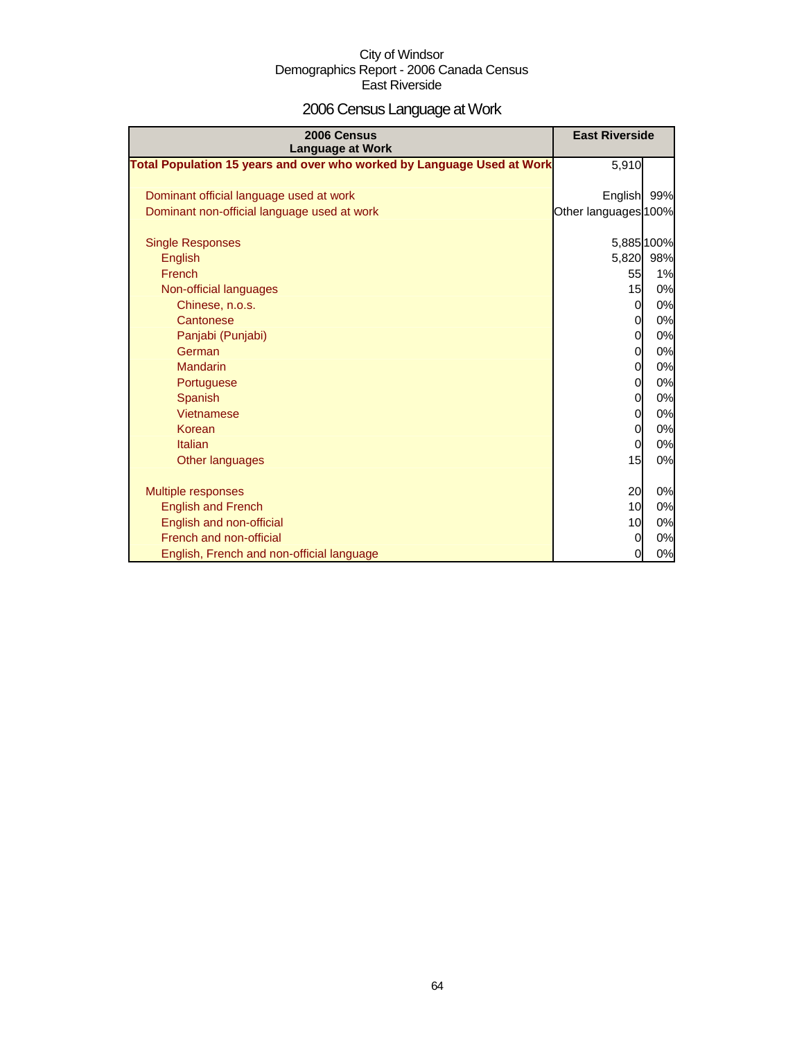City of Windsor
Demographics Report - 2006 Canada Census
East Riverside

# 2006 Census Language at Work

| 2006 Census Language at Work | East Riverside | |
|---|---|---|
| **Total Population 15 years and over who worked by Language Used at Work** | 5,910 | |
| | | |
| Dominant official language used at work | English | 99% |
| Dominant non-official language used at work | Other languages | 100% |
| | | |
| Single Responses | 5,885 | 100% |
| English | 5,820 | 98% |
| French | 55 | 1% |
| Non-official languages | 15 | 0% |
| Chinese, n.o.s. | 0 | 0% |
| Cantonese | 0 | 0% |
| Panjabi (Punjabi) | 0 | 0% |
| German | 0 | 0% |
| Mandarin | 0 | 0% |
| Portuguese | 0 | 0% |
| Spanish | 0 | 0% |
| Vietnamese | 0 | 0% |
| Korean | 0 | 0% |
| Italian | 0 | 0% |
| Other languages | 15 | 0% |
| | | |
| Multiple responses | 20 | 0% |
| English and French | 10 | 0% |
| English and non-official | 10 | 0% |
| French and non-official | 0 | 0% |
| English, French and non-official language | 0 | 0% |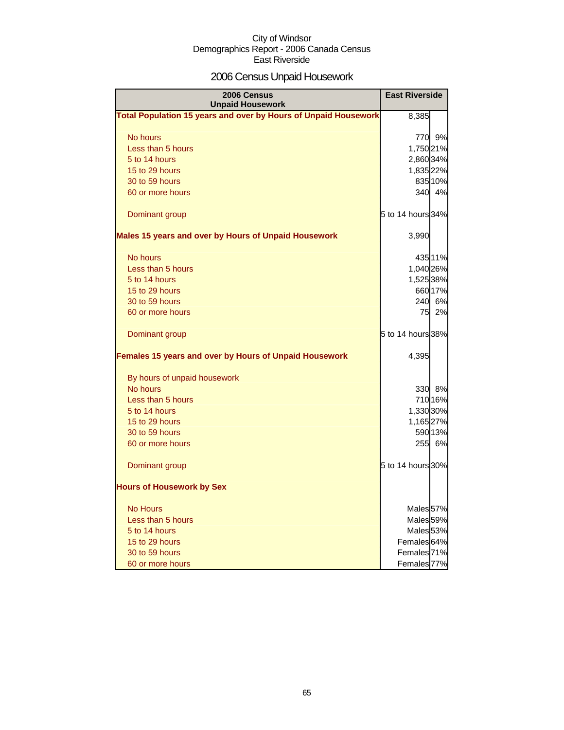City of Windsor
Demographics Report - 2006 Canada Census
East Riverside

# 2006 Census Unpaid Housework

| 2006 Census Unpaid Housework | East Riverside | |
|---|---|---|
| **Total Population 15 years and over by Hours of Unpaid Housework** | 8,385 | |
| No hours | 770 | 9% |
| Less than 5 hours | 1,750 | 21% |
| 5 to 14 hours | 2,860 | 34% |
| 15 to 29 hours | 1,835 | 22% |
| 30 to 59 hours | 835 | 10% |
| 60 or more hours | 340 | 4% |
| Dominant group | 5 to 14 hours | 34% |
| **Males 15 years and over by Hours of Unpaid Housework** | 3,990 | |
| No hours | 435 | 11% |
| Less than 5 hours | 1,040 | 26% |
| 5 to 14 hours | 1,525 | 38% |
| 15 to 29 hours | 660 | 17% |
| 30 to 59 hours | 240 | 6% |
| 60 or more hours | 75 | 2% |
| Dominant group | 5 to 14 hours | 38% |
| **Females 15 years and over by Hours of Unpaid Housework** | 4,395 | |
| By hours of unpaid housework | | |
| No hours | 330 | 8% |
| Less than 5 hours | 710 | 16% |
| 5 to 14 hours | 1,330 | 30% |
| 15 to 29 hours | 1,165 | 27% |
| 30 to 59 hours | 590 | 13% |
| 60 or more hours | 255 | 6% |
| Dominant group | 5 to 14 hours | 30% |
| **Hours of Housework by Sex** | | |
| No Hours | Males | 57% |
| Less than 5 hours | Males | 59% |
| 5 to 14 hours | Males | 53% |
| 15 to 29 hours | Females | 64% |
| 30 to 59 hours | Females | 71% |
| 60 or more hours | Females | 77% |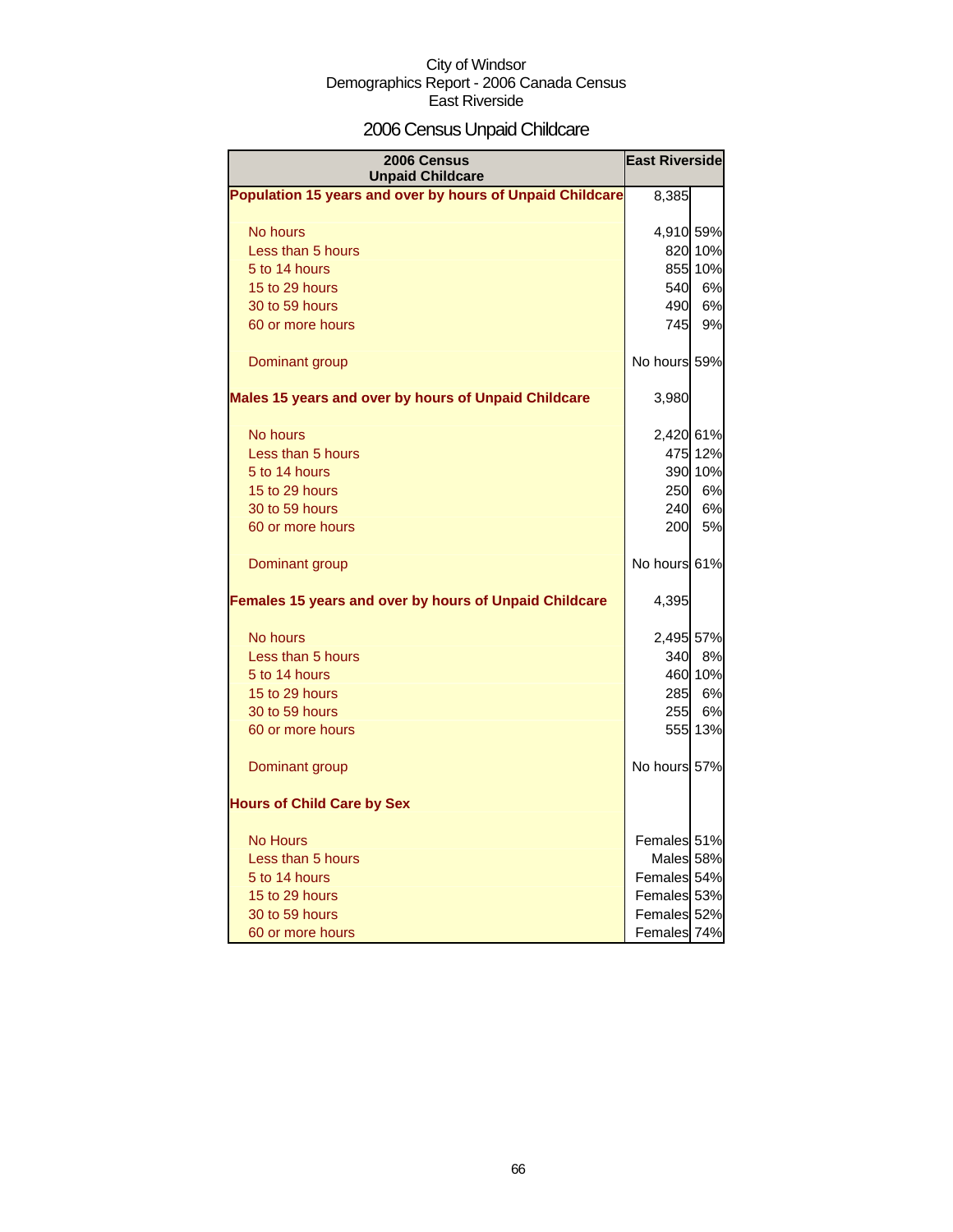City of Windsor
Demographics Report - 2006 Canada Census
East Riverside

# 2006 Census Unpaid Childcare

| 2006 Census Unpaid Childcare | East Riverside | |
|---|---|---|
| **Population 15 years and over by hours of Unpaid Childcare** | 8,385 | |
| No hours | 4,910 | 59% |
| Less than 5 hours | 820 | 10% |
| 5 to 14 hours | 855 | 10% |
| 15 to 29 hours | 540 | 6% |
| 30 to 59 hours | 490 | 6% |
| 60 or more hours | 745 | 9% |
| Dominant group | No hours | 59% |
| **Males 15 years and over by hours of Unpaid Childcare** | 3,980 | |
| No hours | 2,420 | 61% |
| Less than 5 hours | 475 | 12% |
| 5 to 14 hours | 390 | 10% |
| 15 to 29 hours | 250 | 6% |
| 30 to 59 hours | 240 | 6% |
| 60 or more hours | 200 | 5% |
| Dominant group | No hours | 61% |
| **Females 15 years and over by hours of Unpaid Childcare** | 4,395 | |
| No hours | 2,495 | 57% |
| Less than 5 hours | 340 | 8% |
| 5 to 14 hours | 460 | 10% |
| 15 to 29 hours | 285 | 6% |
| 30 to 59 hours | 255 | 6% |
| 60 or more hours | 555 | 13% |
| Dominant group | No hours | 57% |
| **Hours of Child Care by Sex** | | |
| No Hours | Females | 51% |
| Less than 5 hours | Males | 58% |
| 5 to 14 hours | Females | 54% |
| 15 to 29 hours | Females | 53% |
| 30 to 59 hours | Females | 52% |
| 60 or more hours | Females | 74% |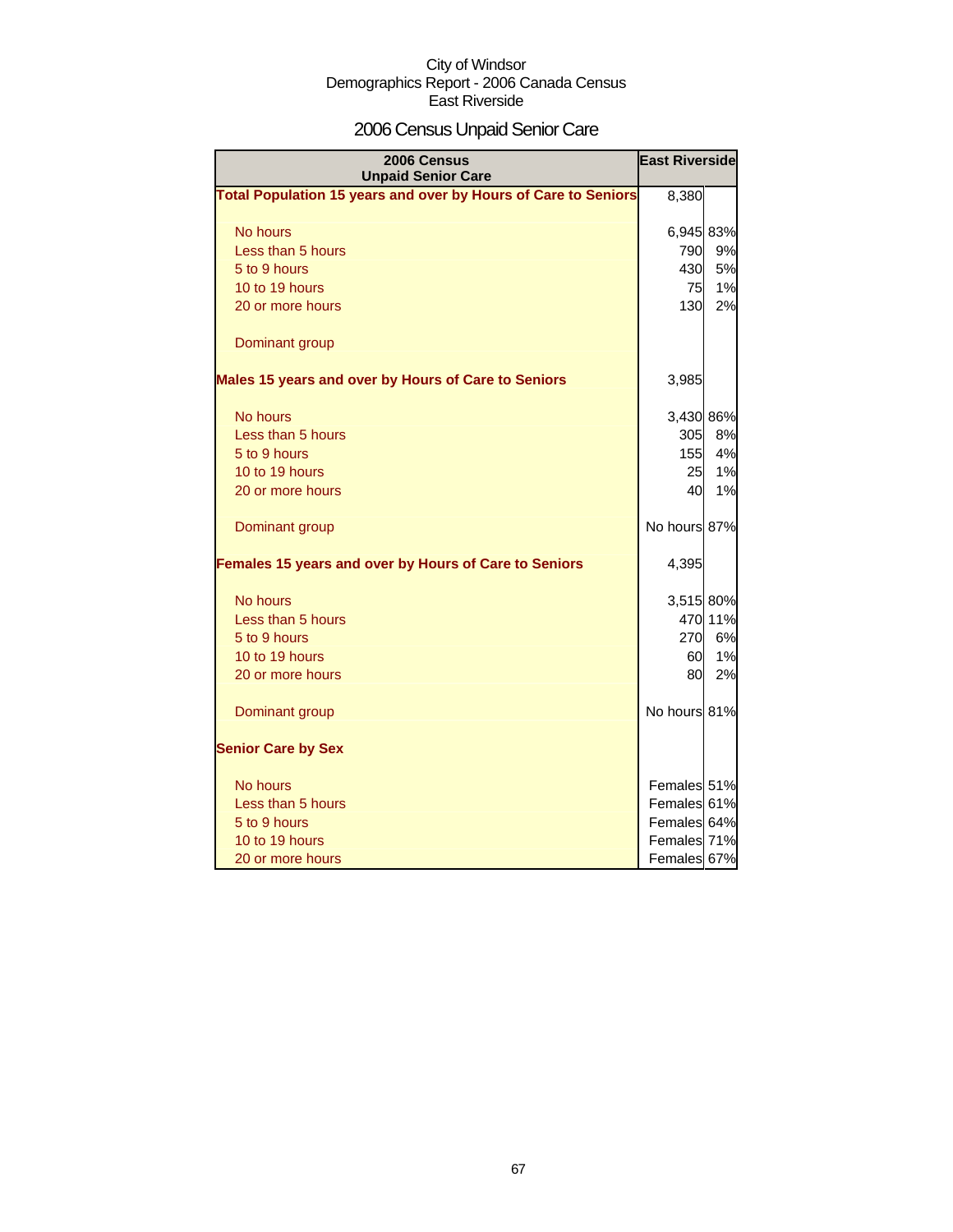City of Windsor
Demographics Report - 2006 Canada Census
East Riverside

# 2006 Census Unpaid Senior Care

| 2006 Census Unpaid Senior Care | East Riverside | |
|---|---|---|
| **Total Population 15 years and over by Hours of Care to Seniors** | 8,380 | |
| No hours | 6,945 | 83% |
| Less than 5 hours | 790 | 9% |
| 5 to 9 hours | 430 | 5% |
| 10 to 19 hours | 75 | 1% |
| 20 or more hours | 130 | 2% |
| Dominant group | | |
| **Males 15 years and over by Hours of Care to Seniors** | 3,985 | |
| No hours | 3,430 | 86% |
| Less than 5 hours | 305 | 8% |
| 5 to 9 hours | 155 | 4% |
| 10 to 19 hours | 25 | 1% |
| 20 or more hours | 40 | 1% |
| Dominant group | No hours | 87% |
| **Females 15 years and over by Hours of Care to Seniors** | 4,395 | |
| No hours | 3,515 | 80% |
| Less than 5 hours | 470 | 11% |
| 5 to 9 hours | 270 | 6% |
| 10 to 19 hours | 60 | 1% |
| 20 or more hours | 80 | 2% |
| Dominant group | No hours | 81% |
| **Senior Care by Sex** | | |
| No hours | Females | 51% |
| Less than 5 hours | Females | 61% |
| 5 to 9 hours | Females | 64% |
| 10 to 19 hours | Females | 71% |
| 20 or more hours | Females | 67% |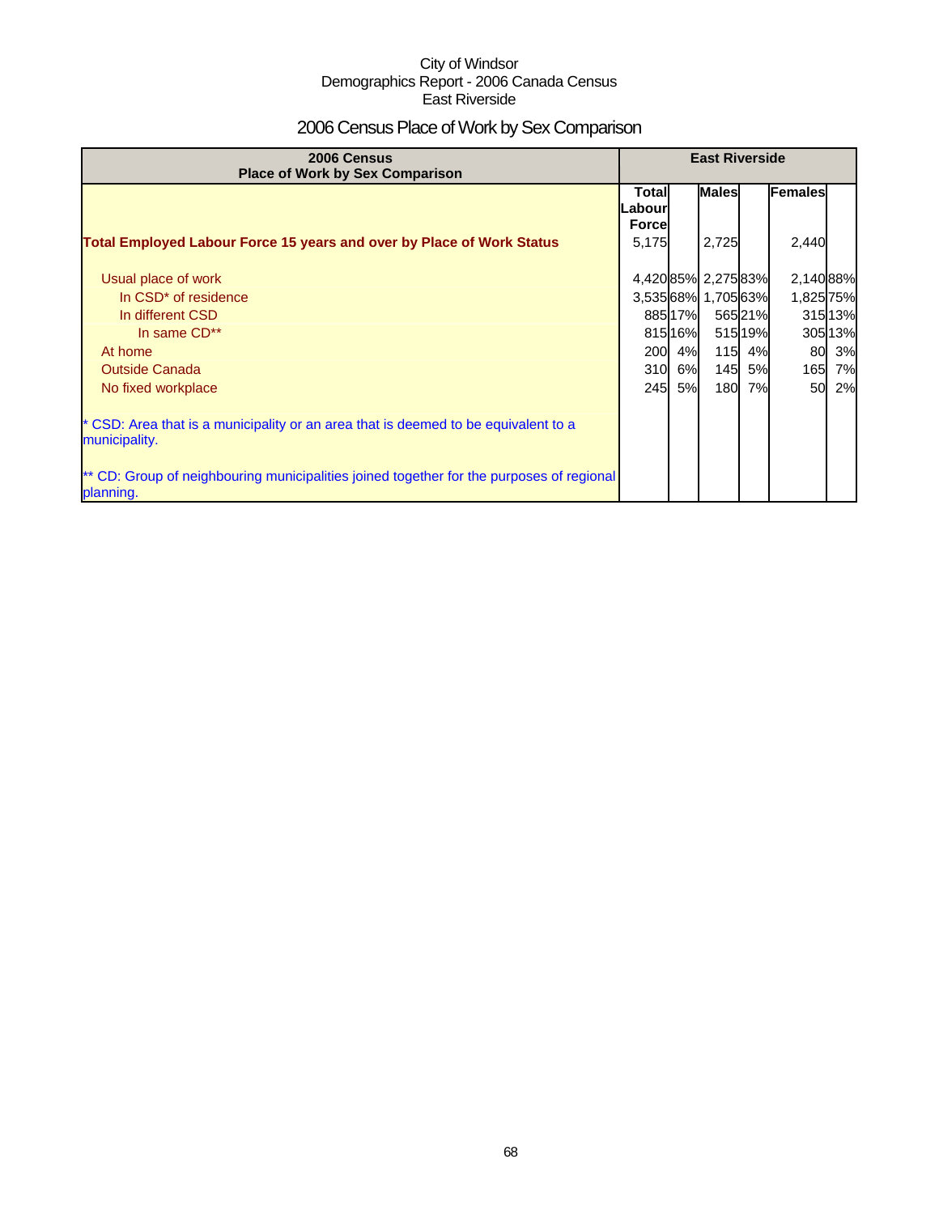City of Windsor
Demographics Report - 2006 Canada Census
East Riverside

# 2006 Census Place of Work by Sex Comparison

| 2006 Census<br>Place of Work by Sex Comparison | East Riverside | | | | | |
|---|---|---|---|---|---|---|
| | Total Labour Force | | Males | | Females | |
| **Total Employed Labour Force 15 years and over by Place of Work Status** | 5,175 | | 2,725 | | 2,440 | |
| Usual place of work | 4,420 | 85% | 2,275 | 83% | 2,140 | 88% |
| In CSD* of residence | 3,535 | 68% | 1,705 | 63% | 1,825 | 75% |
| In different CSD | 885 | 17% | 565 | 21% | 315 | 13% |
| In same CD** | 815 | 16% | 515 | 19% | 305 | 13% |
| At home | 200 | 4% | 115 | 4% | 80 | 3% |
| Outside Canada | 310 | 6% | 145 | 5% | 165 | 7% |
| No fixed workplace | 245 | 5% | 180 | 7% | 50 | 2% |
| * CSD: Area that is a municipality or an area that is deemed to be equivalent to a municipality. | | | | | | |
| ** CD: Group of neighbouring municipalities joined together for the purposes of regional planning. | | | | | | |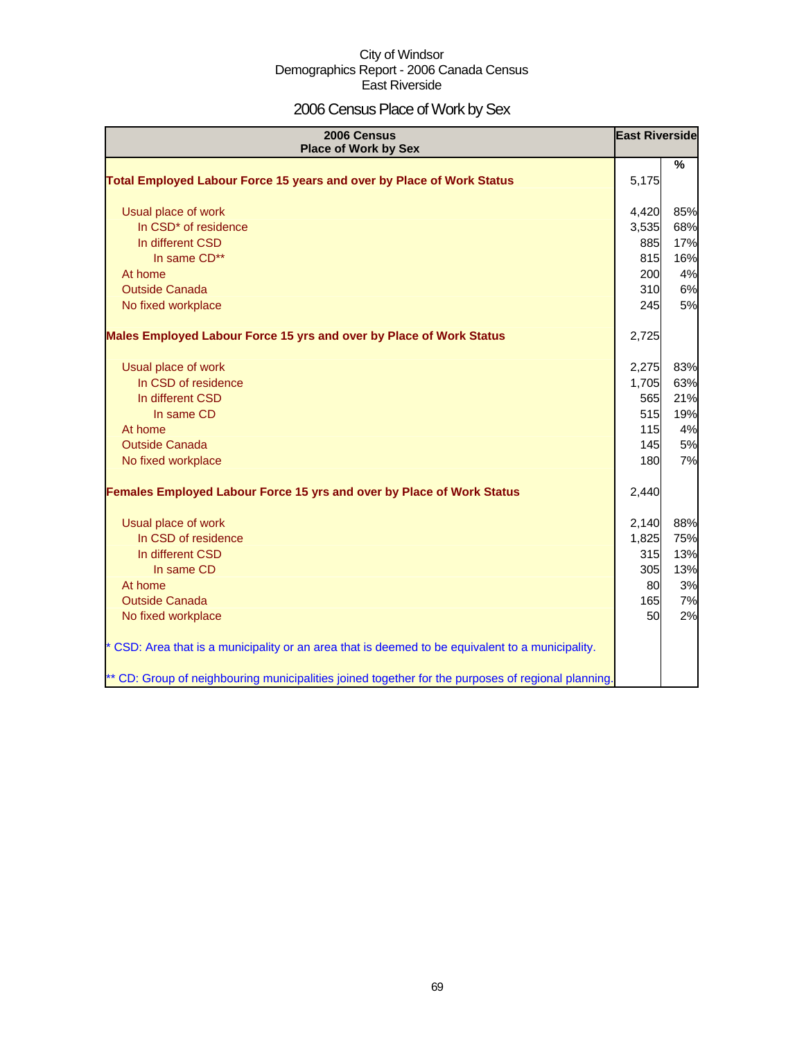City of Windsor
Demographics Report - 2006 Canada Census
East Riverside

# 2006 Census Place of Work by Sex

| 2006 Census Place of Work by Sex | East Riverside | % |
|---|---|---|
| **Total Employed Labour Force 15 years and over by Place of Work Status** | 5,175 | |
| Usual place of work | 4,420 | 85% |
| In CSD* of residence | 3,535 | 68% |
| In different CSD | 885 | 17% |
| In same CD** | 815 | 16% |
| At home | 200 | 4% |
| Outside Canada | 310 | 6% |
| No fixed workplace | 245 | 5% |
| **Males Employed Labour Force 15 yrs and over by Place of Work Status** | 2,725 | |
| Usual place of work | 2,275 | 83% |
| In CSD of residence | 1,705 | 63% |
| In different CSD | 565 | 21% |
| In same CD | 515 | 19% |
| At home | 115 | 4% |
| Outside Canada | 145 | 5% |
| No fixed workplace | 180 | 7% |
| **Females Employed Labour Force 15 yrs and over by Place of Work Status** | 2,440 | |
| Usual place of work | 2,140 | 88% |
| In CSD of residence | 1,825 | 75% |
| In different CSD | 315 | 13% |
| In same CD | 305 | 13% |
| At home | 80 | 3% |
| Outside Canada | 165 | 7% |
| No fixed workplace | 50 | 2% |

* CSD: Area that is a municipality or an area that is deemed to be equivalent to a municipality.

** CD: Group of neighbouring municipalities joined together for the purposes of regional planning.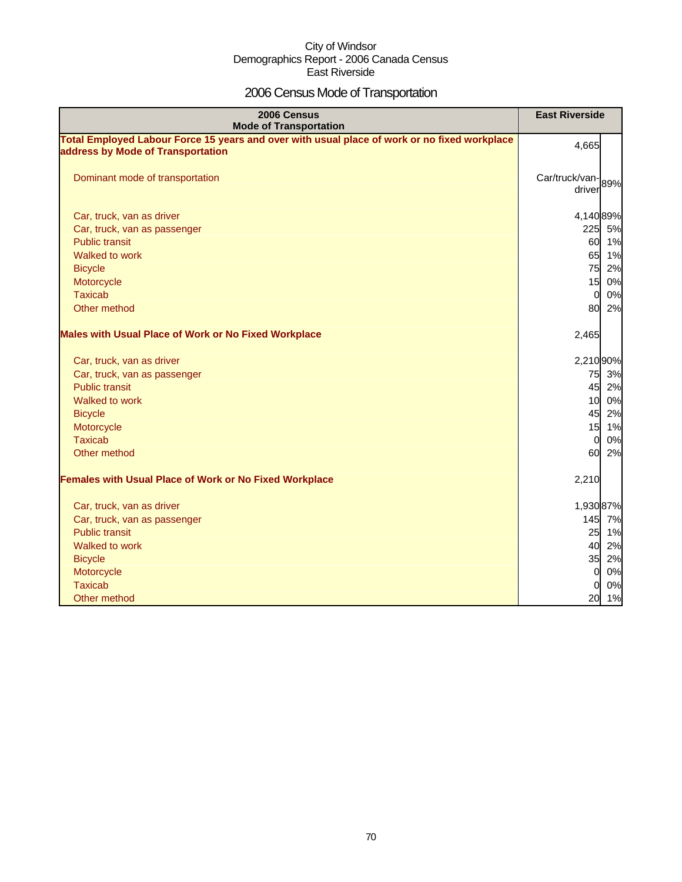City of Windsor
Demographics Report - 2006 Canada Census
East Riverside

# 2006 Census Mode of Transportation

| 2006 Census<br>Mode of Transportation | East Riverside | |
|---|---|---|
| **Total Employed Labour Force 15 years and over with usual place of work or no fixed workplace address by Mode of Transportation** | 4,665 | |
| Dominant mode of transportation | Car/truck/van-driver | 89% |
| Car, truck, van as driver | 4,140 | 89% |
| Car, truck, van as passenger | 225 | 5% |
| Public transit | 60 | 1% |
| Walked to work | 65 | 1% |
| Bicycle | 75 | 2% |
| Motorcycle | 15 | 0% |
| Taxicab | 0 | 0% |
| Other method | 80 | 2% |
| **Males with Usual Place of Work or No Fixed Workplace** | 2,465 | |
| Car, truck, van as driver | 2,210 | 90% |
| Car, truck, van as passenger | 75 | 3% |
| Public transit | 45 | 2% |
| Walked to work | 10 | 0% |
| Bicycle | 45 | 2% |
| Motorcycle | 15 | 1% |
| Taxicab | 0 | 0% |
| Other method | 60 | 2% |
| **Females with Usual Place of Work or No Fixed Workplace** | 2,210 | |
| Car, truck, van as driver | 1,930 | 87% |
| Car, truck, van as passenger | 145 | 7% |
| Public transit | 25 | 1% |
| Walked to work | 40 | 2% |
| Bicycle | 35 | 2% |
| Motorcycle | 0 | 0% |
| Taxicab | 0 | 0% |
| Other method | 20 | 1% |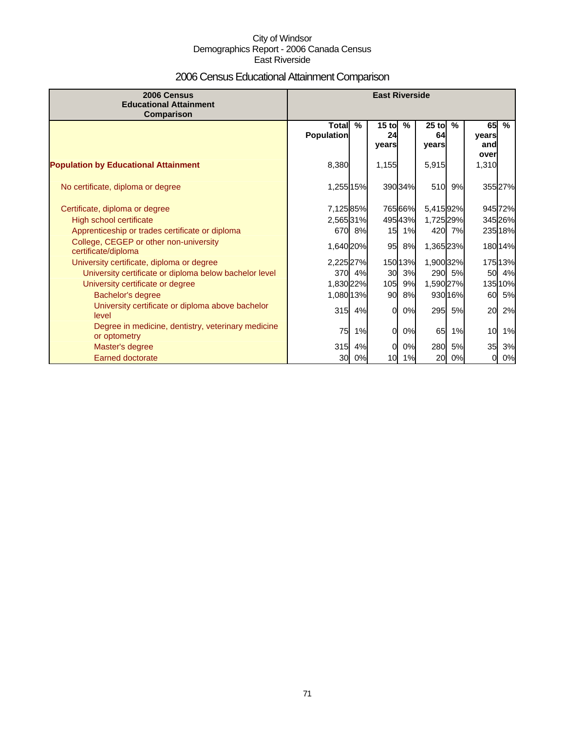City of Windsor
Demographics Report - 2006 Canada Census
East Riverside

# 2006 Census Educational Attainment Comparison

| 2006 Census Educational Attainment Comparison | East Riverside | | | | | | | |
|---|---|---|---|---|---|---|---|---|
| | Total Population | % | 15 to 24 years | % | 25 to 64 years | % | 65 years and over | % |
| **Population by Educational Attainment** | 8,380 | | 1,155 | | 5,915 | | 1,310 | |
| No certificate, diploma or degree | 1,255 | 15% | 390 | 34% | 510 | 9% | 355 | 27% |
| Certificate, diploma or degree | 7,125 | 85% | 765 | 66% | 5,415 | 92% | 945 | 72% |
| High school certificate | 2,565 | 31% | 495 | 43% | 1,725 | 29% | 345 | 26% |
| Apprenticeship or trades certificate or diploma | 670 | 8% | 15 | 1% | 420 | 7% | 235 | 18% |
| College, CEGEP or other non-university certificate/diploma | 1,640 | 20% | 95 | 8% | 1,365 | 23% | 180 | 14% |
| University certificate, diploma or degree | 2,225 | 27% | 150 | 13% | 1,900 | 32% | 175 | 13% |
| University certificate or diploma below bachelor level | 370 | 4% | 30 | 3% | 290 | 5% | 50 | 4% |
| University certificate or degree | 1,830 | 22% | 105 | 9% | 1,590 | 27% | 135 | 10% |
| Bachelor's degree | 1,080 | 13% | 90 | 8% | 930 | 16% | 60 | 5% |
| University certificate or diploma above bachelor level | 315 | 4% | 0 | 0% | 295 | 5% | 20 | 2% |
| Degree in medicine, dentistry, veterinary medicine or optometry | 75 | 1% | 0 | 0% | 65 | 1% | 10 | 1% |
| Master's degree | 315 | 4% | 0 | 0% | 280 | 5% | 35 | 3% |
| Earned doctorate | 30 | 0% | 10 | 1% | 20 | 0% | 0 | 0% |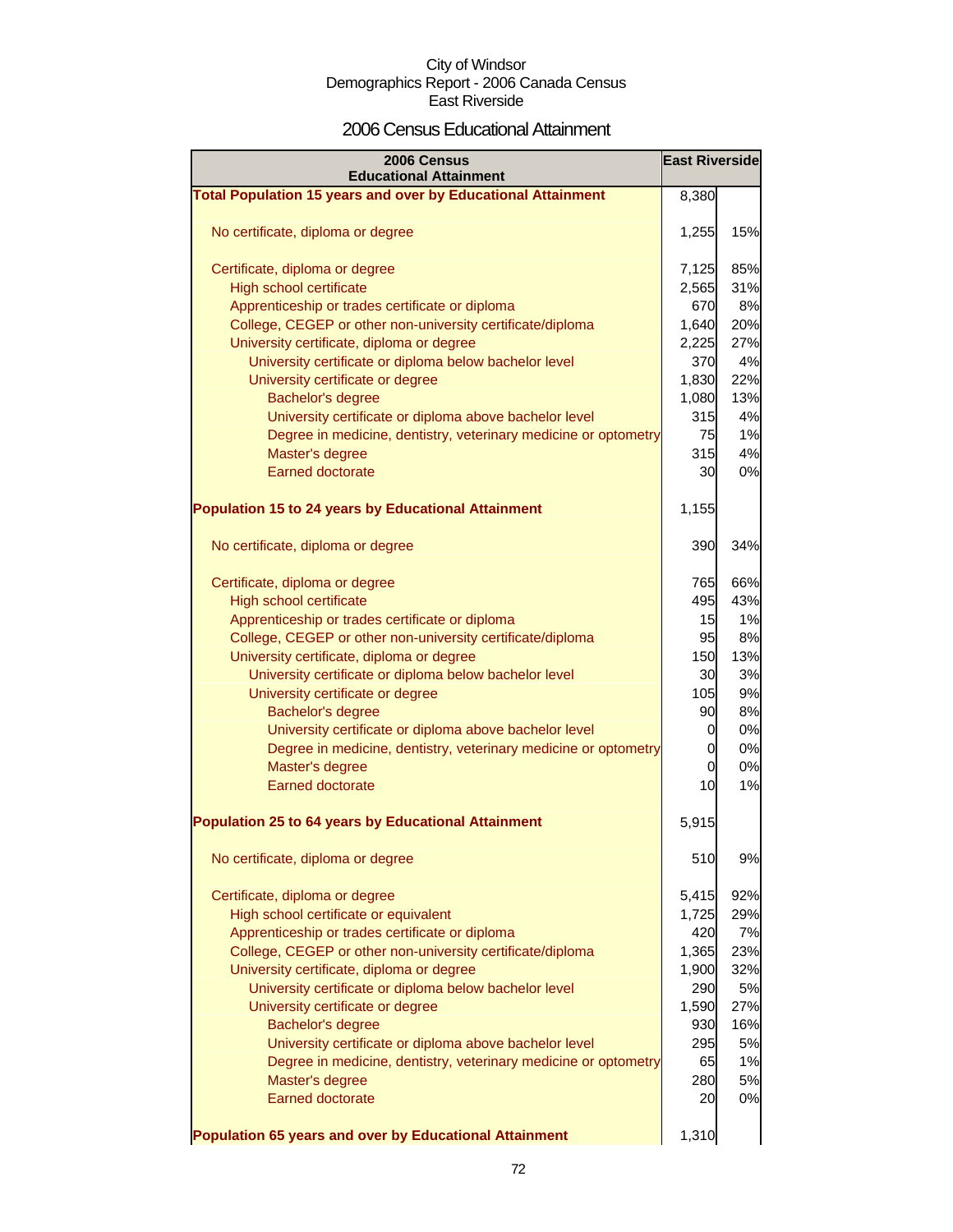City of Windsor
Demographics Report - 2006 Canada Census
East Riverside

## 2006 Census Educational Attainment

| 2006 Census Educational Attainment | East Riverside | |
|---|---|---|
| **Total Population 15 years and over by Educational Attainment** | 8,380 | |
| No certificate, diploma or degree | 1,255 | 15% |
| Certificate, diploma or degree | 7,125 | 85% |
| High school certificate | 2,565 | 31% |
| Apprenticeship or trades certificate or diploma | 670 | 8% |
| College, CEGEP or other non-university certificate/diploma | 1,640 | 20% |
| University certificate, diploma or degree | 2,225 | 27% |
| University certificate or diploma below bachelor level | 370 | 4% |
| University certificate or degree | 1,830 | 22% |
| Bachelor's degree | 1,080 | 13% |
| University certificate or diploma above bachelor level | 315 | 4% |
| Degree in medicine, dentistry, veterinary medicine or optometry | 75 | 1% |
| Master's degree | 315 | 4% |
| Earned doctorate | 30 | 0% |
| **Population 15 to 24 years by Educational Attainment** | 1,155 | |
| No certificate, diploma or degree | 390 | 34% |
| Certificate, diploma or degree | 765 | 66% |
| High school certificate | 495 | 43% |
| Apprenticeship or trades certificate or diploma | 15 | 1% |
| College, CEGEP or other non-university certificate/diploma | 95 | 8% |
| University certificate, diploma or degree | 150 | 13% |
| University certificate or diploma below bachelor level | 30 | 3% |
| University certificate or degree | 105 | 9% |
| Bachelor's degree | 90 | 8% |
| University certificate or diploma above bachelor level | 0 | 0% |
| Degree in medicine, dentistry, veterinary medicine or optometry | 0 | 0% |
| Master's degree | 0 | 0% |
| Earned doctorate | 10 | 1% |
| **Population 25 to 64 years by Educational Attainment** | 5,915 | |
| No certificate, diploma or degree | 510 | 9% |
| Certificate, diploma or degree | 5,415 | 92% |
| High school certificate or equivalent | 1,725 | 29% |
| Apprenticeship or trades certificate or diploma | 420 | 7% |
| College, CEGEP or other non-university certificate/diploma | 1,365 | 23% |
| University certificate, diploma or degree | 1,900 | 32% |
| University certificate or diploma below bachelor level | 290 | 5% |
| University certificate or degree | 1,590 | 27% |
| Bachelor's degree | 930 | 16% |
| University certificate or diploma above bachelor level | 295 | 5% |
| Degree in medicine, dentistry, veterinary medicine or optometry | 65 | 1% |
| Master's degree | 280 | 5% |
| Earned doctorate | 20 | 0% |
| **Population 65 years and over by Educational Attainment** | 1,310 | |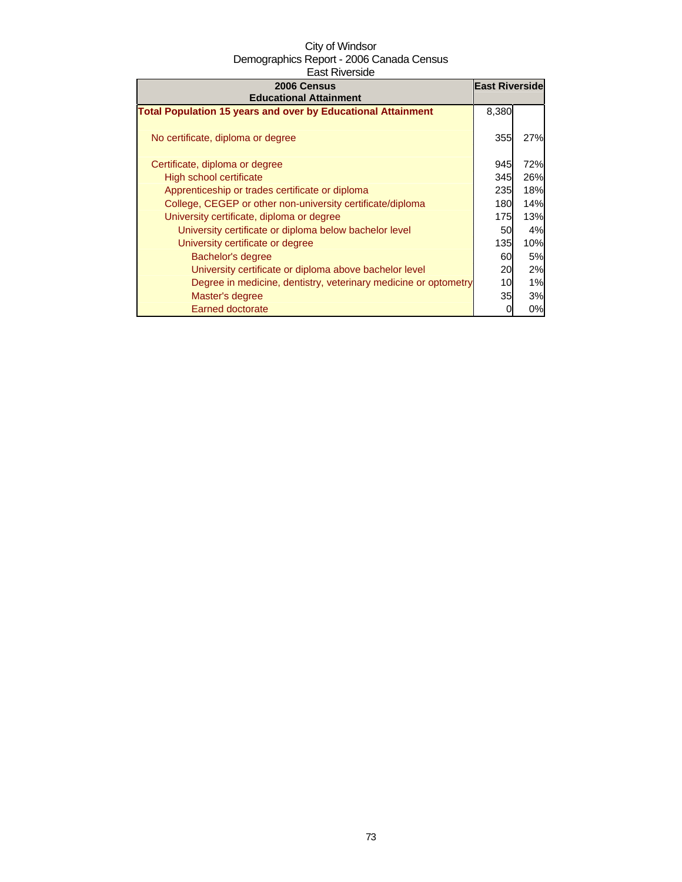City of Windsor
Demographics Report - 2006 Canada Census
East Riverside

| 2006 Census<br>Educational Attainment | East Riverside | |
|---|---|---|
| **Total Population 15 years and over by Educational Attainment** | 8,380 | |
| No certificate, diploma or degree | 355 | 27% |
| Certificate, diploma or degree | 945 | 72% |
| High school certificate | 345 | 26% |
| Apprenticeship or trades certificate or diploma | 235 | 18% |
| College, CEGEP or other non-university certificate/diploma | 180 | 14% |
| University certificate, diploma or degree | 175 | 13% |
| University certificate or diploma below bachelor level | 50 | 4% |
| University certificate or degree | 135 | 10% |
| Bachelor's degree | 60 | 5% |
| University certificate or diploma above bachelor level | 20 | 2% |
| Degree in medicine, dentistry, veterinary medicine or optometry | 10 | 1% |
| Master's degree | 35 | 3% |
| Earned doctorate | 0 | 0% |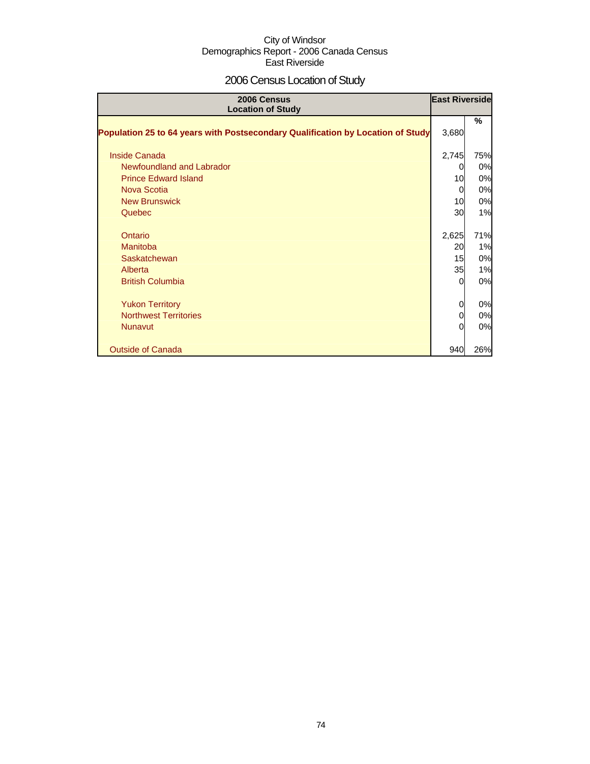City of Windsor
Demographics Report - 2006 Canada Census
East Riverside

# 2006 Census Location of Study

| 2006 Census<br>Location of Study | East Riverside | |
|---|---|---|
| | | % |
| **Population 25 to 64 years with Postsecondary Qualification by Location of Study** | 3,680 | |
| Inside Canada | 2,745 | 75% |
| Newfoundland and Labrador | 0 | 0% |
| Prince Edward Island | 10 | 0% |
| Nova Scotia | 0 | 0% |
| New Brunswick | 10 | 0% |
| Quebec | 30 | 1% |
| Ontario | 2,625 | 71% |
| Manitoba | 20 | 1% |
| Saskatchewan | 15 | 0% |
| Alberta | 35 | 1% |
| British Columbia | 0 | 0% |
| Yukon Territory | 0 | 0% |
| Northwest Territories | 0 | 0% |
| Nunavut | 0 | 0% |
| Outside of Canada | 940 | 26% |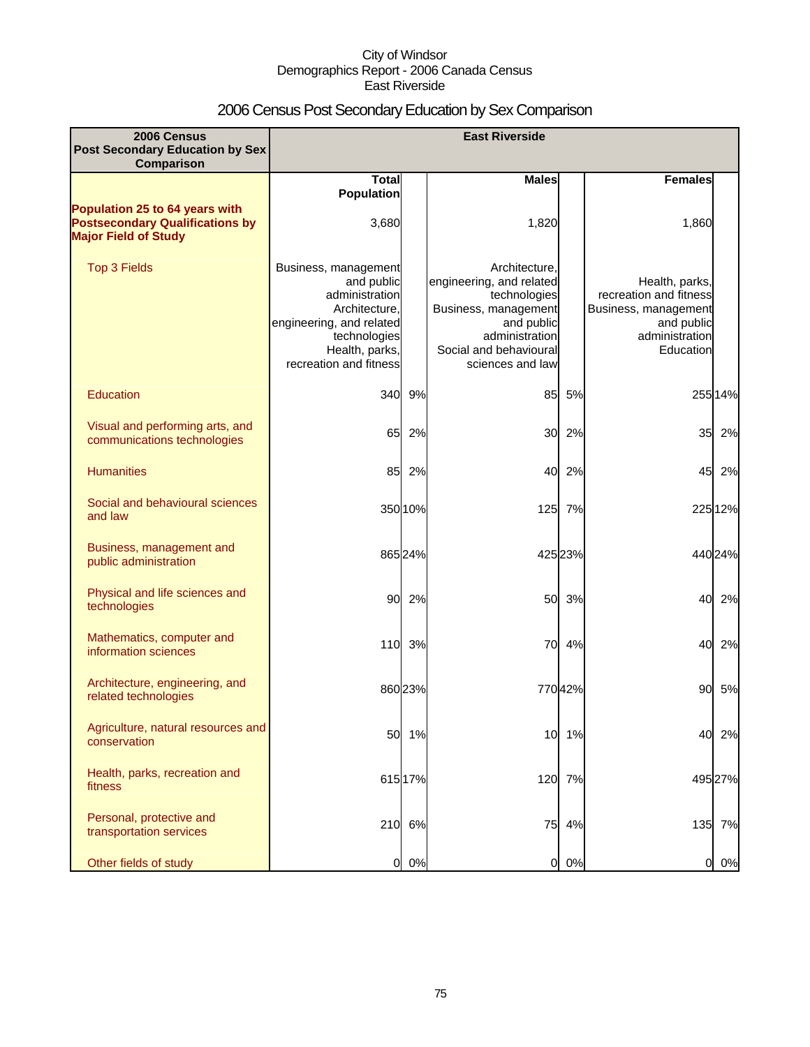City of Windsor
Demographics Report - 2006 Canada Census
East Riverside

# 2006 Census Post Secondary Education by Sex Comparison

| 2006 Census Post Secondary Education by Sex Comparison | East Riverside | | | | | |
|---|---|---|---|---|---|---|
| | Total Population | | Males | | Females | |
| **Population 25 to 64 years with Postsecondary Qualifications by Major Field of Study** | 3,680 | | 1,820 | | 1,860 | |
| Top 3 Fields | Business, management and public administration Architecture, engineering, and related technologies Health, parks, recreation and fitness | | Architecture, engineering, and related technologies Business, management and public administration Social and behavioural sciences and law | | Health, parks, recreation and fitness Business, management and public administration Education | |
| Education | 340 | 9% | 85 | 5% | 255 | 14% |
| Visual and performing arts, and communications technologies | 65 | 2% | 30 | 2% | 35 | 2% |
| Humanities | 85 | 2% | 40 | 2% | 45 | 2% |
| Social and behavioural sciences and law | 350 | 10% | 125 | 7% | 225 | 12% |
| Business, management and public administration | 865 | 24% | 425 | 23% | 440 | 24% |
| Physical and life sciences and technologies | 90 | 2% | 50 | 3% | 40 | 2% |
| Mathematics, computer and information sciences | 110 | 3% | 70 | 4% | 40 | 2% |
| Architecture, engineering, and related technologies | 860 | 23% | 770 | 42% | 90 | 5% |
| Agriculture, natural resources and conservation | 50 | 1% | 10 | 1% | 40 | 2% |
| Health, parks, recreation and fitness | 615 | 17% | 120 | 7% | 495 | 27% |
| Personal, protective and transportation services | 210 | 6% | 75 | 4% | 135 | 7% |
| Other fields of study | 0 | 0% | 0 | 0% | 0 | 0% |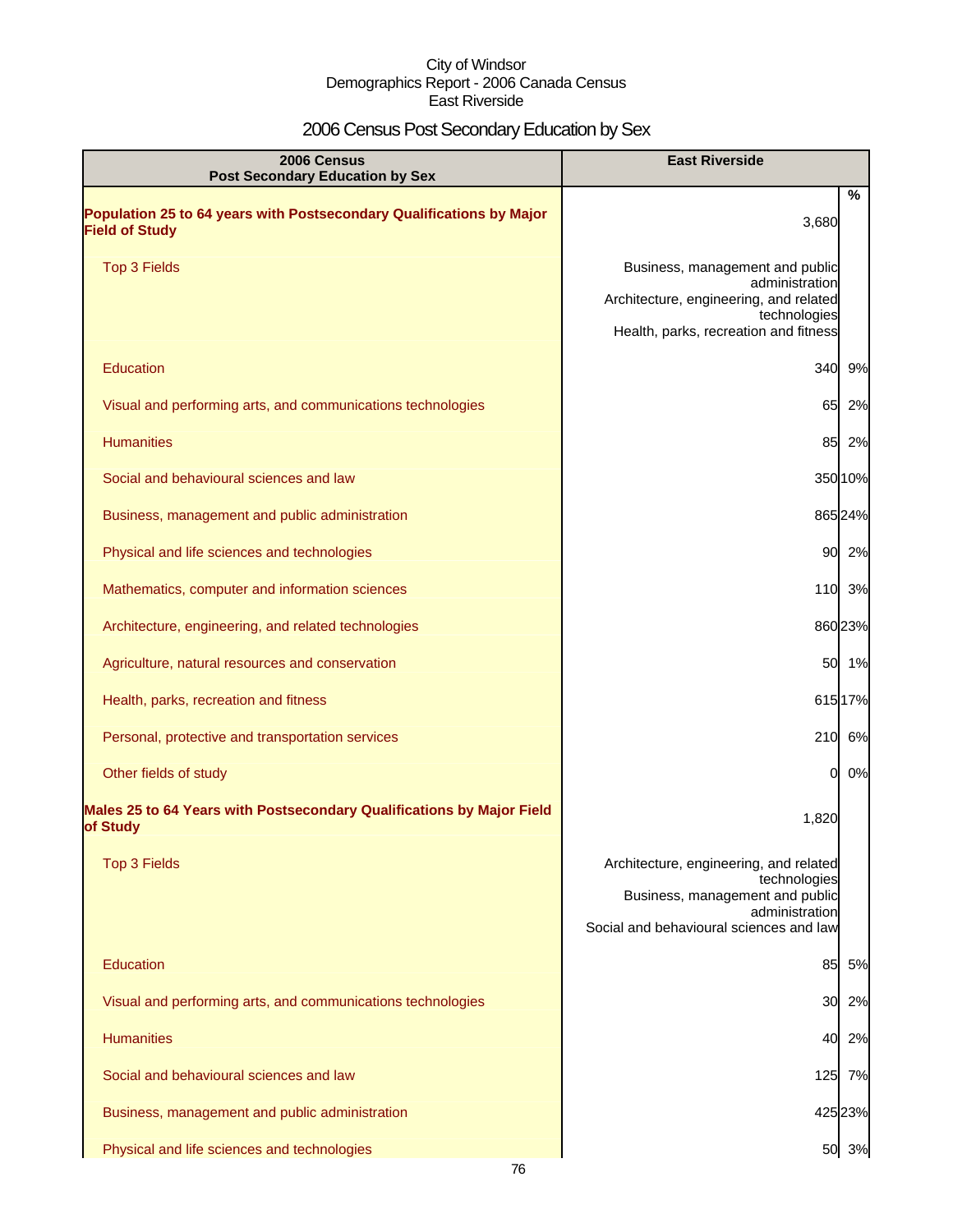City of Windsor
Demographics Report - 2006 Canada Census
East Riverside

# 2006 Census Post Secondary Education by Sex

| 2006 Census Post Secondary Education by Sex | East Riverside | % |
|---|---|---|
| **Population 25 to 64 years with Postsecondary Qualifications by Major Field of Study** | 3,680 | |
| Top 3 Fields | Business, management and public administration<br>Architecture, engineering, and related technologies<br>Health, parks, recreation and fitness | |
| Education | 340 | 9% |
| Visual and performing arts, and communications technologies | 65 | 2% |
| Humanities | 85 | 2% |
| Social and behavioural sciences and law | 350 | 10% |
| Business, management and public administration | 865 | 24% |
| Physical and life sciences and technologies | 90 | 2% |
| Mathematics, computer and information sciences | 110 | 3% |
| Architecture, engineering, and related technologies | 860 | 23% |
| Agriculture, natural resources and conservation | 50 | 1% |
| Health, parks, recreation and fitness | 615 | 17% |
| Personal, protective and transportation services | 210 | 6% |
| Other fields of study | 0 | 0% |
| **Males 25 to 64 Years with Postsecondary Qualifications by Major Field of Study** | 1,820 | |
| Top 3 Fields | Architecture, engineering, and related technologies<br>Business, management and public administration<br>Social and behavioural sciences and law | |
| Education | 85 | 5% |
| Visual and performing arts, and communications technologies | 30 | 2% |
| Humanities | 40 | 2% |
| Social and behavioural sciences and law | 125 | 7% |
| Business, management and public administration | 425 | 23% |
| Physical and life sciences and technologies | 50 | 3% |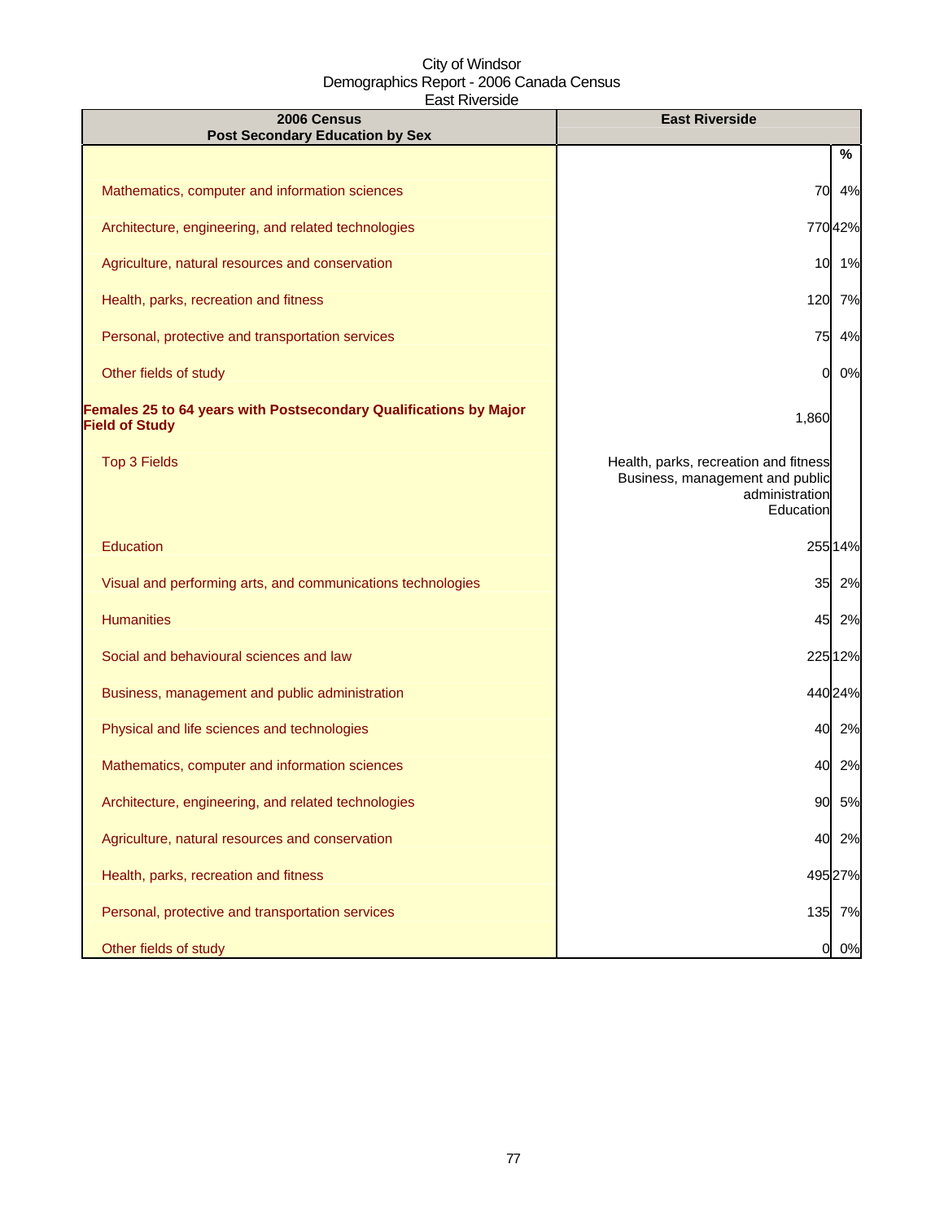City of Windsor
Demographics Report - 2006 Canada Census
East Riverside

| 2006 Census Post Secondary Education by Sex | East Riverside | |
|---|---|---|
| | | % |
| Mathematics, computer and information sciences | 70 | 4% |
| Architecture, engineering, and related technologies | 770 | 42% |
| Agriculture, natural resources and conservation | 10 | 1% |
| Health, parks, recreation and fitness | 120 | 7% |
| Personal, protective and transportation services | 75 | 4% |
| Other fields of study | 0 | 0% |
| **Females 25 to 64 years with Postsecondary Qualifications by Major Field of Study** | 1,860 | |
| Top 3 Fields | Health, parks, recreation and fitness<br>Business, management and public administration<br>Education | |
| Education | 255 | 14% |
| Visual and performing arts, and communications technologies | 35 | 2% |
| Humanities | 45 | 2% |
| Social and behavioural sciences and law | 225 | 12% |
| Business, management and public administration | 440 | 24% |
| Physical and life sciences and technologies | 40 | 2% |
| Mathematics, computer and information sciences | 40 | 2% |
| Architecture, engineering, and related technologies | 90 | 5% |
| Agriculture, natural resources and conservation | 40 | 2% |
| Health, parks, recreation and fitness | 495 | 27% |
| Personal, protective and transportation services | 135 | 7% |
| Other fields of study | 0 | 0% |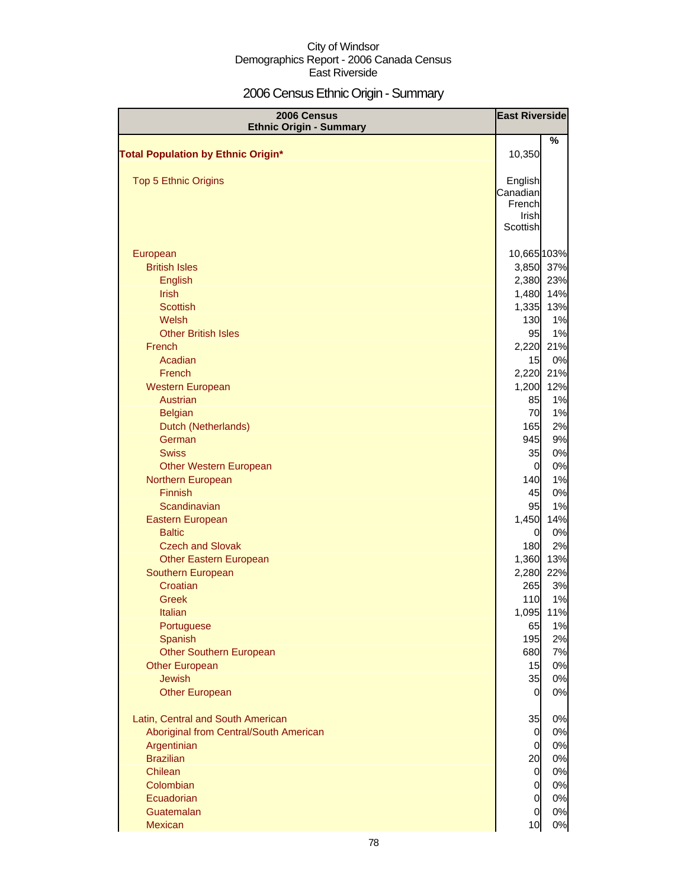City of Windsor
Demographics Report - 2006 Canada Census
East Riverside

# 2006 Census Ethnic Origin - Summary

| 2006 Census Ethnic Origin - Summary | East Riverside | % |
|---|---|---|
| **Total Population by Ethnic Origin*** | 10,350 | |
| Top 5 Ethnic Origins | English<br>Canadian<br>French<br>Irish<br>Scottish | |
| European | 10,665 | 103% |
| British Isles | 3,850 | 37% |
| English | 2,380 | 23% |
| Irish | 1,480 | 14% |
| Scottish | 1,335 | 13% |
| Welsh | 130 | 1% |
| Other British Isles | 95 | 1% |
| French | 2,220 | 21% |
| Acadian | 15 | 0% |
| French | 2,220 | 21% |
| Western European | 1,200 | 12% |
| Austrian | 85 | 1% |
| Belgian | 70 | 1% |
| Dutch (Netherlands) | 165 | 2% |
| German | 945 | 9% |
| Swiss | 35 | 0% |
| Other Western European | 0 | 0% |
| Northern European | 140 | 1% |
| Finnish | 45 | 0% |
| Scandinavian | 95 | 1% |
| Eastern European | 1,450 | 14% |
| Baltic | 0 | 0% |
| Czech and Slovak | 180 | 2% |
| Other Eastern European | 1,360 | 13% |
| Southern European | 2,280 | 22% |
| Croatian | 265 | 3% |
| Greek | 110 | 1% |
| Italian | 1,095 | 11% |
| Portuguese | 65 | 1% |
| Spanish | 195 | 2% |
| Other Southern European | 680 | 7% |
| Other European | 15 | 0% |
| Jewish | 35 | 0% |
| Other European | 0 | 0% |
| Latin, Central and South American | 35 | 0% |
| Aboriginal from Central/South American | 0 | 0% |
| Argentinian | 0 | 0% |
| Brazilian | 20 | 0% |
| Chilean | 0 | 0% |
| Colombian | 0 | 0% |
| Ecuadorian | 0 | 0% |
| Guatemalan | 0 | 0% |
| Mexican | 10 | 0% |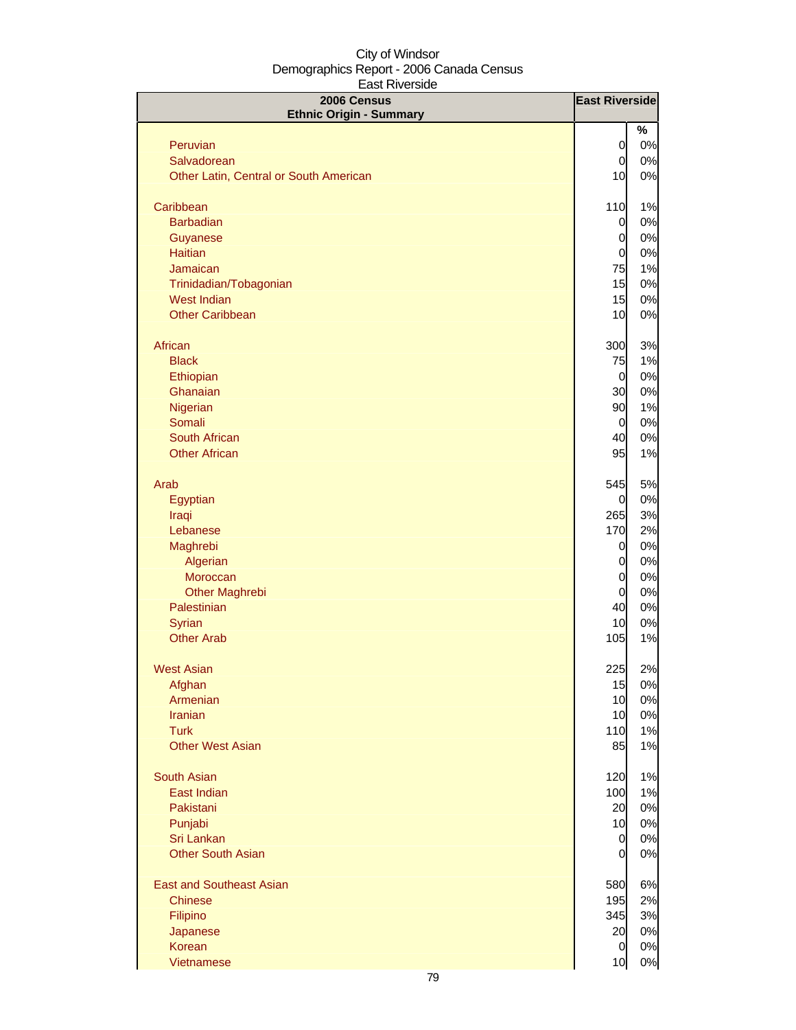City of Windsor
Demographics Report - 2006 Canada Census
East Riverside

| 2006 Census<br>Ethnic Origin - Summary | East Riverside | |
|---|---|---|
| | | % |
| Peruvian | 0 | 0% |
| Salvadorean | 0 | 0% |
| Other Latin, Central or South American | 10 | 0% |
| | | |
| Caribbean | 110 | 1% |
| Barbadian | 0 | 0% |
| Guyanese | 0 | 0% |
| Haitian | 0 | 0% |
| Jamaican | 75 | 1% |
| Trinidadian/Tobagonian | 15 | 0% |
| West Indian | 15 | 0% |
| Other Caribbean | 10 | 0% |
| | | |
| African | 300 | 3% |
| Black | 75 | 1% |
| Ethiopian | 0 | 0% |
| Ghanaian | 30 | 0% |
| Nigerian | 90 | 1% |
| Somali | 0 | 0% |
| South African | 40 | 0% |
| Other African | 95 | 1% |
| | | |
| Arab | 545 | 5% |
| Egyptian | 0 | 0% |
| Iraqi | 265 | 3% |
| Lebanese | 170 | 2% |
| Maghrebi | 0 | 0% |
| Algerian | 0 | 0% |
| Moroccan | 0 | 0% |
| Other Maghrebi | 0 | 0% |
| Palestinian | 40 | 0% |
| Syrian | 10 | 0% |
| Other Arab | 105 | 1% |
| | | |
| West Asian | 225 | 2% |
| Afghan | 15 | 0% |
| Armenian | 10 | 0% |
| Iranian | 10 | 0% |
| Turk | 110 | 1% |
| Other West Asian | 85 | 1% |
| | | |
| South Asian | 120 | 1% |
| East Indian | 100 | 1% |
| Pakistani | 20 | 0% |
| Punjabi | 10 | 0% |
| Sri Lankan | 0 | 0% |
| Other South Asian | 0 | 0% |
| | | |
| East and Southeast Asian | 580 | 6% |
| Chinese | 195 | 2% |
| Filipino | 345 | 3% |
| Japanese | 20 | 0% |
| Korean | 0 | 0% |
| Vietnamese | 10 | 0% |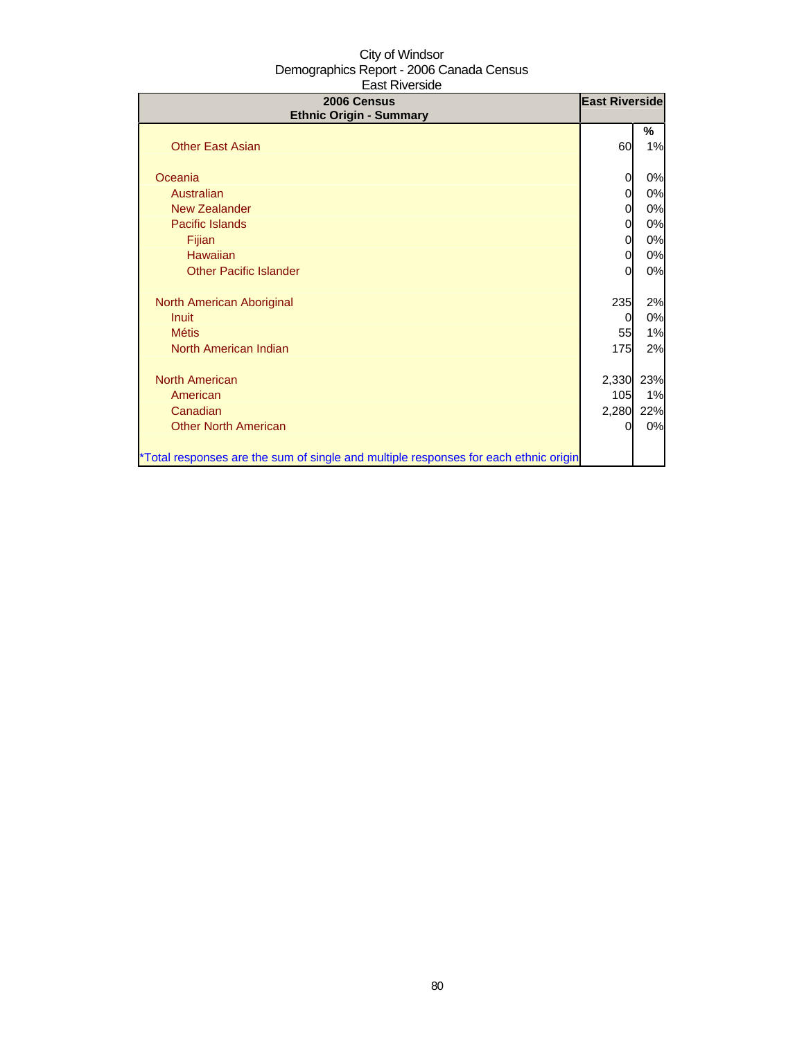City of Windsor
Demographics Report - 2006 Canada Census
East Riverside

| 2006 Census<br>Ethnic Origin - Summary | East Riverside | |
|---|---|---|
| | | % |
| Other East Asian | 60 | 1% |
| | | |
| Oceania | 0 | 0% |
| Australian | 0 | 0% |
| New Zealander | 0 | 0% |
| Pacific Islands | 0 | 0% |
| Fijian | 0 | 0% |
| Hawaiian | 0 | 0% |
| Other Pacific Islander | 0 | 0% |
| | | |
| North American Aboriginal | 235 | 2% |
| Inuit | 0 | 0% |
| Métis | 55 | 1% |
| North American Indian | 175 | 2% |
| | | |
| North American | 2,330 | 23% |
| American | 105 | 1% |
| Canadian | 2,280 | 22% |
| Other North American | 0 | 0% |
| | | |
| *Total responses are the sum of single and multiple responses for each ethnic origin | | |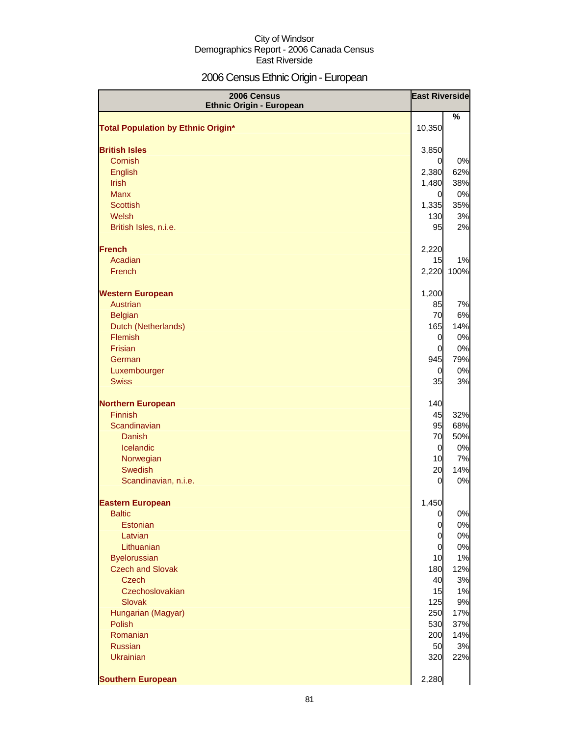City of Windsor
Demographics Report - 2006 Canada Census
East Riverside

# 2006 Census Ethnic Origin - European

| 2006 Census Ethnic Origin - European | East Riverside | |
|---|---|---|
| | | % |
| **Total Population by Ethnic Origin*** | 10,350 | |
| | | |
| **British Isles** | 3,850 | |
| Cornish | 0 | 0% |
| English | 2,380 | 62% |
| Irish | 1,480 | 38% |
| Manx | 0 | 0% |
| Scottish | 1,335 | 35% |
| Welsh | 130 | 3% |
| British Isles, n.i.e. | 95 | 2% |
| | | |
| **French** | 2,220 | |
| Acadian | 15 | 1% |
| French | 2,220 | 100% |
| | | |
| **Western European** | 1,200 | |
| Austrian | 85 | 7% |
| Belgian | 70 | 6% |
| Dutch (Netherlands) | 165 | 14% |
| Flemish | 0 | 0% |
| Frisian | 0 | 0% |
| German | 945 | 79% |
| Luxembourger | 0 | 0% |
| Swiss | 35 | 3% |
| | | |
| **Northern European** | 140 | |
| Finnish | 45 | 32% |
| Scandinavian | 95 | 68% |
| Danish | 70 | 50% |
| Icelandic | 0 | 0% |
| Norwegian | 10 | 7% |
| Swedish | 20 | 14% |
| Scandinavian, n.i.e. | 0 | 0% |
| | | |
| **Eastern European** | 1,450 | |
| Baltic | 0 | 0% |
| Estonian | 0 | 0% |
| Latvian | 0 | 0% |
| Lithuanian | 0 | 0% |
| Byelorussian | 10 | 1% |
| Czech and Slovak | 180 | 12% |
| Czech | 40 | 3% |
| Czechoslovakian | 15 | 1% |
| Slovak | 125 | 9% |
| Hungarian (Magyar) | 250 | 17% |
| Polish | 530 | 37% |
| Romanian | 200 | 14% |
| Russian | 50 | 3% |
| Ukrainian | 320 | 22% |
| | | |
| **Southern European** | 2,280 | |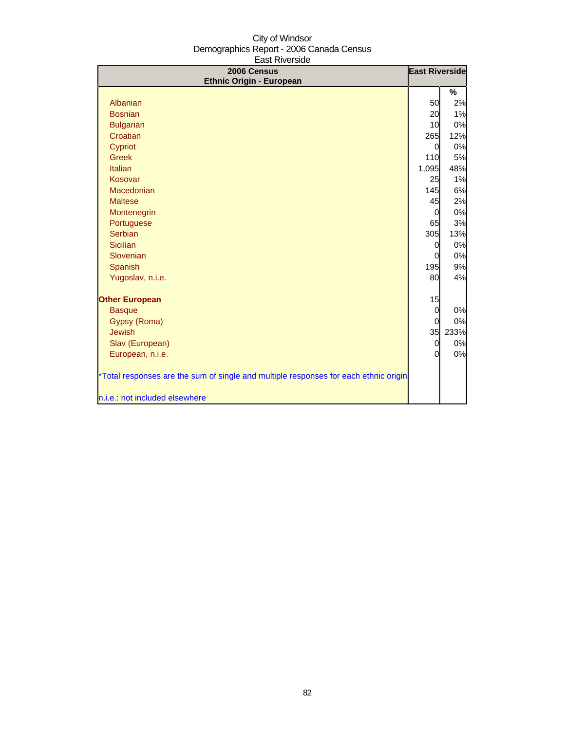City of Windsor
Demographics Report - 2006 Canada Census
East Riverside

| 2006 Census<br>Ethnic Origin - European | East Riverside | |
|---|---|---|
| | | % |
| Albanian | 50 | 2% |
| Bosnian | 20 | 1% |
| Bulgarian | 10 | 0% |
| Croatian | 265 | 12% |
| Cypriot | 0 | 0% |
| Greek | 110 | 5% |
| Italian | 1,095 | 48% |
| Kosovar | 25 | 1% |
| Macedonian | 145 | 6% |
| Maltese | 45 | 2% |
| Montenegrin | 0 | 0% |
| Portuguese | 65 | 3% |
| Serbian | 305 | 13% |
| Sicilian | 0 | 0% |
| Slovenian | 0 | 0% |
| Spanish | 195 | 9% |
| Yugoslav, n.i.e. | 80 | 4% |
| **Other European** | 15 | |
| Basque | 0 | 0% |
| Gypsy (Roma) | 0 | 0% |
| Jewish | 35 | 233% |
| Slav (European) | 0 | 0% |
| European, n.i.e. | 0 | 0% |

*Total responses are the sum of single and multiple responses for each ethnic origin

n.i.e.: not included elsewhere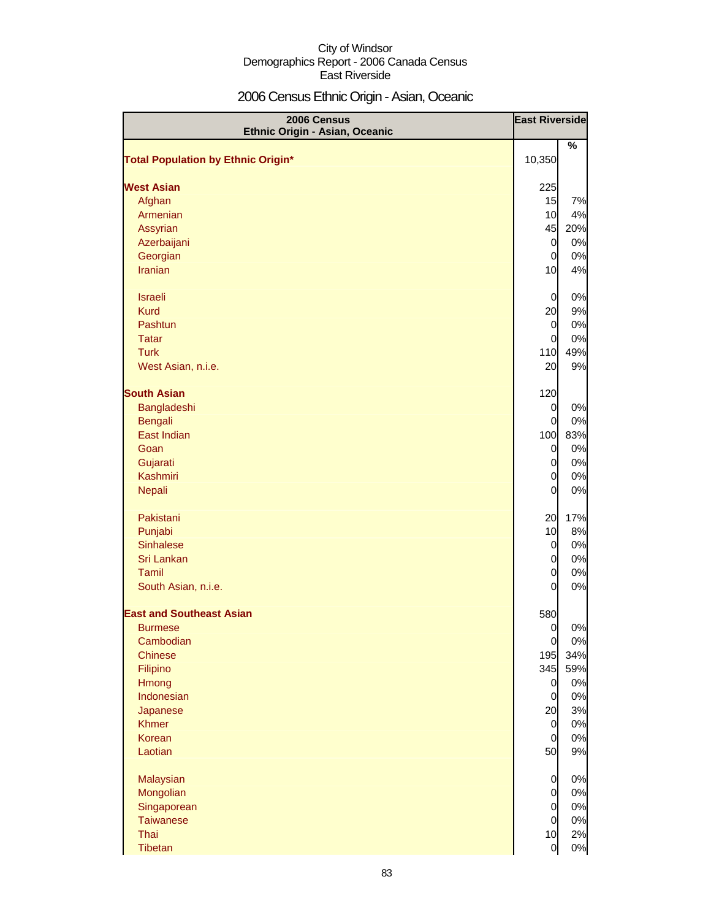City of Windsor
Demographics Report - 2006 Canada Census
East Riverside

# 2006 Census Ethnic Origin - Asian, Oceanic

| 2006 Census Ethnic Origin - Asian, Oceanic | East Riverside | |
|---|---|---|
| | | % |
| **Total Population by Ethnic Origin*** | 10,350 | |
| | | |
| **West Asian** | 225 | |
| Afghan | 15 | 7% |
| Armenian | 10 | 4% |
| Assyrian | 45 | 20% |
| Azerbaijani | 0 | 0% |
| Georgian | 0 | 0% |
| Iranian | 10 | 4% |
| | | |
| Israeli | 0 | 0% |
| Kurd | 20 | 9% |
| Pashtun | 0 | 0% |
| Tatar | 0 | 0% |
| Turk | 110 | 49% |
| West Asian, n.i.e. | 20 | 9% |
| | | |
| **South Asian** | 120 | |
| Bangladeshi | 0 | 0% |
| Bengali | 0 | 0% |
| East Indian | 100 | 83% |
| Goan | 0 | 0% |
| Gujarati | 0 | 0% |
| Kashmiri | 0 | 0% |
| Nepali | 0 | 0% |
| | | |
| Pakistani | 20 | 17% |
| Punjabi | 10 | 8% |
| Sinhalese | 0 | 0% |
| Sri Lankan | 0 | 0% |
| Tamil | 0 | 0% |
| South Asian, n.i.e. | 0 | 0% |
| | | |
| **East and Southeast Asian** | 580 | |
| Burmese | 0 | 0% |
| Cambodian | 0 | 0% |
| Chinese | 195 | 34% |
| Filipino | 345 | 59% |
| Hmong | 0 | 0% |
| Indonesian | 0 | 0% |
| Japanese | 20 | 3% |
| Khmer | 0 | 0% |
| Korean | 0 | 0% |
| Laotian | 50 | 9% |
| | | |
| Malaysian | 0 | 0% |
| Mongolian | 0 | 0% |
| Singaporean | 0 | 0% |
| Taiwanese | 0 | 0% |
| Thai | 10 | 2% |
| Tibetan | 0 | 0% |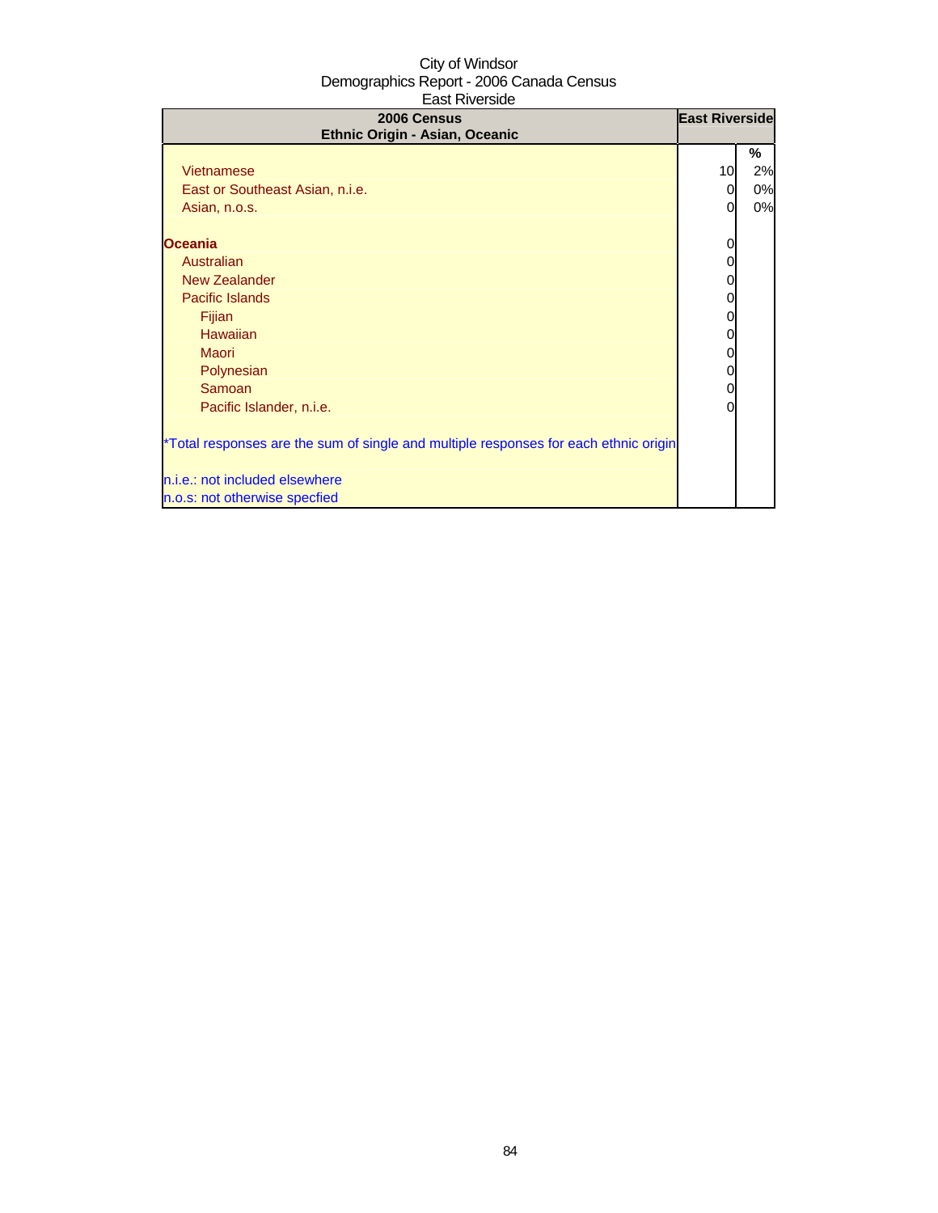City of Windsor
Demographics Report - 2006 Canada Census
East Riverside

| 2006 Census<br>Ethnic Origin - Asian, Oceanic | East Riverside | |
|---|---|---|
| | | % |
| Vietnamese | 10 | 2% |
| East or Southeast Asian, n.i.e. | 0 | 0% |
| Asian, n.o.s. | 0 | 0% |
| | | |
| **Oceania** | 0 | |
| Australian | 0 | |
| New Zealander | 0 | |
| Pacific Islands | 0 | |
| Fijian | 0 | |
| Hawaiian | 0 | |
| Maori | 0 | |
| Polynesian | 0 | |
| Samoan | 0 | |
| Pacific Islander, n.i.e. | 0 | |

*Total responses are the sum of single and multiple responses for each ethnic origin

n.i.e.: not included elsewhere
n.o.s: not otherwise specfied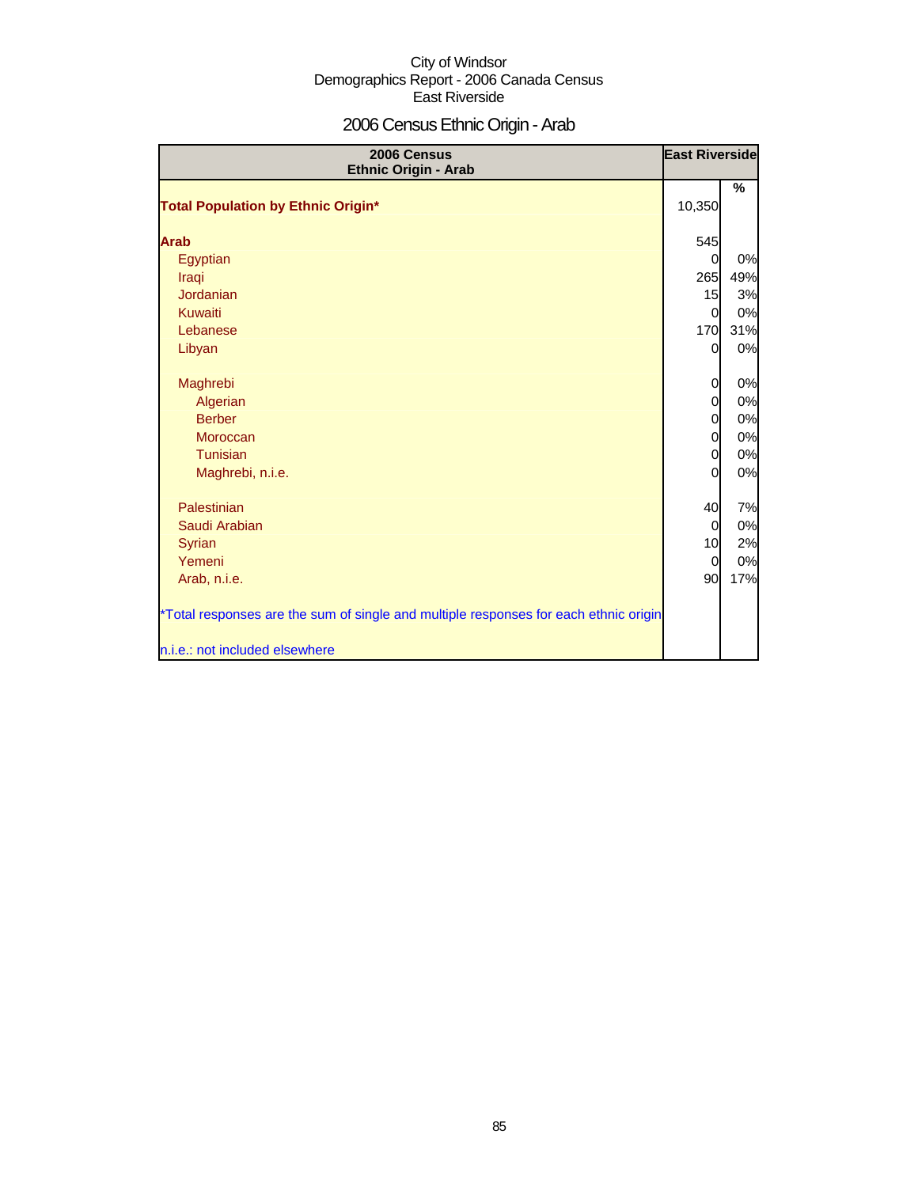City of Windsor
Demographics Report - 2006 Canada Census
East Riverside

# 2006 Census Ethnic Origin - Arab

| 2006 Census<br>Ethnic Origin - Arab | East Riverside | |
|---|---|---|
| | | % |
| **Total Population by Ethnic Origin*** | 10,350 | |
| **Arab** | 545 | |
| Egyptian | 0 | 0% |
| Iraqi | 265 | 49% |
| Jordanian | 15 | 3% |
| Kuwaiti | 0 | 0% |
| Lebanese | 170 | 31% |
| Libyan | 0 | 0% |
| Maghrebi | 0 | 0% |
| Algerian | 0 | 0% |
| Berber | 0 | 0% |
| Moroccan | 0 | 0% |
| Tunisian | 0 | 0% |
| Maghrebi, n.i.e. | 0 | 0% |
| Palestinian | 40 | 7% |
| Saudi Arabian | 0 | 0% |
| Syrian | 10 | 2% |
| Yemeni | 0 | 0% |
| Arab, n.i.e. | 90 | 17% |

*Total responses are the sum of single and multiple responses for each ethnic origin

n.i.e.: not included elsewhere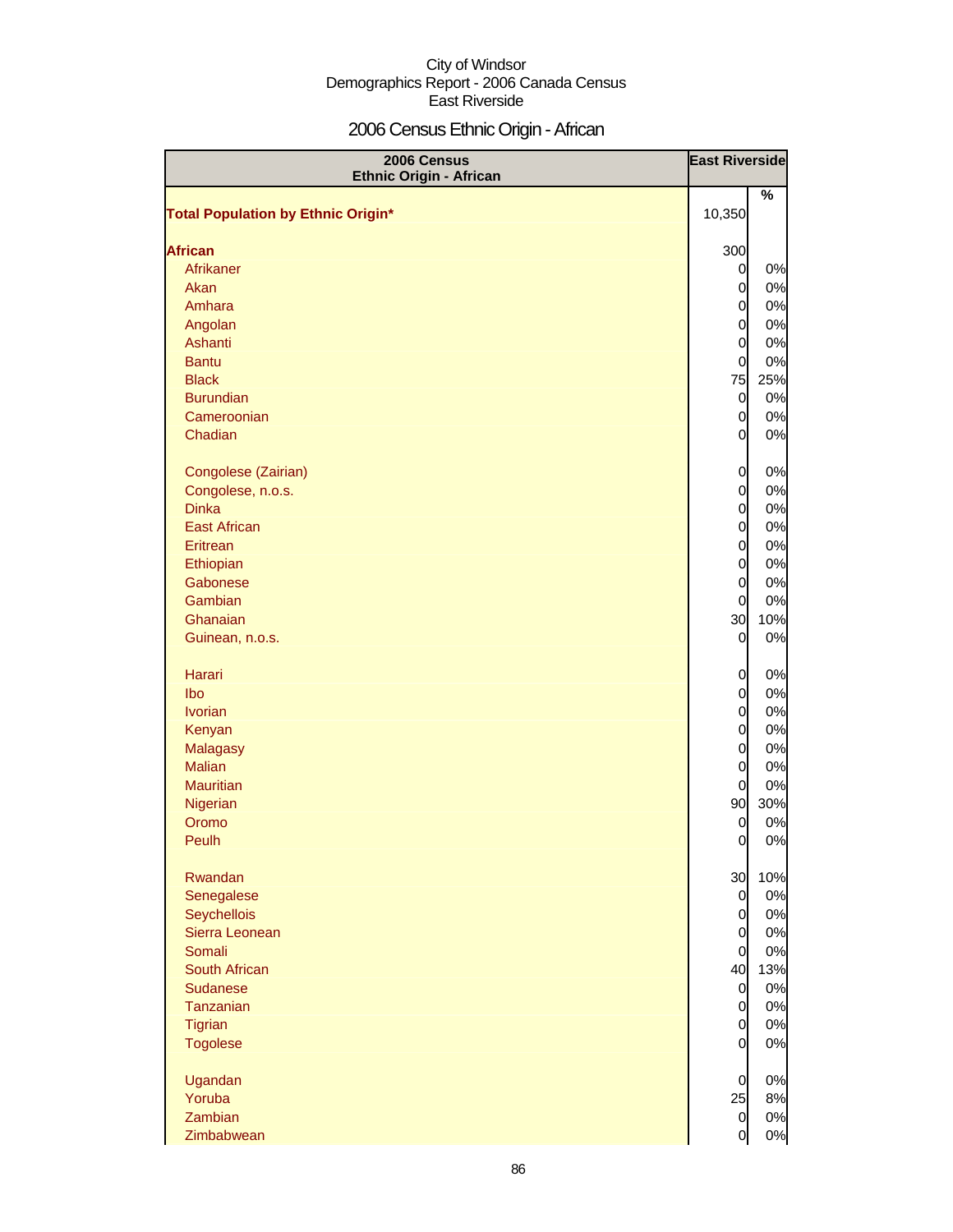City of Windsor
Demographics Report - 2006 Canada Census
East Riverside

# 2006 Census Ethnic Origin - African

| 2006 Census Ethnic Origin - African | East Riverside | |
|---|---|---|
| | | % |
| **Total Population by Ethnic Origin*** | 10,350 | |
| **African** | 300 | |
| Afrikaner | 0 | 0% |
| Akan | 0 | 0% |
| Amhara | 0 | 0% |
| Angolan | 0 | 0% |
| Ashanti | 0 | 0% |
| Bantu | 0 | 0% |
| Black | 75 | 25% |
| Burundian | 0 | 0% |
| Cameroonian | 0 | 0% |
| Chadian | 0 | 0% |
| Congolese (Zairian) | 0 | 0% |
| Congolese, n.o.s. | 0 | 0% |
| Dinka | 0 | 0% |
| East African | 0 | 0% |
| Eritrean | 0 | 0% |
| Ethiopian | 0 | 0% |
| Gabonese | 0 | 0% |
| Gambian | 0 | 0% |
| Ghanaian | 30 | 10% |
| Guinean, n.o.s. | 0 | 0% |
| Harari | 0 | 0% |
| Ibo | 0 | 0% |
| Ivorian | 0 | 0% |
| Kenyan | 0 | 0% |
| Malagasy | 0 | 0% |
| Malian | 0 | 0% |
| Mauritian | 0 | 0% |
| Nigerian | 90 | 30% |
| Oromo | 0 | 0% |
| Peulh | 0 | 0% |
| Rwandan | 30 | 10% |
| Senegalese | 0 | 0% |
| Seychellois | 0 | 0% |
| Sierra Leonean | 0 | 0% |
| Somali | 0 | 0% |
| South African | 40 | 13% |
| Sudanese | 0 | 0% |
| Tanzanian | 0 | 0% |
| Tigrian | 0 | 0% |
| Togolese | 0 | 0% |
| Ugandan | 0 | 0% |
| Yoruba | 25 | 8% |
| Zambian | 0 | 0% |
| Zimbabwean | 0 | 0% |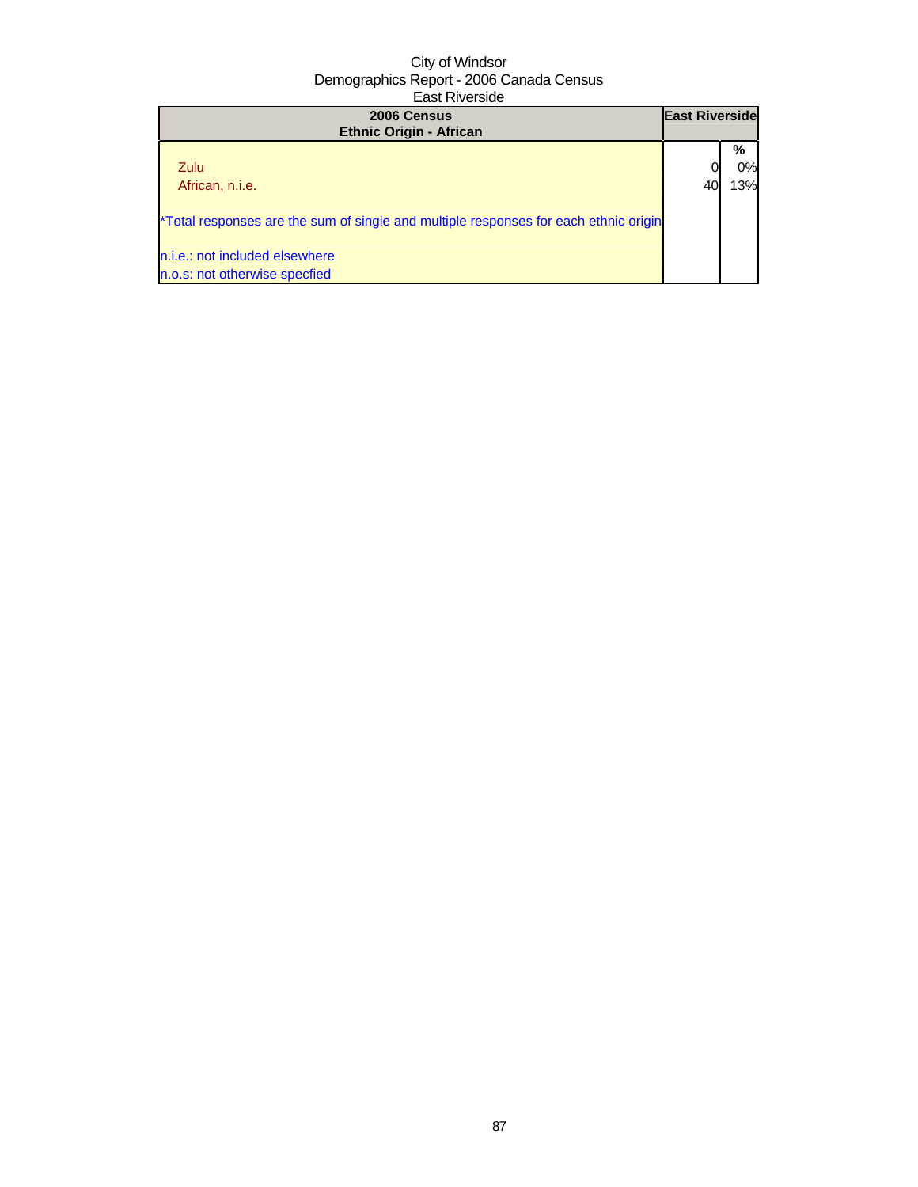City of Windsor
Demographics Report - 2006 Canada Census
East Riverside

| 2006 Census<br>Ethnic Origin - African | East Riverside | |
|---|---|---|
| | | % |
| Zulu | 0 | 0% |
| African, n.i.e. | 40 | 13% |

*Total responses are the sum of single and multiple responses for each ethnic origin

n.i.e.: not included elsewhere
n.o.s: not otherwise specfied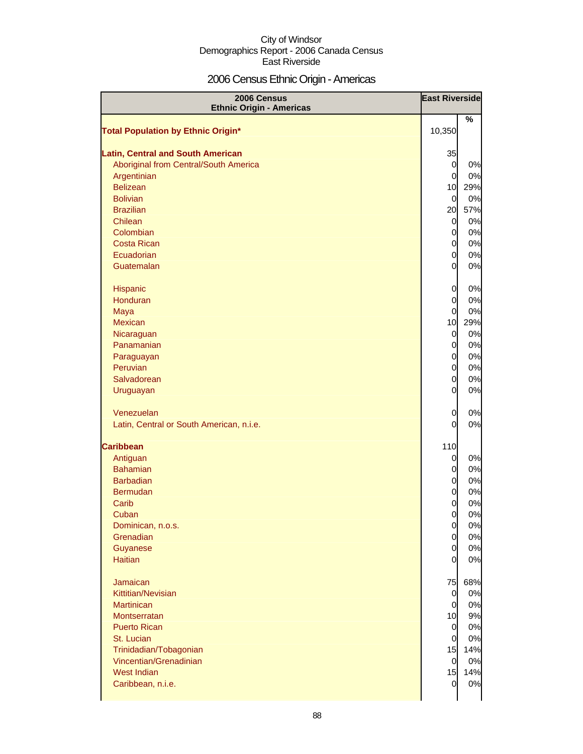City of Windsor
Demographics Report - 2006 Canada Census
East Riverside

# 2006 Census Ethnic Origin - Americas

| 2006 Census Ethnic Origin - Americas | East Riverside | |
|---|---|---|
| | | % |
| **Total Population by Ethnic Origin*** | 10,350 | |
| | | |
| **Latin, Central and South American** | 35 | |
| Aboriginal from Central/South America | 0 | 0% |
| Argentinian | 0 | 0% |
| Belizean | 10 | 29% |
| Bolivian | 0 | 0% |
| Brazilian | 20 | 57% |
| Chilean | 0 | 0% |
| Colombian | 0 | 0% |
| Costa Rican | 0 | 0% |
| Ecuadorian | 0 | 0% |
| Guatemalan | 0 | 0% |
| | | |
| Hispanic | 0 | 0% |
| Honduran | 0 | 0% |
| Maya | 0 | 0% |
| Mexican | 10 | 29% |
| Nicaraguan | 0 | 0% |
| Panamanian | 0 | 0% |
| Paraguayan | 0 | 0% |
| Peruvian | 0 | 0% |
| Salvadorean | 0 | 0% |
| Uruguayan | 0 | 0% |
| | | |
| Venezuelan | 0 | 0% |
| Latin, Central or South American, n.i.e. | 0 | 0% |
| | | |
| **Caribbean** | 110 | |
| Antiguan | 0 | 0% |
| Bahamian | 0 | 0% |
| Barbadian | 0 | 0% |
| Bermudan | 0 | 0% |
| Carib | 0 | 0% |
| Cuban | 0 | 0% |
| Dominican, n.o.s. | 0 | 0% |
| Grenadian | 0 | 0% |
| Guyanese | 0 | 0% |
| Haitian | 0 | 0% |
| | | |
| Jamaican | 75 | 68% |
| Kittitian/Nevisian | 0 | 0% |
| Martinican | 0 | 0% |
| Montserratan | 10 | 9% |
| Puerto Rican | 0 | 0% |
| St. Lucian | 0 | 0% |
| Trinidadian/Tobagonian | 15 | 14% |
| Vincentian/Grenadinian | 0 | 0% |
| West Indian | 15 | 14% |
| Caribbean, n.i.e. | 0 | 0% |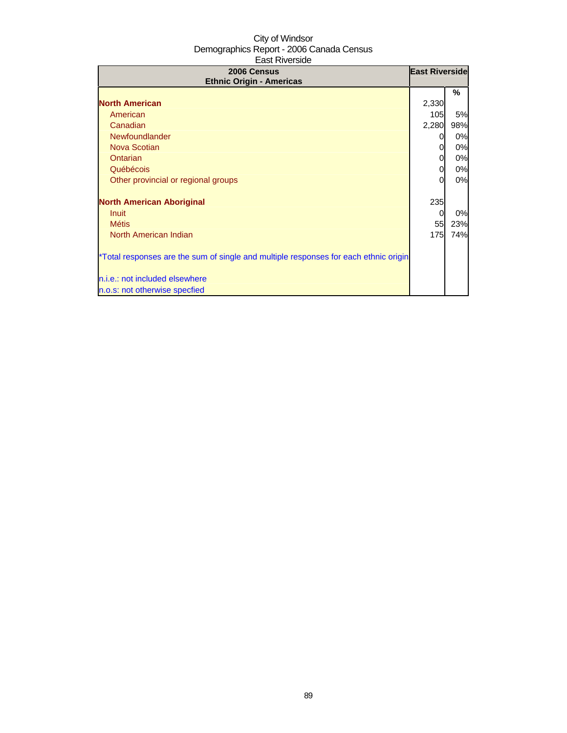City of Windsor
Demographics Report - 2006 Canada Census
East Riverside

| 2006 Census<br>Ethnic Origin - Americas | East Riverside | |
|---|---|---|
| | | % |
| **North American** | 2,330 | |
| American | 105 | 5% |
| Canadian | 2,280 | 98% |
| Newfoundlander | 0 | 0% |
| Nova Scotian | 0 | 0% |
| Ontarian | 0 | 0% |
| Québécois | 0 | 0% |
| Other provincial or regional groups | 0 | 0% |
| | | |
| **North American Aboriginal** | 235 | |
| Inuit | 0 | 0% |
| Métis | 55 | 23% |
| North American Indian | 175 | 74% |

*Total responses are the sum of single and multiple responses for each ethnic origin

n.i.e.: not included elsewhere
n.o.s: not otherwise specfied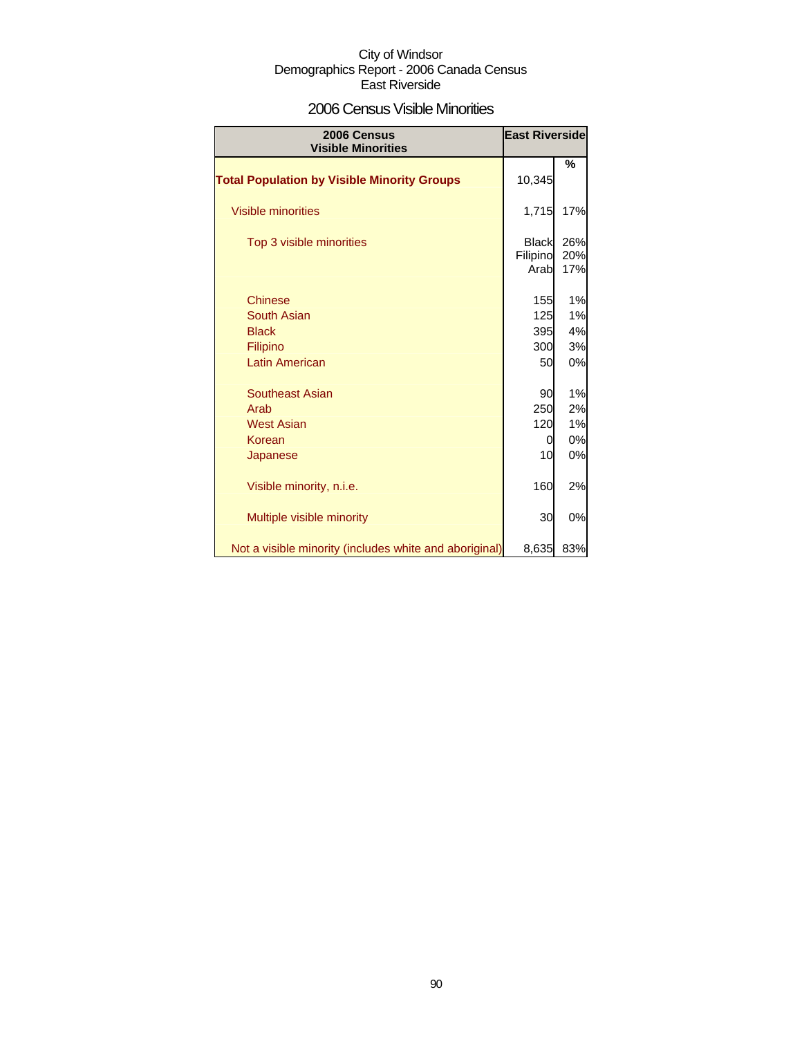City of Windsor
Demographics Report - 2006 Canada Census
East Riverside

## 2006 Census Visible Minorities

| 2006 Census Visible Minorities | East Riverside | |
|---|---|---|
| | | % |
| **Total Population by Visible Minority Groups** | 10,345 | |
| Visible minorities | 1,715 | 17% |
| Top 3 visible minorities | Black | 26% |
| | Filipino | 20% |
| | Arab | 17% |
| Chinese | 155 | 1% |
| South Asian | 125 | 1% |
| Black | 395 | 4% |
| Filipino | 300 | 3% |
| Latin American | 50 | 0% |
| Southeast Asian | 90 | 1% |
| Arab | 250 | 2% |
| West Asian | 120 | 1% |
| Korean | 0 | 0% |
| Japanese | 10 | 0% |
| Visible minority, n.i.e. | 160 | 2% |
| Multiple visible minority | 30 | 0% |
| Not a visible minority (includes white and aboriginal) | 8,635 | 83% |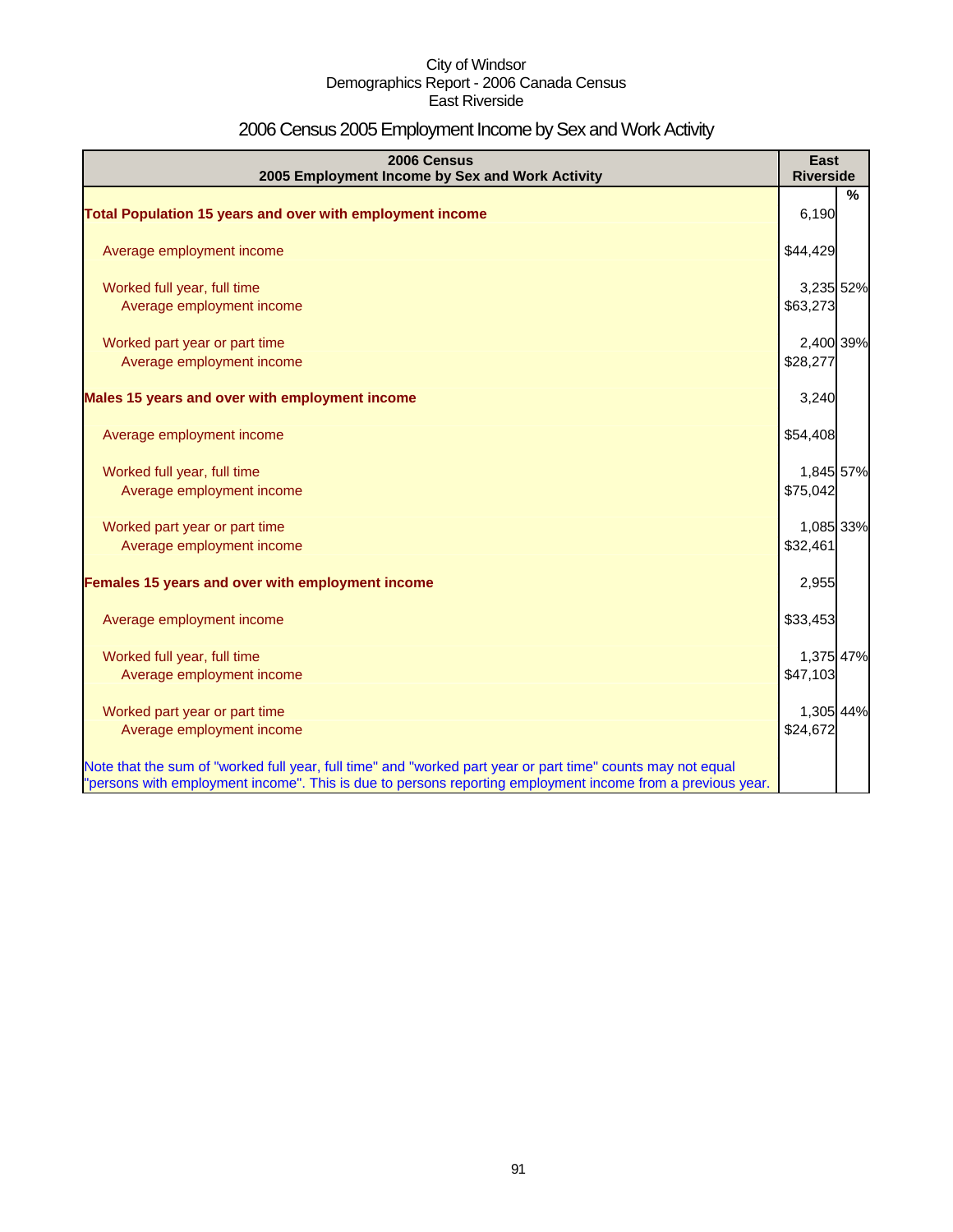City of Windsor
Demographics Report - 2006 Canada Census
East Riverside

# 2006 Census 2005 Employment Income by Sex and Work Activity

| 2006 Census<br>2005 Employment Income by Sex and Work Activity | East Riverside | % |
|---|---|---|
| **Total Population 15 years and over with employment income** | 6,190 | |
| Average employment income | $44,429 | |
| Worked full year, full time | 3,235 | 52% |
| Average employment income | $63,273 | |
| Worked part year or part time | 2,400 | 39% |
| Average employment income | $28,277 | |
| **Males 15 years and over with employment income** | 3,240 | |
| Average employment income | $54,408 | |
| Worked full year, full time | 1,845 | 57% |
| Average employment income | $75,042 | |
| Worked part year or part time | 1,085 | 33% |
| Average employment income | $32,461 | |
| **Females 15 years and over with employment income** | 2,955 | |
| Average employment income | $33,453 | |
| Worked full year, full time | 1,375 | 47% |
| Average employment income | $47,103 | |
| Worked part year or part time | 1,305 | 44% |
| Average employment income | $24,672 | |

Note that the sum of "worked full year, full time" and "worked part year or part time" counts may not equal "persons with employment income". This is due to persons reporting employment income from a previous year.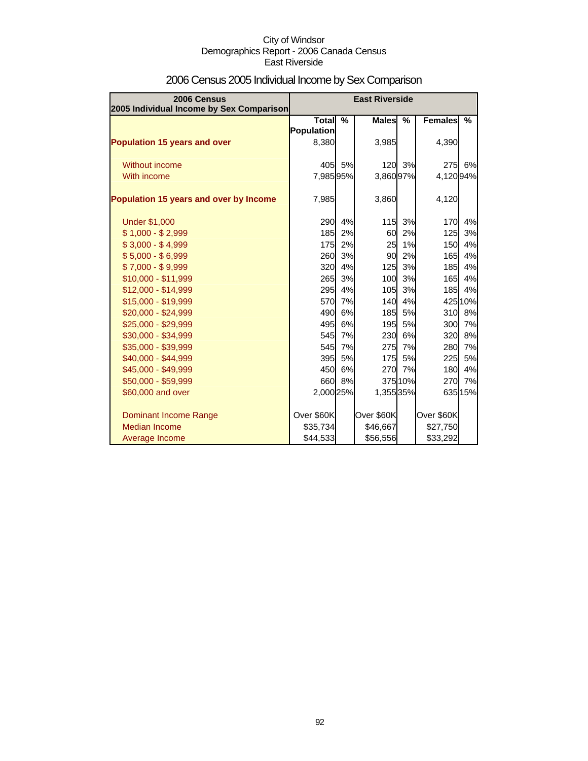City of Windsor
Demographics Report - 2006 Canada Census
East Riverside

# 2006 Census 2005 Individual Income by Sex Comparison

| 2006 Census 2005 Individual Income by Sex Comparison | East Riverside | | | | | |
|---|---|---|---|---|---|---|
| | Total Population | % | Males | % | Females | % |
| **Population 15 years and over** | 8,380 | | 3,985 | | 4,390 | |
| Without income | 405 | 5% | 120 | 3% | 275 | 6% |
| With income | 7,985 | 95% | 3,860 | 97% | 4,120 | 94% |
| **Population 15 years and over by Income** | 7,985 | | 3,860 | | 4,120 | |
| Under $1,000 | 290 | 4% | 115 | 3% | 170 | 4% |
| $ 1,000 - $ 2,999 | 185 | 2% | 60 | 2% | 125 | 3% |
| $ 3,000 - $ 4,999 | 175 | 2% | 25 | 1% | 150 | 4% |
| $ 5,000 - $ 6,999 | 260 | 3% | 90 | 2% | 165 | 4% |
| $ 7,000 - $ 9,999 | 320 | 4% | 125 | 3% | 185 | 4% |
| $10,000 - $11,999 | 265 | 3% | 100 | 3% | 165 | 4% |
| $12,000 - $14,999 | 295 | 4% | 105 | 3% | 185 | 4% |
| $15,000 - $19,999 | 570 | 7% | 140 | 4% | 425 | 10% |
| $20,000 - $24,999 | 490 | 6% | 185 | 5% | 310 | 8% |
| $25,000 - $29,999 | 495 | 6% | 195 | 5% | 300 | 7% |
| $30,000 - $34,999 | 545 | 7% | 230 | 6% | 320 | 8% |
| $35,000 - $39,999 | 545 | 7% | 275 | 7% | 280 | 7% |
| $40,000 - $44,999 | 395 | 5% | 175 | 5% | 225 | 5% |
| $45,000 - $49,999 | 450 | 6% | 270 | 7% | 180 | 4% |
| $50,000 - $59,999 | 660 | 8% | 375 | 10% | 270 | 7% |
| $60,000 and over | 2,000 | 25% | 1,355 | 35% | 635 | 15% |
| Dominant Income Range | Over $60K | | Over $60K | | Over $60K | |
| Median Income | $35,734 | | $46,667 | | $27,750 | |
| Average Income | $44,533 | | $56,556 | | $33,292 | |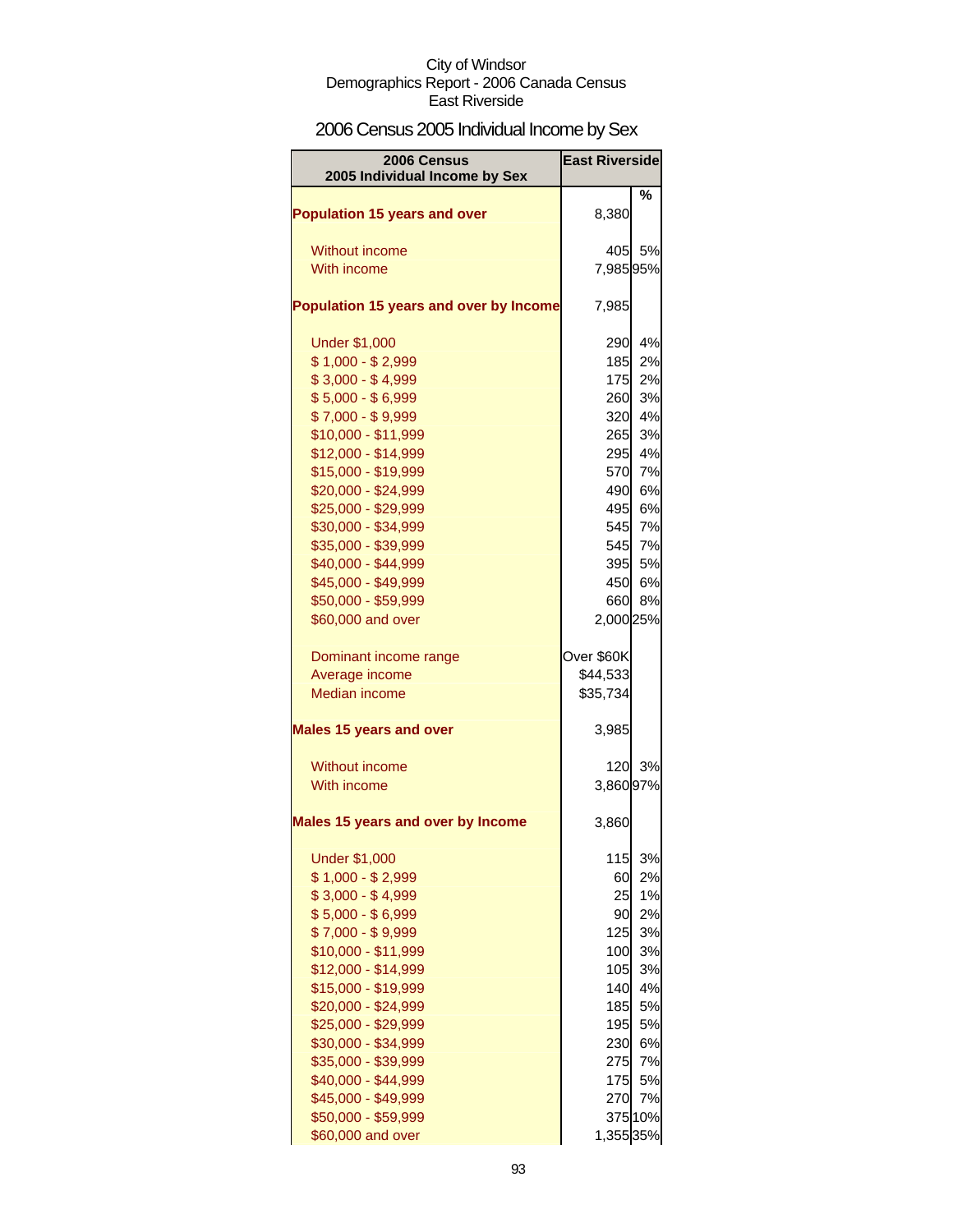City of Windsor
Demographics Report - 2006 Canada Census
East Riverside

# 2006 Census 2005 Individual Income by Sex

| 2006 Census 2005 Individual Income by Sex | East Riverside | |
|---|---|---|
| | | % |
| **Population 15 years and over** | 8,380 | |
| Without income | 405 | 5% |
| With income | 7,985 | 95% |
| **Population 15 years and over by Income** | 7,985 | |
| Under $1,000 | 290 | 4% |
| $ 1,000 - $ 2,999 | 185 | 2% |
| $ 3,000 - $ 4,999 | 175 | 2% |
| $ 5,000 - $ 6,999 | 260 | 3% |
| $ 7,000 - $ 9,999 | 320 | 4% |
| $10,000 - $11,999 | 265 | 3% |
| $12,000 - $14,999 | 295 | 4% |
| $15,000 - $19,999 | 570 | 7% |
| $20,000 - $24,999 | 490 | 6% |
| $25,000 - $29,999 | 495 | 6% |
| $30,000 - $34,999 | 545 | 7% |
| $35,000 - $39,999 | 545 | 7% |
| $40,000 - $44,999 | 395 | 5% |
| $45,000 - $49,999 | 450 | 6% |
| $50,000 - $59,999 | 660 | 8% |
| $60,000 and over | 2,000 | 25% |
| Dominant income range | Over $60K | |
| Average income | $44,533 | |
| Median income | $35,734 | |
| **Males 15 years and over** | 3,985 | |
| Without income | 120 | 3% |
| With income | 3,860 | 97% |
| **Males 15 years and over by Income** | 3,860 | |
| Under $1,000 | 115 | 3% |
| $ 1,000 - $ 2,999 | 60 | 2% |
| $ 3,000 - $ 4,999 | 25 | 1% |
| $ 5,000 - $ 6,999 | 90 | 2% |
| $ 7,000 - $ 9,999 | 125 | 3% |
| $10,000 - $11,999 | 100 | 3% |
| $12,000 - $14,999 | 105 | 3% |
| $15,000 - $19,999 | 140 | 4% |
| $20,000 - $24,999 | 185 | 5% |
| $25,000 - $29,999 | 195 | 5% |
| $30,000 - $34,999 | 230 | 6% |
| $35,000 - $39,999 | 275 | 7% |
| $40,000 - $44,999 | 175 | 5% |
| $45,000 - $49,999 | 270 | 7% |
| $50,000 - $59,999 | 375 | 10% |
| $60,000 and over | 1,355 | 35% |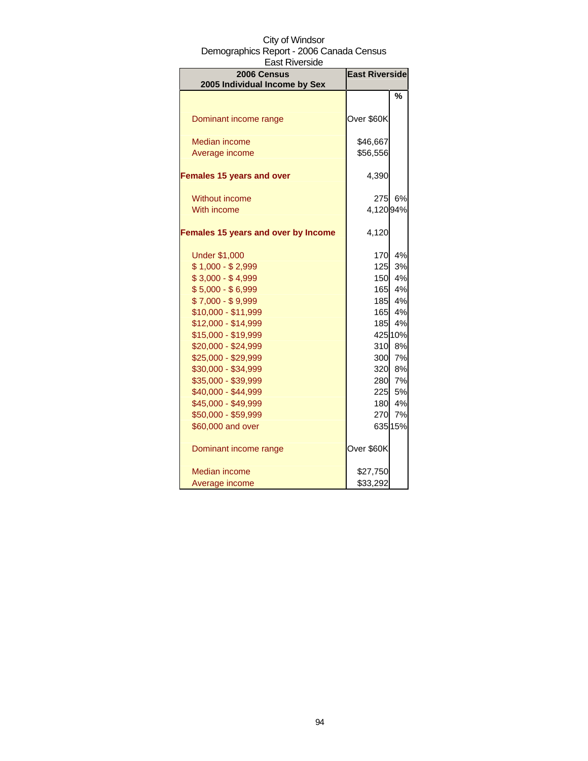City of Windsor
Demographics Report - 2006 Canada Census
East Riverside

| 2006 Census<br>2005 Individual Income by Sex | East Riverside | |
|---|---|---|
| | | % |
| Dominant income range | Over $60K | |
| Median income | $46,667 | |
| Average income | $56,556 | |
| **Females 15 years and over** | 4,390 | |
| Without income | 275 | 6% |
| With income | 4,120 | 94% |
| **Females 15 years and over by Income** | 4,120 | |
| Under $1,000 | 170 | 4% |
| $ 1,000 - $ 2,999 | 125 | 3% |
| $ 3,000 - $ 4,999 | 150 | 4% |
| $ 5,000 - $ 6,999 | 165 | 4% |
| $ 7,000 - $ 9,999 | 185 | 4% |
| $10,000 - $11,999 | 165 | 4% |
| $12,000 - $14,999 | 185 | 4% |
| $15,000 - $19,999 | 425 | 10% |
| $20,000 - $24,999 | 310 | 8% |
| $25,000 - $29,999 | 300 | 7% |
| $30,000 - $34,999 | 320 | 8% |
| $35,000 - $39,999 | 280 | 7% |
| $40,000 - $44,999 | 225 | 5% |
| $45,000 - $49,999 | 180 | 4% |
| $50,000 - $59,999 | 270 | 7% |
| $60,000 and over | 635 | 15% |
| Dominant income range | Over $60K | |
| Median income | $27,750 | |
| Average income | $33,292 | |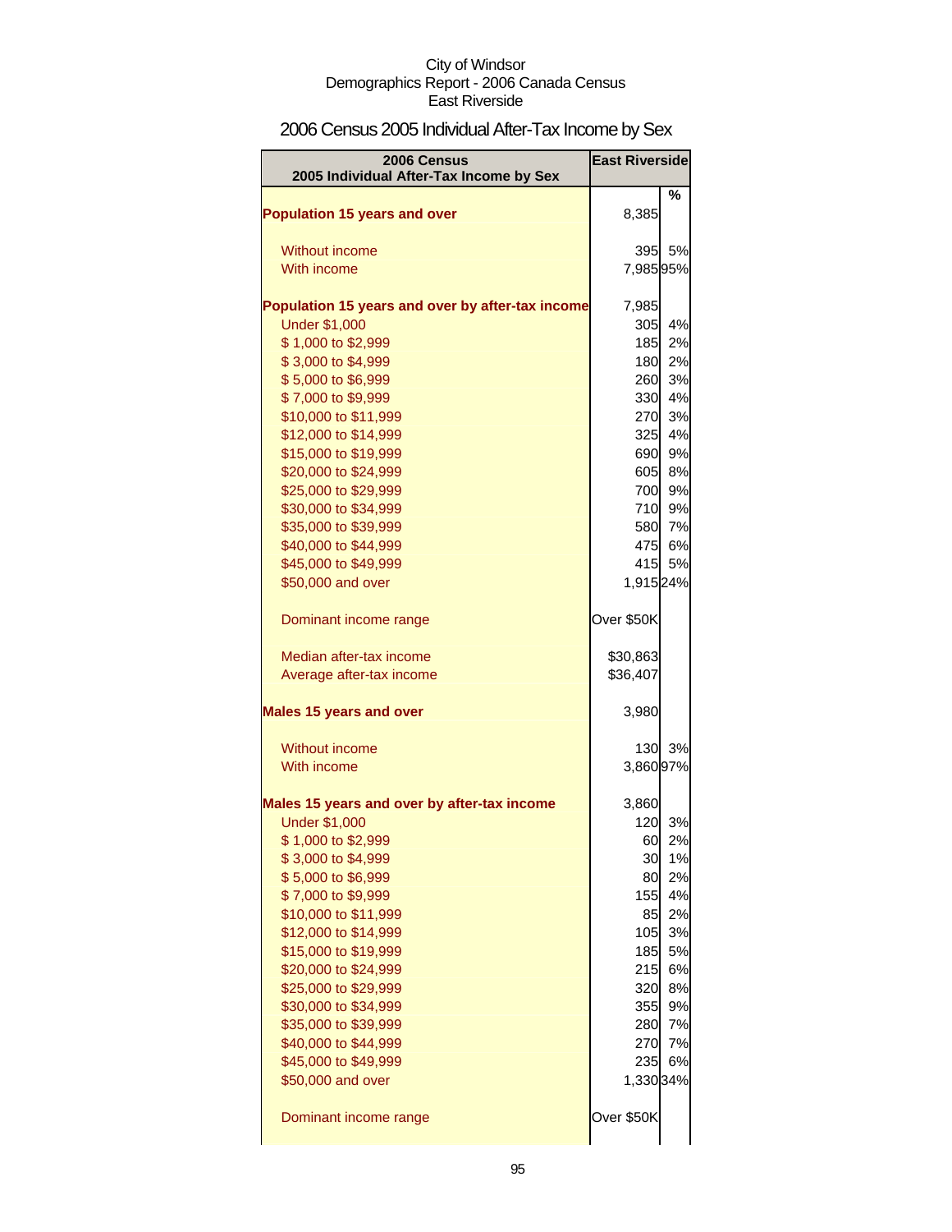City of Windsor
Demographics Report - 2006 Canada Census
East Riverside

# 2006 Census 2005 Individual After-Tax Income by Sex

| 2006 Census<br>2005 Individual After-Tax Income by Sex | East Riverside | % |
|---|---|---|
| **Population 15 years and over** | 8,385 | |
| Without income | 395 | 5% |
| With income | 7,985 | 95% |
| **Population 15 years and over by after-tax income** | 7,985 | |
| Under $1,000 | 305 | 4% |
| $ 1,000 to $2,999 | 185 | 2% |
| $ 3,000 to $4,999 | 180 | 2% |
| $ 5,000 to $6,999 | 260 | 3% |
| $ 7,000 to $9,999 | 330 | 4% |
| $10,000 to $11,999 | 270 | 3% |
| $12,000 to $14,999 | 325 | 4% |
| $15,000 to $19,999 | 690 | 9% |
| $20,000 to $24,999 | 605 | 8% |
| $25,000 to $29,999 | 700 | 9% |
| $30,000 to $34,999 | 710 | 9% |
| $35,000 to $39,999 | 580 | 7% |
| $40,000 to $44,999 | 475 | 6% |
| $45,000 to $49,999 | 415 | 5% |
| $50,000 and over | 1,915 | 24% |
| Dominant income range | Over $50K | |
| Median after-tax income | $30,863 | |
| Average after-tax income | $36,407 | |
| **Males 15 years and over** | 3,980 | |
| Without income | 130 | 3% |
| With income | 3,860 | 97% |
| **Males 15 years and over by after-tax income** | 3,860 | |
| Under $1,000 | 120 | 3% |
| $ 1,000 to $2,999 | 60 | 2% |
| $ 3,000 to $4,999 | 30 | 1% |
| $ 5,000 to $6,999 | 80 | 2% |
| $ 7,000 to $9,999 | 155 | 4% |
| $10,000 to $11,999 | 85 | 2% |
| $12,000 to $14,999 | 105 | 3% |
| $15,000 to $19,999 | 185 | 5% |
| $20,000 to $24,999 | 215 | 6% |
| $25,000 to $29,999 | 320 | 8% |
| $30,000 to $34,999 | 355 | 9% |
| $35,000 to $39,999 | 280 | 7% |
| $40,000 to $44,999 | 270 | 7% |
| $45,000 to $49,999 | 235 | 6% |
| $50,000 and over | 1,330 | 34% |
| Dominant income range | Over $50K | |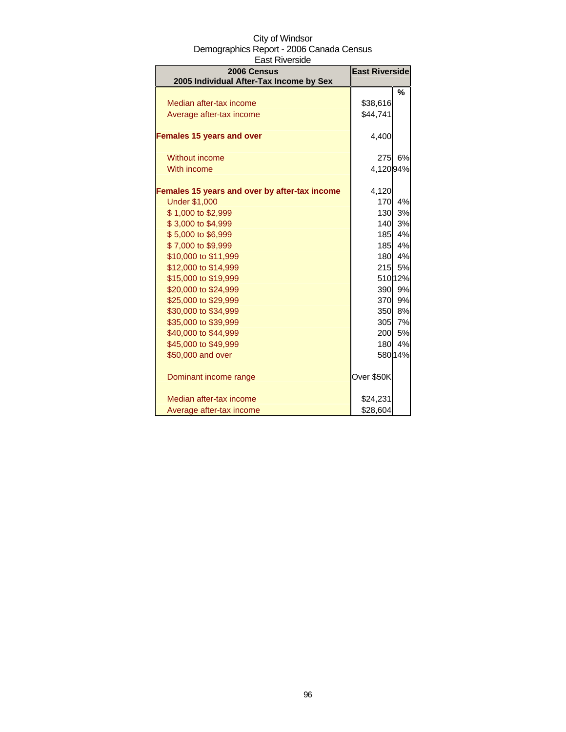City of Windsor
Demographics Report - 2006 Canada Census
East Riverside

| 2006 Census<br>2005 Individual After-Tax Income by Sex | East Riverside | |
|---|---|---|
| | | % |
| Median after-tax income | $38,616 | |
| Average after-tax income | $44,741 | |
| **Females 15 years and over** | 4,400 | |
| Without income | 275 | 6% |
| With income | 4,120 | 94% |
| **Females 15 years and over by after-tax income** | 4,120 | |
| Under $1,000 | 170 | 4% |
| $ 1,000 to $2,999 | 130 | 3% |
| $ 3,000 to $4,999 | 140 | 3% |
| $ 5,000 to $6,999 | 185 | 4% |
| $ 7,000 to $9,999 | 185 | 4% |
| $10,000 to $11,999 | 180 | 4% |
| $12,000 to $14,999 | 215 | 5% |
| $15,000 to $19,999 | 510 | 12% |
| $20,000 to $24,999 | 390 | 9% |
| $25,000 to $29,999 | 370 | 9% |
| $30,000 to $34,999 | 350 | 8% |
| $35,000 to $39,999 | 305 | 7% |
| $40,000 to $44,999 | 200 | 5% |
| $45,000 to $49,999 | 180 | 4% |
| $50,000 and over | 580 | 14% |
| Dominant income range | Over $50K | |
| Median after-tax income | $24,231 | |
| Average after-tax income | $28,604 | |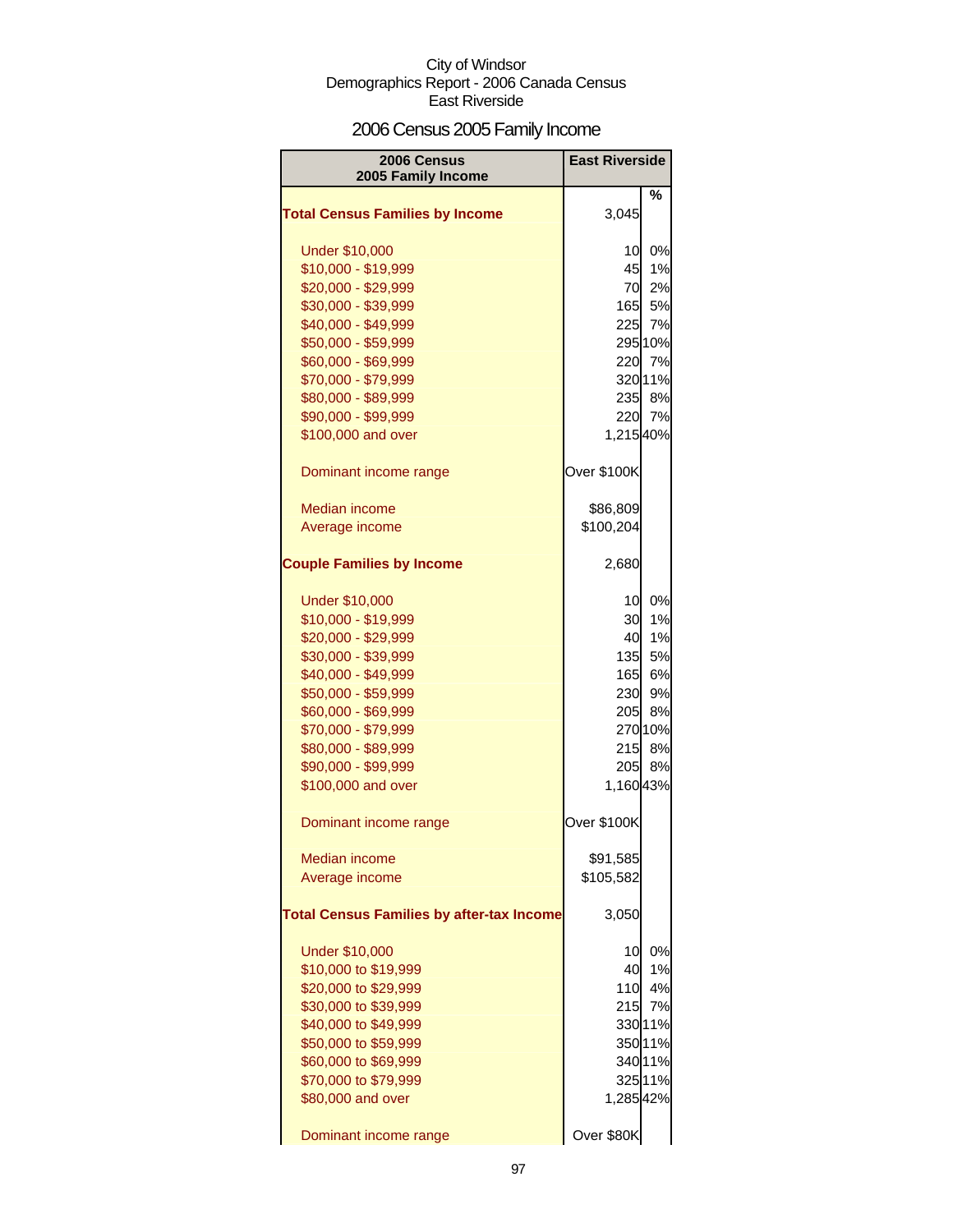City of Windsor
Demographics Report - 2006 Canada Census
East Riverside

# 2006 Census 2005 Family Income

| 2006 Census 2005 Family Income | East Riverside | |
|---|---|---|
| | | % |
| **Total Census Families by Income** | 3,045 | |
| Under $10,000 | 10 | 0% |
| $10,000 - $19,999 | 45 | 1% |
| $20,000 - $29,999 | 70 | 2% |
| $30,000 - $39,999 | 165 | 5% |
| $40,000 - $49,999 | 225 | 7% |
| $50,000 - $59,999 | 295 | 10% |
| $60,000 - $69,999 | 220 | 7% |
| $70,000 - $79,999 | 320 | 11% |
| $80,000 - $89,999 | 235 | 8% |
| $90,000 - $99,999 | 220 | 7% |
| $100,000 and over | 1,215 | 40% |
| Dominant income range | Over $100K | |
| Median income | $86,809 | |
| Average income | $100,204 | |
| **Couple Families by Income** | 2,680 | |
| Under $10,000 | 10 | 0% |
| $10,000 - $19,999 | 30 | 1% |
| $20,000 - $29,999 | 40 | 1% |
| $30,000 - $39,999 | 135 | 5% |
| $40,000 - $49,999 | 165 | 6% |
| $50,000 - $59,999 | 230 | 9% |
| $60,000 - $69,999 | 205 | 8% |
| $70,000 - $79,999 | 270 | 10% |
| $80,000 - $89,999 | 215 | 8% |
| $90,000 - $99,999 | 205 | 8% |
| $100,000 and over | 1,160 | 43% |
| Dominant income range | Over $100K | |
| Median income | $91,585 | |
| Average income | $105,582 | |
| **Total Census Families by after-tax Income** | 3,050 | |
| Under $10,000 | 10 | 0% |
| $10,000 to $19,999 | 40 | 1% |
| $20,000 to $29,999 | 110 | 4% |
| $30,000 to $39,999 | 215 | 7% |
| $40,000 to $49,999 | 330 | 11% |
| $50,000 to $59,999 | 350 | 11% |
| $60,000 to $69,999 | 340 | 11% |
| $70,000 to $79,999 | 325 | 11% |
| $80,000 and over | 1,285 | 42% |
| Dominant income range | Over $80K | |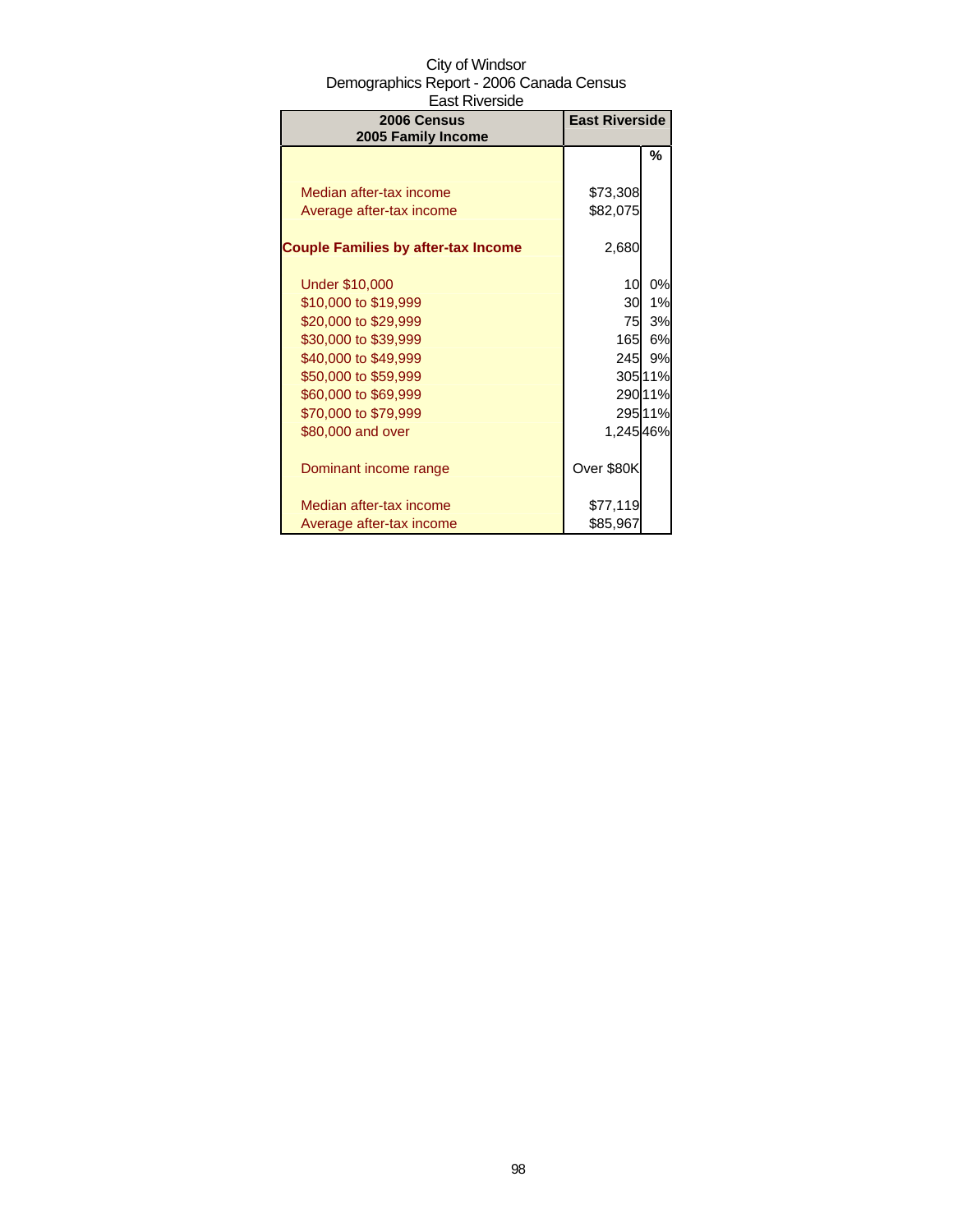City of Windsor
Demographics Report - 2006 Canada Census
East Riverside

| 2006 Census<br>2005 Family Income | East Riverside | |
|---|---|---|
| | | % |
| Median after-tax income | $73,308 | |
| Average after-tax income | $82,075 | |
| **Couple Families by after-tax Income** | 2,680 | |
| Under $10,000 | 10 | 0% |
| $10,000 to $19,999 | 30 | 1% |
| $20,000 to $29,999 | 75 | 3% |
| $30,000 to $39,999 | 165 | 6% |
| $40,000 to $49,999 | 245 | 9% |
| $50,000 to $59,999 | 305 | 11% |
| $60,000 to $69,999 | 290 | 11% |
| $70,000 to $79,999 | 295 | 11% |
| $80,000 and over | 1,245 | 46% |
| Dominant income range | Over $80K | |
| Median after-tax income | $77,119 | |
| Average after-tax income | $85,967 | |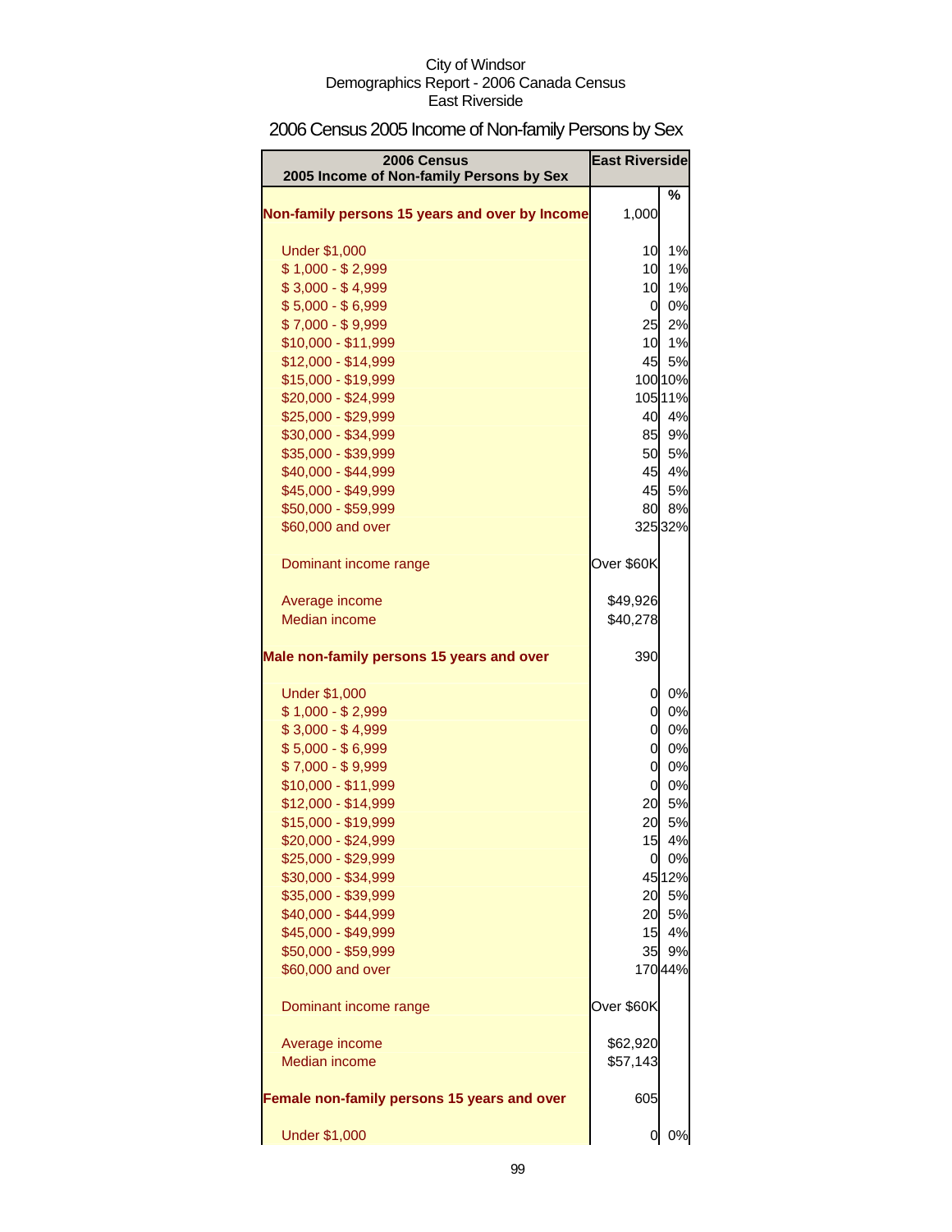City of Windsor
Demographics Report - 2006 Canada Census
East Riverside

# 2006 Census 2005 Income of Non-family Persons by Sex

| 2006 Census<br>2005 Income of Non-family Persons by Sex | East Riverside | |
|---|---|---|
| | | % |
| **Non-family persons 15 years and over by Income** | 1,000 | |
| Under $1,000 | 10 | 1% |
| $ 1,000 - $ 2,999 | 10 | 1% |
| $ 3,000 - $ 4,999 | 10 | 1% |
| $ 5,000 - $ 6,999 | 0 | 0% |
| $ 7,000 - $ 9,999 | 25 | 2% |
| $10,000 - $11,999 | 10 | 1% |
| $12,000 - $14,999 | 45 | 5% |
| $15,000 - $19,999 | 100 | 10% |
| $20,000 - $24,999 | 105 | 11% |
| $25,000 - $29,999 | 40 | 4% |
| $30,000 - $34,999 | 85 | 9% |
| $35,000 - $39,999 | 50 | 5% |
| $40,000 - $44,999 | 45 | 4% |
| $45,000 - $49,999 | 45 | 5% |
| $50,000 - $59,999 | 80 | 8% |
| $60,000 and over | 325 | 32% |
| Dominant income range | Over $60K | |
| Average income | $49,926 | |
| Median income | $40,278 | |
| **Male non-family persons 15 years and over** | 390 | |
| Under $1,000 | 0 | 0% |
| $ 1,000 - $ 2,999 | 0 | 0% |
| $ 3,000 - $ 4,999 | 0 | 0% |
| $ 5,000 - $ 6,999 | 0 | 0% |
| $ 7,000 - $ 9,999 | 0 | 0% |
| $10,000 - $11,999 | 0 | 0% |
| $12,000 - $14,999 | 20 | 5% |
| $15,000 - $19,999 | 20 | 5% |
| $20,000 - $24,999 | 15 | 4% |
| $25,000 - $29,999 | 0 | 0% |
| $30,000 - $34,999 | 45 | 12% |
| $35,000 - $39,999 | 20 | 5% |
| $40,000 - $44,999 | 20 | 5% |
| $45,000 - $49,999 | 15 | 4% |
| $50,000 - $59,999 | 35 | 9% |
| $60,000 and over | 170 | 44% |
| Dominant income range | Over $60K | |
| Average income | $62,920 | |
| Median income | $57,143 | |
| **Female non-family persons 15 years and over** | 605 | |
| Under $1,000 | 0 | 0% |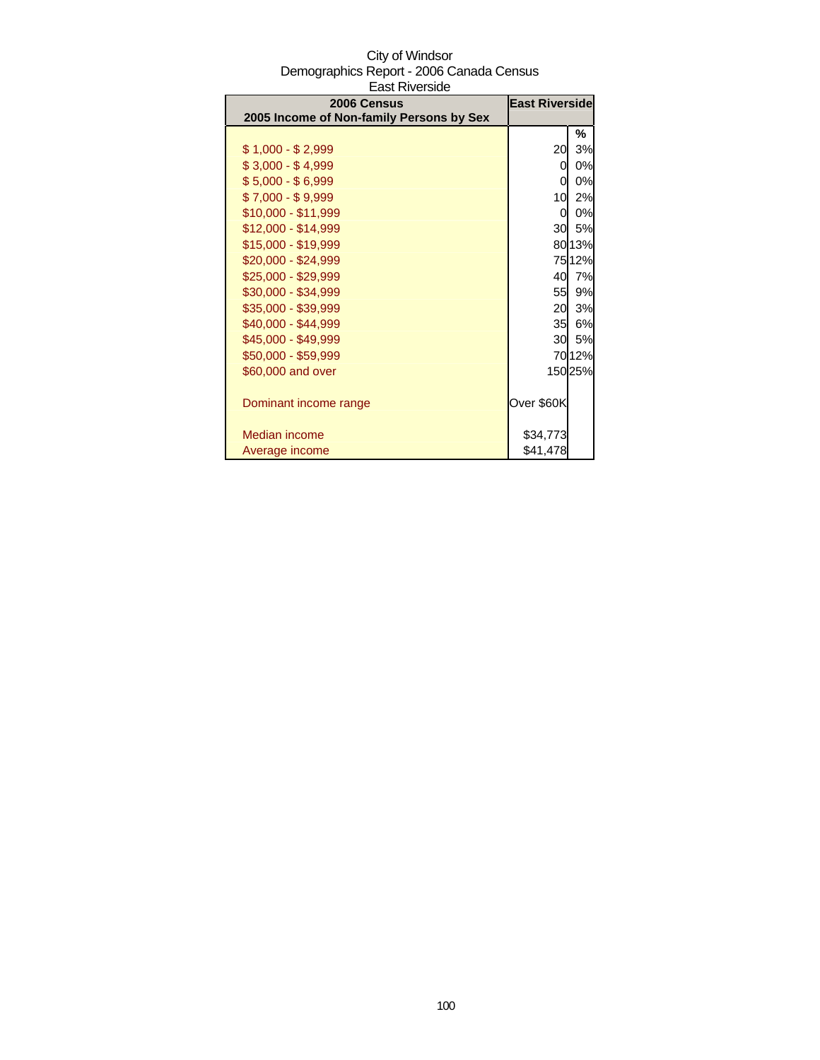City of Windsor
Demographics Report - 2006 Canada Census
East Riverside

| 2006 Census<br>2005 Income of Non-family Persons by Sex | East Riverside | |
|---|---|---|
| | | % |
| $ 1,000 - $ 2,999 | 20 | 3% |
| $ 3,000 - $ 4,999 | 0 | 0% |
| $ 5,000 - $ 6,999 | 0 | 0% |
| $ 7,000 - $ 9,999 | 10 | 2% |
| $10,000 - $11,999 | 0 | 0% |
| $12,000 - $14,999 | 30 | 5% |
| $15,000 - $19,999 | 80 | 13% |
| $20,000 - $24,999 | 75 | 12% |
| $25,000 - $29,999 | 40 | 7% |
| $30,000 - $34,999 | 55 | 9% |
| $35,000 - $39,999 | 20 | 3% |
| $40,000 - $44,999 | 35 | 6% |
| $45,000 - $49,999 | 30 | 5% |
| $50,000 - $59,999 | 70 | 12% |
| $60,000 and over | 150 | 25% |
| | | |
| Dominant income range | Over $60K | |
| | | |
| Median income | $34,773 | |
| Average income | $41,478 | |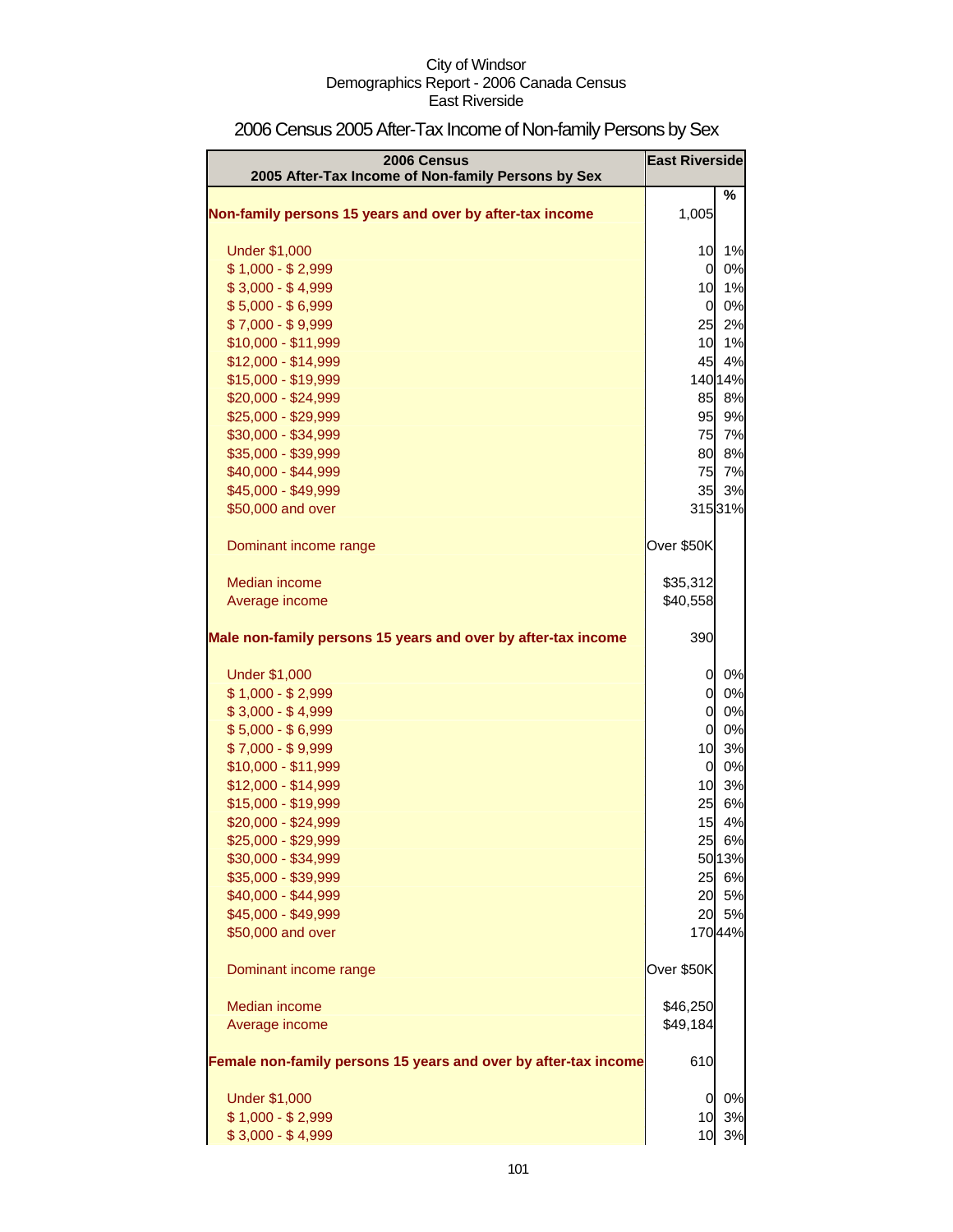City of Windsor
Demographics Report - 2006 Canada Census
East Riverside

# 2006 Census 2005 After-Tax Income of Non-family Persons by Sex

| 2006 Census<br>2005 After-Tax Income of Non-family Persons by Sex | East Riverside | |
|---|---|---|
| | | % |
| **Non-family persons 15 years and over by after-tax income** | 1,005 | |
| Under $1,000 | 10 | 1% |
| $ 1,000 - $ 2,999 | 0 | 0% |
| $ 3,000 - $ 4,999 | 10 | 1% |
| $ 5,000 - $ 6,999 | 0 | 0% |
| $ 7,000 - $ 9,999 | 25 | 2% |
| $10,000 - $11,999 | 10 | 1% |
| $12,000 - $14,999 | 45 | 4% |
| $15,000 - $19,999 | 140 | 14% |
| $20,000 - $24,999 | 85 | 8% |
| $25,000 - $29,999 | 95 | 9% |
| $30,000 - $34,999 | 75 | 7% |
| $35,000 - $39,999 | 80 | 8% |
| $40,000 - $44,999 | 75 | 7% |
| $45,000 - $49,999 | 35 | 3% |
| $50,000 and over | 315 | 31% |
| Dominant income range | Over $50K | |
| Median income | $35,312 | |
| Average income | $40,558 | |
| **Male non-family persons 15 years and over by after-tax income** | 390 | |
| Under $1,000 | 0 | 0% |
| $ 1,000 - $ 2,999 | 0 | 0% |
| $ 3,000 - $ 4,999 | 0 | 0% |
| $ 5,000 - $ 6,999 | 0 | 0% |
| $ 7,000 - $ 9,999 | 10 | 3% |
| $10,000 - $11,999 | 0 | 0% |
| $12,000 - $14,999 | 10 | 3% |
| $15,000 - $19,999 | 25 | 6% |
| $20,000 - $24,999 | 15 | 4% |
| $25,000 - $29,999 | 25 | 6% |
| $30,000 - $34,999 | 50 | 13% |
| $35,000 - $39,999 | 25 | 6% |
| $40,000 - $44,999 | 20 | 5% |
| $45,000 - $49,999 | 20 | 5% |
| $50,000 and over | 170 | 44% |
| Dominant income range | Over $50K | |
| Median income | $46,250 | |
| Average income | $49,184 | |
| **Female non-family persons 15 years and over by after-tax income** | 610 | |
| Under $1,000 | 0 | 0% |
| $ 1,000 - $ 2,999 | 10 | 3% |
| $ 3,000 - $ 4,999 | 10 | 3% |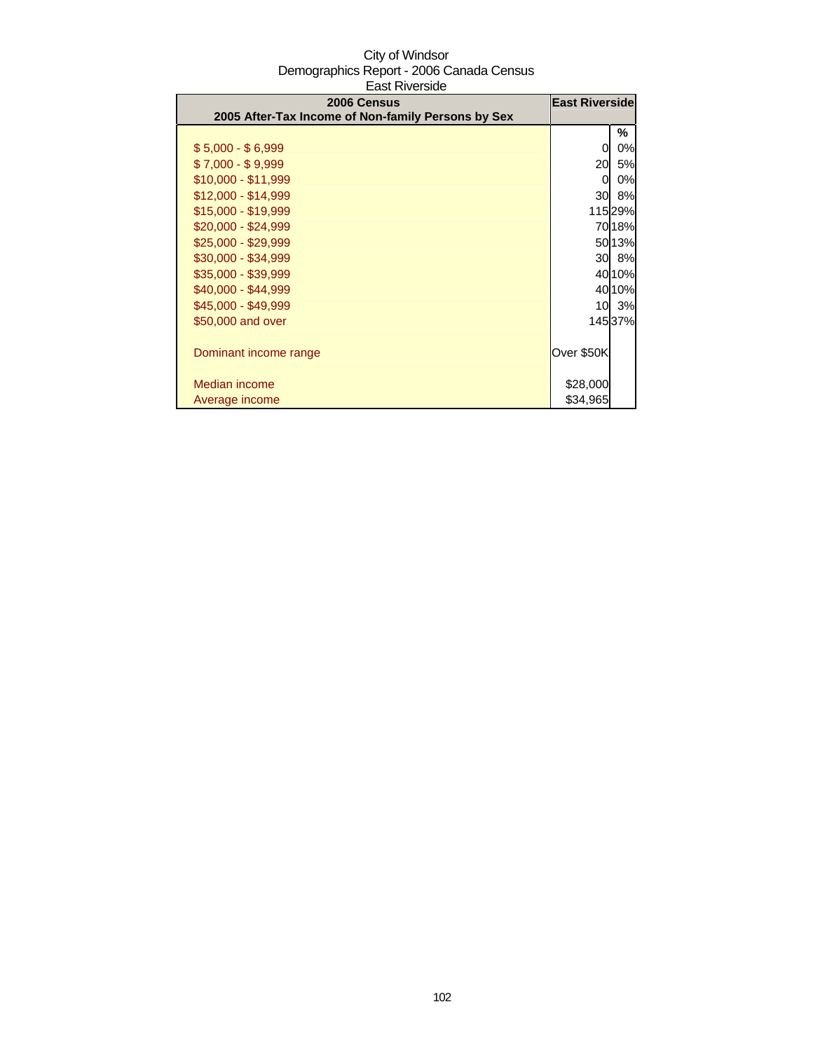City of Windsor
Demographics Report - 2006 Canada Census
East Riverside

| 2006 Census<br>2005 After-Tax Income of Non-family Persons by Sex | East Riverside | |
|---|---|---|
| | | % |
| $ 5,000 - $ 6,999 | 0 | 0% |
| $ 7,000 - $ 9,999 | 20 | 5% |
| $10,000 - $11,999 | 0 | 0% |
| $12,000 - $14,999 | 30 | 8% |
| $15,000 - $19,999 | 115 | 29% |
| $20,000 - $24,999 | 70 | 18% |
| $25,000 - $29,999 | 50 | 13% |
| $30,000 - $34,999 | 30 | 8% |
| $35,000 - $39,999 | 40 | 10% |
| $40,000 - $44,999 | 40 | 10% |
| $45,000 - $49,999 | 10 | 3% |
| $50,000 and over | 145 | 37% |
| Dominant income range | Over $50K | |
| Median income | $28,000 | |
| Average income | $34,965 | |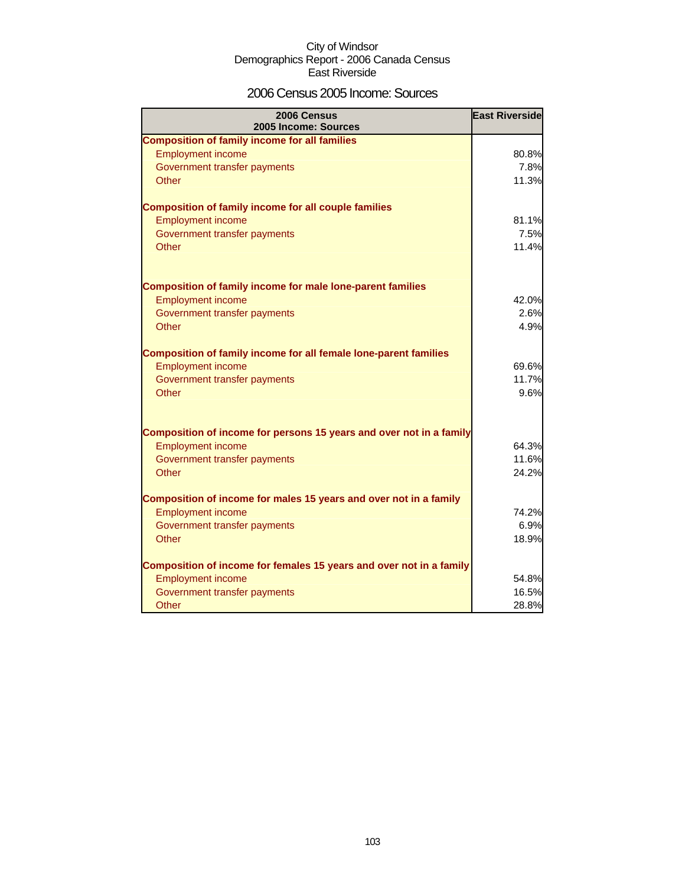City of Windsor
Demographics Report - 2006 Canada Census
East Riverside

## 2006 Census 2005 Income: Sources

| 2006 Census 2005 Income: Sources | East Riverside |
|---|---|
| **Composition of family income for all families** | |
| Employment income | 80.8% |
| Government transfer payments | 7.8% |
| Other | 11.3% |
| | |
| **Composition of family income for all couple families** | |
| Employment income | 81.1% |
| Government transfer payments | 7.5% |
| Other | 11.4% |
| | |
| **Composition of family income for male lone-parent families** | |
| Employment income | 42.0% |
| Government transfer payments | 2.6% |
| Other | 4.9% |
| | |
| **Composition of family income for all female lone-parent families** | |
| Employment income | 69.6% |
| Government transfer payments | 11.7% |
| Other | 9.6% |
| | |
| **Composition of income for persons 15 years and over not in a family** | |
| Employment income | 64.3% |
| Government transfer payments | 11.6% |
| Other | 24.2% |
| | |
| **Composition of income for males 15 years and over not in a family** | |
| Employment income | 74.2% |
| Government transfer payments | 6.9% |
| Other | 18.9% |
| | |
| **Composition of income for females 15 years and over not in a family** | |
| Employment income | 54.8% |
| Government transfer payments | 16.5% |
| Other | 28.8% |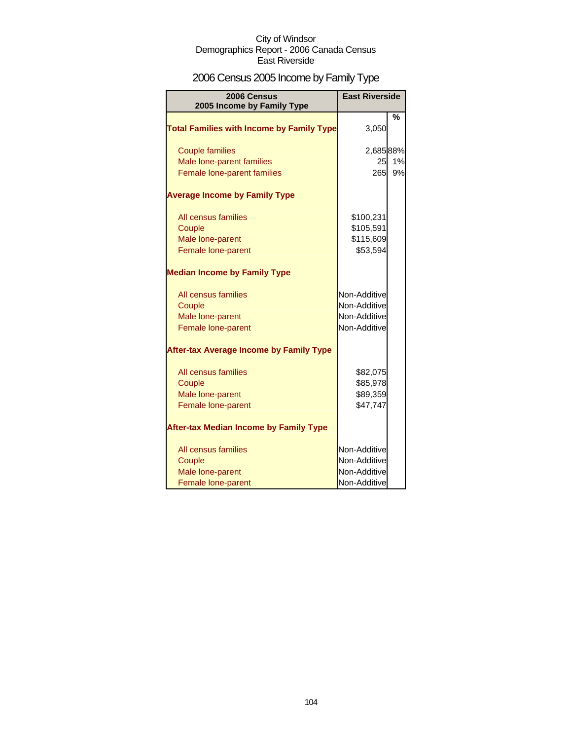City of Windsor
Demographics Report - 2006 Canada Census
East Riverside

# 2006 Census 2005 Income by Family Type

| 2006 Census 2005 Income by Family Type | East Riverside | % |
|---|---|---|
| **Total Families with Income by Family Type** | 3,050 | |
| Couple families | 2,685 | 88% |
| Male lone-parent families | 25 | 1% |
| Female lone-parent families | 265 | 9% |
| **Average Income by Family Type** | | |
| All census families | $100,231 | |
| Couple | $105,591 | |
| Male lone-parent | $115,609 | |
| Female lone-parent | $53,594 | |
| **Median Income by Family Type** | | |
| All census families | Non-Additive | |
| Couple | Non-Additive | |
| Male lone-parent | Non-Additive | |
| Female lone-parent | Non-Additive | |
| **After-tax Average Income by Family Type** | | |
| All census families | $82,075 | |
| Couple | $85,978 | |
| Male lone-parent | $89,359 | |
| Female lone-parent | $47,747 | |
| **After-tax Median Income by Family Type** | | |
| All census families | Non-Additive | |
| Couple | Non-Additive | |
| Male lone-parent | Non-Additive | |
| Female lone-parent | Non-Additive | |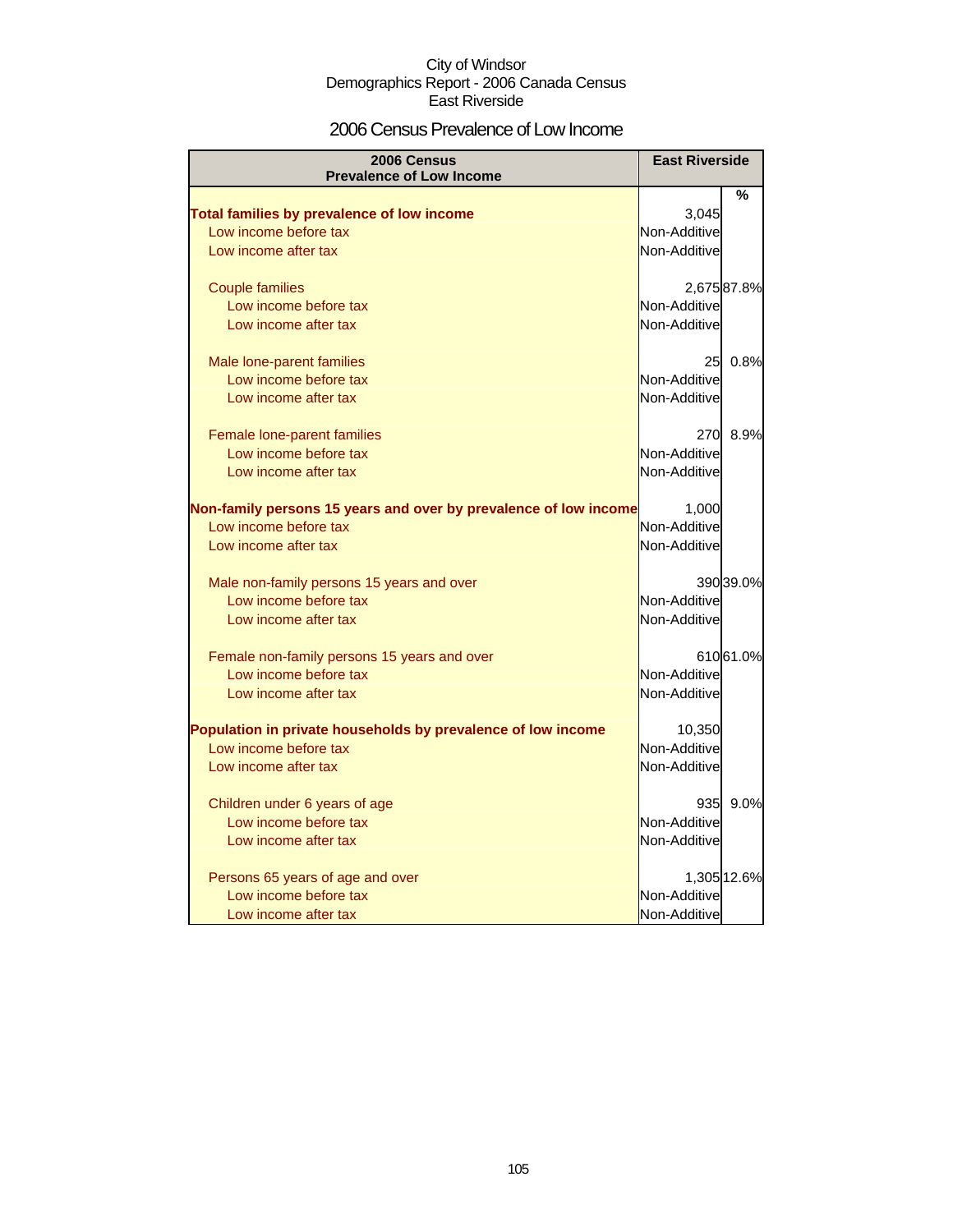City of Windsor
Demographics Report - 2006 Canada Census
East Riverside

# 2006 Census Prevalence of Low Income

| 2006 Census Prevalence of Low Income | East Riverside | |
|---|---|---|
| | | % |
| **Total families by prevalence of low income** | 3,045 | |
| Low income before tax | Non-Additive | |
| Low income after tax | Non-Additive | |
| Couple families | 2,675 | 87.8% |
| Low income before tax | Non-Additive | |
| Low income after tax | Non-Additive | |
| Male lone-parent families | 25 | 0.8% |
| Low income before tax | Non-Additive | |
| Low income after tax | Non-Additive | |
| Female lone-parent families | 270 | 8.9% |
| Low income before tax | Non-Additive | |
| Low income after tax | Non-Additive | |
| **Non-family persons 15 years and over by prevalence of low income** | 1,000 | |
| Low income before tax | Non-Additive | |
| Low income after tax | Non-Additive | |
| Male non-family persons 15 years and over | 390 | 39.0% |
| Low income before tax | Non-Additive | |
| Low income after tax | Non-Additive | |
| Female non-family persons 15 years and over | 610 | 61.0% |
| Low income before tax | Non-Additive | |
| Low income after tax | Non-Additive | |
| **Population in private households by prevalence of low income** | 10,350 | |
| Low income before tax | Non-Additive | |
| Low income after tax | Non-Additive | |
| Children under 6 years of age | 935 | 9.0% |
| Low income before tax | Non-Additive | |
| Low income after tax | Non-Additive | |
| Persons 65 years of age and over | 1,305 | 12.6% |
| Low income before tax | Non-Additive | |
| Low income after tax | Non-Additive | |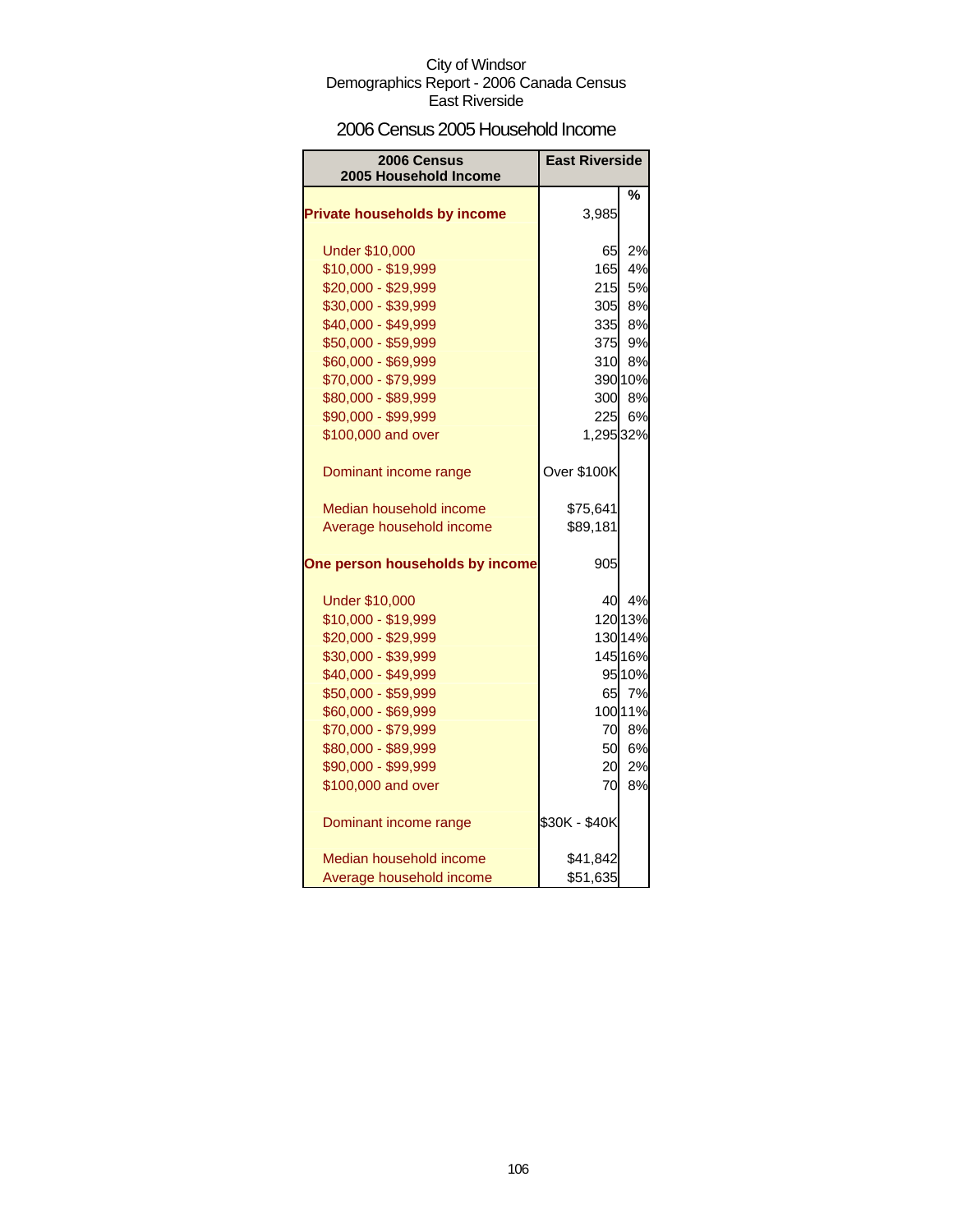City of Windsor
Demographics Report - 2006 Canada Census
East Riverside

## 2006 Census 2005 Household Income

| 2006 Census 2005 Household Income | East Riverside | |
|---|---|---|
| | | % |
| **Private households by income** | 3,985 | |
| Under $10,000 | 65 | 2% |
| $10,000 - $19,999 | 165 | 4% |
| $20,000 - $29,999 | 215 | 5% |
| $30,000 - $39,999 | 305 | 8% |
| $40,000 - $49,999 | 335 | 8% |
| $50,000 - $59,999 | 375 | 9% |
| $60,000 - $69,999 | 310 | 8% |
| $70,000 - $79,999 | 390 | 10% |
| $80,000 - $89,999 | 300 | 8% |
| $90,000 - $99,999 | 225 | 6% |
| $100,000 and over | 1,295 | 32% |
| Dominant income range | Over $100K | |
| Median household income | $75,641 | |
| Average household income | $89,181 | |
| **One person households by income** | 905 | |
| Under $10,000 | 40 | 4% |
| $10,000 - $19,999 | 120 | 13% |
| $20,000 - $29,999 | 130 | 14% |
| $30,000 - $39,999 | 145 | 16% |
| $40,000 - $49,999 | 95 | 10% |
| $50,000 - $59,999 | 65 | 7% |
| $60,000 - $69,999 | 100 | 11% |
| $70,000 - $79,999 | 70 | 8% |
| $80,000 - $89,999 | 50 | 6% |
| $90,000 - $99,999 | 20 | 2% |
| $100,000 and over | 70 | 8% |
| Dominant income range | $30K - $40K | |
| Median household income | $41,842 | |
| Average household income | $51,635 | |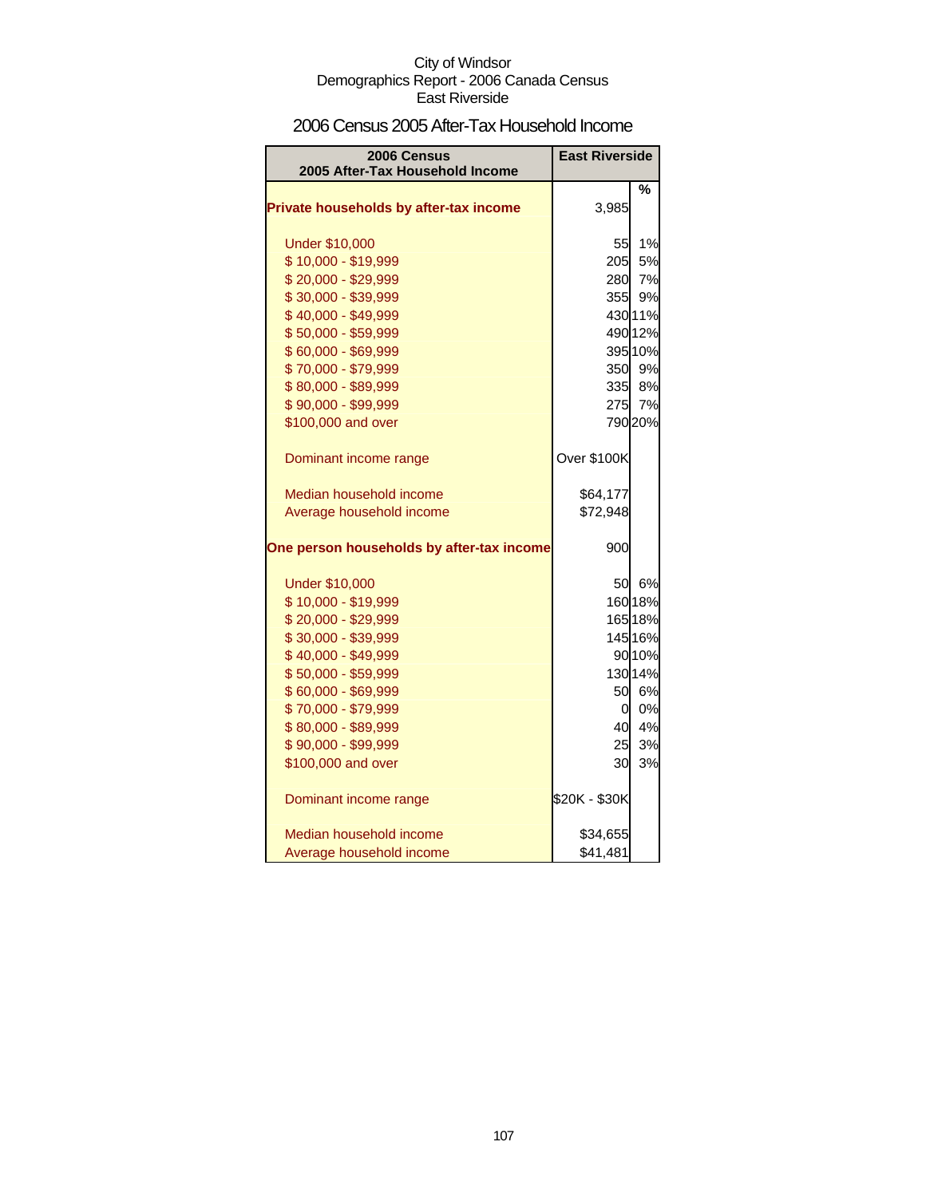City of Windsor
Demographics Report - 2006 Canada Census
East Riverside

## 2006 Census 2005 After-Tax Household Income

| 2006 Census 2005 After-Tax Household Income | East Riverside | |
|---|---|---|
| | | % |
| **Private households by after-tax income** | 3,985 | |
| Under $10,000 | 55 | 1% |
| $ 10,000 - $19,999 | 205 | 5% |
| $ 20,000 - $29,999 | 280 | 7% |
| $ 30,000 - $39,999 | 355 | 9% |
| $ 40,000 - $49,999 | 430 | 11% |
| $ 50,000 - $59,999 | 490 | 12% |
| $ 60,000 - $69,999 | 395 | 10% |
| $ 70,000 - $79,999 | 350 | 9% |
| $ 80,000 - $89,999 | 335 | 8% |
| $ 90,000 - $99,999 | 275 | 7% |
| $100,000 and over | 790 | 20% |
| Dominant income range | Over $100K | |
| Median household income | $64,177 | |
| Average household income | $72,948 | |
| **One person households by after-tax income** | 900 | |
| Under $10,000 | 50 | 6% |
| $ 10,000 - $19,999 | 160 | 18% |
| $ 20,000 - $29,999 | 165 | 18% |
| $ 30,000 - $39,999 | 145 | 16% |
| $ 40,000 - $49,999 | 90 | 10% |
| $ 50,000 - $59,999 | 130 | 14% |
| $ 60,000 - $69,999 | 50 | 6% |
| $ 70,000 - $79,999 | 0 | 0% |
| $ 80,000 - $89,999 | 40 | 4% |
| $ 90,000 - $99,999 | 25 | 3% |
| $100,000 and over | 30 | 3% |
| Dominant income range | $20K - $30K | |
| Median household income | $34,655 | |
| Average household income | $41,481 | |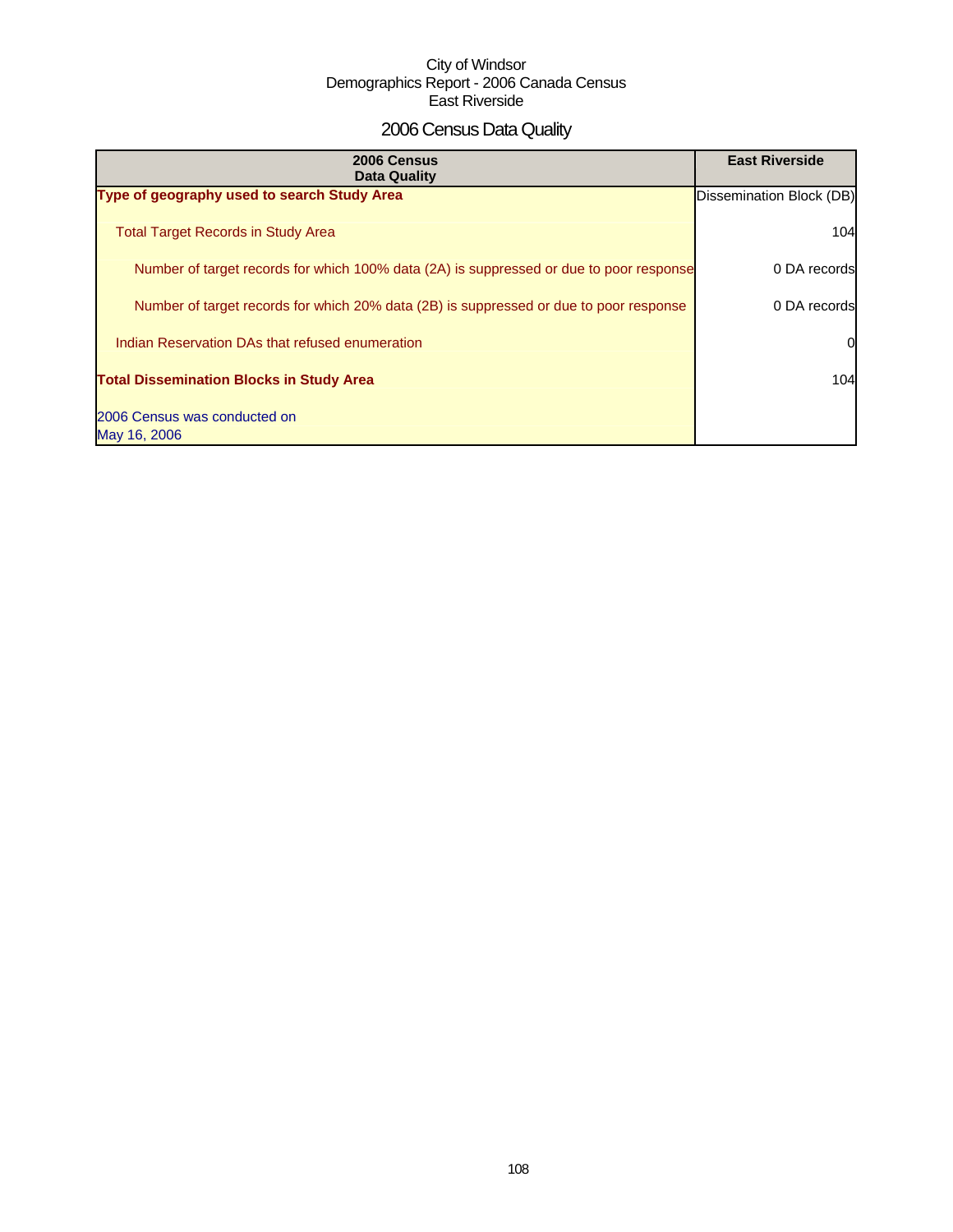City of Windsor
Demographics Report - 2006 Canada Census
East Riverside

# 2006 Census Data Quality

| 2006 Census Data Quality | East Riverside |
| --- | --- |
| **Type of geography used to search Study Area** | Dissemination Block (DB) |
| Total Target Records in Study Area | 104 |
| Number of target records for which 100% data (2A) is suppressed or due to poor response | 0 DA records |
| Number of target records for which 20% data (2B) is suppressed or due to poor response | 0 DA records |
| Indian Reservation DAs that refused enumeration | 0 |
| **Total Dissemination Blocks in Study Area** | 104 |
| 2006 Census was conducted on May 16, 2006 | |